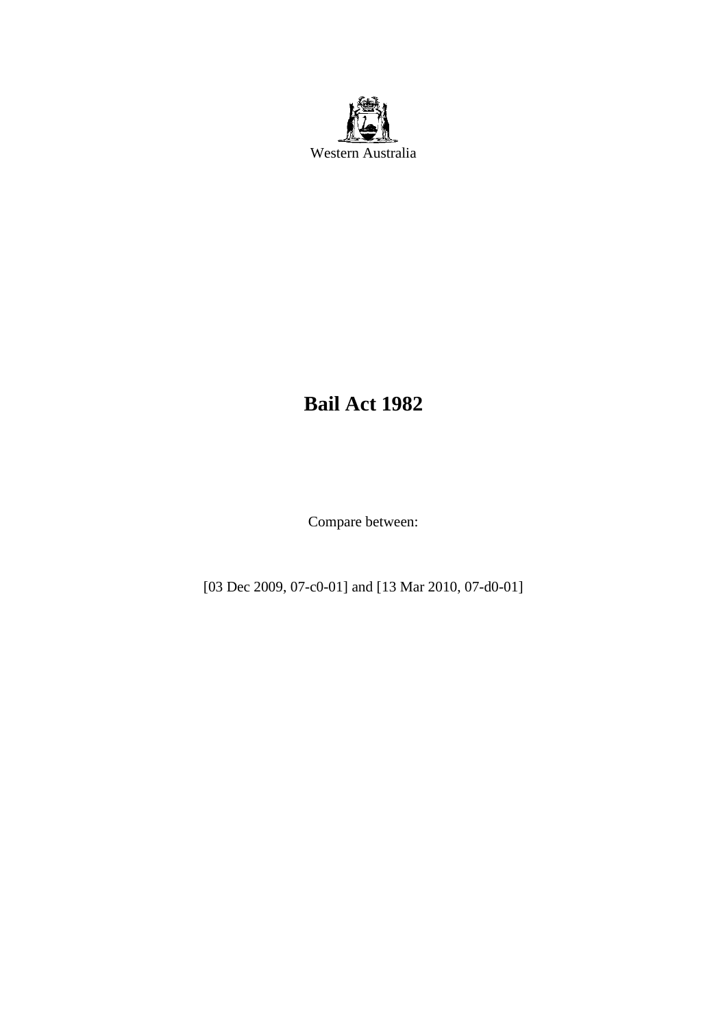Western Australia

# Bail Act 1982

Compare between:

[03 Dec 2009, 07-c0-01] and [13 Mar 2010, 07-d0-01]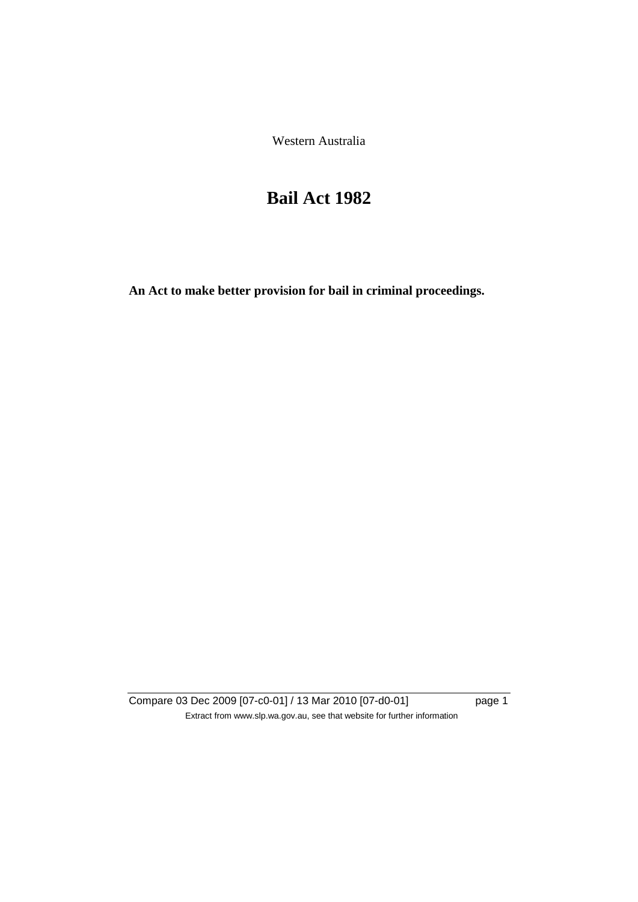Western Australia

# Bail Act 1982

**An Act to make better provision for bail in criminal proceedings.**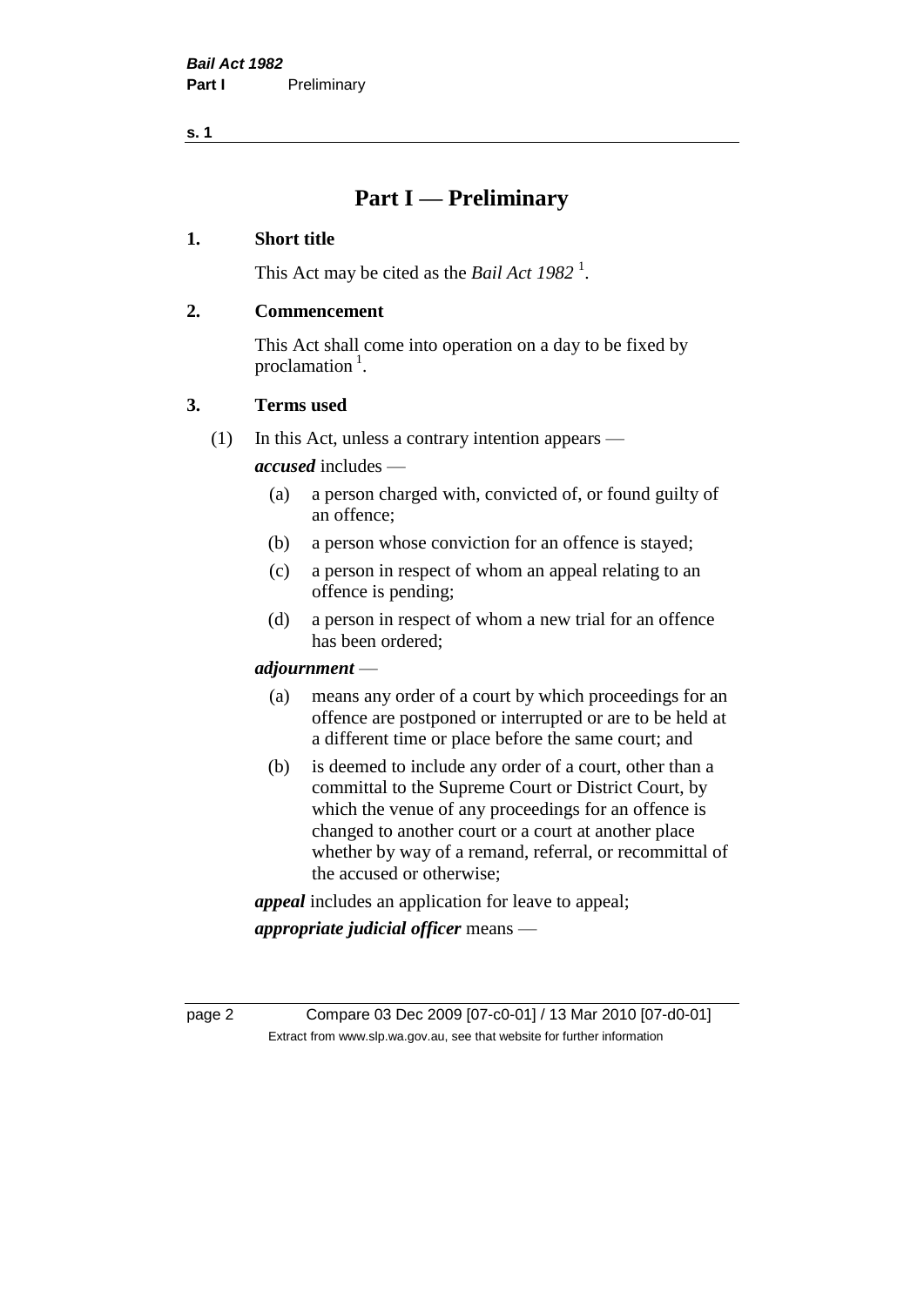# Part I — Preliminary

## 1. Short title

This Act may be cited as the *Bail Act 1982* [1].

## 2. Commencement

This Act shall come into operation on a day to be fixed by proclamation [1].

## 3. Terms used

(1) In this Act, unless a contrary intention appears —

***accused*** includes —

- (a) a person charged with, convicted of, or found guilty of an offence;
- (b) a person whose conviction for an offence is stayed;
- (c) a person in respect of whom an appeal relating to an offence is pending;
- (d) a person in respect of whom a new trial for an offence has been ordered;

***adjournment*** —

- (a) means any order of a court by which proceedings for an offence are postponed or interrupted or are to be held at a different time or place before the same court; and
- (b) is deemed to include any order of a court, other than a committal to the Supreme Court or District Court, by which the venue of any proceedings for an offence is changed to another court or a court at another place whether by way of a remand, referral, or recommittal of the accused or otherwise;

***appeal*** includes an application for leave to appeal;

***appropriate judicial officer*** means —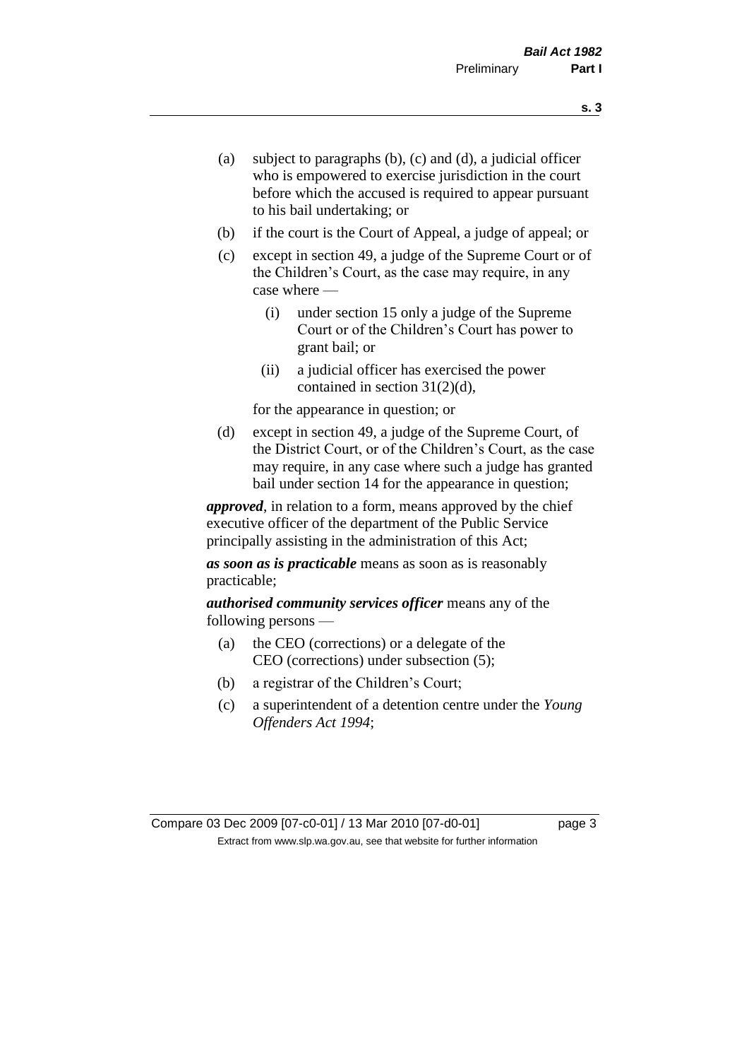(a) subject to paragraphs (b), (c) and (d), a judicial officer who is empowered to exercise jurisdiction in the court before which the accused is required to appear pursuant to his bail undertaking; or

(b) if the court is the Court of Appeal, a judge of appeal; or

(c) except in section 49, a judge of the Supreme Court or of the Children's Court, as the case may require, in any case where —

 (i) under section 15 only a judge of the Supreme Court or of the Children's Court has power to grant bail; or

 (ii) a judicial officer has exercised the power contained in section 31(2)(d),

 for the appearance in question; or

(d) except in section 49, a judge of the Supreme Court, of the District Court, or of the Children's Court, as the case may require, in any case where such a judge has granted bail under section 14 for the appearance in question;

***approved***, in relation to a form, means approved by the chief executive officer of the department of the Public Service principally assisting in the administration of this Act;

***as soon as is practicable*** means as soon as is reasonably practicable;

***authorised community services officer*** means any of the following persons —

(a) the CEO (corrections) or a delegate of the CEO (corrections) under subsection (5);

(b) a registrar of the Children's Court;

(c) a superintendent of a detention centre under the *Young Offenders Act 1994*;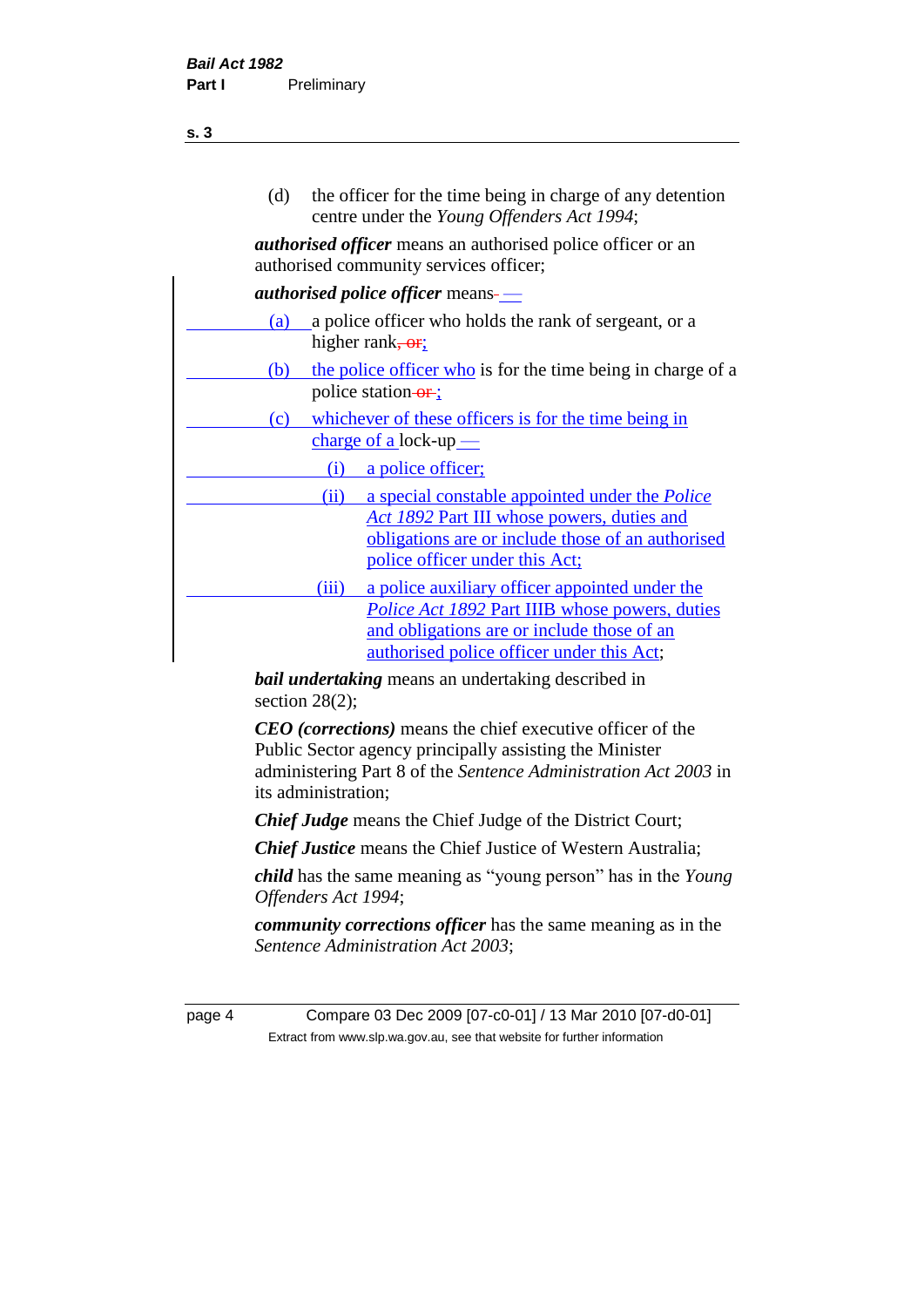(d) the officer for the time being in charge of any detention centre under the *Young Offenders Act 1994*;

***authorised officer*** means an authorised police officer or an authorised community services officer;

***authorised police officer*** means —

(a) a police officer who holds the rank of sergeant, or a higher rank;

(b) the police officer who is for the time being in charge of a police station;

(c) whichever of these officers is for the time being in charge of a lock-up —

(i) a police officer;

(ii) a special constable appointed under the *Police Act 1892* Part III whose powers, duties and obligations are or include those of an authorised police officer under this Act;

(iii) a police auxiliary officer appointed under the *Police Act 1892* Part IIIB whose powers, duties and obligations are or include those of an authorised police officer under this Act;

***bail undertaking*** means an undertaking described in section 28(2);

***CEO (corrections)*** means the chief executive officer of the Public Sector agency principally assisting the Minister administering Part 8 of the *Sentence Administration Act 2003* in its administration;

***Chief Judge*** means the Chief Judge of the District Court;

***Chief Justice*** means the Chief Justice of Western Australia;

***child*** has the same meaning as "young person" has in the *Young Offenders Act 1994*;

***community corrections officer*** has the same meaning as in the *Sentence Administration Act 2003*;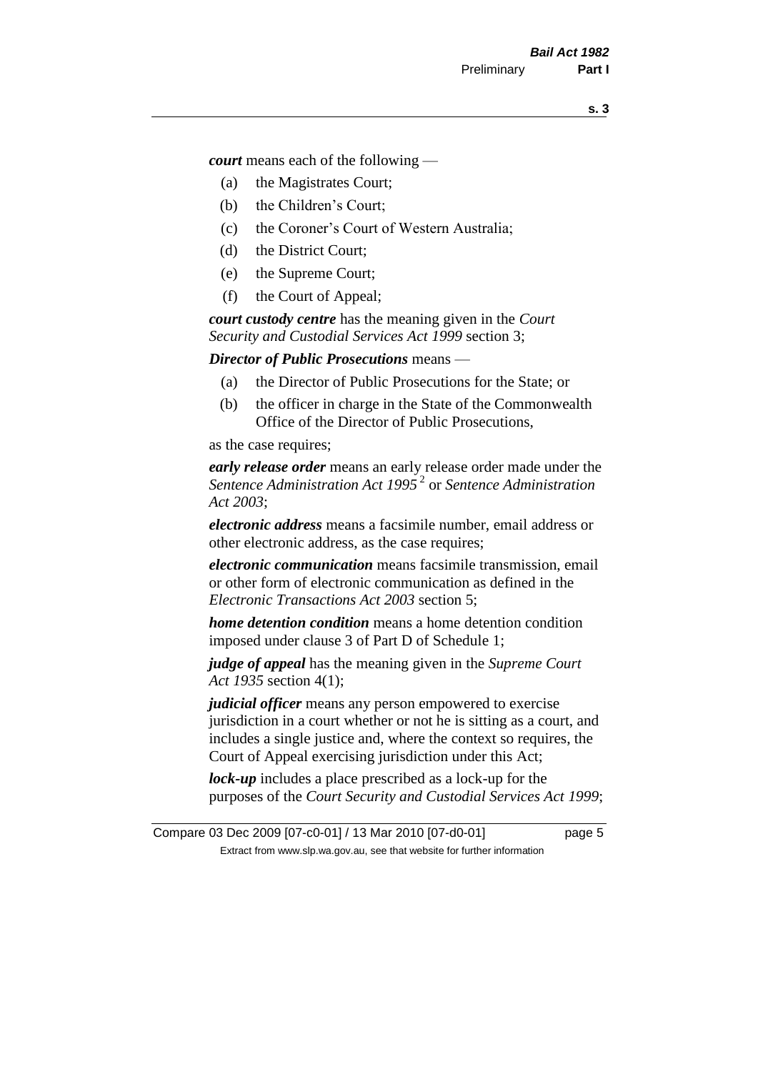***court*** means each of the following —

(a) the Magistrates Court;

(b) the Children's Court;

(c) the Coroner's Court of Western Australia;

(d) the District Court;

(e) the Supreme Court;

(f) the Court of Appeal;

***court custody centre*** has the meaning given in the *Court Security and Custodial Services Act 1999* section 3;

***Director of Public Prosecutions*** means —

(a) the Director of Public Prosecutions for the State; or

(b) the officer in charge in the State of the Commonwealth Office of the Director of Public Prosecutions,

as the case requires;

***early release order*** means an early release order made under the *Sentence Administration Act 1995* [2] or *Sentence Administration Act 2003*;

***electronic address*** means a facsimile number, email address or other electronic address, as the case requires;

***electronic communication*** means facsimile transmission, email or other form of electronic communication as defined in the *Electronic Transactions Act 2003* section 5;

***home detention condition*** means a home detention condition imposed under clause 3 of Part D of Schedule 1;

***judge of appeal*** has the meaning given in the *Supreme Court Act 1935* section 4(1);

***judicial officer*** means any person empowered to exercise jurisdiction in a court whether or not he is sitting as a court, and includes a single justice and, where the context so requires, the Court of Appeal exercising jurisdiction under this Act;

***lock-up*** includes a place prescribed as a lock-up for the purposes of the *Court Security and Custodial Services Act 1999*;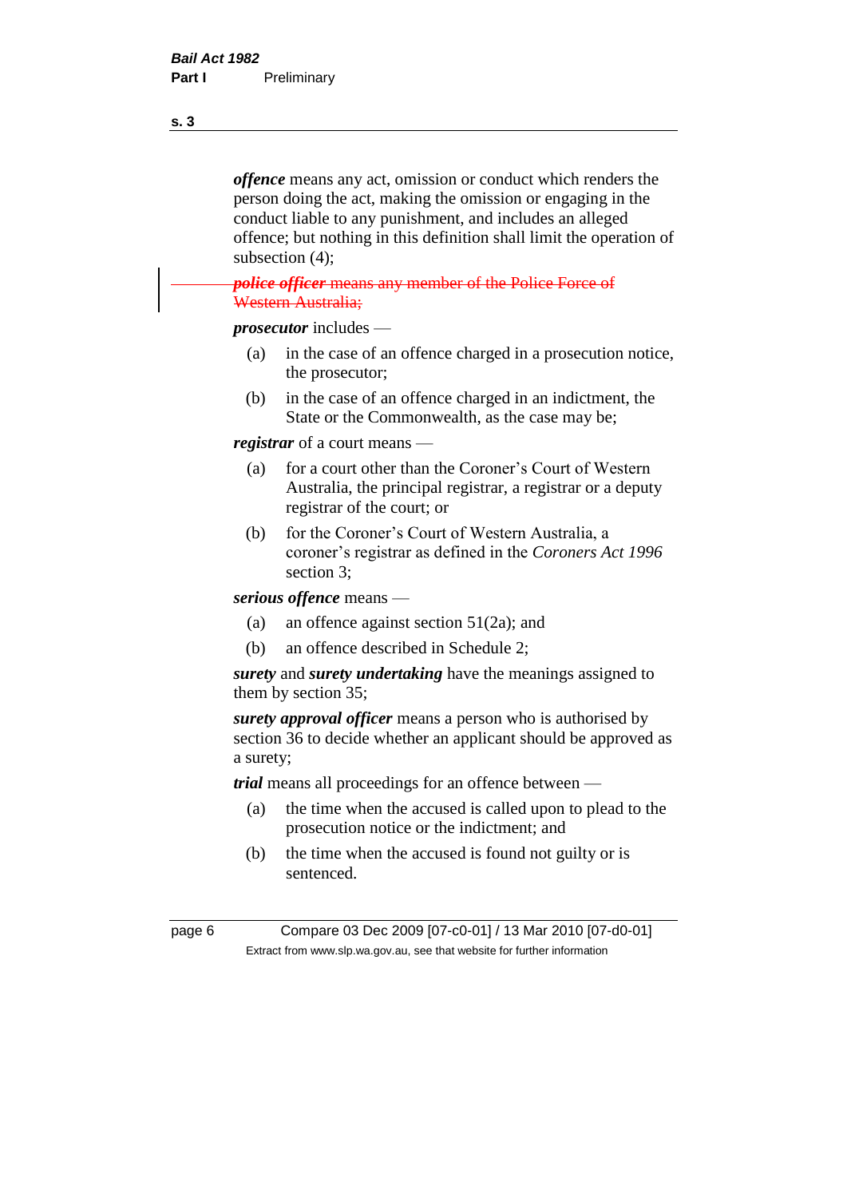***offence*** means any act, omission or conduct which renders the person doing the act, making the omission or engaging in the conduct liable to any punishment, and includes an alleged offence; but nothing in this definition shall limit the operation of subsection (4);

~~***police officer*** means any member of the Police Force of Western Australia;~~

***prosecutor*** includes —

(a) in the case of an offence charged in a prosecution notice, the prosecutor;

(b) in the case of an offence charged in an indictment, the State or the Commonwealth, as the case may be;

***registrar*** of a court means —

(a) for a court other than the Coroner's Court of Western Australia, the principal registrar, a registrar or a deputy registrar of the court; or

(b) for the Coroner's Court of Western Australia, a coroner's registrar as defined in the *Coroners Act 1996* section 3;

***serious offence*** means —

(a) an offence against section 51(2a); and

(b) an offence described in Schedule 2;

***surety*** and ***surety undertaking*** have the meanings assigned to them by section 35;

***surety approval officer*** means a person who is authorised by section 36 to decide whether an applicant should be approved as a surety;

***trial*** means all proceedings for an offence between —

(a) the time when the accused is called upon to plead to the prosecution notice or the indictment; and

(b) the time when the accused is found not guilty or is sentenced.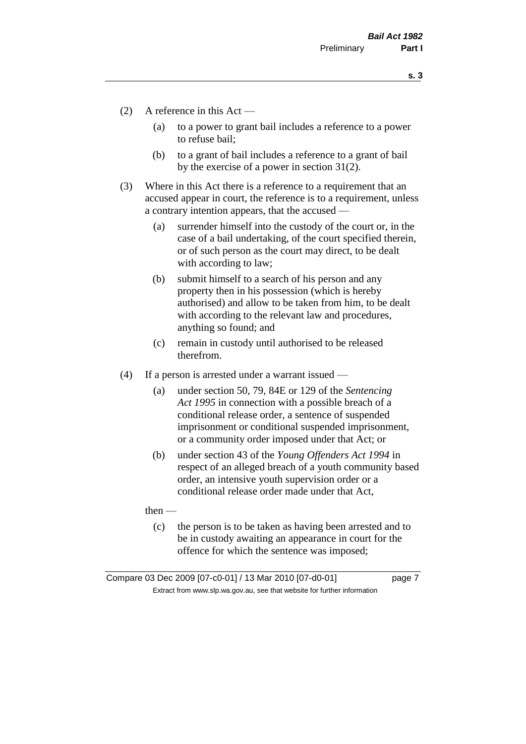(2) A reference in this Act —

(a) to a power to grant bail includes a reference to a power to refuse bail;

(b) to a grant of bail includes a reference to a grant of bail by the exercise of a power in section 31(2).

(3) Where in this Act there is a reference to a requirement that an accused appear in court, the reference is to a requirement, unless a contrary intention appears, that the accused —

(a) surrender himself into the custody of the court or, in the case of a bail undertaking, of the court specified therein, or of such person as the court may direct, to be dealt with according to law;

(b) submit himself to a search of his person and any property then in his possession (which is hereby authorised) and allow to be taken from him, to be dealt with according to the relevant law and procedures, anything so found; and

(c) remain in custody until authorised to be released therefrom.

(4) If a person is arrested under a warrant issued —

(a) under section 50, 79, 84E or 129 of the *Sentencing Act 1995* in connection with a possible breach of a conditional release order, a sentence of suspended imprisonment or conditional suspended imprisonment, or a community order imposed under that Act; or

(b) under section 43 of the *Young Offenders Act 1994* in respect of an alleged breach of a youth community based order, an intensive youth supervision order or a conditional release order made under that Act,

then —

(c) the person is to be taken as having been arrested and to be in custody awaiting an appearance in court for the offence for which the sentence was imposed;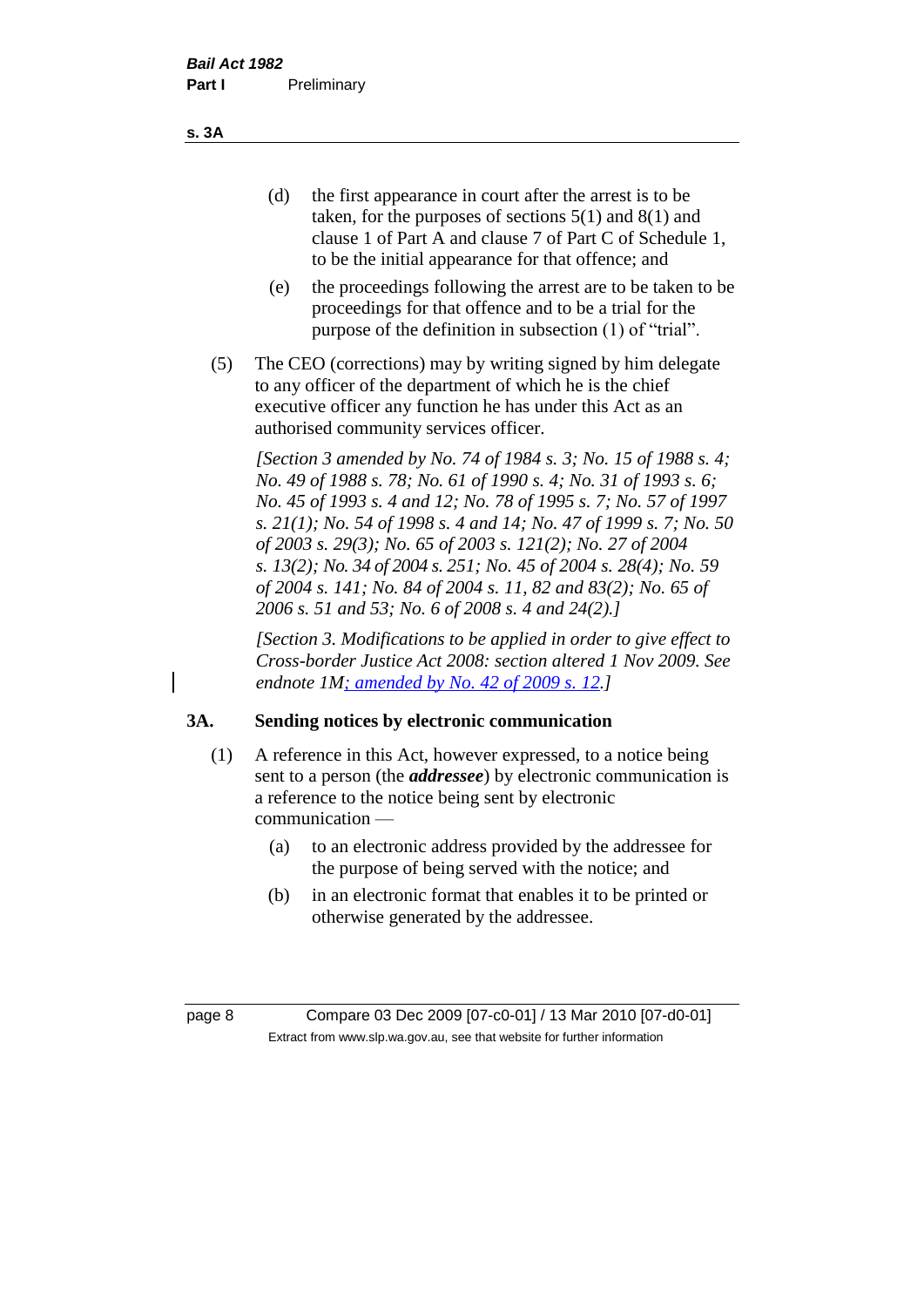(d) the first appearance in court after the arrest is to be taken, for the purposes of sections 5(1) and 8(1) and clause 1 of Part A and clause 7 of Part C of Schedule 1, to be the initial appearance for that offence; and

(e) the proceedings following the arrest are to be taken to be proceedings for that offence and to be a trial for the purpose of the definition in subsection (1) of "trial".

(5) The CEO (corrections) may by writing signed by him delegate to any officer of the department of which he is the chief executive officer any function he has under this Act as an authorised community services officer.

*[Section 3 amended by No. 74 of 1984 s. 3; No. 15 of 1988 s. 4; No. 49 of 1988 s. 78; No. 61 of 1990 s. 4; No. 31 of 1993 s. 6; No. 45 of 1993 s. 4 and 12; No. 78 of 1995 s. 7; No. 57 of 1997 s. 21(1); No. 54 of 1998 s. 4 and 14; No. 47 of 1999 s. 7; No. 50 of 2003 s. 29(3); No. 65 of 2003 s. 121(2); No. 27 of 2004 s. 13(2); No. 34 of 2004 s. 251; No. 45 of 2004 s. 28(4); No. 59 of 2004 s. 141; No. 84 of 2004 s. 11, 82 and 83(2); No. 65 of 2006 s. 51 and 53; No. 6 of 2008 s. 4 and 24(2).]*

*[Section 3. Modifications to be applied in order to give effect to Cross-border Justice Act 2008: section altered 1 Nov 2009. See endnote 1M; amended by No. 42 of 2009 s. 12.]*

## 3A. Sending notices by electronic communication

(1) A reference in this Act, however expressed, to a notice being sent to a person (the ***addressee***) by electronic communication is a reference to the notice being sent by electronic communication —

(a) to an electronic address provided by the addressee for the purpose of being served with the notice; and

(b) in an electronic format that enables it to be printed or otherwise generated by the addressee.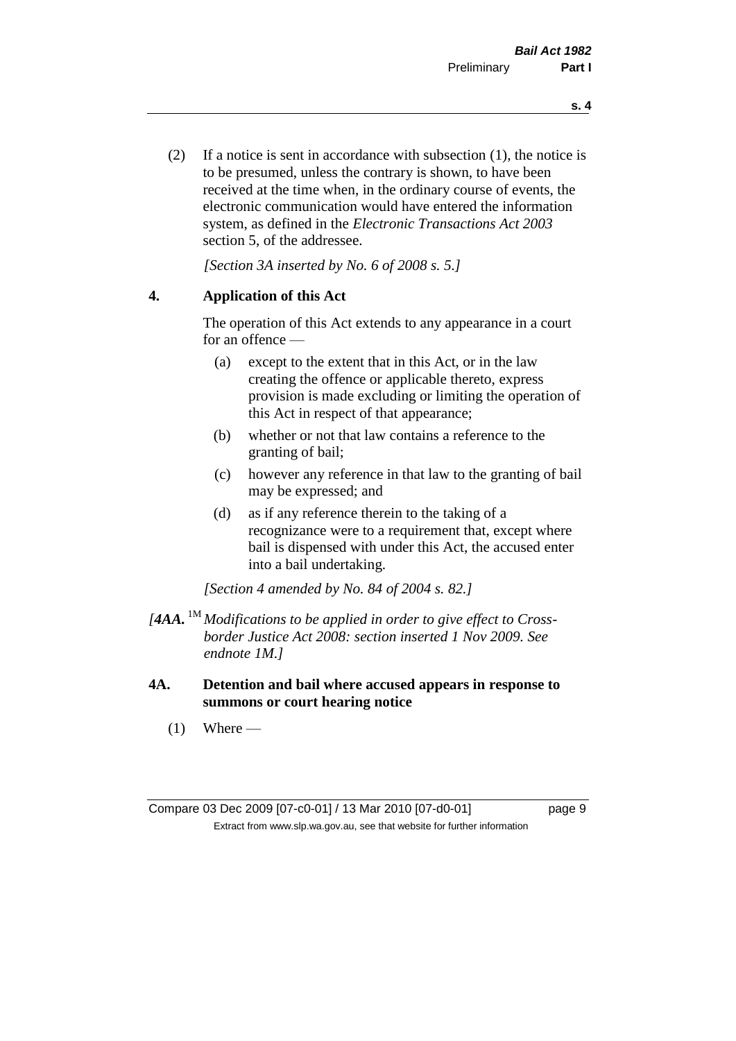(2) If a notice is sent in accordance with subsection (1), the notice is to be presumed, unless the contrary is shown, to have been received at the time when, in the ordinary course of events, the electronic communication would have entered the information system, as defined in the *Electronic Transactions Act 2003* section 5, of the addressee.

*[Section 3A inserted by No. 6 of 2008 s. 5.]*

## 4. Application of this Act

The operation of this Act extends to any appearance in a court for an offence —

(a) except to the extent that in this Act, or in the law creating the offence or applicable thereto, express provision is made excluding or limiting the operation of this Act in respect of that appearance;

(b) whether or not that law contains a reference to the granting of bail;

(c) however any reference in that law to the granting of bail may be expressed; and

(d) as if any reference therein to the taking of a recognizance were to a requirement that, except where bail is dispensed with under this Act, the accused enter into a bail undertaking.

*[Section 4 amended by No. 84 of 2004 s. 82.]*

*[**4AA.** [1M] Modifications to be applied in order to give effect to Cross-border Justice Act 2008: section inserted 1 Nov 2009. See endnote 1M.]*

## 4A. Detention and bail where accused appears in response to summons or court hearing notice

(1) Where —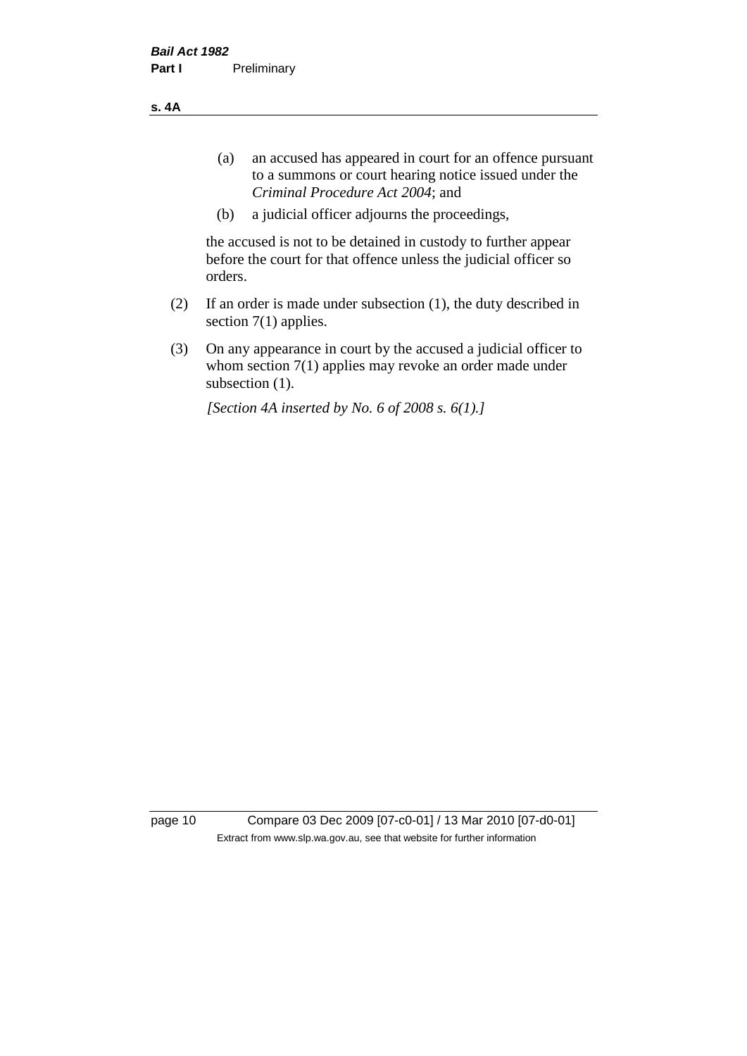(a) an accused has appeared in court for an offence pursuant to a summons or court hearing notice issued under the *Criminal Procedure Act 2004*; and

(b) a judicial officer adjourns the proceedings,

the accused is not to be detained in custody to further appear before the court for that offence unless the judicial officer so orders.

(2) If an order is made under subsection (1), the duty described in section 7(1) applies.

(3) On any appearance in court by the accused a judicial officer to whom section 7(1) applies may revoke an order made under subsection (1).

*[Section 4A inserted by No. 6 of 2008 s. 6(1).]*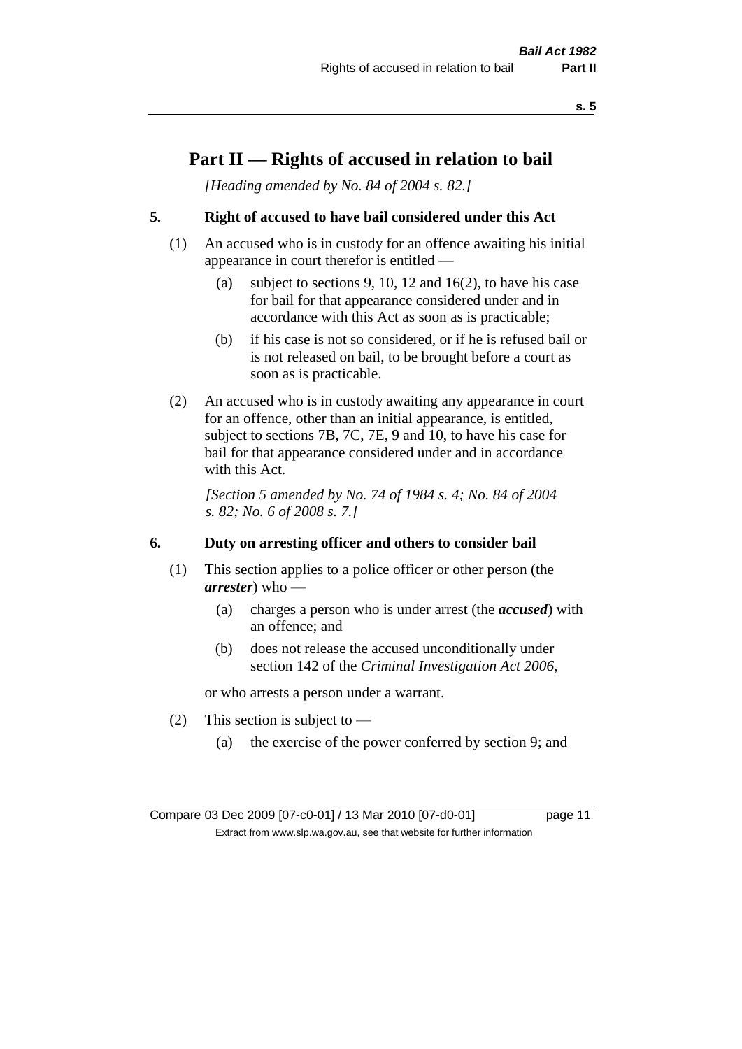# Part II — Rights of accused in relation to bail

*[Heading amended by No. 84 of 2004 s. 82.]*

### 5. Right of accused to have bail considered under this Act

(1) An accused who is in custody for an offence awaiting his initial appearance in court therefor is entitled —

(a) subject to sections 9, 10, 12 and 16(2), to have his case for bail for that appearance considered under and in accordance with this Act as soon as is practicable;

(b) if his case is not so considered, or if he is refused bail or is not released on bail, to be brought before a court as soon as is practicable.

(2) An accused who is in custody awaiting any appearance in court for an offence, other than an initial appearance, is entitled, subject to sections 7B, 7C, 7E, 9 and 10, to have his case for bail for that appearance considered under and in accordance with this Act.

*[Section 5 amended by No. 74 of 1984 s. 4; No. 84 of 2004 s. 82; No. 6 of 2008 s. 7.]*

### 6. Duty on arresting officer and others to consider bail

(1) This section applies to a police officer or other person (the ***arrester***) who —

(a) charges a person who is under arrest (the ***accused***) with an offence; and

(b) does not release the accused unconditionally under section 142 of the *Criminal Investigation Act 2006*,

or who arrests a person under a warrant.

(2) This section is subject to —

(a) the exercise of the power conferred by section 9; and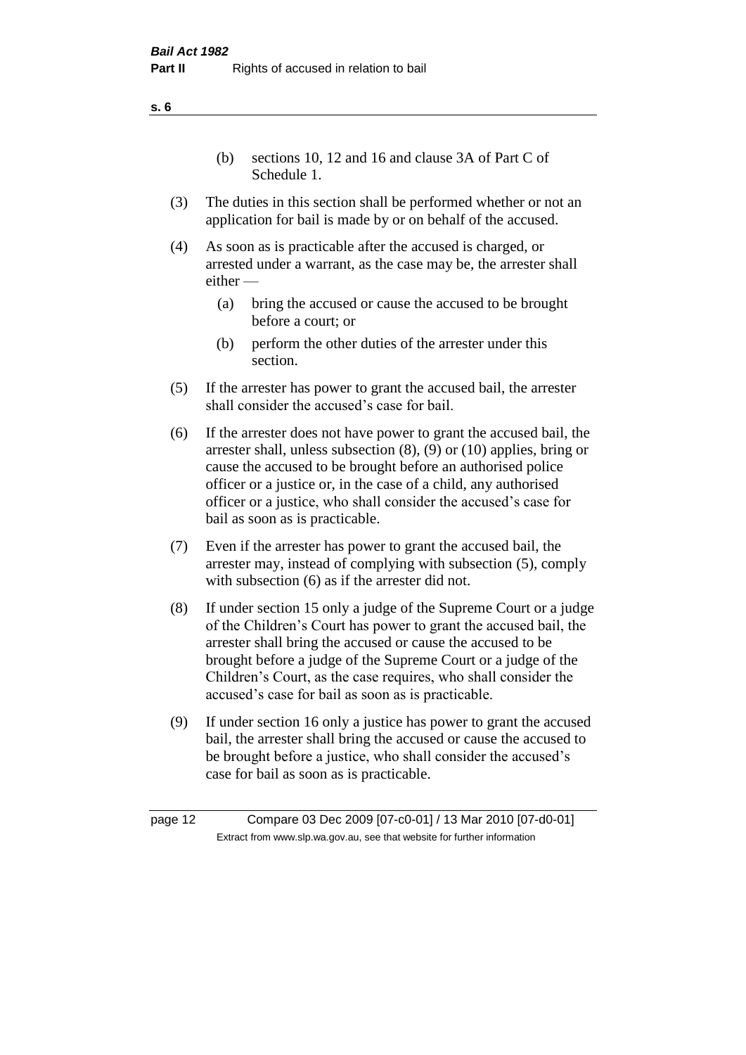(b) sections 10, 12 and 16 and clause 3A of Part C of Schedule 1.

(3) The duties in this section shall be performed whether or not an application for bail is made by or on behalf of the accused.

(4) As soon as is practicable after the accused is charged, or arrested under a warrant, as the case may be, the arrester shall either —

  (a) bring the accused or cause the accused to be brought before a court; or

  (b) perform the other duties of the arrester under this section.

(5) If the arrester has power to grant the accused bail, the arrester shall consider the accused's case for bail.

(6) If the arrester does not have power to grant the accused bail, the arrester shall, unless subsection (8), (9) or (10) applies, bring or cause the accused to be brought before an authorised police officer or a justice or, in the case of a child, any authorised officer or a justice, who shall consider the accused's case for bail as soon as is practicable.

(7) Even if the arrester has power to grant the accused bail, the arrester may, instead of complying with subsection (5), comply with subsection (6) as if the arrester did not.

(8) If under section 15 only a judge of the Supreme Court or a judge of the Children's Court has power to grant the accused bail, the arrester shall bring the accused or cause the accused to be brought before a judge of the Supreme Court or a judge of the Children's Court, as the case requires, who shall consider the accused's case for bail as soon as is practicable.

(9) If under section 16 only a justice has power to grant the accused bail, the arrester shall bring the accused or cause the accused to be brought before a justice, who shall consider the accused's case for bail as soon as is practicable.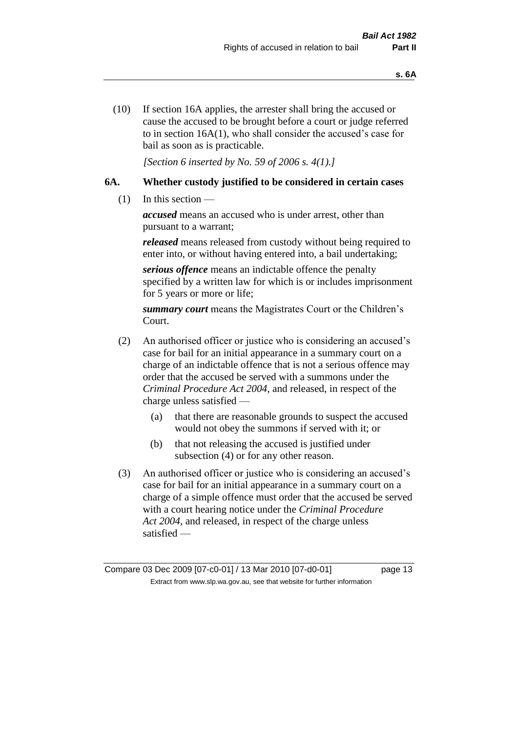(10) If section 16A applies, the arrester shall bring the accused or cause the accused to be brought before a court or judge referred to in section 16A(1), who shall consider the accused's case for bail as soon as is practicable.

*[Section 6 inserted by No. 59 of 2006 s. 4(1).]*

### 6A. Whether custody justified to be considered in certain cases

(1) In this section —

***accused*** means an accused who is under arrest, other than pursuant to a warrant;

***released*** means released from custody without being required to enter into, or without having entered into, a bail undertaking;

***serious offence*** means an indictable offence the penalty specified by a written law for which is or includes imprisonment for 5 years or more or life;

***summary court*** means the Magistrates Court or the Children's Court.

(2) An authorised officer or justice who is considering an accused's case for bail for an initial appearance in a summary court on a charge of an indictable offence that is not a serious offence may order that the accused be served with a summons under the *Criminal Procedure Act 2004*, and released, in respect of the charge unless satisfied —

- (a) that there are reasonable grounds to suspect the accused would not obey the summons if served with it; or
- (b) that not releasing the accused is justified under subsection (4) or for any other reason.

(3) An authorised officer or justice who is considering an accused's case for bail for an initial appearance in a summary court on a charge of a simple offence must order that the accused be served with a court hearing notice under the *Criminal Procedure Act 2004*, and released, in respect of the charge unless satisfied —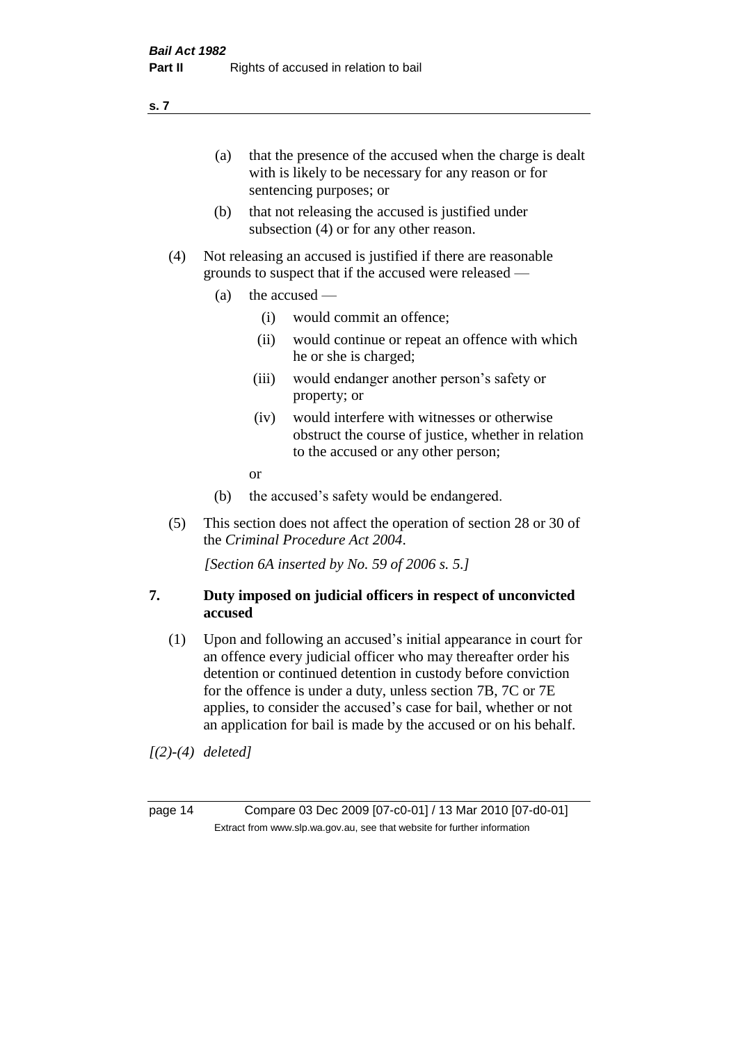(a) that the presence of the accused when the charge is dealt with is likely to be necessary for any reason or for sentencing purposes; or

(b) that not releasing the accused is justified under subsection (4) or for any other reason.

(4) Not releasing an accused is justified if there are reasonable grounds to suspect that if the accused were released —

(a) the accused —

(i) would commit an offence;

(ii) would continue or repeat an offence with which he or she is charged;

(iii) would endanger another person's safety or property; or

(iv) would interfere with witnesses or otherwise obstruct the course of justice, whether in relation to the accused or any other person;

or

(b) the accused's safety would be endangered.

(5) This section does not affect the operation of section 28 or 30 of the *Criminal Procedure Act 2004*.

*[Section 6A inserted by No. 59 of 2006 s. 5.]*

## 7. Duty imposed on judicial officers in respect of unconvicted accused

(1) Upon and following an accused's initial appearance in court for an offence every judicial officer who may thereafter order his detention or continued detention in custody before conviction for the offence is under a duty, unless section 7B, 7C or 7E applies, to consider the accused's case for bail, whether or not an application for bail is made by the accused or on his behalf.

*[(2)-(4) deleted]*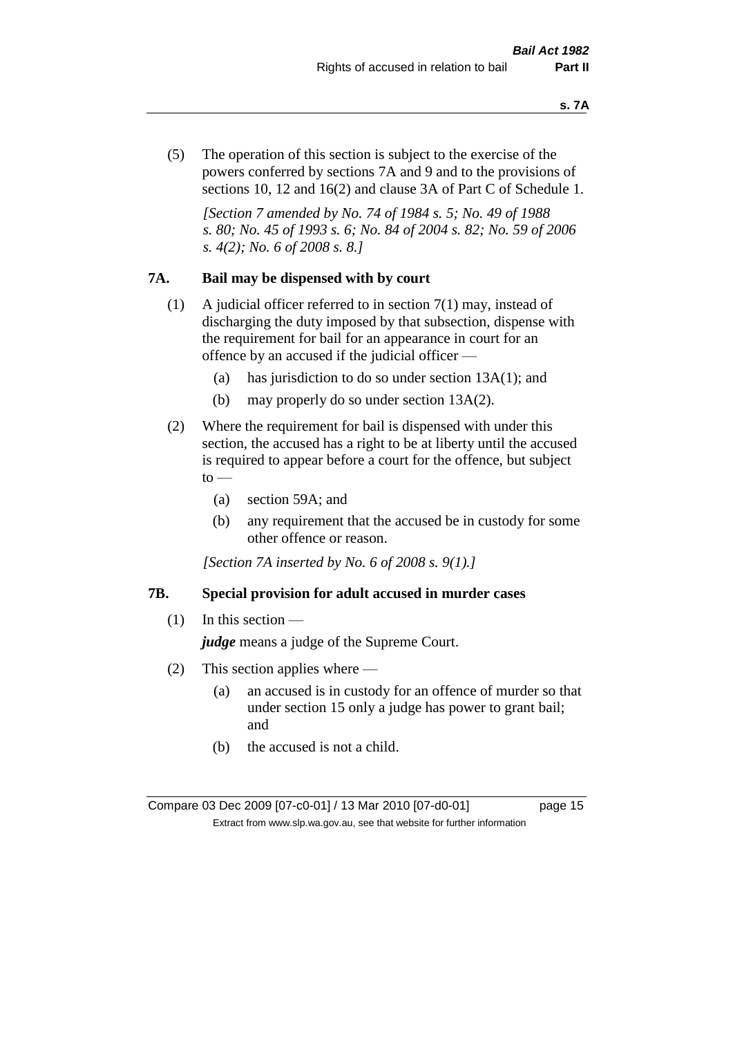(5) The operation of this section is subject to the exercise of the powers conferred by sections 7A and 9 and to the provisions of sections 10, 12 and 16(2) and clause 3A of Part C of Schedule 1.

*[Section 7 amended by No. 74 of 1984 s. 5; No. 49 of 1988 s. 80; No. 45 of 1993 s. 6; No. 84 of 2004 s. 82; No. 59 of 2006 s. 4(2); No. 6 of 2008 s. 8.]*

## 7A. Bail may be dispensed with by court

(1) A judicial officer referred to in section 7(1) may, instead of discharging the duty imposed by that subsection, dispense with the requirement for bail for an appearance in court for an offence by an accused if the judicial officer —

- (a) has jurisdiction to do so under section 13A(1); and
- (b) may properly do so under section 13A(2).

(2) Where the requirement for bail is dispensed with under this section, the accused has a right to be at liberty until the accused is required to appear before a court for the offence, but subject to —

- (a) section 59A; and
- (b) any requirement that the accused be in custody for some other offence or reason.

*[Section 7A inserted by No. 6 of 2008 s. 9(1).]*

## 7B. Special provision for adult accused in murder cases

(1) In this section —

***judge*** means a judge of the Supreme Court.

(2) This section applies where —

- (a) an accused is in custody for an offence of murder so that under section 15 only a judge has power to grant bail; and
- (b) the accused is not a child.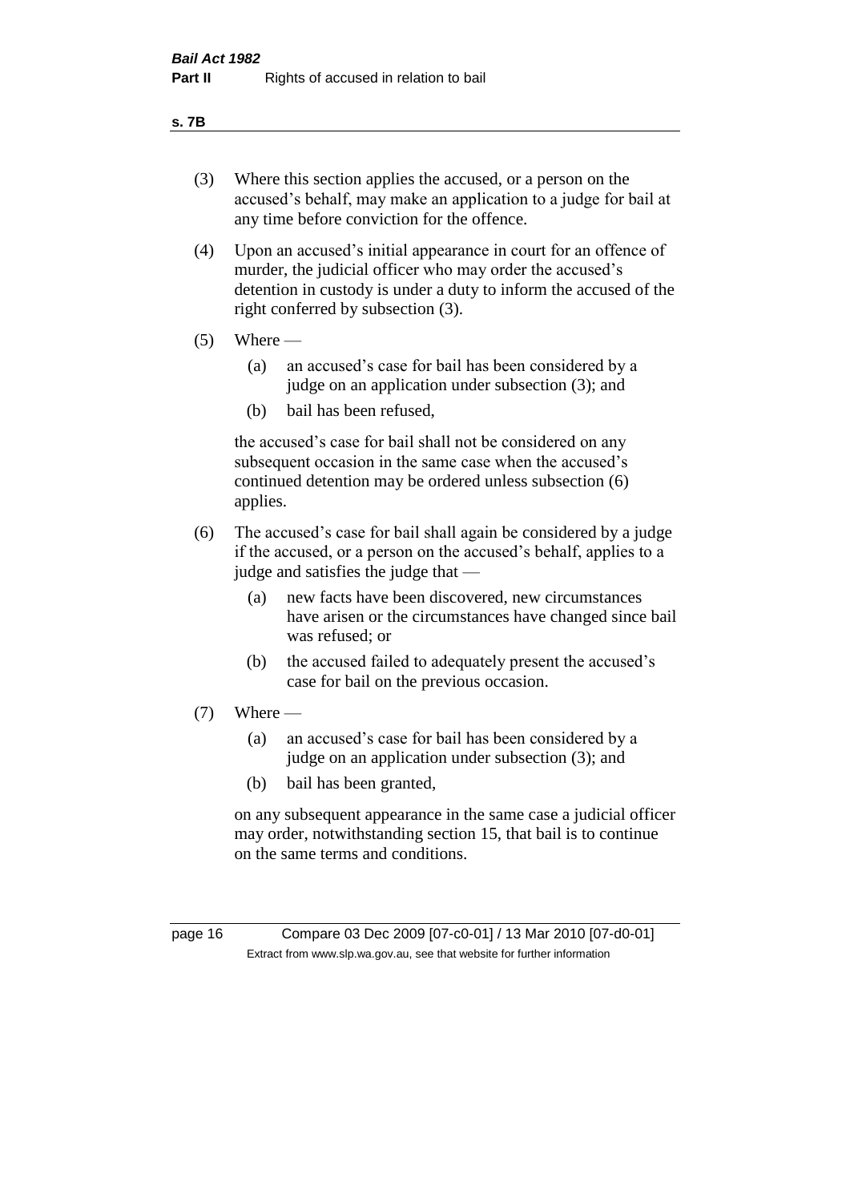(3) Where this section applies the accused, or a person on the accused's behalf, may make an application to a judge for bail at any time before conviction for the offence.

(4) Upon an accused's initial appearance in court for an offence of murder, the judicial officer who may order the accused's detention in custody is under a duty to inform the accused of the right conferred by subsection (3).

(5) Where —

   (a) an accused's case for bail has been considered by a judge on an application under subsection (3); and

   (b) bail has been refused,

   the accused's case for bail shall not be considered on any subsequent occasion in the same case when the accused's continued detention may be ordered unless subsection (6) applies.

(6) The accused's case for bail shall again be considered by a judge if the accused, or a person on the accused's behalf, applies to a judge and satisfies the judge that —

   (a) new facts have been discovered, new circumstances have arisen or the circumstances have changed since bail was refused; or

   (b) the accused failed to adequately present the accused's case for bail on the previous occasion.

(7) Where —

   (a) an accused's case for bail has been considered by a judge on an application under subsection (3); and

   (b) bail has been granted,

   on any subsequent appearance in the same case a judicial officer may order, notwithstanding section 15, that bail is to continue on the same terms and conditions.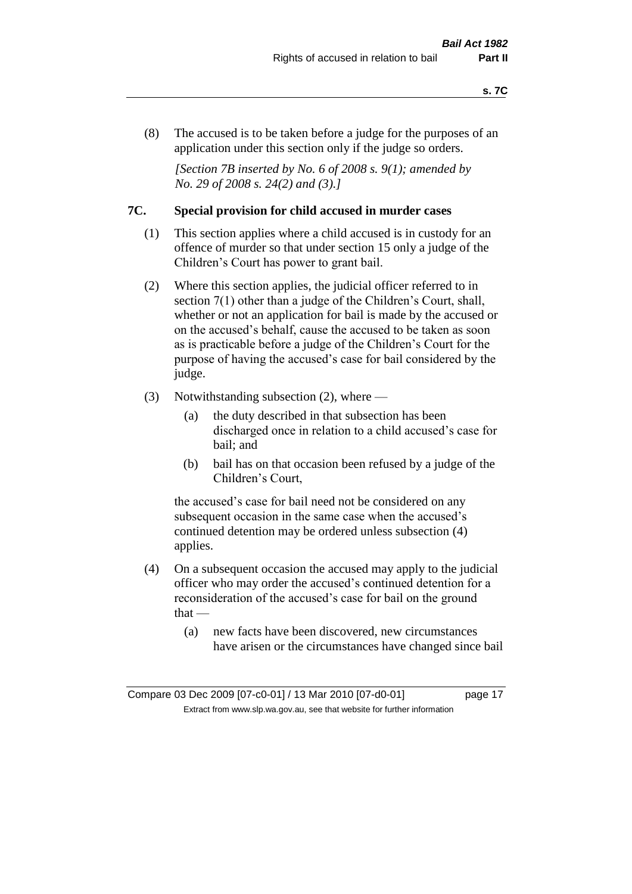(8) The accused is to be taken before a judge for the purposes of an application under this section only if the judge so orders.

*[Section 7B inserted by No. 6 of 2008 s. 9(1); amended by No. 29 of 2008 s. 24(2) and (3).]*

## 7C. Special provision for child accused in murder cases

(1) This section applies where a child accused is in custody for an offence of murder so that under section 15 only a judge of the Children's Court has power to grant bail.

(2) Where this section applies, the judicial officer referred to in section 7(1) other than a judge of the Children's Court, shall, whether or not an application for bail is made by the accused or on the accused's behalf, cause the accused to be taken as soon as is practicable before a judge of the Children's Court for the purpose of having the accused's case for bail considered by the judge.

(3) Notwithstanding subsection (2), where —

(a) the duty described in that subsection has been discharged once in relation to a child accused's case for bail; and

(b) bail has on that occasion been refused by a judge of the Children's Court,

the accused's case for bail need not be considered on any subsequent occasion in the same case when the accused's continued detention may be ordered unless subsection (4) applies.

(4) On a subsequent occasion the accused may apply to the judicial officer who may order the accused's continued detention for a reconsideration of the accused's case for bail on the ground that —

(a) new facts have been discovered, new circumstances have arisen or the circumstances have changed since bail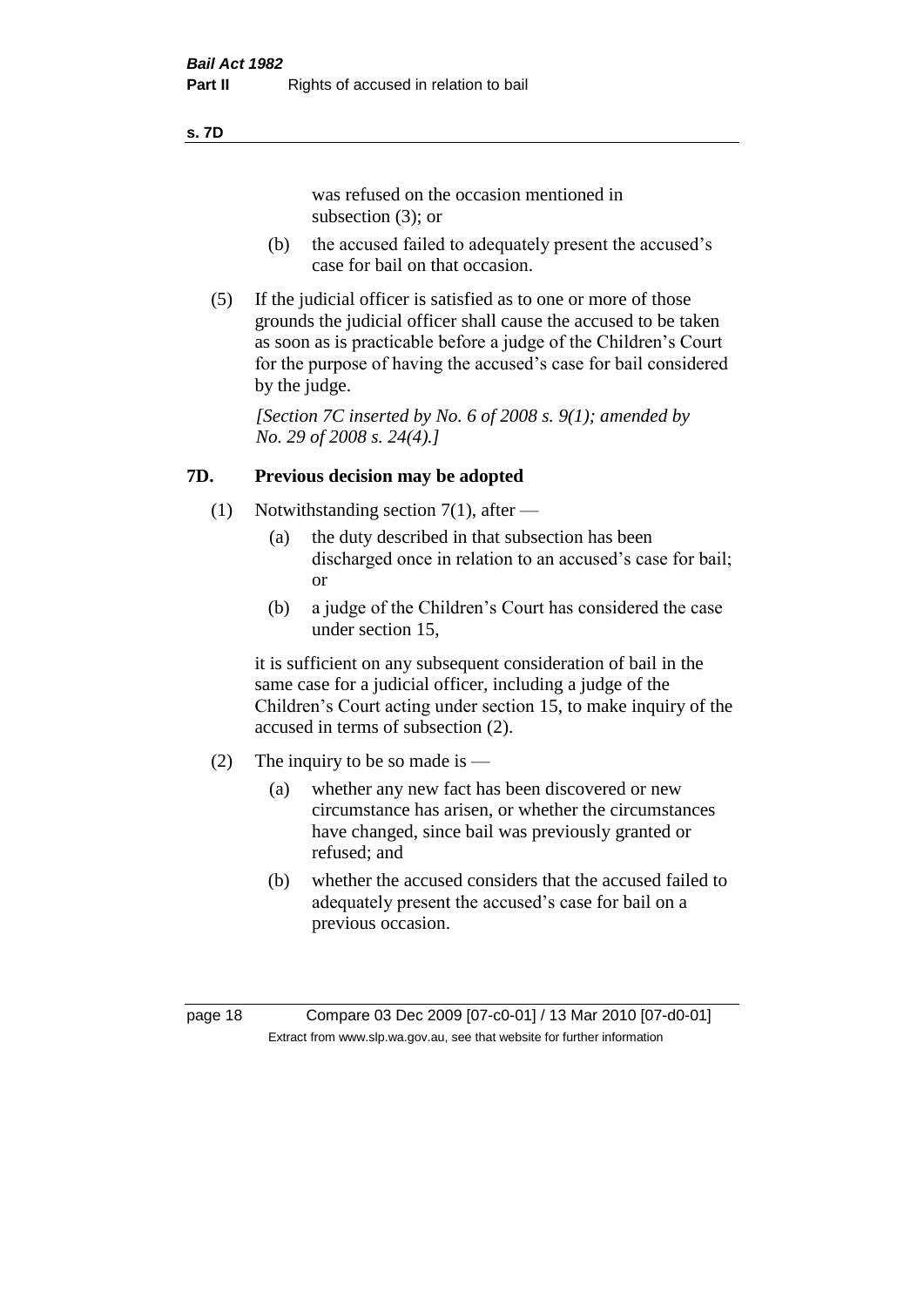was refused on the occasion mentioned in subsection (3); or

(b) the accused failed to adequately present the accused's case for bail on that occasion.

(5) If the judicial officer is satisfied as to one or more of those grounds the judicial officer shall cause the accused to be taken as soon as is practicable before a judge of the Children's Court for the purpose of having the accused's case for bail considered by the judge.

*[Section 7C inserted by No. 6 of 2008 s. 9(1); amended by No. 29 of 2008 s. 24(4).]*

## 7D. Previous decision may be adopted

(1) Notwithstanding section 7(1), after —

(a) the duty described in that subsection has been discharged once in relation to an accused's case for bail; or

(b) a judge of the Children's Court has considered the case under section 15,

it is sufficient on any subsequent consideration of bail in the same case for a judicial officer, including a judge of the Children's Court acting under section 15, to make inquiry of the accused in terms of subsection (2).

(2) The inquiry to be so made is —

(a) whether any new fact has been discovered or new circumstance has arisen, or whether the circumstances have changed, since bail was previously granted or refused; and

(b) whether the accused considers that the accused failed to adequately present the accused's case for bail on a previous occasion.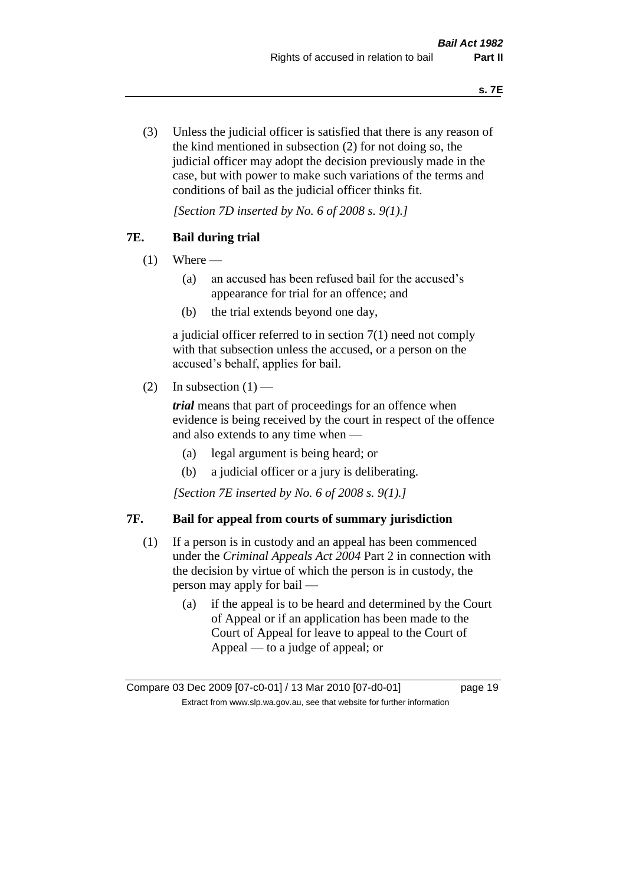(3) Unless the judicial officer is satisfied that there is any reason of the kind mentioned in subsection (2) for not doing so, the judicial officer may adopt the decision previously made in the case, but with power to make such variations of the terms and conditions of bail as the judicial officer thinks fit.

*[Section 7D inserted by No. 6 of 2008 s. 9(1).]*

### 7E. Bail during trial

(1) Where —

- (a) an accused has been refused bail for the accused's appearance for trial for an offence; and
- (b) the trial extends beyond one day,

a judicial officer referred to in section 7(1) need not comply with that subsection unless the accused, or a person on the accused's behalf, applies for bail.

(2) In subsection (1) —

***trial*** means that part of proceedings for an offence when evidence is being received by the court in respect of the offence and also extends to any time when —

- (a) legal argument is being heard; or
- (b) a judicial officer or a jury is deliberating.

*[Section 7E inserted by No. 6 of 2008 s. 9(1).]*

### 7F. Bail for appeal from courts of summary jurisdiction

(1) If a person is in custody and an appeal has been commenced under the *Criminal Appeals Act 2004* Part 2 in connection with the decision by virtue of which the person is in custody, the person may apply for bail —

- (a) if the appeal is to be heard and determined by the Court of Appeal or if an application has been made to the Court of Appeal for leave to appeal to the Court of Appeal — to a judge of appeal; or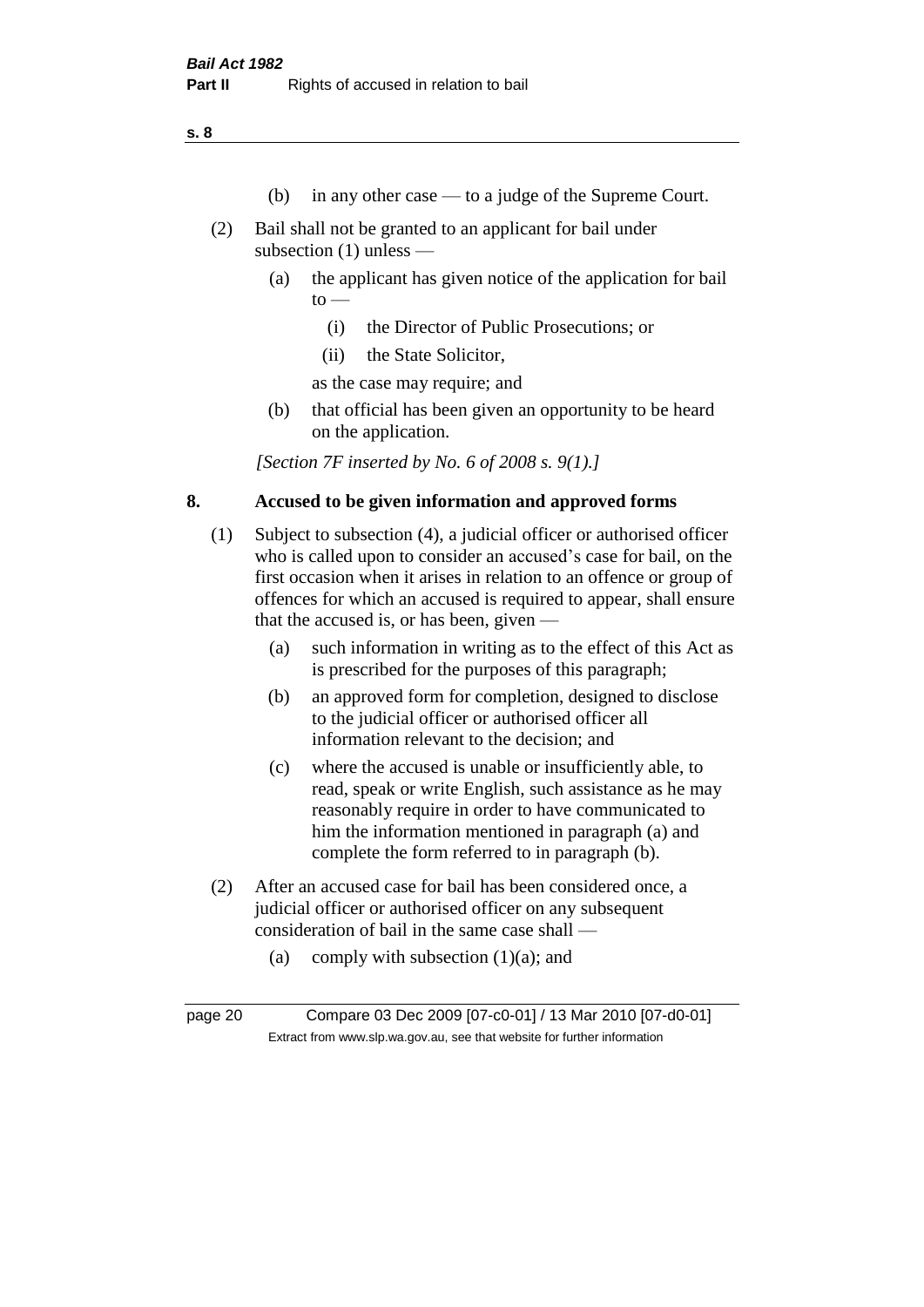(b) in any other case — to a judge of the Supreme Court.

(2) Bail shall not be granted to an applicant for bail under subsection (1) unless —

(a) the applicant has given notice of the application for bail to —

(i) the Director of Public Prosecutions; or

(ii) the State Solicitor,

as the case may require; and

(b) that official has been given an opportunity to be heard on the application.

*[Section 7F inserted by No. 6 of 2008 s. 9(1).]*

## 8. Accused to be given information and approved forms

(1) Subject to subsection (4), a judicial officer or authorised officer who is called upon to consider an accused's case for bail, on the first occasion when it arises in relation to an offence or group of offences for which an accused is required to appear, shall ensure that the accused is, or has been, given —

(a) such information in writing as to the effect of this Act as is prescribed for the purposes of this paragraph;

(b) an approved form for completion, designed to disclose to the judicial officer or authorised officer all information relevant to the decision; and

(c) where the accused is unable or insufficiently able, to read, speak or write English, such assistance as he may reasonably require in order to have communicated to him the information mentioned in paragraph (a) and complete the form referred to in paragraph (b).

(2) After an accused case for bail has been considered once, a judicial officer or authorised officer on any subsequent consideration of bail in the same case shall —

(a) comply with subsection (1)(a); and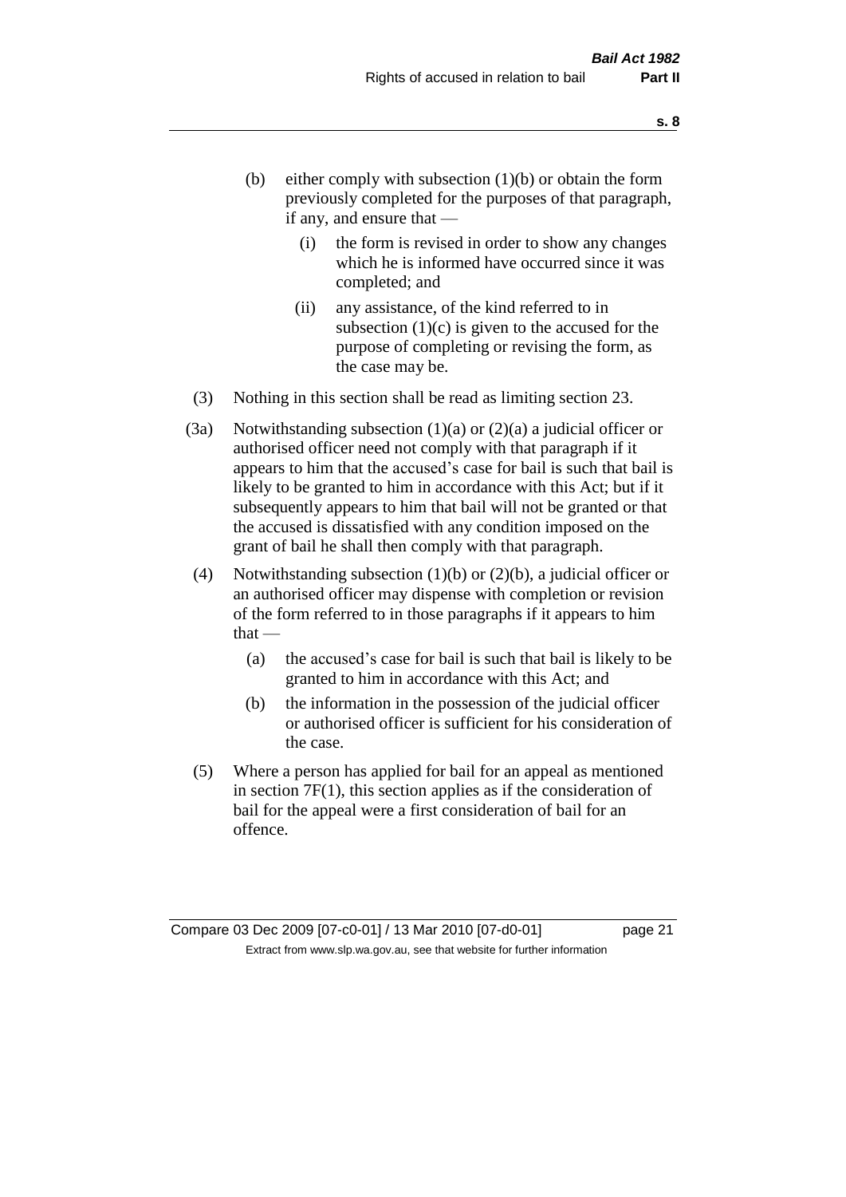(b) either comply with subsection (1)(b) or obtain the form previously completed for the purposes of that paragraph, if any, and ensure that —

    (i) the form is revised in order to show any changes which he is informed have occurred since it was completed; and

    (ii) any assistance, of the kind referred to in subsection (1)(c) is given to the accused for the purpose of completing or revising the form, as the case may be.

(3) Nothing in this section shall be read as limiting section 23.

(3a) Notwithstanding subsection (1)(a) or (2)(a) a judicial officer or authorised officer need not comply with that paragraph if it appears to him that the accused's case for bail is such that bail is likely to be granted to him in accordance with this Act; but if it subsequently appears to him that bail will not be granted or that the accused is dissatisfied with any condition imposed on the grant of bail he shall then comply with that paragraph.

(4) Notwithstanding subsection (1)(b) or (2)(b), a judicial officer or an authorised officer may dispense with completion or revision of the form referred to in those paragraphs if it appears to him that —

    (a) the accused's case for bail is such that bail is likely to be granted to him in accordance with this Act; and

    (b) the information in the possession of the judicial officer or authorised officer is sufficient for his consideration of the case.

(5) Where a person has applied for bail for an appeal as mentioned in section 7F(1), this section applies as if the consideration of bail for the appeal were a first consideration of bail for an offence.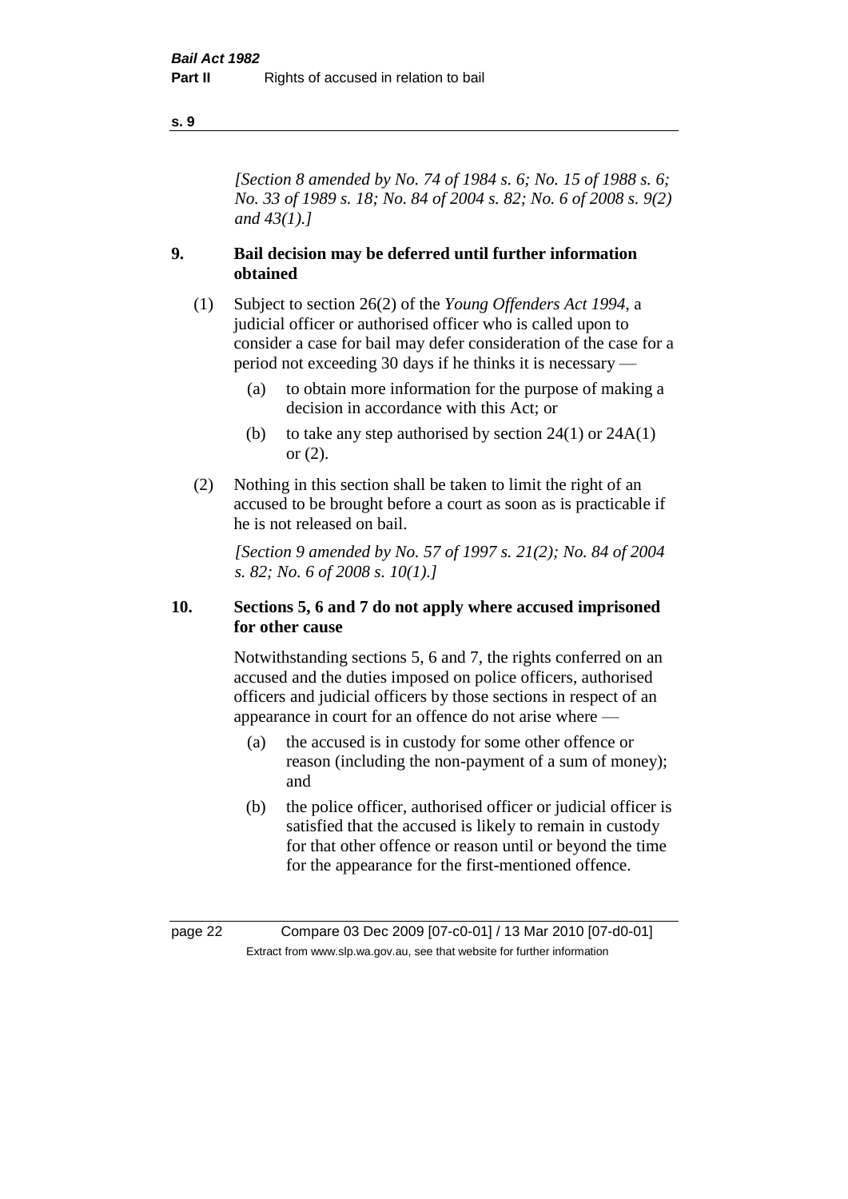*[Section 8 amended by No. 74 of 1984 s. 6; No. 15 of 1988 s. 6; No. 33 of 1989 s. 18; No. 84 of 2004 s. 82; No. 6 of 2008 s. 9(2) and 43(1).]*

## 9. Bail decision may be deferred until further information obtained

(1) Subject to section 26(2) of the *Young Offenders Act 1994*, a judicial officer or authorised officer who is called upon to consider a case for bail may defer consideration of the case for a period not exceeding 30 days if he thinks it is necessary —

- (a) to obtain more information for the purpose of making a decision in accordance with this Act; or
- (b) to take any step authorised by section 24(1) or 24A(1) or (2).

(2) Nothing in this section shall be taken to limit the right of an accused to be brought before a court as soon as is practicable if he is not released on bail.

*[Section 9 amended by No. 57 of 1997 s. 21(2); No. 84 of 2004 s. 82; No. 6 of 2008 s. 10(1).]*

## 10. Sections 5, 6 and 7 do not apply where accused imprisoned for other cause

Notwithstanding sections 5, 6 and 7, the rights conferred on an accused and the duties imposed on police officers, authorised officers and judicial officers by those sections in respect of an appearance in court for an offence do not arise where —

- (a) the accused is in custody for some other offence or reason (including the non-payment of a sum of money); and
- (b) the police officer, authorised officer or judicial officer is satisfied that the accused is likely to remain in custody for that other offence or reason until or beyond the time for the appearance for the first-mentioned offence.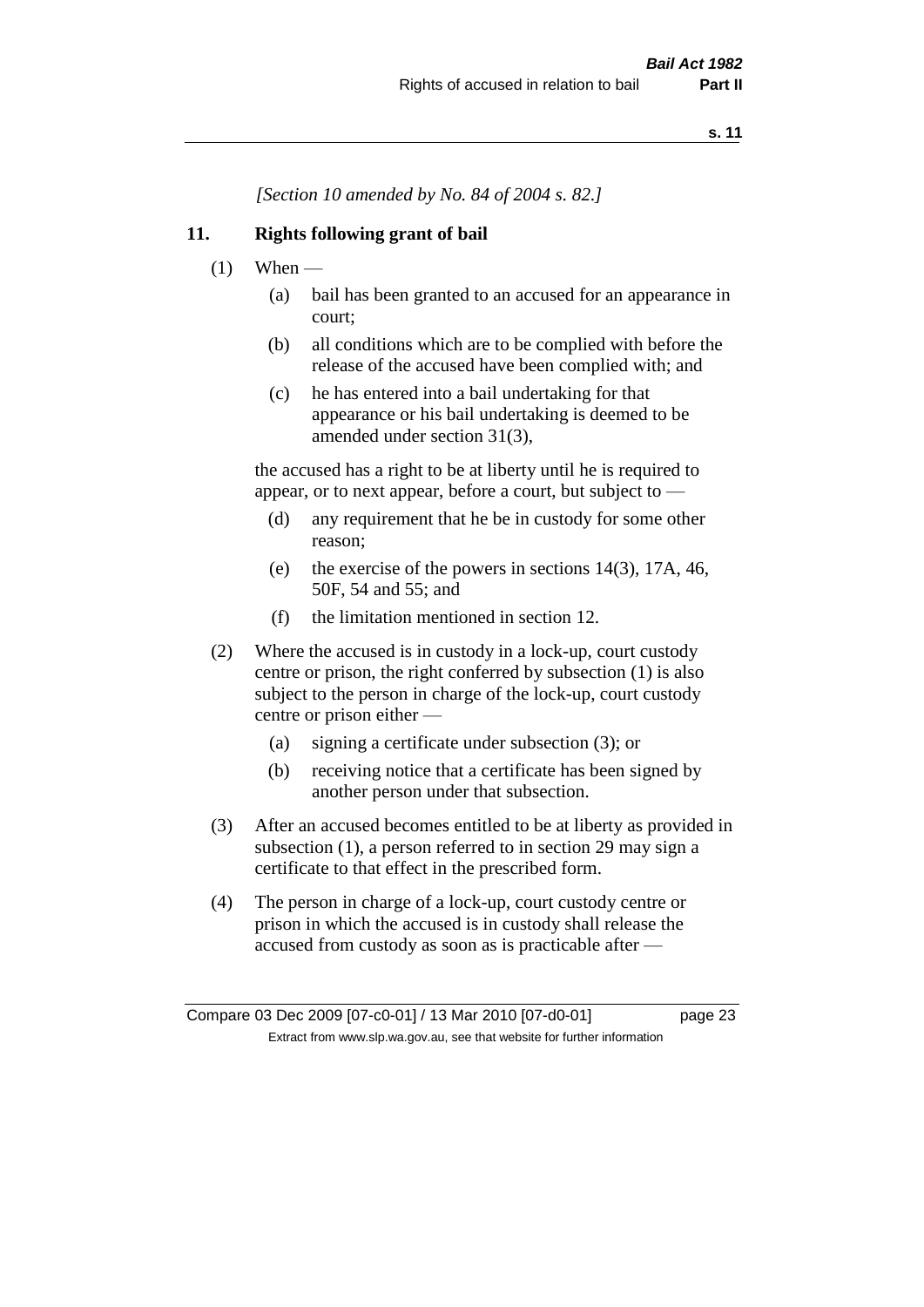*[Section 10 amended by No. 84 of 2004 s. 82.]*

## 11. Rights following grant of bail

(1) When —

(a) bail has been granted to an accused for an appearance in court;

(b) all conditions which are to be complied with before the release of the accused have been complied with; and

(c) he has entered into a bail undertaking for that appearance or his bail undertaking is deemed to be amended under section 31(3),

the accused has a right to be at liberty until he is required to appear, or to next appear, before a court, but subject to —

(d) any requirement that he be in custody for some other reason;

(e) the exercise of the powers in sections 14(3), 17A, 46, 50F, 54 and 55; and

(f) the limitation mentioned in section 12.

(2) Where the accused is in custody in a lock-up, court custody centre or prison, the right conferred by subsection (1) is also subject to the person in charge of the lock-up, court custody centre or prison either —

(a) signing a certificate under subsection (3); or

(b) receiving notice that a certificate has been signed by another person under that subsection.

(3) After an accused becomes entitled to be at liberty as provided in subsection (1), a person referred to in section 29 may sign a certificate to that effect in the prescribed form.

(4) The person in charge of a lock-up, court custody centre or prison in which the accused is in custody shall release the accused from custody as soon as is practicable after —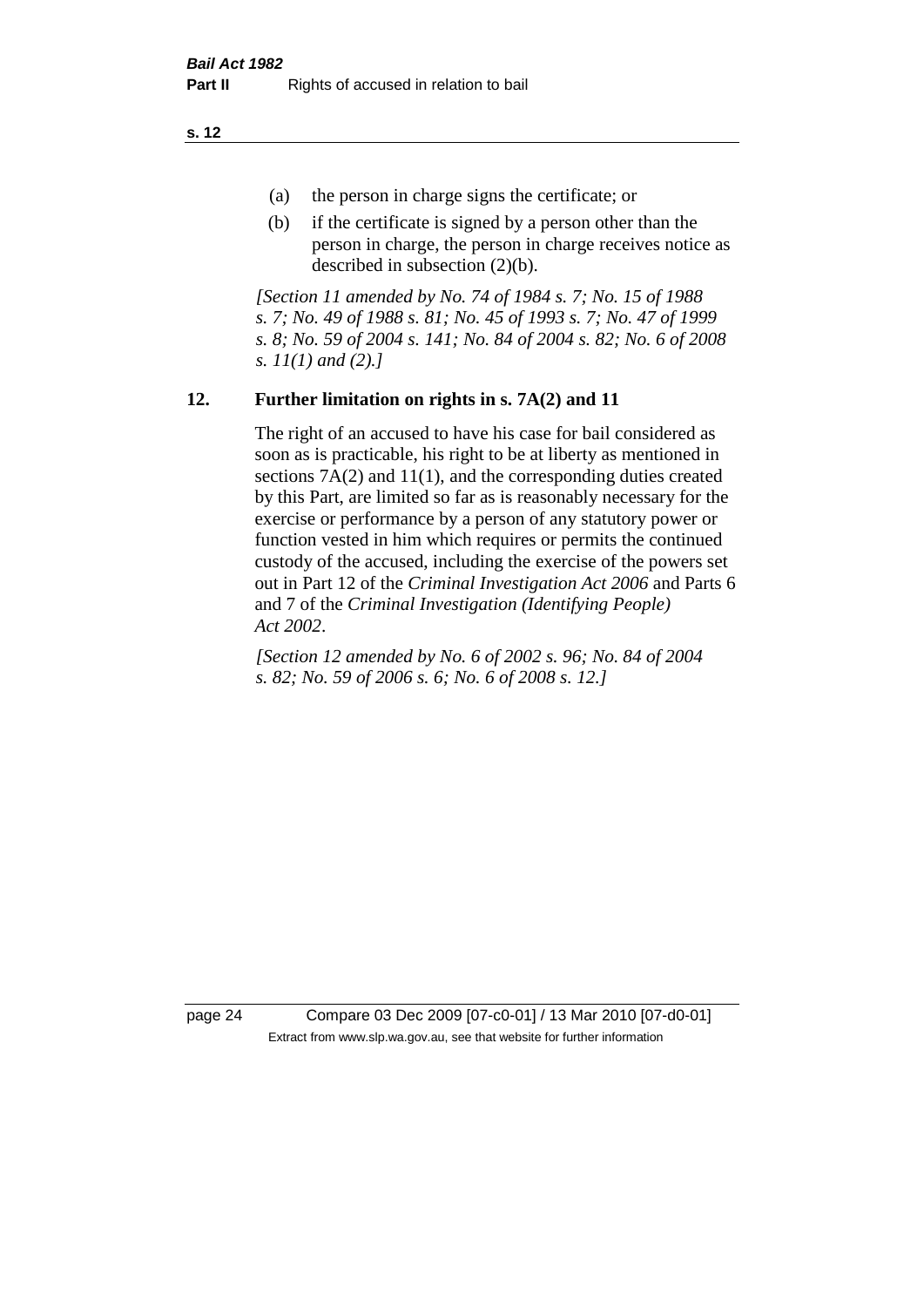(a) the person in charge signs the certificate; or

(b) if the certificate is signed by a person other than the person in charge, the person in charge receives notice as described in subsection (2)(b).

*[Section 11 amended by No. 74 of 1984 s. 7; No. 15 of 1988 s. 7; No. 49 of 1988 s. 81; No. 45 of 1993 s. 7; No. 47 of 1999 s. 8; No. 59 of 2004 s. 141; No. 84 of 2004 s. 82; No. 6 of 2008 s. 11(1) and (2).]*

## 12. Further limitation on rights in s. 7A(2) and 11

The right of an accused to have his case for bail considered as soon as is practicable, his right to be at liberty as mentioned in sections 7A(2) and 11(1), and the corresponding duties created by this Part, are limited so far as is reasonably necessary for the exercise or performance by a person of any statutory power or function vested in him which requires or permits the continued custody of the accused, including the exercise of the powers set out in Part 12 of the *Criminal Investigation Act 2006* and Parts 6 and 7 of the *Criminal Investigation (Identifying People) Act 2002*.

*[Section 12 amended by No. 6 of 2002 s. 96; No. 84 of 2004 s. 82; No. 59 of 2006 s. 6; No. 6 of 2008 s. 12.]*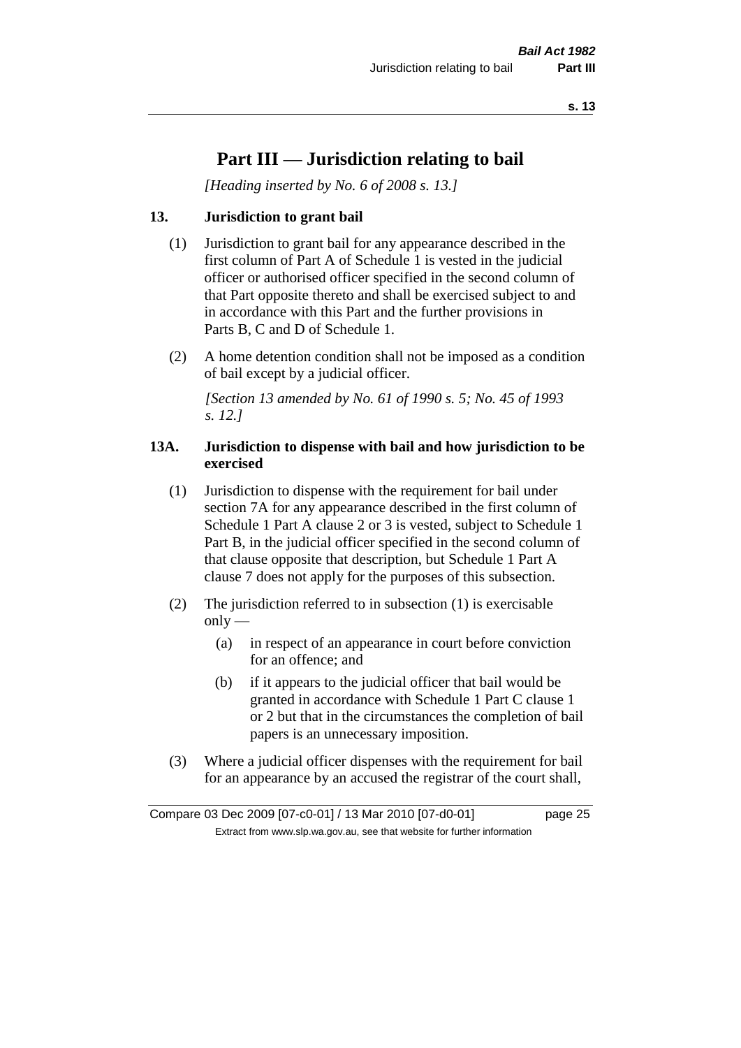# Part III — Jurisdiction relating to bail

*[Heading inserted by No. 6 of 2008 s. 13.]*

### 13. Jurisdiction to grant bail

(1) Jurisdiction to grant bail for any appearance described in the first column of Part A of Schedule 1 is vested in the judicial officer or authorised officer specified in the second column of that Part opposite thereto and shall be exercised subject to and in accordance with this Part and the further provisions in Parts B, C and D of Schedule 1.

(2) A home detention condition shall not be imposed as a condition of bail except by a judicial officer.

*[Section 13 amended by No. 61 of 1990 s. 5; No. 45 of 1993 s. 12.]*

### 13A. Jurisdiction to dispense with bail and how jurisdiction to be exercised

(1) Jurisdiction to dispense with the requirement for bail under section 7A for any appearance described in the first column of Schedule 1 Part A clause 2 or 3 is vested, subject to Schedule 1 Part B, in the judicial officer specified in the second column of that clause opposite that description, but Schedule 1 Part A clause 7 does not apply for the purposes of this subsection.

(2) The jurisdiction referred to in subsection (1) is exercisable only —

- (a) in respect of an appearance in court before conviction for an offence; and
- (b) if it appears to the judicial officer that bail would be granted in accordance with Schedule 1 Part C clause 1 or 2 but that in the circumstances the completion of bail papers is an unnecessary imposition.

(3) Where a judicial officer dispenses with the requirement for bail for an appearance by an accused the registrar of the court shall,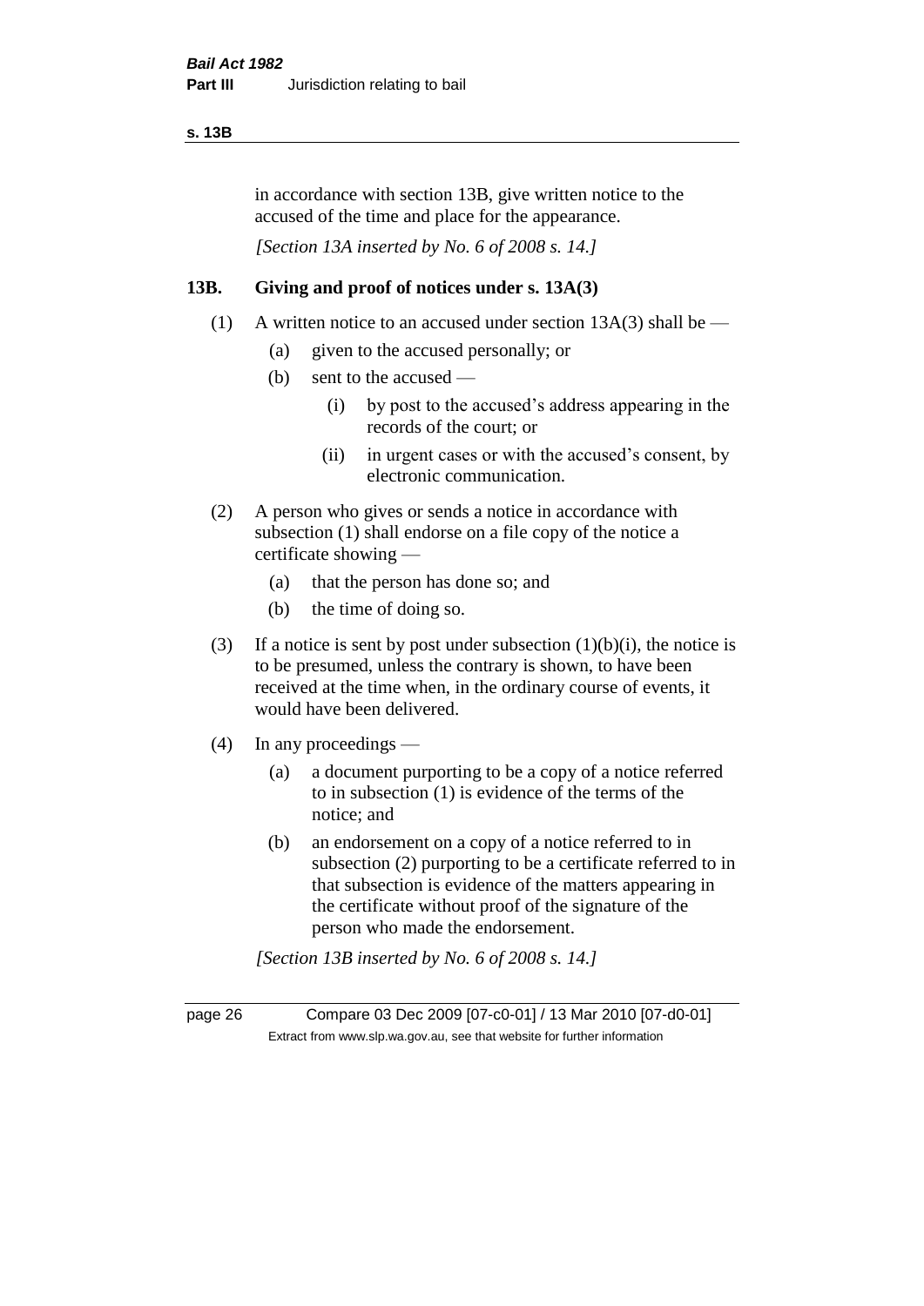in accordance with section 13B, give written notice to the accused of the time and place for the appearance.

*[Section 13A inserted by No. 6 of 2008 s. 14.]*

## 13B. Giving and proof of notices under s. 13A(3)

(1) A written notice to an accused under section 13A(3) shall be —

(a) given to the accused personally; or

(b) sent to the accused —

(i) by post to the accused's address appearing in the records of the court; or

(ii) in urgent cases or with the accused's consent, by electronic communication.

(2) A person who gives or sends a notice in accordance with subsection (1) shall endorse on a file copy of the notice a certificate showing —

(a) that the person has done so; and

(b) the time of doing so.

(3) If a notice is sent by post under subsection (1)(b)(i), the notice is to be presumed, unless the contrary is shown, to have been received at the time when, in the ordinary course of events, it would have been delivered.

(4) In any proceedings —

(a) a document purporting to be a copy of a notice referred to in subsection (1) is evidence of the terms of the notice; and

(b) an endorsement on a copy of a notice referred to in subsection (2) purporting to be a certificate referred to in that subsection is evidence of the matters appearing in the certificate without proof of the signature of the person who made the endorsement.

*[Section 13B inserted by No. 6 of 2008 s. 14.]*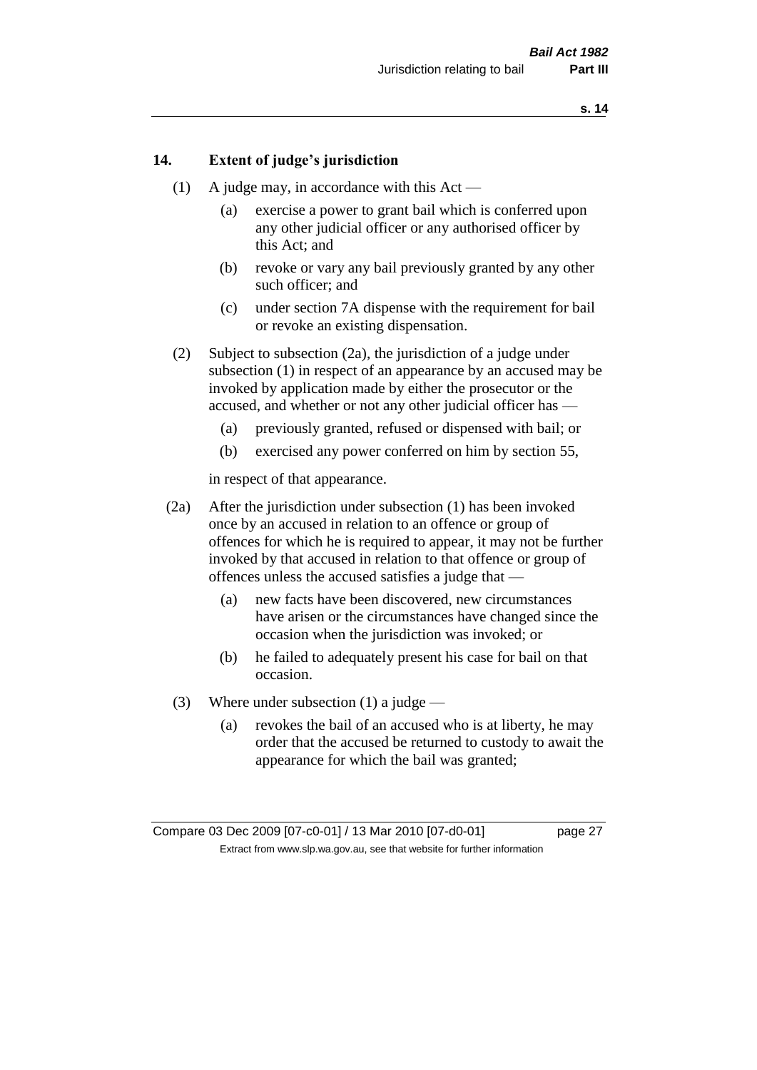## 14. Extent of judge's jurisdiction

(1) A judge may, in accordance with this Act —

(a) exercise a power to grant bail which is conferred upon any other judicial officer or any authorised officer by this Act; and

(b) revoke or vary any bail previously granted by any other such officer; and

(c) under section 7A dispense with the requirement for bail or revoke an existing dispensation.

(2) Subject to subsection (2a), the jurisdiction of a judge under subsection (1) in respect of an appearance by an accused may be invoked by application made by either the prosecutor or the accused, and whether or not any other judicial officer has —

(a) previously granted, refused or dispensed with bail; or

(b) exercised any power conferred on him by section 55,

in respect of that appearance.

(2a) After the jurisdiction under subsection (1) has been invoked once by an accused in relation to an offence or group of offences for which he is required to appear, it may not be further invoked by that accused in relation to that offence or group of offences unless the accused satisfies a judge that —

(a) new facts have been discovered, new circumstances have arisen or the circumstances have changed since the occasion when the jurisdiction was invoked; or

(b) he failed to adequately present his case for bail on that occasion.

(3) Where under subsection (1) a judge —

(a) revokes the bail of an accused who is at liberty, he may order that the accused be returned to custody to await the appearance for which the bail was granted;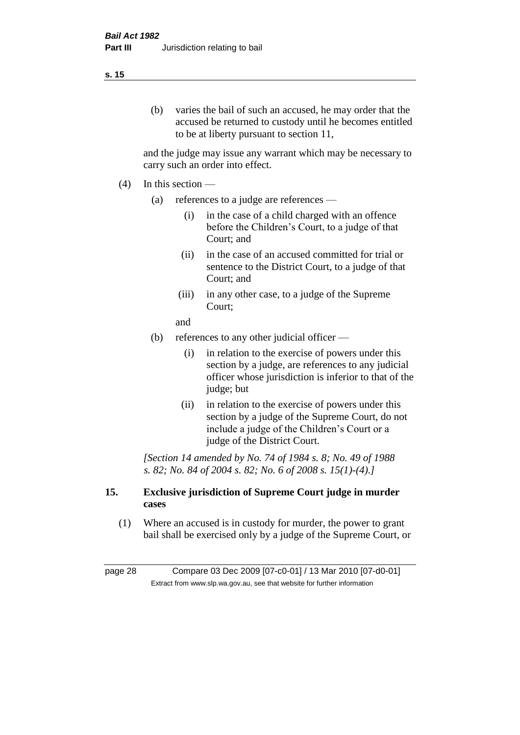(b) varies the bail of such an accused, he may order that the accused be returned to custody until he becomes entitled to be at liberty pursuant to section 11,

and the judge may issue any warrant which may be necessary to carry such an order into effect.

(4) In this section —

(a) references to a judge are references —

(i) in the case of a child charged with an offence before the Children's Court, to a judge of that Court; and

(ii) in the case of an accused committed for trial or sentence to the District Court, to a judge of that Court; and

(iii) in any other case, to a judge of the Supreme Court;

and

(b) references to any other judicial officer —

(i) in relation to the exercise of powers under this section by a judge, are references to any judicial officer whose jurisdiction is inferior to that of the judge; but

(ii) in relation to the exercise of powers under this section by a judge of the Supreme Court, do not include a judge of the Children's Court or a judge of the District Court.

*[Section 14 amended by No. 74 of 1984 s. 8; No. 49 of 1988 s. 82; No. 84 of 2004 s. 82; No. 6 of 2008 s. 15(1)-(4).]*

## 15. Exclusive jurisdiction of Supreme Court judge in murder cases

(1) Where an accused is in custody for murder, the power to grant bail shall be exercised only by a judge of the Supreme Court, or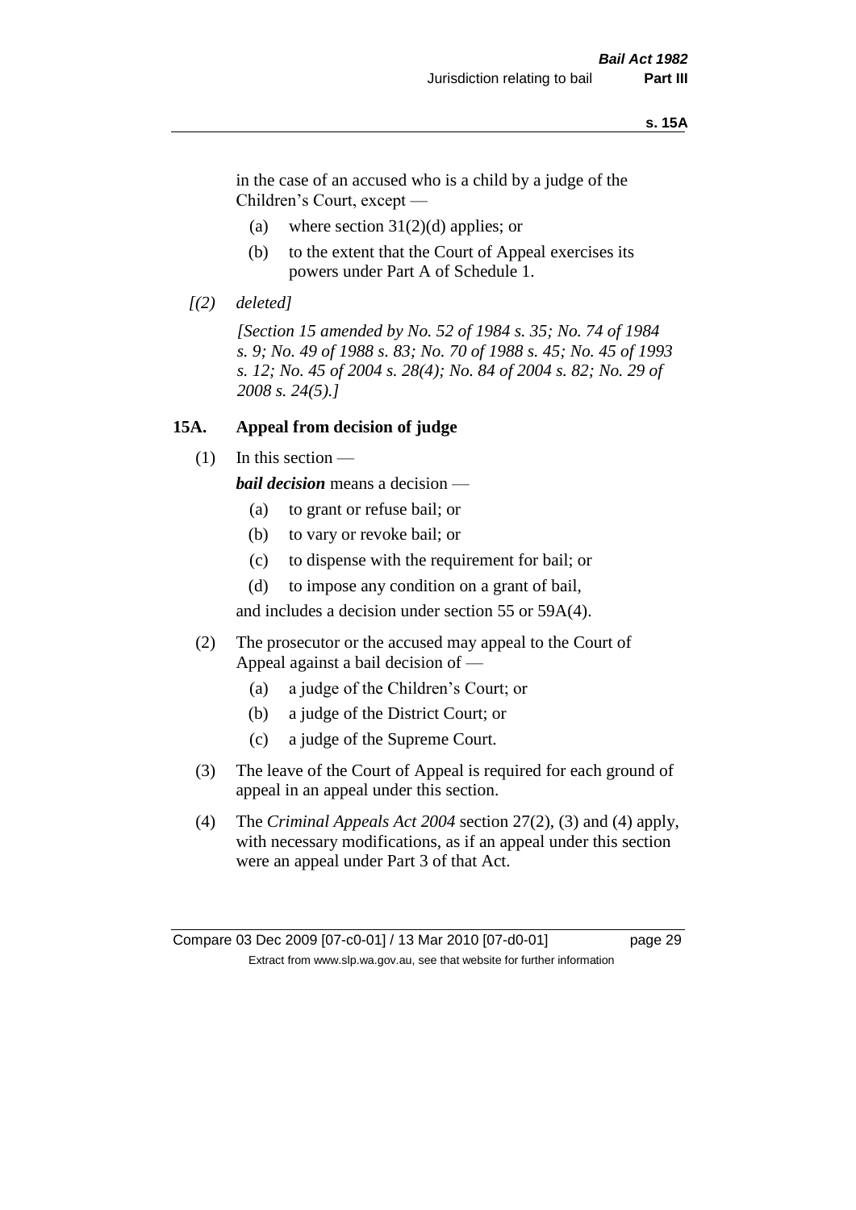in the case of an accused who is a child by a judge of the Children's Court, except —

(a) where section 31(2)(d) applies; or

(b) to the extent that the Court of Appeal exercises its powers under Part A of Schedule 1.

*[(2) deleted]*

*[Section 15 amended by No. 52 of 1984 s. 35; No. 74 of 1984 s. 9; No. 49 of 1988 s. 83; No. 70 of 1988 s. 45; No. 45 of 1993 s. 12; No. 45 of 2004 s. 28(4); No. 84 of 2004 s. 82; No. 29 of 2008 s. 24(5).]*

## 15A. Appeal from decision of judge

(1) In this section —

***bail decision*** means a decision —

(a) to grant or refuse bail; or

(b) to vary or revoke bail; or

(c) to dispense with the requirement for bail; or

(d) to impose any condition on a grant of bail,

and includes a decision under section 55 or 59A(4).

(2) The prosecutor or the accused may appeal to the Court of Appeal against a bail decision of —

(a) a judge of the Children's Court; or

(b) a judge of the District Court; or

(c) a judge of the Supreme Court.

(3) The leave of the Court of Appeal is required for each ground of appeal in an appeal under this section.

(4) The *Criminal Appeals Act 2004* section 27(2), (3) and (4) apply, with necessary modifications, as if an appeal under this section were an appeal under Part 3 of that Act.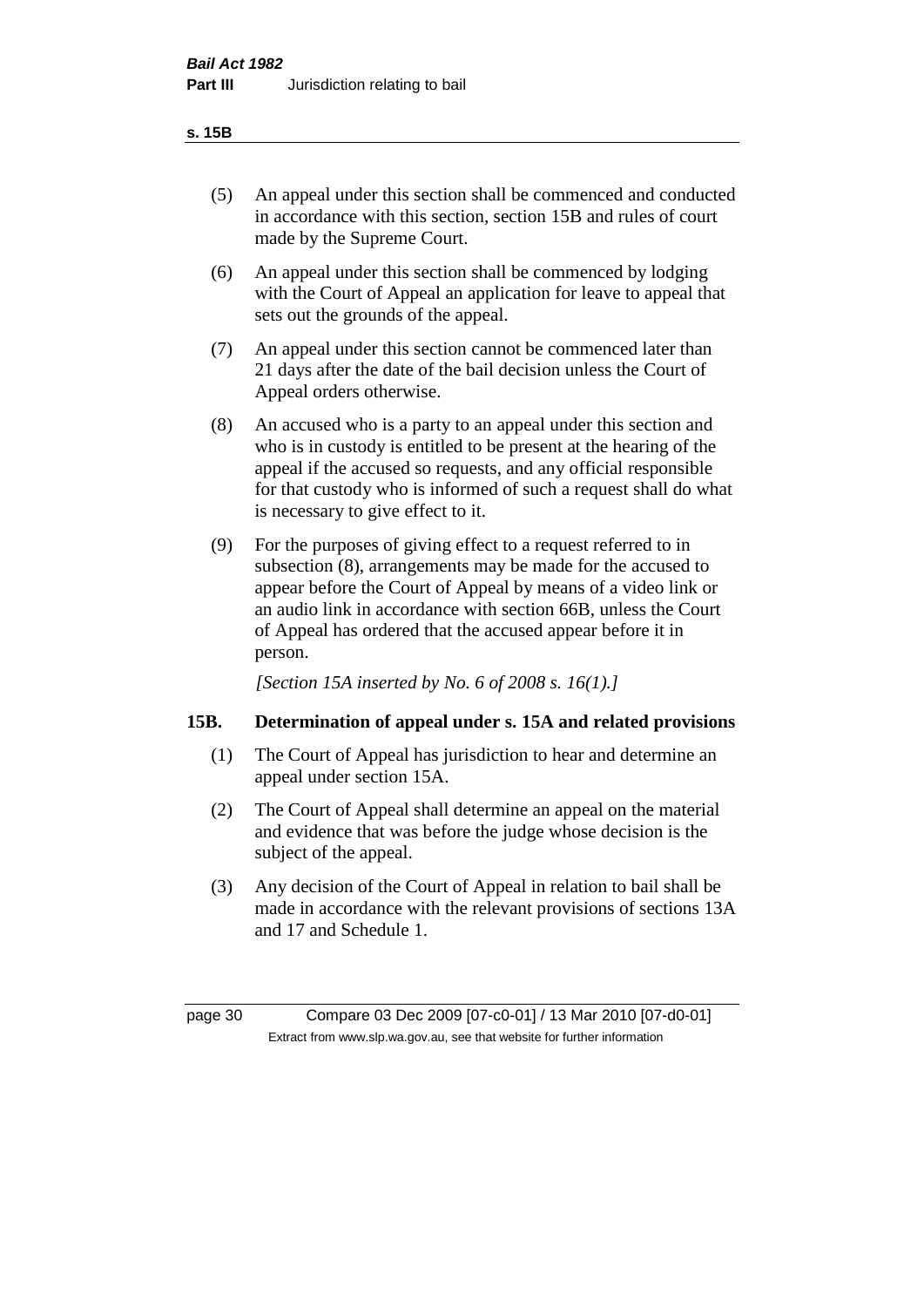(5) An appeal under this section shall be commenced and conducted in accordance with this section, section 15B and rules of court made by the Supreme Court.

(6) An appeal under this section shall be commenced by lodging with the Court of Appeal an application for leave to appeal that sets out the grounds of the appeal.

(7) An appeal under this section cannot be commenced later than 21 days after the date of the bail decision unless the Court of Appeal orders otherwise.

(8) An accused who is a party to an appeal under this section and who is in custody is entitled to be present at the hearing of the appeal if the accused so requests, and any official responsible for that custody who is informed of such a request shall do what is necessary to give effect to it.

(9) For the purposes of giving effect to a request referred to in subsection (8), arrangements may be made for the accused to appear before the Court of Appeal by means of a video link or an audio link in accordance with section 66B, unless the Court of Appeal has ordered that the accused appear before it in person.

*[Section 15A inserted by No. 6 of 2008 s. 16(1).]*

### 15B. Determination of appeal under s. 15A and related provisions

(1) The Court of Appeal has jurisdiction to hear and determine an appeal under section 15A.

(2) The Court of Appeal shall determine an appeal on the material and evidence that was before the judge whose decision is the subject of the appeal.

(3) Any decision of the Court of Appeal in relation to bail shall be made in accordance with the relevant provisions of sections 13A and 17 and Schedule 1.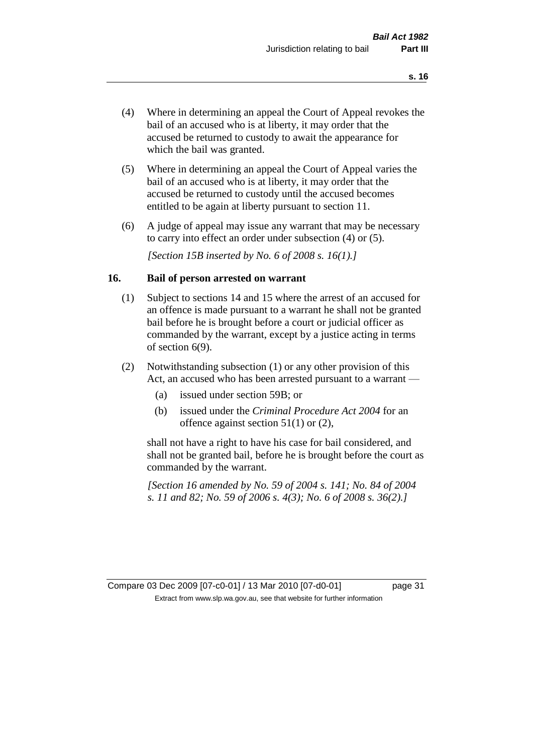(4) Where in determining an appeal the Court of Appeal revokes the bail of an accused who is at liberty, it may order that the accused be returned to custody to await the appearance for which the bail was granted.

(5) Where in determining an appeal the Court of Appeal varies the bail of an accused who is at liberty, it may order that the accused be returned to custody until the accused becomes entitled to be again at liberty pursuant to section 11.

(6) A judge of appeal may issue any warrant that may be necessary to carry into effect an order under subsection (4) or (5).

*[Section 15B inserted by No. 6 of 2008 s. 16(1).]*

## 16. Bail of person arrested on warrant

(1) Subject to sections 14 and 15 where the arrest of an accused for an offence is made pursuant to a warrant he shall not be granted bail before he is brought before a court or judicial officer as commanded by the warrant, except by a justice acting in terms of section 6(9).

(2) Notwithstanding subsection (1) or any other provision of this Act, an accused who has been arrested pursuant to a warrant —

  (a) issued under section 59B; or

  (b) issued under the *Criminal Procedure Act 2004* for an offence against section 51(1) or (2),

shall not have a right to have his case for bail considered, and shall not be granted bail, before he is brought before the court as commanded by the warrant.

*[Section 16 amended by No. 59 of 2004 s. 141; No. 84 of 2004 s. 11 and 82; No. 59 of 2006 s. 4(3); No. 6 of 2008 s. 36(2).]*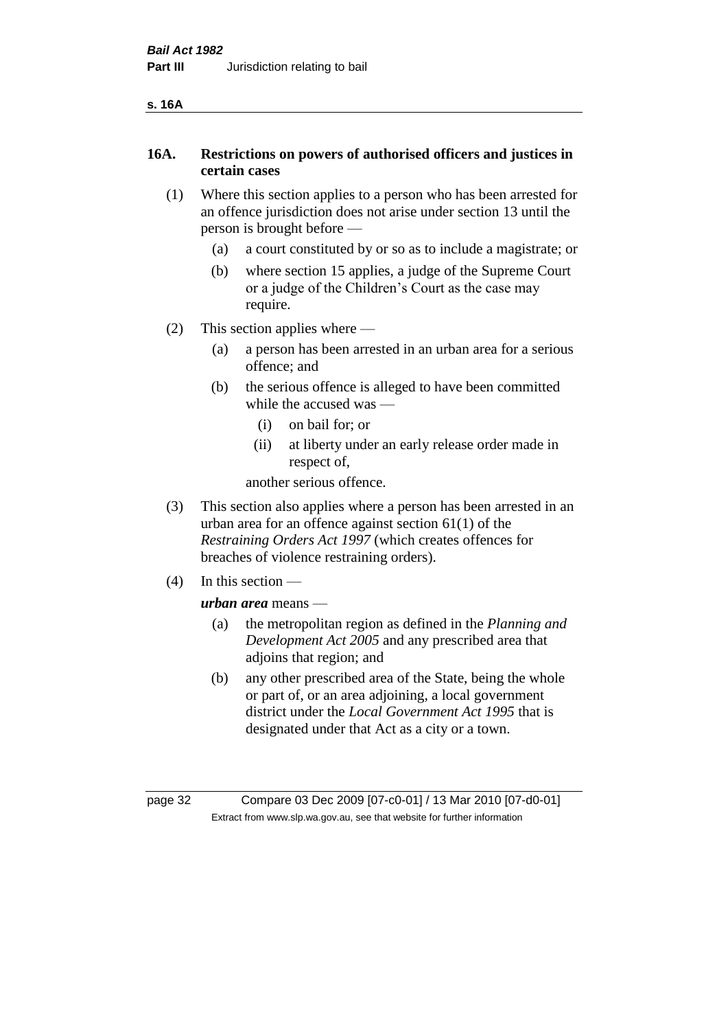## 16A. Restrictions on powers of authorised officers and justices in certain cases

(1) Where this section applies to a person who has been arrested for an offence jurisdiction does not arise under section 13 until the person is brought before —

- (a) a court constituted by or so as to include a magistrate; or
- (b) where section 15 applies, a judge of the Supreme Court or a judge of the Children's Court as the case may require.

(2) This section applies where —

- (a) a person has been arrested in an urban area for a serious offence; and
- (b) the serious offence is alleged to have been committed while the accused was —
  - (i) on bail for; or
  - (ii) at liberty under an early release order made in respect of,

  another serious offence.

(3) This section also applies where a person has been arrested in an urban area for an offence against section 61(1) of the *Restraining Orders Act 1997* (which creates offences for breaches of violence restraining orders).

(4) In this section —

***urban area*** means —

- (a) the metropolitan region as defined in the *Planning and Development Act 2005* and any prescribed area that adjoins that region; and
- (b) any other prescribed area of the State, being the whole or part of, or an area adjoining, a local government district under the *Local Government Act 1995* that is designated under that Act as a city or a town.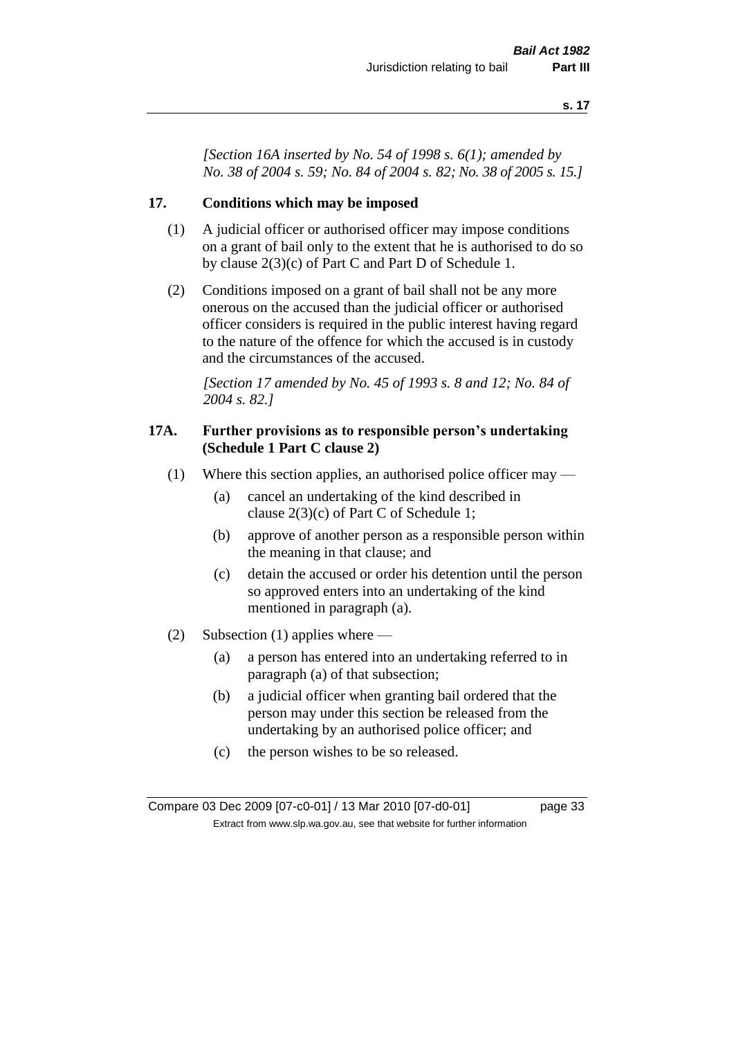*[Section 16A inserted by No. 54 of 1998 s. 6(1); amended by No. 38 of 2004 s. 59; No. 84 of 2004 s. 82; No. 38 of 2005 s. 15.]*

## 17. Conditions which may be imposed

(1) A judicial officer or authorised officer may impose conditions on a grant of bail only to the extent that he is authorised to do so by clause 2(3)(c) of Part C and Part D of Schedule 1.

(2) Conditions imposed on a grant of bail shall not be any more onerous on the accused than the judicial officer or authorised officer considers is required in the public interest having regard to the nature of the offence for which the accused is in custody and the circumstances of the accused.

*[Section 17 amended by No. 45 of 1993 s. 8 and 12; No. 84 of 2004 s. 82.]*

## 17A. Further provisions as to responsible person's undertaking (Schedule 1 Part C clause 2)

(1) Where this section applies, an authorised police officer may —

- (a) cancel an undertaking of the kind described in clause 2(3)(c) of Part C of Schedule 1;
- (b) approve of another person as a responsible person within the meaning in that clause; and
- (c) detain the accused or order his detention until the person so approved enters into an undertaking of the kind mentioned in paragraph (a).

(2) Subsection (1) applies where —

- (a) a person has entered into an undertaking referred to in paragraph (a) of that subsection;
- (b) a judicial officer when granting bail ordered that the person may under this section be released from the undertaking by an authorised police officer; and
- (c) the person wishes to be so released.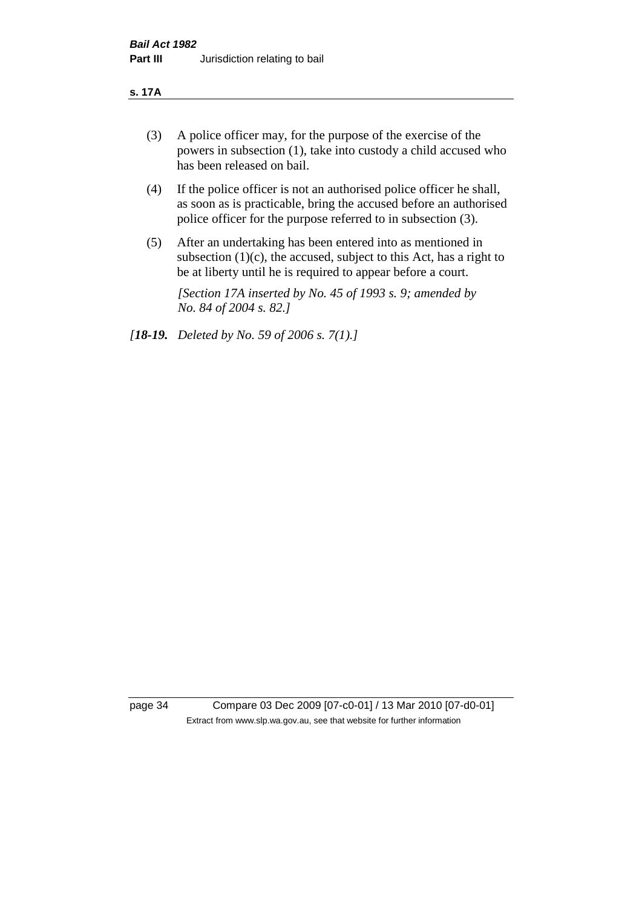(3) A police officer may, for the purpose of the exercise of the powers in subsection (1), take into custody a child accused who has been released on bail.

(4) If the police officer is not an authorised police officer he shall, as soon as is practicable, bring the accused before an authorised police officer for the purpose referred to in subsection (3).

(5) After an undertaking has been entered into as mentioned in subsection (1)(c), the accused, subject to this Act, has a right to be at liberty until he is required to appear before a court.

*[Section 17A inserted by No. 45 of 1993 s. 9; amended by No. 84 of 2004 s. 82.]*

*[**18-19.** Deleted by No. 59 of 2006 s. 7(1).]*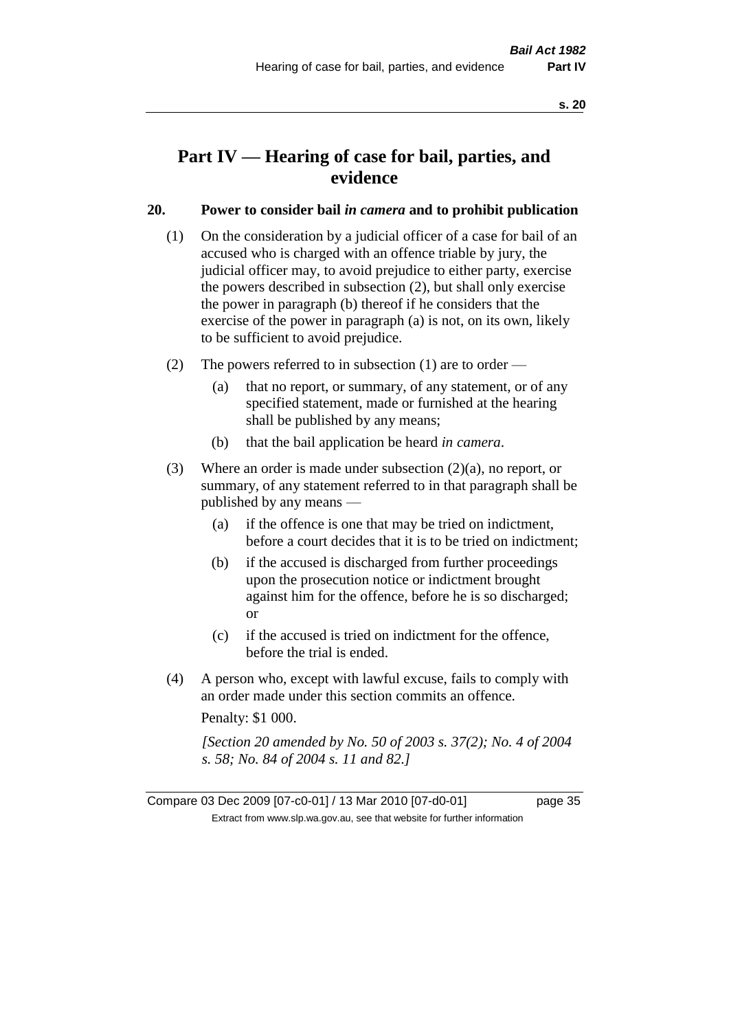# Part IV — Hearing of case for bail, parties, and evidence

### 20. Power to consider bail *in camera* and to prohibit publication

(1) On the consideration by a judicial officer of a case for bail of an accused who is charged with an offence triable by jury, the judicial officer may, to avoid prejudice to either party, exercise the powers described in subsection (2), but shall only exercise the power in paragraph (b) thereof if he considers that the exercise of the power in paragraph (a) is not, on its own, likely to be sufficient to avoid prejudice.

(2) The powers referred to in subsection (1) are to order —

(a) that no report, or summary, of any statement, or of any specified statement, made or furnished at the hearing shall be published by any means;

(b) that the bail application be heard *in camera*.

(3) Where an order is made under subsection (2)(a), no report, or summary, of any statement referred to in that paragraph shall be published by any means —

(a) if the offence is one that may be tried on indictment, before a court decides that it is to be tried on indictment;

(b) if the accused is discharged from further proceedings upon the prosecution notice or indictment brought against him for the offence, before he is so discharged; or

(c) if the accused is tried on indictment for the offence, before the trial is ended.

(4) A person who, except with lawful excuse, fails to comply with an order made under this section commits an offence.

Penalty: $1 000.

*[Section 20 amended by No. 50 of 2003 s. 37(2); No. 4 of 2004 s. 58; No. 84 of 2004 s. 11 and 82.]*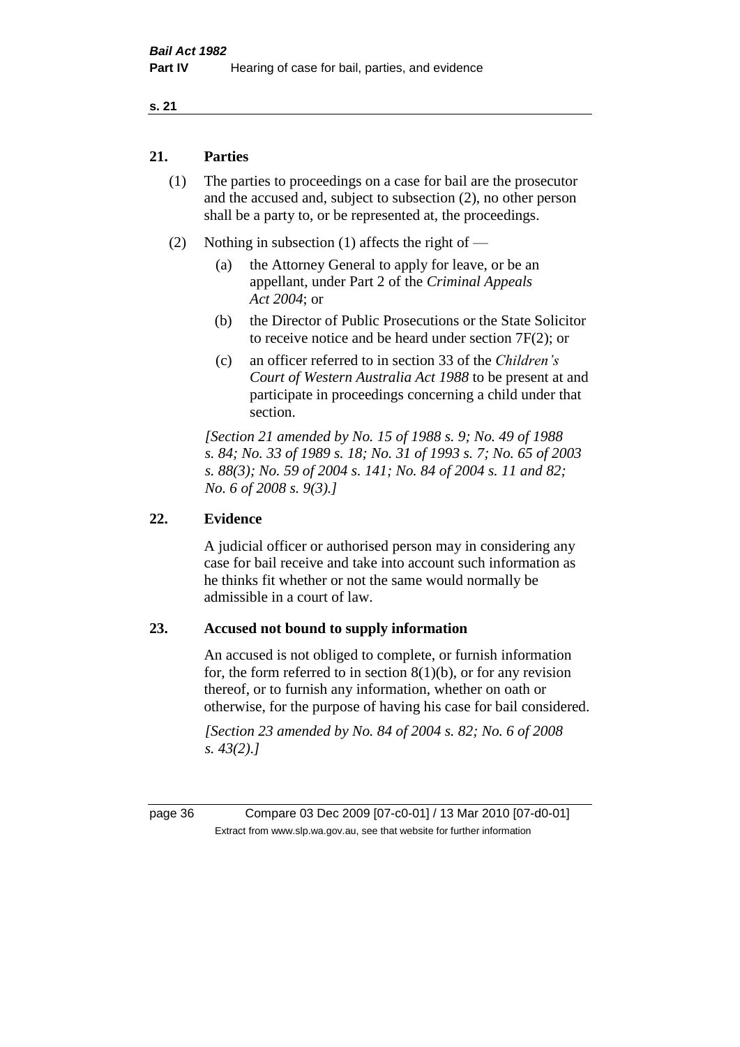## 21. Parties

(1) The parties to proceedings on a case for bail are the prosecutor and the accused and, subject to subsection (2), no other person shall be a party to, or be represented at, the proceedings.

(2) Nothing in subsection (1) affects the right of —

(a) the Attorney General to apply for leave, or be an appellant, under Part 2 of the *Criminal Appeals Act 2004*; or

(b) the Director of Public Prosecutions or the State Solicitor to receive notice and be heard under section 7F(2); or

(c) an officer referred to in section 33 of the *Children's Court of Western Australia Act 1988* to be present at and participate in proceedings concerning a child under that section.

*[Section 21 amended by No. 15 of 1988 s. 9; No. 49 of 1988 s. 84; No. 33 of 1989 s. 18; No. 31 of 1993 s. 7; No. 65 of 2003 s. 88(3); No. 59 of 2004 s. 141; No. 84 of 2004 s. 11 and 82; No. 6 of 2008 s. 9(3).]*

## 22. Evidence

A judicial officer or authorised person may in considering any case for bail receive and take into account such information as he thinks fit whether or not the same would normally be admissible in a court of law.

## 23. Accused not bound to supply information

An accused is not obliged to complete, or furnish information for, the form referred to in section 8(1)(b), or for any revision thereof, or to furnish any information, whether on oath or otherwise, for the purpose of having his case for bail considered.

*[Section 23 amended by No. 84 of 2004 s. 82; No. 6 of 2008 s. 43(2).]*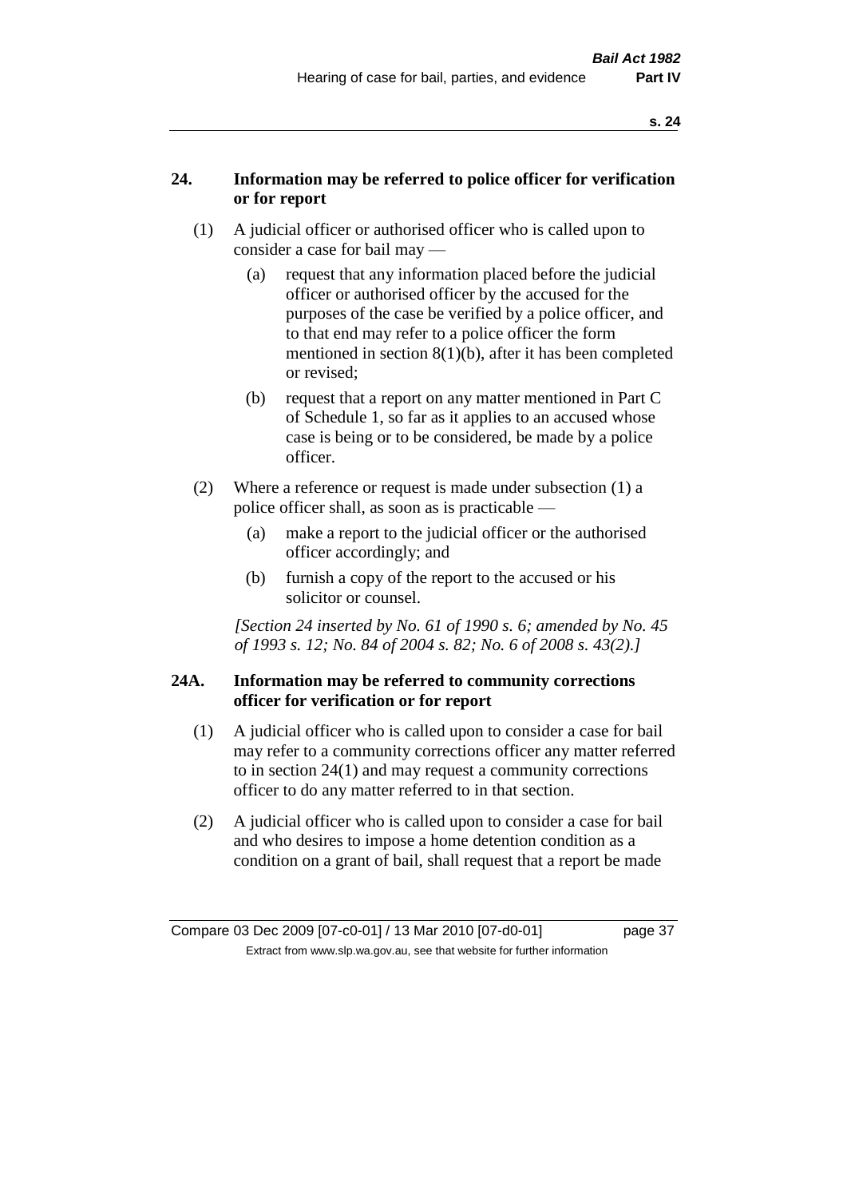## 24. Information may be referred to police officer for verification or for report

(1) A judicial officer or authorised officer who is called upon to consider a case for bail may —

(a) request that any information placed before the judicial officer or authorised officer by the accused for the purposes of the case be verified by a police officer, and to that end may refer to a police officer the form mentioned in section 8(1)(b), after it has been completed or revised;

(b) request that a report on any matter mentioned in Part C of Schedule 1, so far as it applies to an accused whose case is being or to be considered, be made by a police officer.

(2) Where a reference or request is made under subsection (1) a police officer shall, as soon as is practicable —

(a) make a report to the judicial officer or the authorised officer accordingly; and

(b) furnish a copy of the report to the accused or his solicitor or counsel.

*[Section 24 inserted by No. 61 of 1990 s. 6; amended by No. 45 of 1993 s. 12; No. 84 of 2004 s. 82; No. 6 of 2008 s. 43(2).]*

## 24A. Information may be referred to community corrections officer for verification or for report

(1) A judicial officer who is called upon to consider a case for bail may refer to a community corrections officer any matter referred to in section 24(1) and may request a community corrections officer to do any matter referred to in that section.

(2) A judicial officer who is called upon to consider a case for bail and who desires to impose a home detention condition as a condition on a grant of bail, shall request that a report be made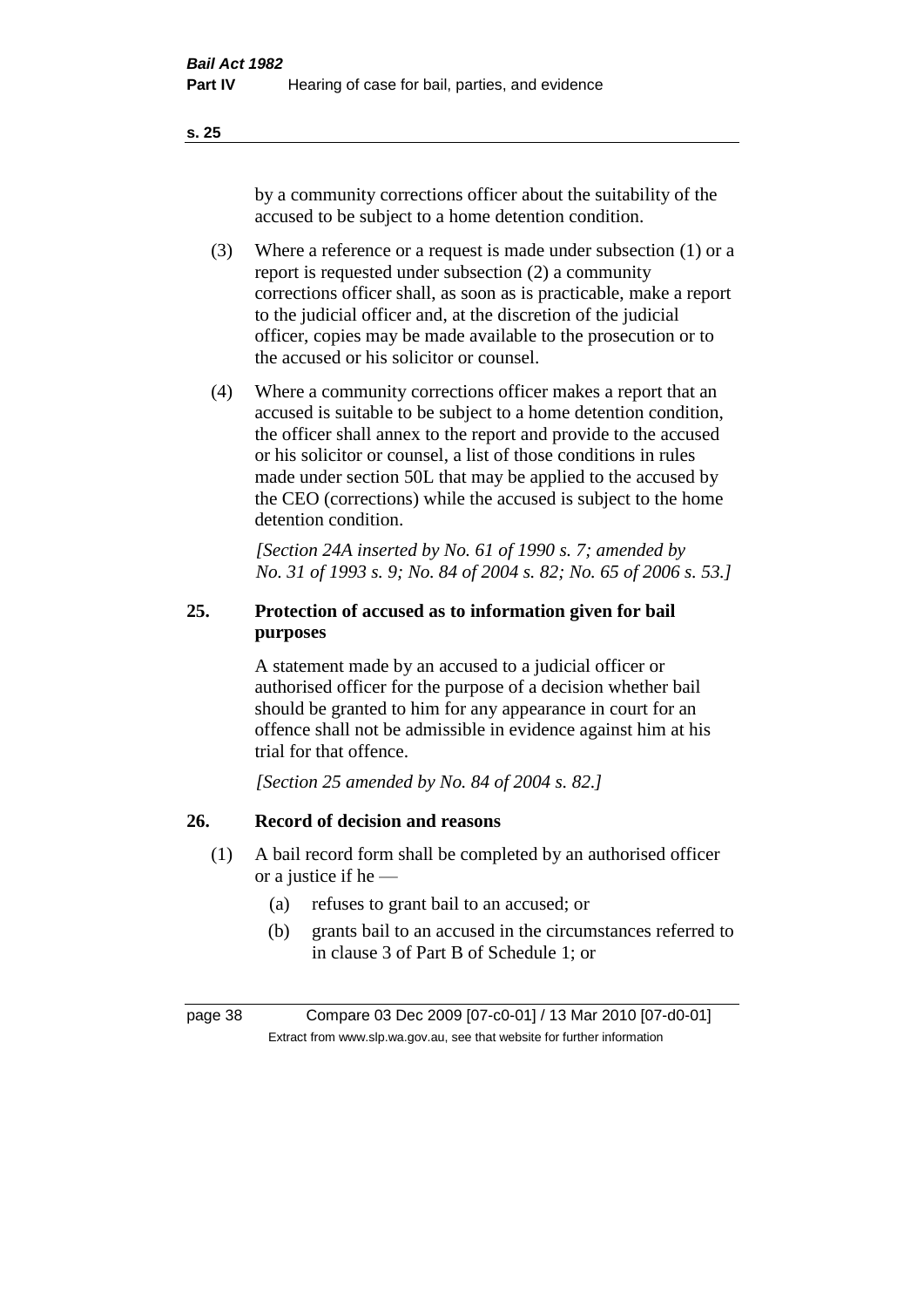by a community corrections officer about the suitability of the accused to be subject to a home detention condition.

(3) Where a reference or a request is made under subsection (1) or a report is requested under subsection (2) a community corrections officer shall, as soon as is practicable, make a report to the judicial officer and, at the discretion of the judicial officer, copies may be made available to the prosecution or to the accused or his solicitor or counsel.

(4) Where a community corrections officer makes a report that an accused is suitable to be subject to a home detention condition, the officer shall annex to the report and provide to the accused or his solicitor or counsel, a list of those conditions in rules made under section 50L that may be applied to the accused by the CEO (corrections) while the accused is subject to the home detention condition.

*[Section 24A inserted by No. 61 of 1990 s. 7; amended by No. 31 of 1993 s. 9; No. 84 of 2004 s. 82; No. 65 of 2006 s. 53.]*

## 25. Protection of accused as to information given for bail purposes

A statement made by an accused to a judicial officer or authorised officer for the purpose of a decision whether bail should be granted to him for any appearance in court for an offence shall not be admissible in evidence against him at his trial for that offence.

*[Section 25 amended by No. 84 of 2004 s. 82.]*

## 26. Record of decision and reasons

(1) A bail record form shall be completed by an authorised officer or a justice if he —

(a) refuses to grant bail to an accused; or

(b) grants bail to an accused in the circumstances referred to in clause 3 of Part B of Schedule 1; or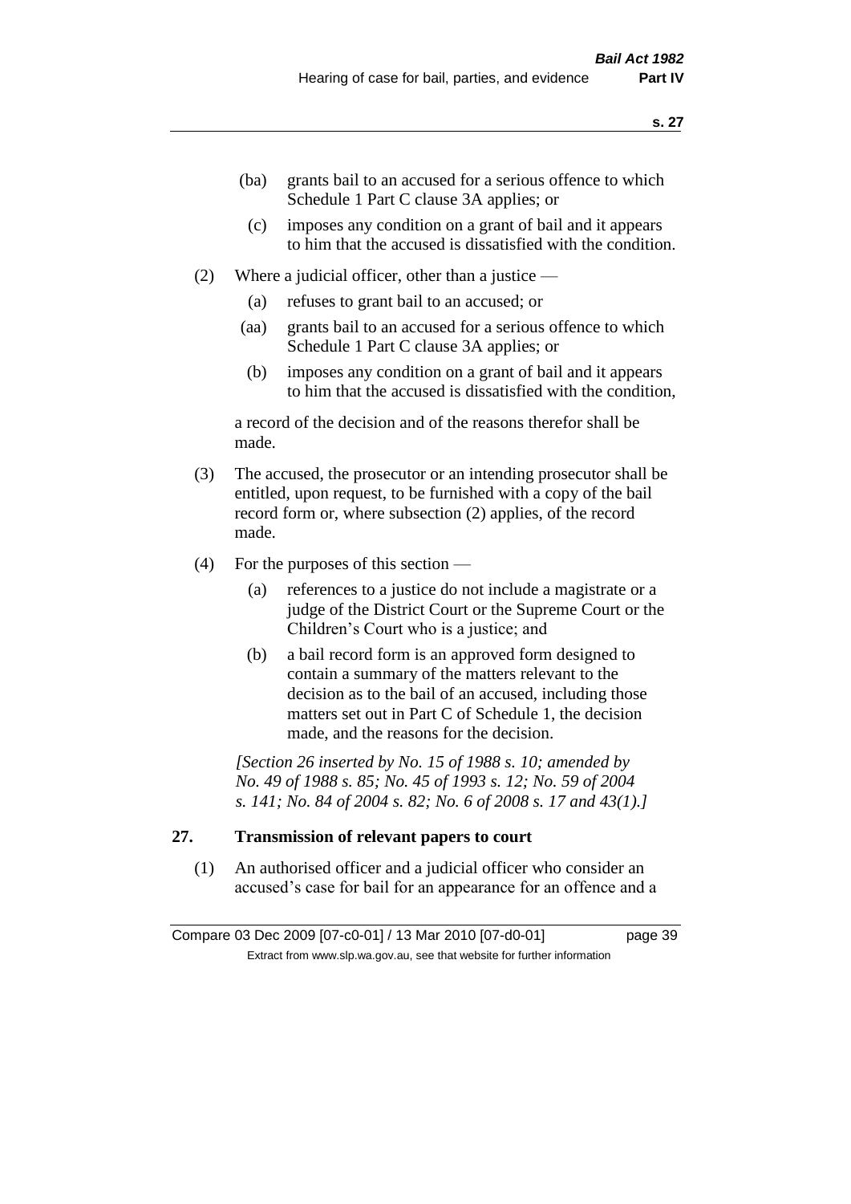(ba) grants bail to an accused for a serious offence to which Schedule 1 Part C clause 3A applies; or

(c) imposes any condition on a grant of bail and it appears to him that the accused is dissatisfied with the condition.

(2) Where a judicial officer, other than a justice —

(a) refuses to grant bail to an accused; or

(aa) grants bail to an accused for a serious offence to which Schedule 1 Part C clause 3A applies; or

(b) imposes any condition on a grant of bail and it appears to him that the accused is dissatisfied with the condition,

a record of the decision and of the reasons therefor shall be made.

(3) The accused, the prosecutor or an intending prosecutor shall be entitled, upon request, to be furnished with a copy of the bail record form or, where subsection (2) applies, of the record made.

(4) For the purposes of this section —

(a) references to a justice do not include a magistrate or a judge of the District Court or the Supreme Court or the Children's Court who is a justice; and

(b) a bail record form is an approved form designed to contain a summary of the matters relevant to the decision as to the bail of an accused, including those matters set out in Part C of Schedule 1, the decision made, and the reasons for the decision.

*[Section 26 inserted by No. 15 of 1988 s. 10; amended by No. 49 of 1988 s. 85; No. 45 of 1993 s. 12; No. 59 of 2004 s. 141; No. 84 of 2004 s. 82; No. 6 of 2008 s. 17 and 43(1).]*

## 27. Transmission of relevant papers to court

(1) An authorised officer and a judicial officer who consider an accused's case for bail for an appearance for an offence and a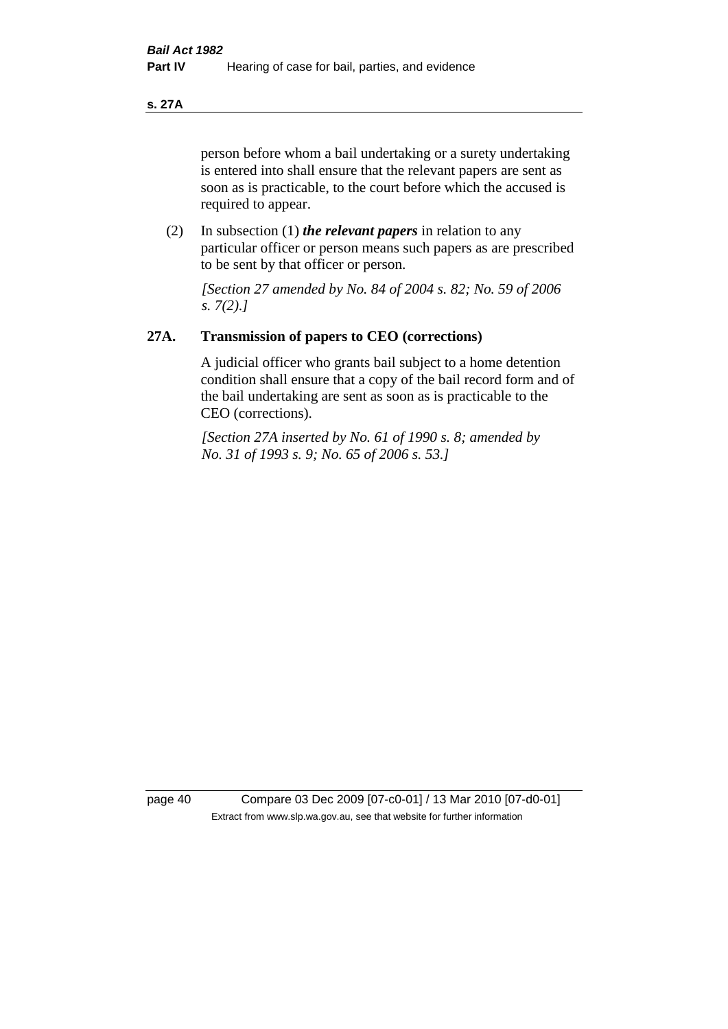person before whom a bail undertaking or a surety undertaking is entered into shall ensure that the relevant papers are sent as soon as is practicable, to the court before which the accused is required to appear.

(2) In subsection (1) ***the relevant papers*** in relation to any particular officer or person means such papers as are prescribed to be sent by that officer or person.

*[Section 27 amended by No. 84 of 2004 s. 82; No. 59 of 2006 s. 7(2).]*

## 27A. Transmission of papers to CEO (corrections)

A judicial officer who grants bail subject to a home detention condition shall ensure that a copy of the bail record form and of the bail undertaking are sent as soon as is practicable to the CEO (corrections).

*[Section 27A inserted by No. 61 of 1990 s. 8; amended by No. 31 of 1993 s. 9; No. 65 of 2006 s. 53.]*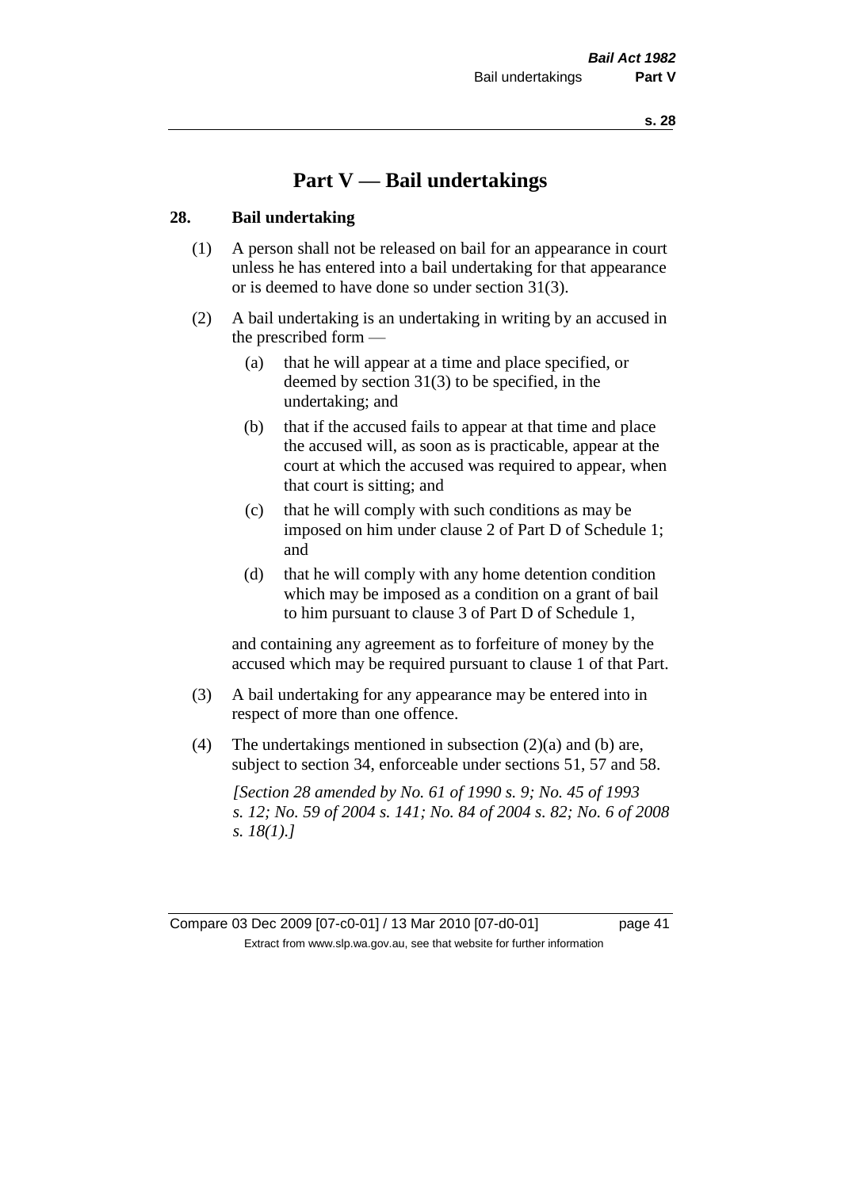# Part V — Bail undertakings

## 28. Bail undertaking

(1) A person shall not be released on bail for an appearance in court unless he has entered into a bail undertaking for that appearance or is deemed to have done so under section 31(3).

(2) A bail undertaking is an undertaking in writing by an accused in the prescribed form —

(a) that he will appear at a time and place specified, or deemed by section 31(3) to be specified, in the undertaking; and

(b) that if the accused fails to appear at that time and place the accused will, as soon as is practicable, appear at the court at which the accused was required to appear, when that court is sitting; and

(c) that he will comply with such conditions as may be imposed on him under clause 2 of Part D of Schedule 1; and

(d) that he will comply with any home detention condition which may be imposed as a condition on a grant of bail to him pursuant to clause 3 of Part D of Schedule 1,

and containing any agreement as to forfeiture of money by the accused which may be required pursuant to clause 1 of that Part.

(3) A bail undertaking for any appearance may be entered into in respect of more than one offence.

(4) The undertakings mentioned in subsection (2)(a) and (b) are, subject to section 34, enforceable under sections 51, 57 and 58.

*[Section 28 amended by No. 61 of 1990 s. 9; No. 45 of 1993 s. 12; No. 59 of 2004 s. 141; No. 84 of 2004 s. 82; No. 6 of 2008 s. 18(1).]*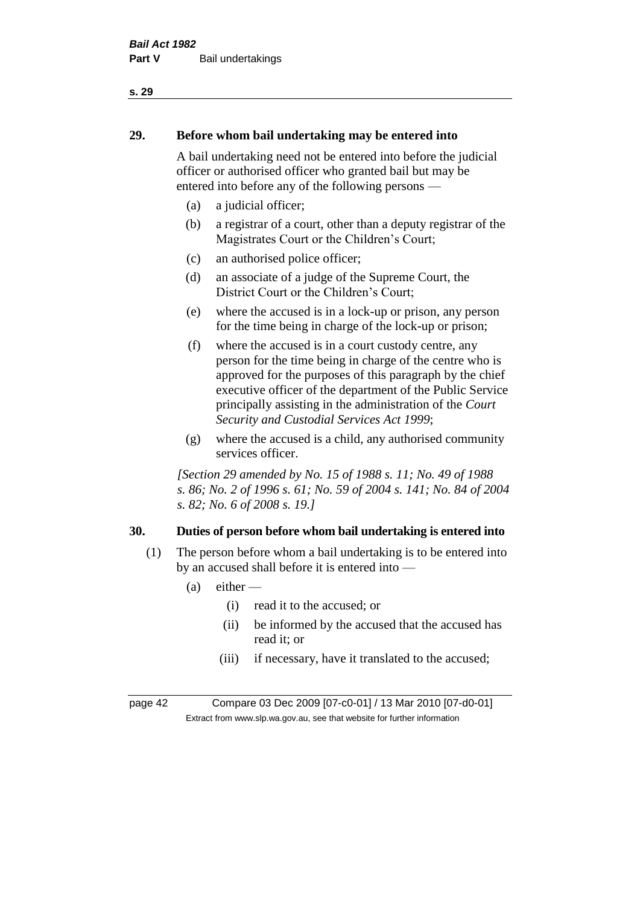## 29. Before whom bail undertaking may be entered into

A bail undertaking need not be entered into before the judicial officer or authorised officer who granted bail but may be entered into before any of the following persons —

(a) a judicial officer;

(b) a registrar of a court, other than a deputy registrar of the Magistrates Court or the Children's Court;

(c) an authorised police officer;

(d) an associate of a judge of the Supreme Court, the District Court or the Children's Court;

(e) where the accused is in a lock-up or prison, any person for the time being in charge of the lock-up or prison;

(f) where the accused is in a court custody centre, any person for the time being in charge of the centre who is approved for the purposes of this paragraph by the chief executive officer of the department of the Public Service principally assisting in the administration of the *Court Security and Custodial Services Act 1999*;

(g) where the accused is a child, any authorised community services officer.

*[Section 29 amended by No. 15 of 1988 s. 11; No. 49 of 1988 s. 86; No. 2 of 1996 s. 61; No. 59 of 2004 s. 141; No. 84 of 2004 s. 82; No. 6 of 2008 s. 19.]*

## 30. Duties of person before whom bail undertaking is entered into

(1) The person before whom a bail undertaking is to be entered into by an accused shall before it is entered into —

(a) either —

(i) read it to the accused; or

(ii) be informed by the accused that the accused has read it; or

(iii) if necessary, have it translated to the accused;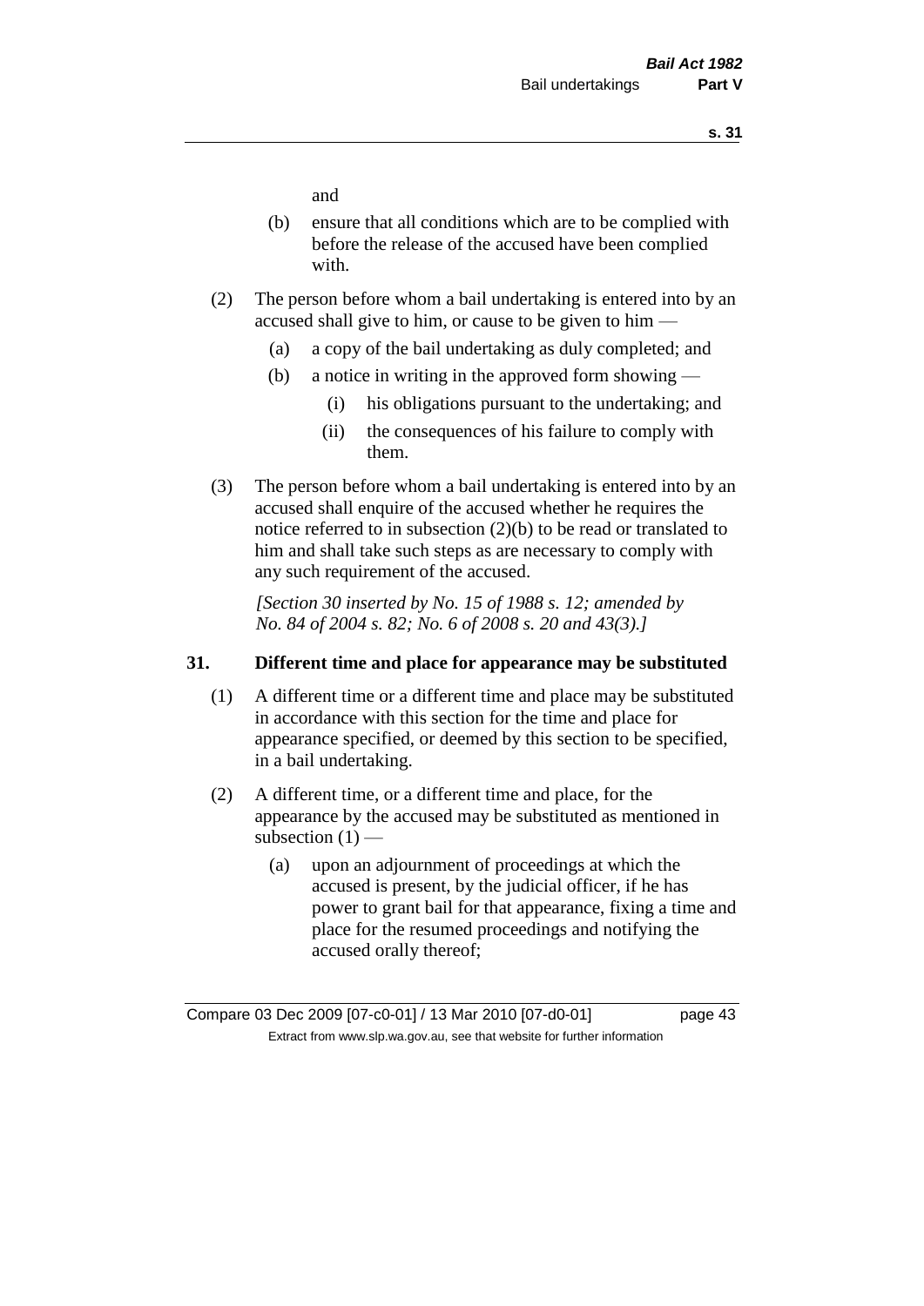and

(b) ensure that all conditions which are to be complied with before the release of the accused have been complied with.

(2) The person before whom a bail undertaking is entered into by an accused shall give to him, or cause to be given to him —

(a) a copy of the bail undertaking as duly completed; and

(b) a notice in writing in the approved form showing —

(i) his obligations pursuant to the undertaking; and

(ii) the consequences of his failure to comply with them.

(3) The person before whom a bail undertaking is entered into by an accused shall enquire of the accused whether he requires the notice referred to in subsection (2)(b) to be read or translated to him and shall take such steps as are necessary to comply with any such requirement of the accused.

*[Section 30 inserted by No. 15 of 1988 s. 12; amended by No. 84 of 2004 s. 82; No. 6 of 2008 s. 20 and 43(3).]*

## 31. Different time and place for appearance may be substituted

(1) A different time or a different time and place may be substituted in accordance with this section for the time and place for appearance specified, or deemed by this section to be specified, in a bail undertaking.

(2) A different time, or a different time and place, for the appearance by the accused may be substituted as mentioned in subsection (1) —

(a) upon an adjournment of proceedings at which the accused is present, by the judicial officer, if he has power to grant bail for that appearance, fixing a time and place for the resumed proceedings and notifying the accused orally thereof;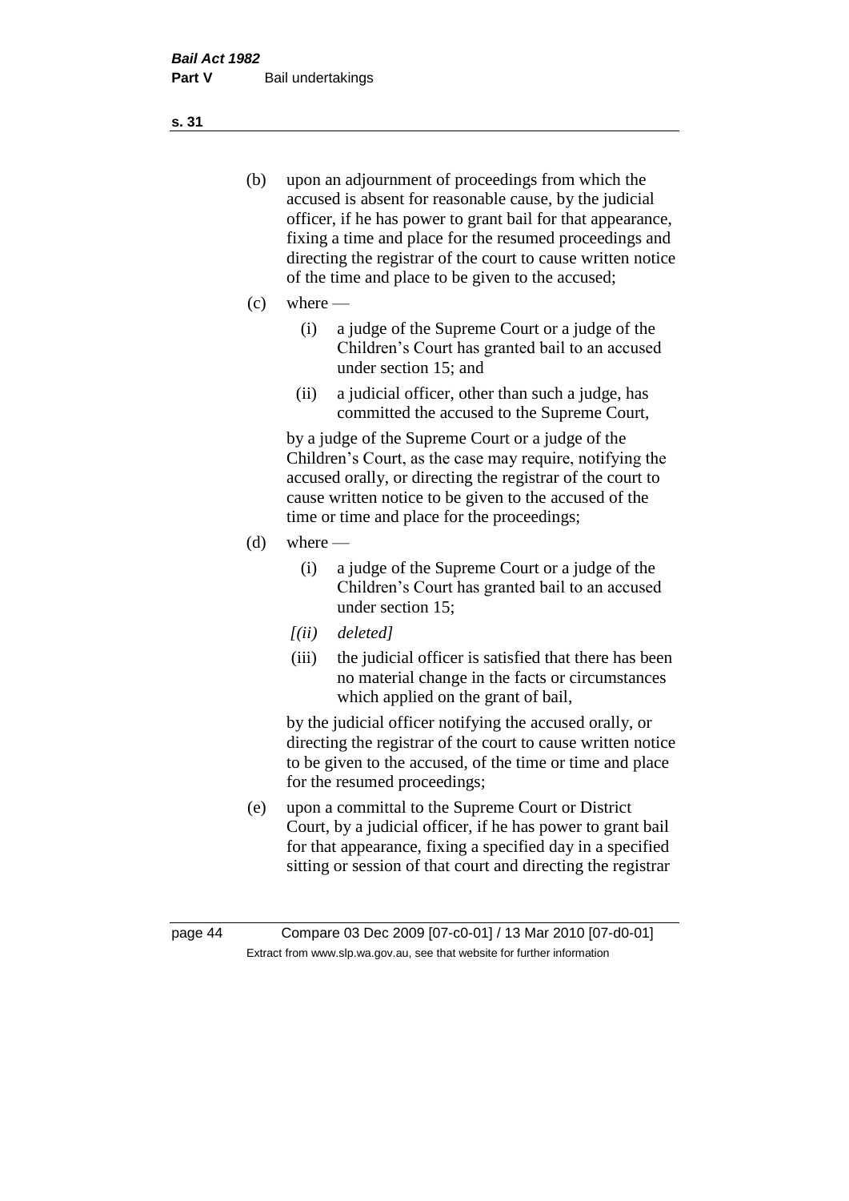(b) upon an adjournment of proceedings from which the accused is absent for reasonable cause, by the judicial officer, if he has power to grant bail for that appearance, fixing a time and place for the resumed proceedings and directing the registrar of the court to cause written notice of the time and place to be given to the accused;

(c) where —

  (i) a judge of the Supreme Court or a judge of the Children's Court has granted bail to an accused under section 15; and

  (ii) a judicial officer, other than such a judge, has committed the accused to the Supreme Court,

  by a judge of the Supreme Court or a judge of the Children's Court, as the case may require, notifying the accused orally, or directing the registrar of the court to cause written notice to be given to the accused of the time or time and place for the proceedings;

(d) where —

  (i) a judge of the Supreme Court or a judge of the Children's Court has granted bail to an accused under section 15;

  *[(ii) deleted]*

  (iii) the judicial officer is satisfied that there has been no material change in the facts or circumstances which applied on the grant of bail,

  by the judicial officer notifying the accused orally, or directing the registrar of the court to cause written notice to be given to the accused, of the time or time and place for the resumed proceedings;

(e) upon a committal to the Supreme Court or District Court, by a judicial officer, if he has power to grant bail for that appearance, fixing a specified day in a specified sitting or session of that court and directing the registrar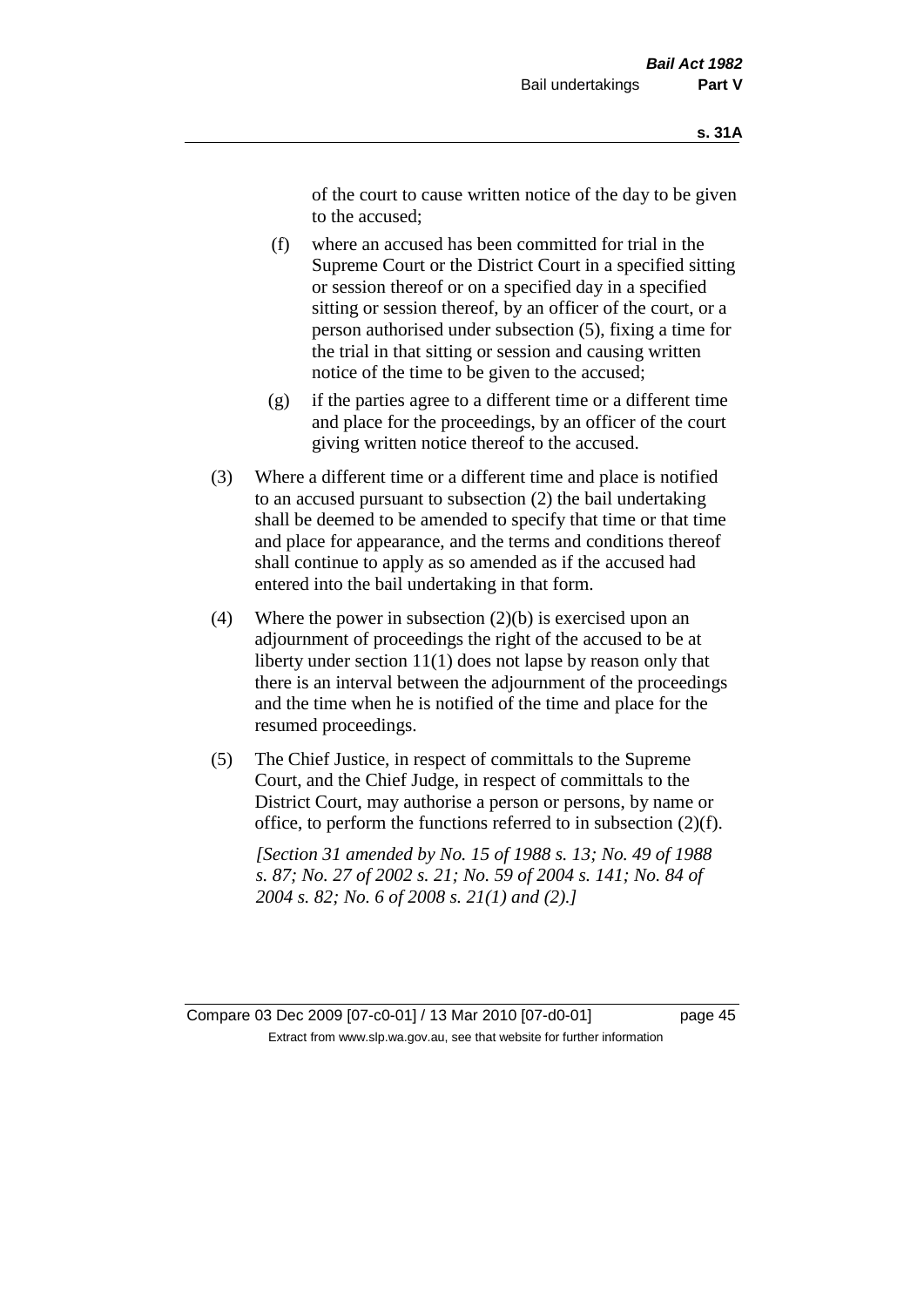of the court to cause written notice of the day to be given to the accused;

(f) where an accused has been committed for trial in the Supreme Court or the District Court in a specified sitting or session thereof or on a specified day in a specified sitting or session thereof, by an officer of the court, or a person authorised under subsection (5), fixing a time for the trial in that sitting or session and causing written notice of the time to be given to the accused;

(g) if the parties agree to a different time or a different time and place for the proceedings, by an officer of the court giving written notice thereof to the accused.

(3) Where a different time or a different time and place is notified to an accused pursuant to subsection (2) the bail undertaking shall be deemed to be amended to specify that time or that time and place for appearance, and the terms and conditions thereof shall continue to apply as so amended as if the accused had entered into the bail undertaking in that form.

(4) Where the power in subsection (2)(b) is exercised upon an adjournment of proceedings the right of the accused to be at liberty under section 11(1) does not lapse by reason only that there is an interval between the adjournment of the proceedings and the time when he is notified of the time and place for the resumed proceedings.

(5) The Chief Justice, in respect of committals to the Supreme Court, and the Chief Judge, in respect of committals to the District Court, may authorise a person or persons, by name or office, to perform the functions referred to in subsection (2)(f).

*[Section 31 amended by No. 15 of 1988 s. 13; No. 49 of 1988 s. 87; No. 27 of 2002 s. 21; No. 59 of 2004 s. 141; No. 84 of 2004 s. 82; No. 6 of 2008 s. 21(1) and (2).]*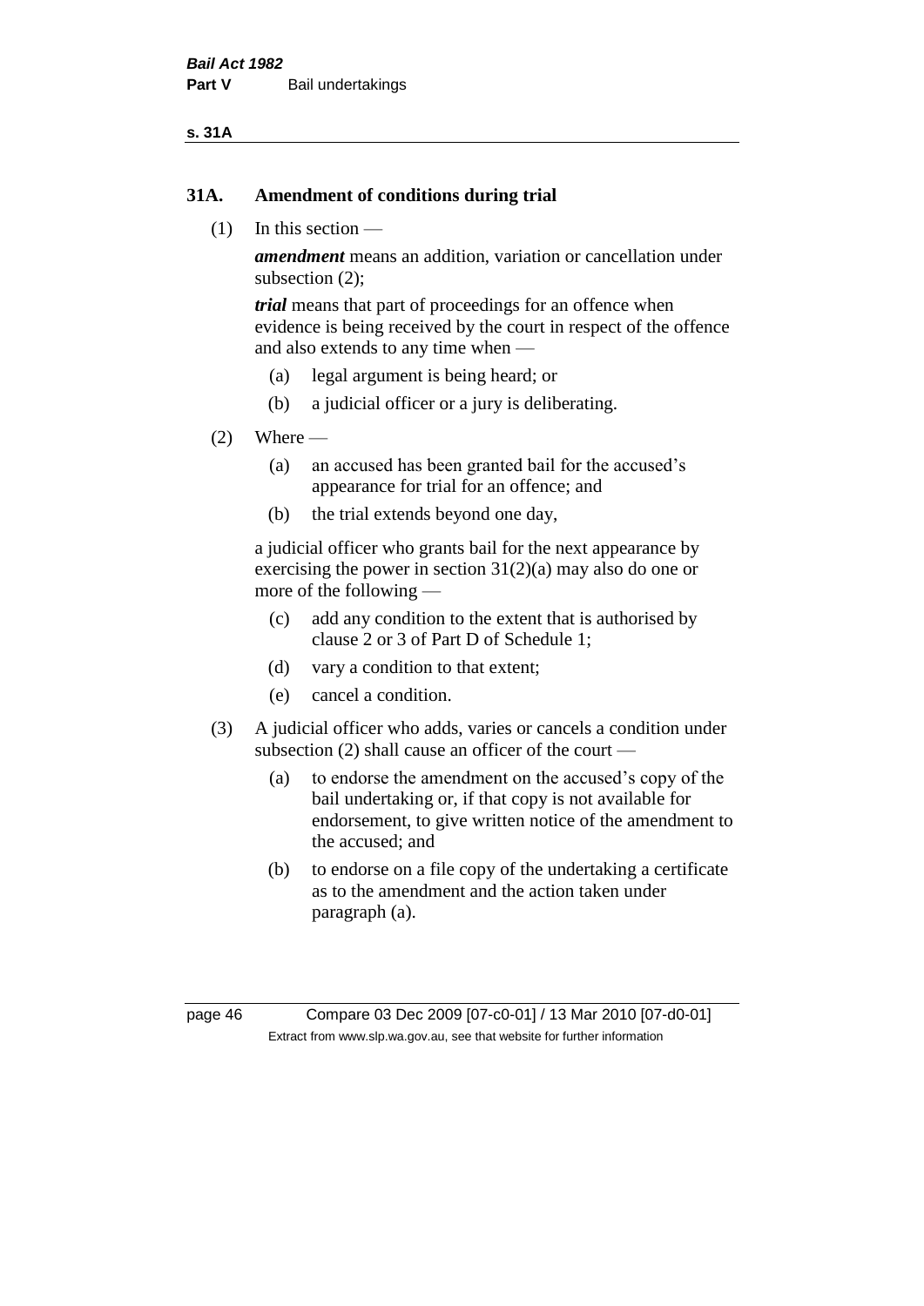## 31A. Amendment of conditions during trial

(1) In this section —

***amendment*** means an addition, variation or cancellation under subsection (2);

***trial*** means that part of proceedings for an offence when evidence is being received by the court in respect of the offence and also extends to any time when —

- (a) legal argument is being heard; or
- (b) a judicial officer or a jury is deliberating.

(2) Where —

- (a) an accused has been granted bail for the accused's appearance for trial for an offence; and
- (b) the trial extends beyond one day,

a judicial officer who grants bail for the next appearance by exercising the power in section 31(2)(a) may also do one or more of the following —

- (c) add any condition to the extent that is authorised by clause 2 or 3 of Part D of Schedule 1;
- (d) vary a condition to that extent;
- (e) cancel a condition.

(3) A judicial officer who adds, varies or cancels a condition under subsection (2) shall cause an officer of the court —

- (a) to endorse the amendment on the accused's copy of the bail undertaking or, if that copy is not available for endorsement, to give written notice of the amendment to the accused; and
- (b) to endorse on a file copy of the undertaking a certificate as to the amendment and the action taken under paragraph (a).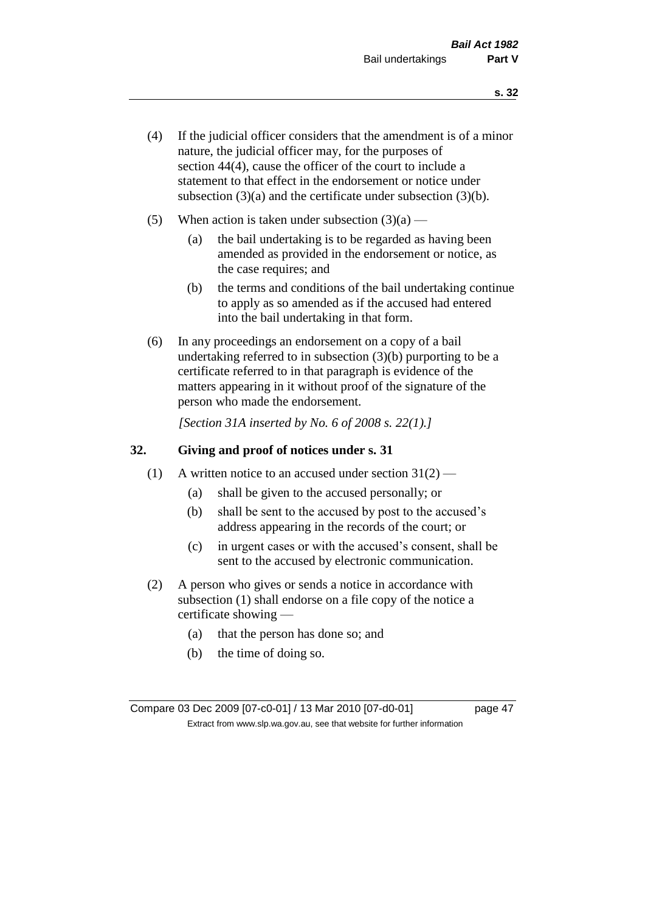(4) If the judicial officer considers that the amendment is of a minor nature, the judicial officer may, for the purposes of section 44(4), cause the officer of the court to include a statement to that effect in the endorsement or notice under subsection (3)(a) and the certificate under subsection (3)(b).

(5) When action is taken under subsection (3)(a) —

(a) the bail undertaking is to be regarded as having been amended as provided in the endorsement or notice, as the case requires; and

(b) the terms and conditions of the bail undertaking continue to apply as so amended as if the accused had entered into the bail undertaking in that form.

(6) In any proceedings an endorsement on a copy of a bail undertaking referred to in subsection (3)(b) purporting to be a certificate referred to in that paragraph is evidence of the matters appearing in it without proof of the signature of the person who made the endorsement.

*[Section 31A inserted by No. 6 of 2008 s. 22(1).]*

## 32. Giving and proof of notices under s. 31

(1) A written notice to an accused under section 31(2) —

(a) shall be given to the accused personally; or

(b) shall be sent to the accused by post to the accused's address appearing in the records of the court; or

(c) in urgent cases or with the accused's consent, shall be sent to the accused by electronic communication.

(2) A person who gives or sends a notice in accordance with subsection (1) shall endorse on a file copy of the notice a certificate showing —

(a) that the person has done so; and

(b) the time of doing so.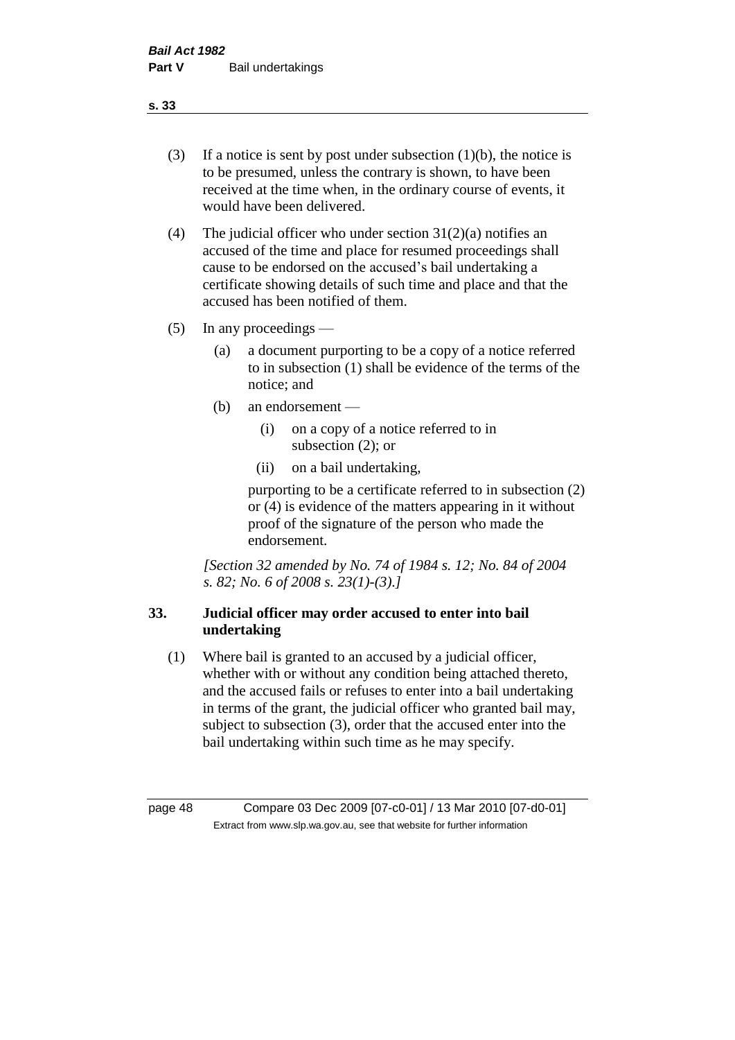(3) If a notice is sent by post under subsection (1)(b), the notice is to be presumed, unless the contrary is shown, to have been received at the time when, in the ordinary course of events, it would have been delivered.

(4) The judicial officer who under section 31(2)(a) notifies an accused of the time and place for resumed proceedings shall cause to be endorsed on the accused's bail undertaking a certificate showing details of such time and place and that the accused has been notified of them.

(5) In any proceedings —

  (a) a document purporting to be a copy of a notice referred to in subsection (1) shall be evidence of the terms of the notice; and

  (b) an endorsement —

    (i) on a copy of a notice referred to in subsection (2); or

    (ii) on a bail undertaking,

  purporting to be a certificate referred to in subsection (2) or (4) is evidence of the matters appearing in it without proof of the signature of the person who made the endorsement.

*[Section 32 amended by No. 74 of 1984 s. 12; No. 84 of 2004 s. 82; No. 6 of 2008 s. 23(1)-(3).]*

## 33. Judicial officer may order accused to enter into bail undertaking

(1) Where bail is granted to an accused by a judicial officer, whether with or without any condition being attached thereto, and the accused fails or refuses to enter into a bail undertaking in terms of the grant, the judicial officer who granted bail may, subject to subsection (3), order that the accused enter into the bail undertaking within such time as he may specify.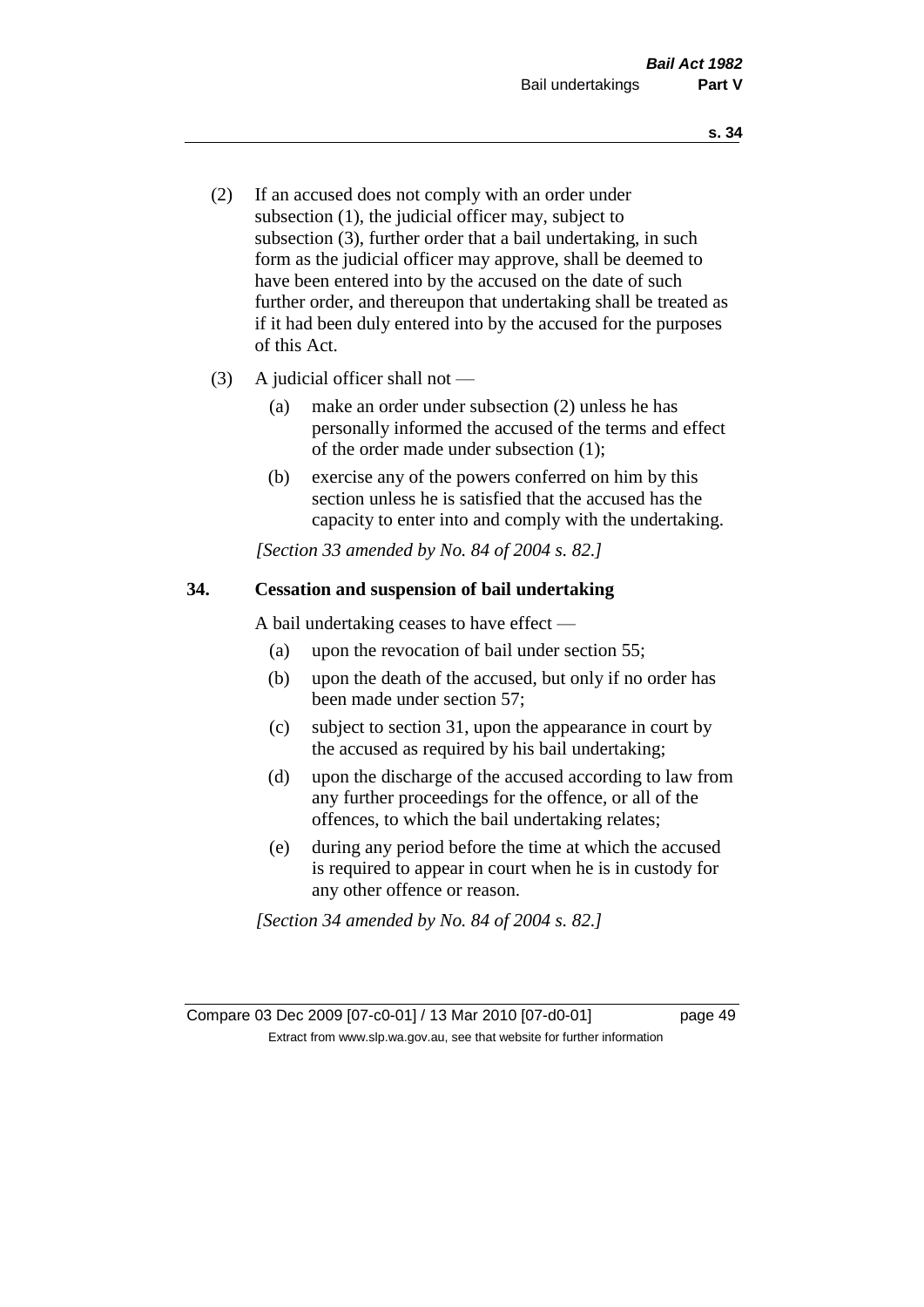(2) If an accused does not comply with an order under subsection (1), the judicial officer may, subject to subsection (3), further order that a bail undertaking, in such form as the judicial officer may approve, shall be deemed to have been entered into by the accused on the date of such further order, and thereupon that undertaking shall be treated as if it had been duly entered into by the accused for the purposes of this Act.

(3) A judicial officer shall not —

(a) make an order under subsection (2) unless he has personally informed the accused of the terms and effect of the order made under subsection (1);

(b) exercise any of the powers conferred on him by this section unless he is satisfied that the accused has the capacity to enter into and comply with the undertaking.

*[Section 33 amended by No. 84 of 2004 s. 82.]*

## 34. Cessation and suspension of bail undertaking

A bail undertaking ceases to have effect —

(a) upon the revocation of bail under section 55;

(b) upon the death of the accused, but only if no order has been made under section 57;

(c) subject to section 31, upon the appearance in court by the accused as required by his bail undertaking;

(d) upon the discharge of the accused according to law from any further proceedings for the offence, or all of the offences, to which the bail undertaking relates;

(e) during any period before the time at which the accused is required to appear in court when he is in custody for any other offence or reason.

*[Section 34 amended by No. 84 of 2004 s. 82.]*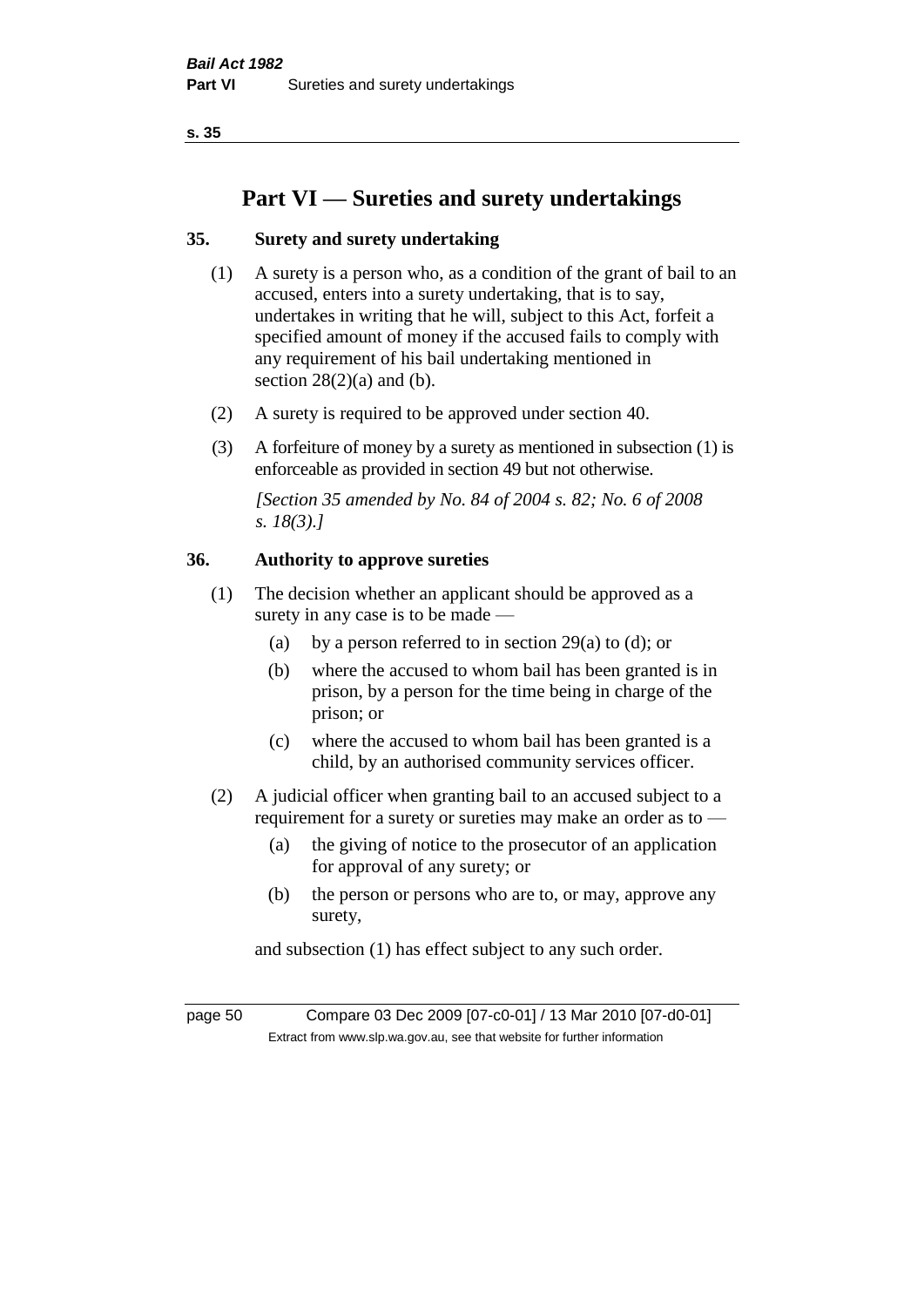# Part VI — Sureties and surety undertakings

### 35. Surety and surety undertaking

(1) A surety is a person who, as a condition of the grant of bail to an accused, enters into a surety undertaking, that is to say, undertakes in writing that he will, subject to this Act, forfeit a specified amount of money if the accused fails to comply with any requirement of his bail undertaking mentioned in section 28(2)(a) and (b).

(2) A surety is required to be approved under section 40.

(3) A forfeiture of money by a surety as mentioned in subsection (1) is enforceable as provided in section 49 but not otherwise.

*[Section 35 amended by No. 84 of 2004 s. 82; No. 6 of 2008 s. 18(3).]*

### 36. Authority to approve sureties

(1) The decision whether an applicant should be approved as a surety in any case is to be made —

- (a) by a person referred to in section 29(a) to (d); or
- (b) where the accused to whom bail has been granted is in prison, by a person for the time being in charge of the prison; or
- (c) where the accused to whom bail has been granted is a child, by an authorised community services officer.

(2) A judicial officer when granting bail to an accused subject to a requirement for a surety or sureties may make an order as to —

- (a) the giving of notice to the prosecutor of an application for approval of any surety; or
- (b) the person or persons who are to, or may, approve any surety,

and subsection (1) has effect subject to any such order.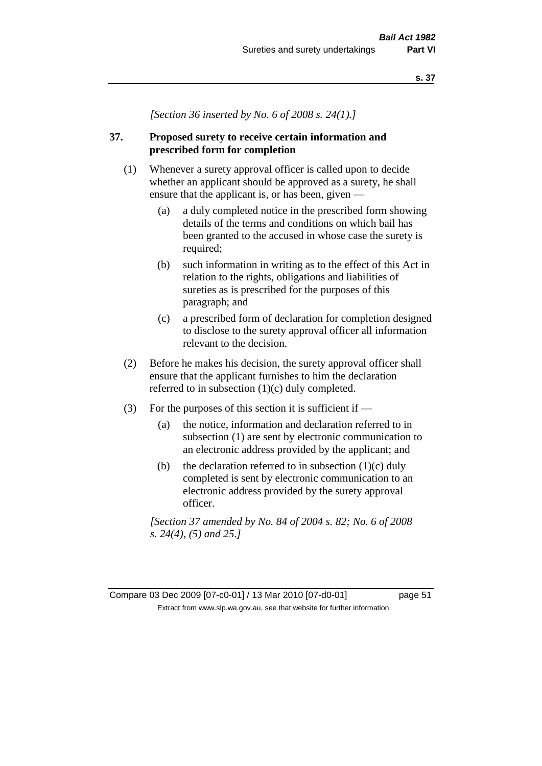*[Section 36 inserted by No. 6 of 2008 s. 24(1).]*

## 37. Proposed surety to receive certain information and prescribed form for completion

(1) Whenever a surety approval officer is called upon to decide whether an applicant should be approved as a surety, he shall ensure that the applicant is, or has been, given —

  (a) a duly completed notice in the prescribed form showing details of the terms and conditions on which bail has been granted to the accused in whose case the surety is required;

  (b) such information in writing as to the effect of this Act in relation to the rights, obligations and liabilities of sureties as is prescribed for the purposes of this paragraph; and

  (c) a prescribed form of declaration for completion designed to disclose to the surety approval officer all information relevant to the decision.

(2) Before he makes his decision, the surety approval officer shall ensure that the applicant furnishes to him the declaration referred to in subsection (1)(c) duly completed.

(3) For the purposes of this section it is sufficient if —

  (a) the notice, information and declaration referred to in subsection (1) are sent by electronic communication to an electronic address provided by the applicant; and

  (b) the declaration referred to in subsection (1)(c) duly completed is sent by electronic communication to an electronic address provided by the surety approval officer.

*[Section 37 amended by No. 84 of 2004 s. 82; No. 6 of 2008 s. 24(4), (5) and 25.]*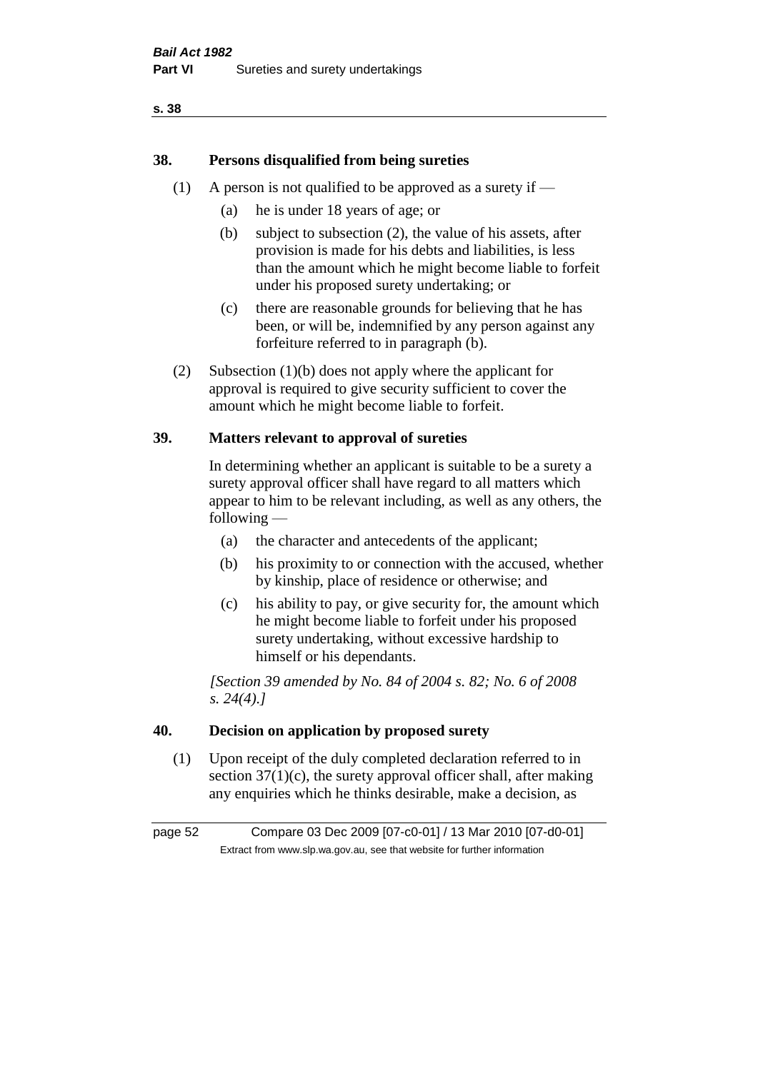## 38. Persons disqualified from being sureties

(1) A person is not qualified to be approved as a surety if —

- (a) he is under 18 years of age; or
- (b) subject to subsection (2), the value of his assets, after provision is made for his debts and liabilities, is less than the amount which he might become liable to forfeit under his proposed surety undertaking; or
- (c) there are reasonable grounds for believing that he has been, or will be, indemnified by any person against any forfeiture referred to in paragraph (b).

(2) Subsection (1)(b) does not apply where the applicant for approval is required to give security sufficient to cover the amount which he might become liable to forfeit.

## 39. Matters relevant to approval of sureties

In determining whether an applicant is suitable to be a surety a surety approval officer shall have regard to all matters which appear to him to be relevant including, as well as any others, the following —

- (a) the character and antecedents of the applicant;
- (b) his proximity to or connection with the accused, whether by kinship, place of residence or otherwise; and
- (c) his ability to pay, or give security for, the amount which he might become liable to forfeit under his proposed surety undertaking, without excessive hardship to himself or his dependants.

*[Section 39 amended by No. 84 of 2004 s. 82; No. 6 of 2008 s. 24(4).]*

## 40. Decision on application by proposed surety

(1) Upon receipt of the duly completed declaration referred to in section 37(1)(c), the surety approval officer shall, after making any enquiries which he thinks desirable, make a decision, as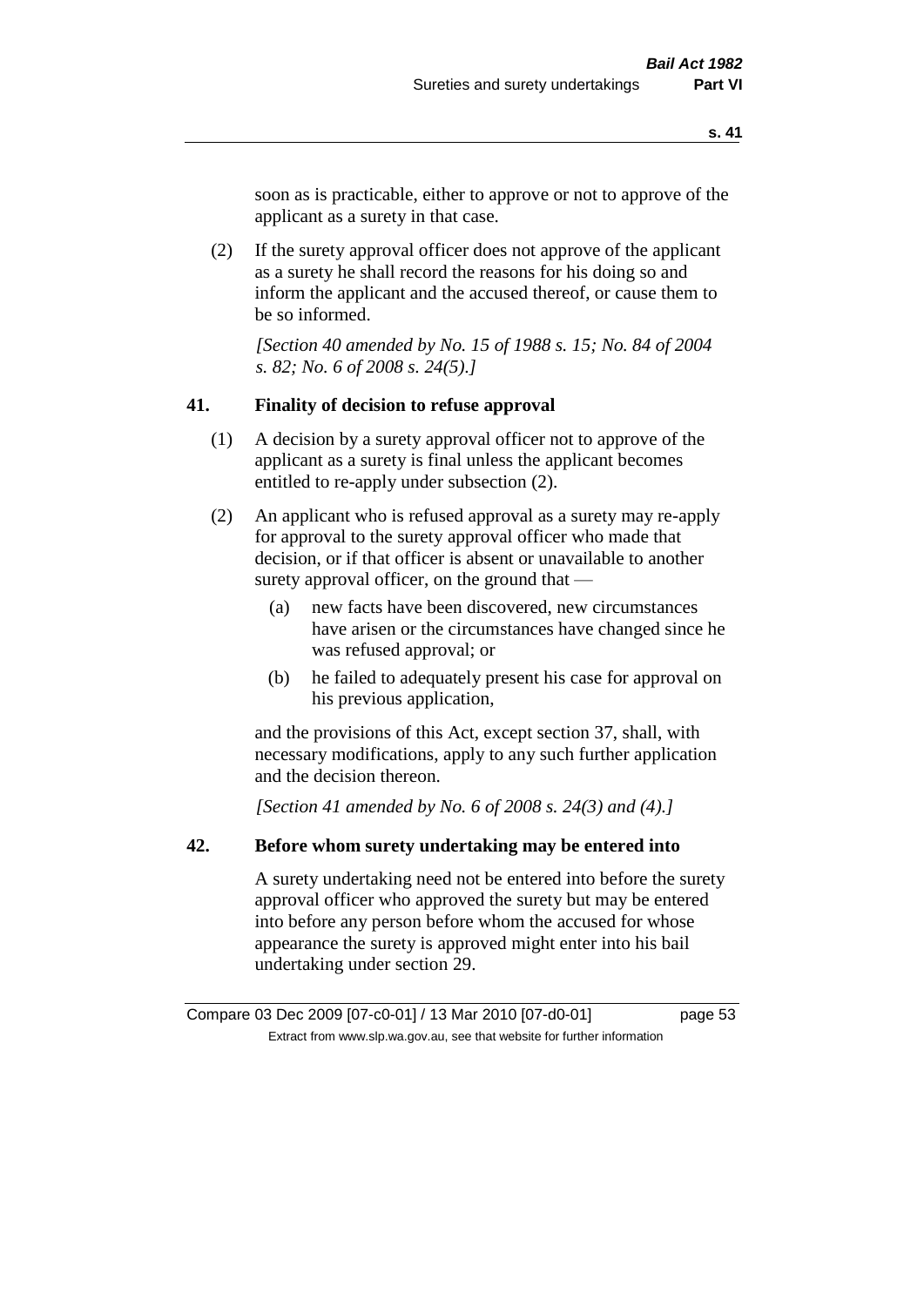soon as is practicable, either to approve or not to approve of the applicant as a surety in that case.

(2) If the surety approval officer does not approve of the applicant as a surety he shall record the reasons for his doing so and inform the applicant and the accused thereof, or cause them to be so informed.

*[Section 40 amended by No. 15 of 1988 s. 15; No. 84 of 2004 s. 82; No. 6 of 2008 s. 24(5).]*

## 41. Finality of decision to refuse approval

(1) A decision by a surety approval officer not to approve of the applicant as a surety is final unless the applicant becomes entitled to re-apply under subsection (2).

(2) An applicant who is refused approval as a surety may re-apply for approval to the surety approval officer who made that decision, or if that officer is absent or unavailable to another surety approval officer, on the ground that —

(a) new facts have been discovered, new circumstances have arisen or the circumstances have changed since he was refused approval; or

(b) he failed to adequately present his case for approval on his previous application,

and the provisions of this Act, except section 37, shall, with necessary modifications, apply to any such further application and the decision thereon.

*[Section 41 amended by No. 6 of 2008 s. 24(3) and (4).]*

## 42. Before whom surety undertaking may be entered into

A surety undertaking need not be entered into before the surety approval officer who approved the surety but may be entered into before any person before whom the accused for whose appearance the surety is approved might enter into his bail undertaking under section 29.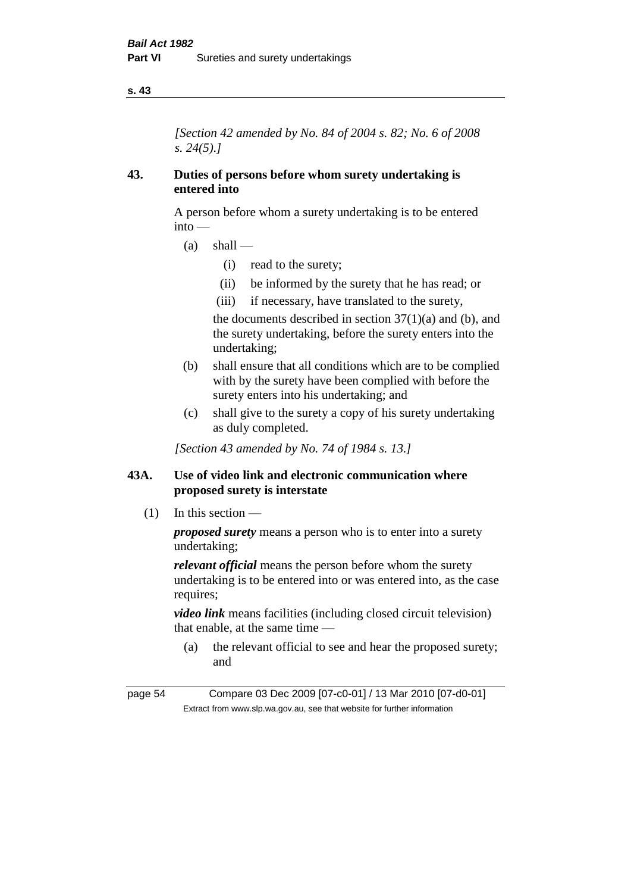*[Section 42 amended by No. 84 of 2004 s. 82; No. 6 of 2008 s. 24(5).]*

## 43. Duties of persons before whom surety undertaking is entered into

A person before whom a surety undertaking is to be entered into —

- (a) shall —
  - (i) read to the surety;
  - (ii) be informed by the surety that he has read; or
  - (iii) if necessary, have translated to the surety,

  the documents described in section 37(1)(a) and (b), and the surety undertaking, before the surety enters into the undertaking;
- (b) shall ensure that all conditions which are to be complied with by the surety have been complied with before the surety enters into his undertaking; and
- (c) shall give to the surety a copy of his surety undertaking as duly completed.

*[Section 43 amended by No. 74 of 1984 s. 13.]*

## 43A. Use of video link and electronic communication where proposed surety is interstate

(1) In this section —

***proposed surety*** means a person who is to enter into a surety undertaking;

***relevant official*** means the person before whom the surety undertaking is to be entered into or was entered into, as the case requires;

***video link*** means facilities (including closed circuit television) that enable, at the same time —

- (a) the relevant official to see and hear the proposed surety; and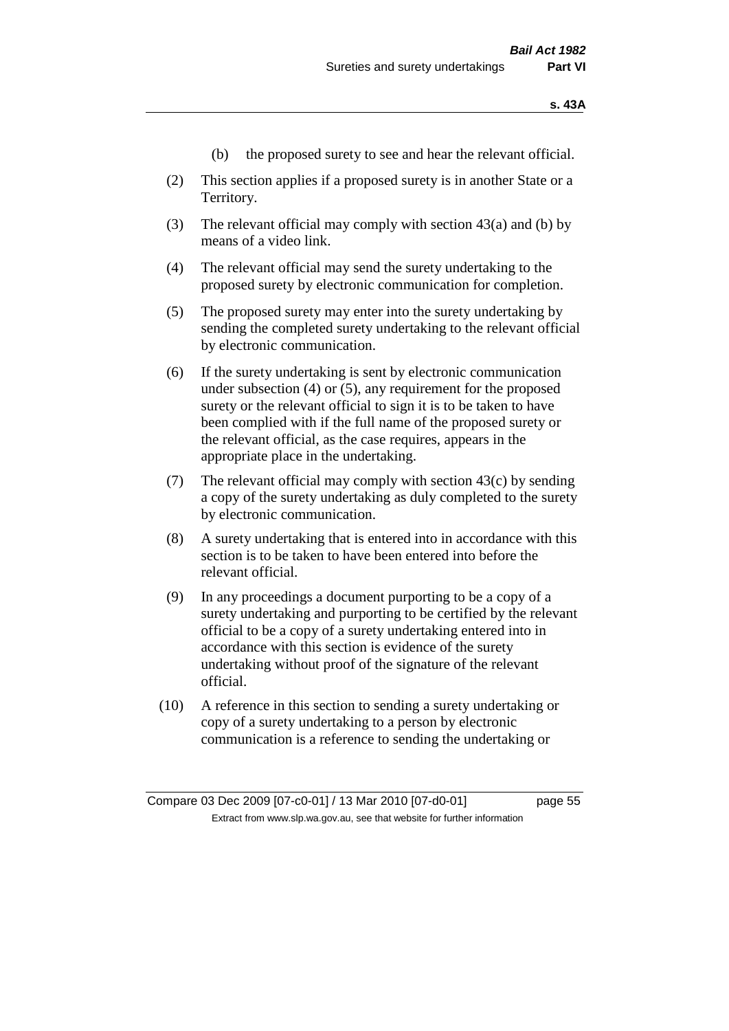(b) the proposed surety to see and hear the relevant official.

(2) This section applies if a proposed surety is in another State or a Territory.

(3) The relevant official may comply with section 43(a) and (b) by means of a video link.

(4) The relevant official may send the surety undertaking to the proposed surety by electronic communication for completion.

(5) The proposed surety may enter into the surety undertaking by sending the completed surety undertaking to the relevant official by electronic communication.

(6) If the surety undertaking is sent by electronic communication under subsection (4) or (5), any requirement for the proposed surety or the relevant official to sign it is to be taken to have been complied with if the full name of the proposed surety or the relevant official, as the case requires, appears in the appropriate place in the undertaking.

(7) The relevant official may comply with section 43(c) by sending a copy of the surety undertaking as duly completed to the surety by electronic communication.

(8) A surety undertaking that is entered into in accordance with this section is to be taken to have been entered into before the relevant official.

(9) In any proceedings a document purporting to be a copy of a surety undertaking and purporting to be certified by the relevant official to be a copy of a surety undertaking entered into in accordance with this section is evidence of the surety undertaking without proof of the signature of the relevant official.

(10) A reference in this section to sending a surety undertaking or copy of a surety undertaking to a person by electronic communication is a reference to sending the undertaking or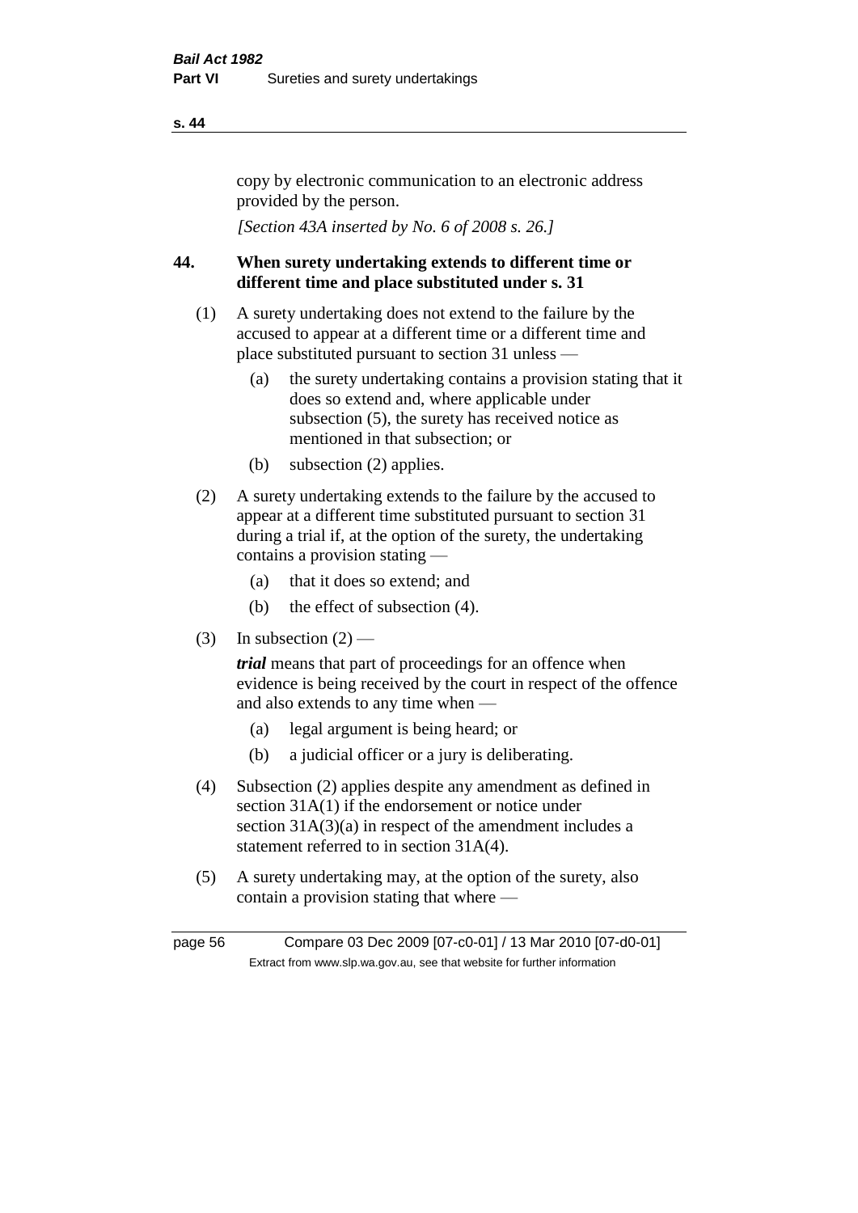copy by electronic communication to an electronic address provided by the person.

*[Section 43A inserted by No. 6 of 2008 s. 26.]*

## 44. When surety undertaking extends to different time or different time and place substituted under s. 31

(1) A surety undertaking does not extend to the failure by the accused to appear at a different time or a different time and place substituted pursuant to section 31 unless —

- (a) the surety undertaking contains a provision stating that it does so extend and, where applicable under subsection (5), the surety has received notice as mentioned in that subsection; or
- (b) subsection (2) applies.

(2) A surety undertaking extends to the failure by the accused to appear at a different time substituted pursuant to section 31 during a trial if, at the option of the surety, the undertaking contains a provision stating —

- (a) that it does so extend; and
- (b) the effect of subsection (4).

(3) In subsection (2) —

***trial*** means that part of proceedings for an offence when evidence is being received by the court in respect of the offence and also extends to any time when —

- (a) legal argument is being heard; or
- (b) a judicial officer or a jury is deliberating.

(4) Subsection (2) applies despite any amendment as defined in section 31A(1) if the endorsement or notice under section 31A(3)(a) in respect of the amendment includes a statement referred to in section 31A(4).

(5) A surety undertaking may, at the option of the surety, also contain a provision stating that where —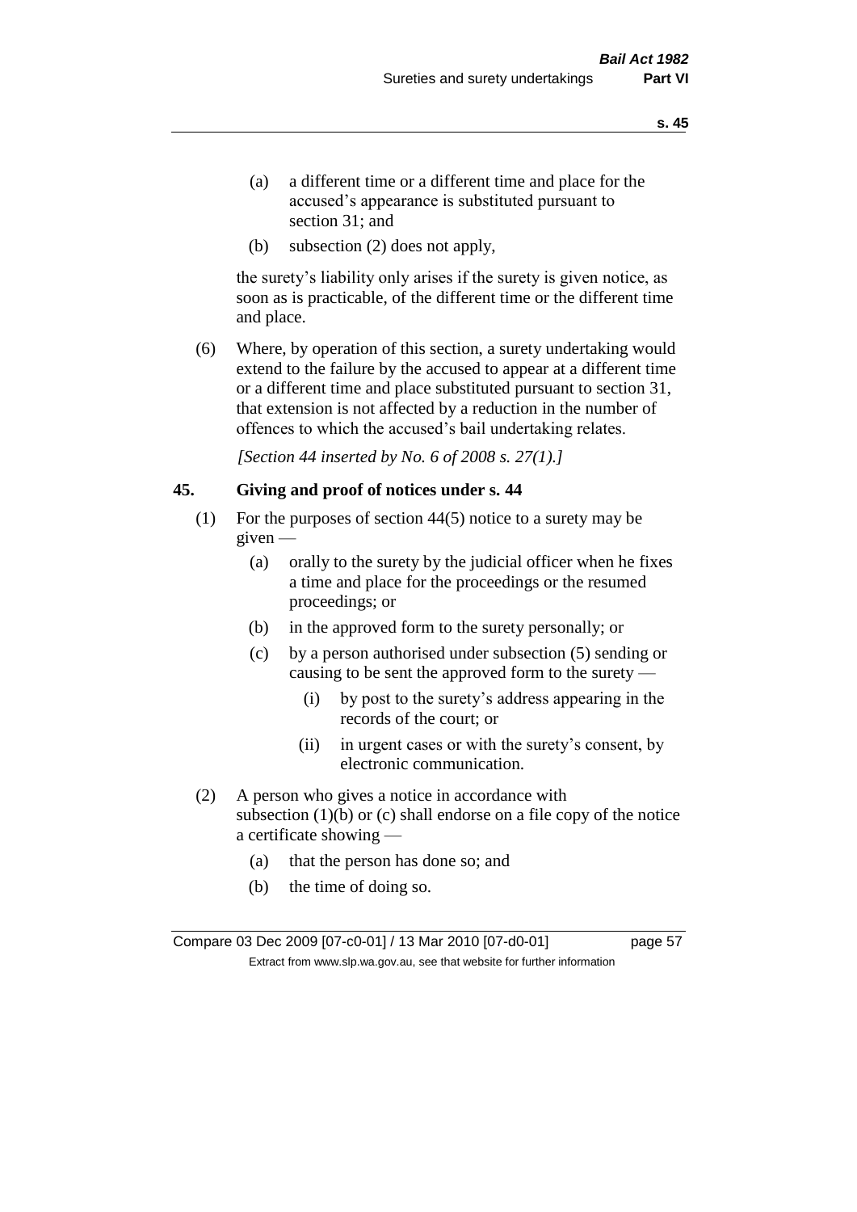(a) a different time or a different time and place for the accused's appearance is substituted pursuant to section 31; and

(b) subsection (2) does not apply,

the surety's liability only arises if the surety is given notice, as soon as is practicable, of the different time or the different time and place.

(6) Where, by operation of this section, a surety undertaking would extend to the failure by the accused to appear at a different time or a different time and place substituted pursuant to section 31, that extension is not affected by a reduction in the number of offences to which the accused's bail undertaking relates.

*[Section 44 inserted by No. 6 of 2008 s. 27(1).]*

## 45. Giving and proof of notices under s. 44

(1) For the purposes of section 44(5) notice to a surety may be given —

(a) orally to the surety by the judicial officer when he fixes a time and place for the proceedings or the resumed proceedings; or

(b) in the approved form to the surety personally; or

(c) by a person authorised under subsection (5) sending or causing to be sent the approved form to the surety —

(i) by post to the surety's address appearing in the records of the court; or

(ii) in urgent cases or with the surety's consent, by electronic communication.

(2) A person who gives a notice in accordance with subsection (1)(b) or (c) shall endorse on a file copy of the notice a certificate showing —

(a) that the person has done so; and

(b) the time of doing so.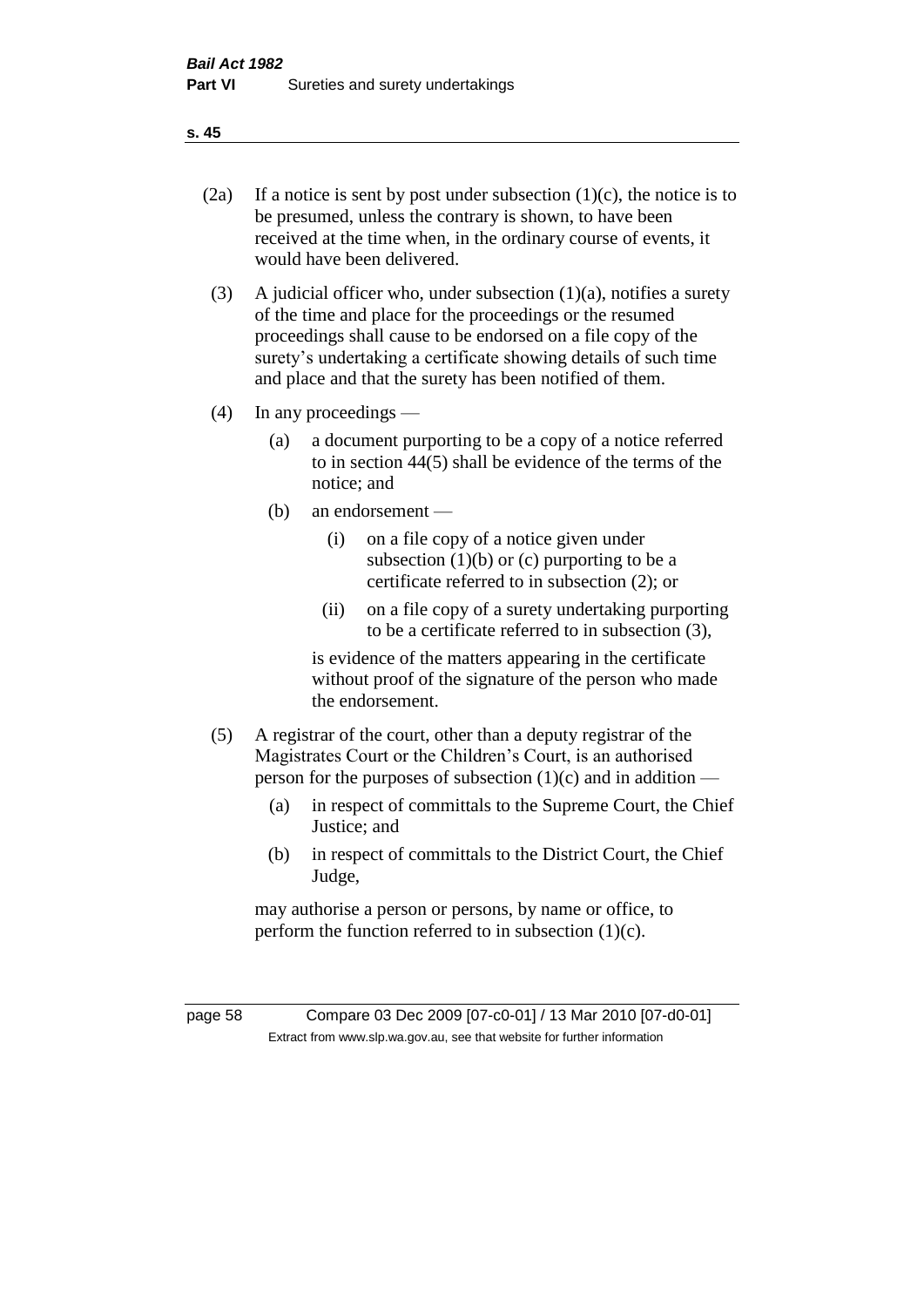(2a) If a notice is sent by post under subsection (1)(c), the notice is to be presumed, unless the contrary is shown, to have been received at the time when, in the ordinary course of events, it would have been delivered.

(3) A judicial officer who, under subsection (1)(a), notifies a surety of the time and place for the proceedings or the resumed proceedings shall cause to be endorsed on a file copy of the surety's undertaking a certificate showing details of such time and place and that the surety has been notified of them.

(4) In any proceedings —

- (a) a document purporting to be a copy of a notice referred to in section 44(5) shall be evidence of the terms of the notice; and
- (b) an endorsement —
  - (i) on a file copy of a notice given under subsection (1)(b) or (c) purporting to be a certificate referred to in subsection (2); or
  - (ii) on a file copy of a surety undertaking purporting to be a certificate referred to in subsection (3),

  is evidence of the matters appearing in the certificate without proof of the signature of the person who made the endorsement.

(5) A registrar of the court, other than a deputy registrar of the Magistrates Court or the Children's Court, is an authorised person for the purposes of subsection (1)(c) and in addition —

- (a) in respect of committals to the Supreme Court, the Chief Justice; and
- (b) in respect of committals to the District Court, the Chief Judge,

may authorise a person or persons, by name or office, to perform the function referred to in subsection (1)(c).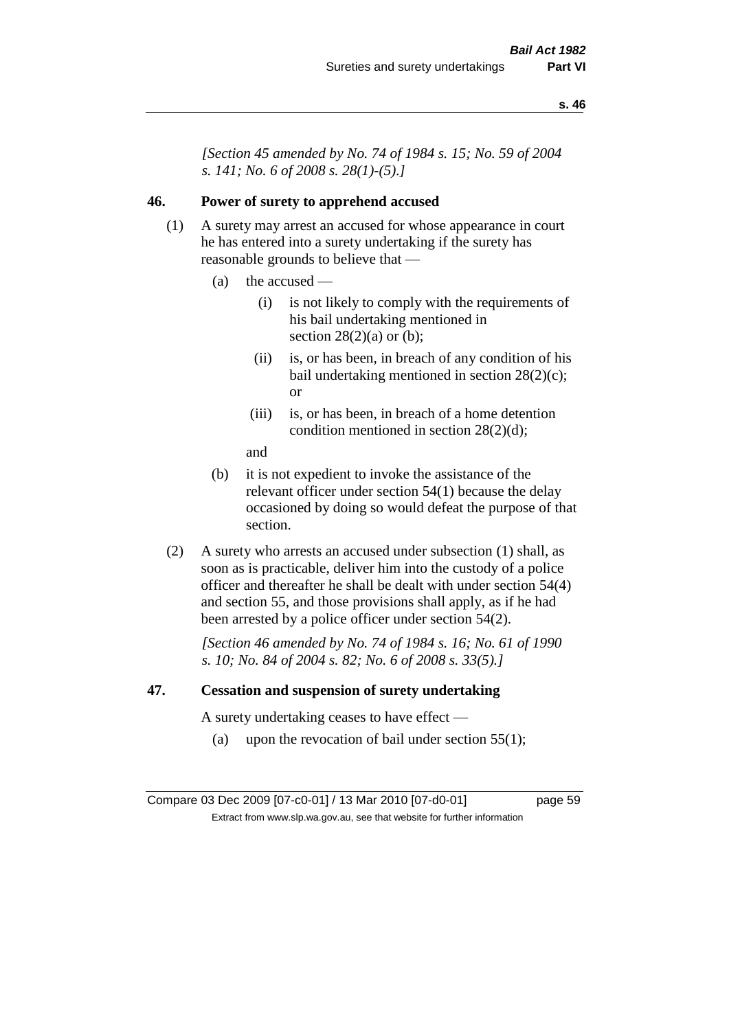*[Section 45 amended by No. 74 of 1984 s. 15; No. 59 of 2004 s. 141; No. 6 of 2008 s. 28(1)-(5).]*

## 46. Power of surety to apprehend accused

(1) A surety may arrest an accused for whose appearance in court he has entered into a surety undertaking if the surety has reasonable grounds to believe that —

- (a) the accused —
  - (i) is not likely to comply with the requirements of his bail undertaking mentioned in section 28(2)(a) or (b);
  - (ii) is, or has been, in breach of any condition of his bail undertaking mentioned in section 28(2)(c); or
  - (iii) is, or has been, in breach of a home detention condition mentioned in section 28(2)(d);

  and
- (b) it is not expedient to invoke the assistance of the relevant officer under section 54(1) because the delay occasioned by doing so would defeat the purpose of that section.

(2) A surety who arrests an accused under subsection (1) shall, as soon as is practicable, deliver him into the custody of a police officer and thereafter he shall be dealt with under section 54(4) and section 55, and those provisions shall apply, as if he had been arrested by a police officer under section 54(2).

*[Section 46 amended by No. 74 of 1984 s. 16; No. 61 of 1990 s. 10; No. 84 of 2004 s. 82; No. 6 of 2008 s. 33(5).]*

## 47. Cessation and suspension of surety undertaking

A surety undertaking ceases to have effect —

- (a) upon the revocation of bail under section 55(1);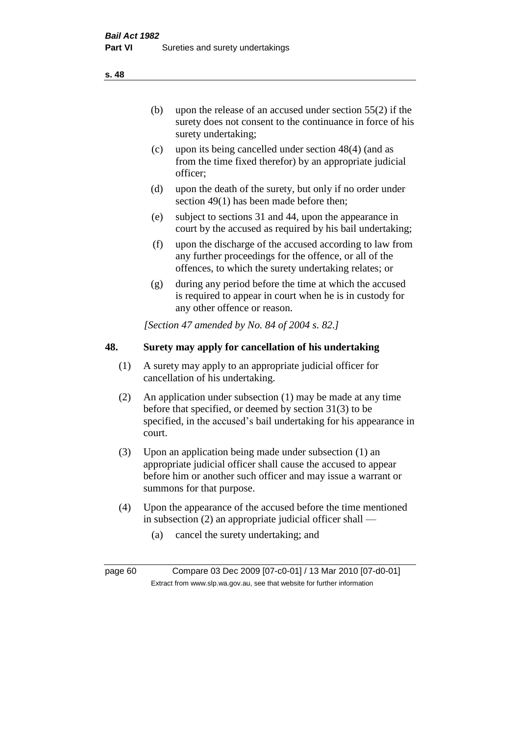(b) upon the release of an accused under section 55(2) if the surety does not consent to the continuance in force of his surety undertaking;

(c) upon its being cancelled under section 48(4) (and as from the time fixed therefor) by an appropriate judicial officer;

(d) upon the death of the surety, but only if no order under section 49(1) has been made before then;

(e) subject to sections 31 and 44, upon the appearance in court by the accused as required by his bail undertaking;

(f) upon the discharge of the accused according to law from any further proceedings for the offence, or all of the offences, to which the surety undertaking relates; or

(g) during any period before the time at which the accused is required to appear in court when he is in custody for any other offence or reason.

*[Section 47 amended by No. 84 of 2004 s. 82.]*

## 48. Surety may apply for cancellation of his undertaking

(1) A surety may apply to an appropriate judicial officer for cancellation of his undertaking.

(2) An application under subsection (1) may be made at any time before that specified, or deemed by section 31(3) to be specified, in the accused's bail undertaking for his appearance in court.

(3) Upon an application being made under subsection (1) an appropriate judicial officer shall cause the accused to appear before him or another such officer and may issue a warrant or summons for that purpose.

(4) Upon the appearance of the accused before the time mentioned in subsection (2) an appropriate judicial officer shall —

(a) cancel the surety undertaking; and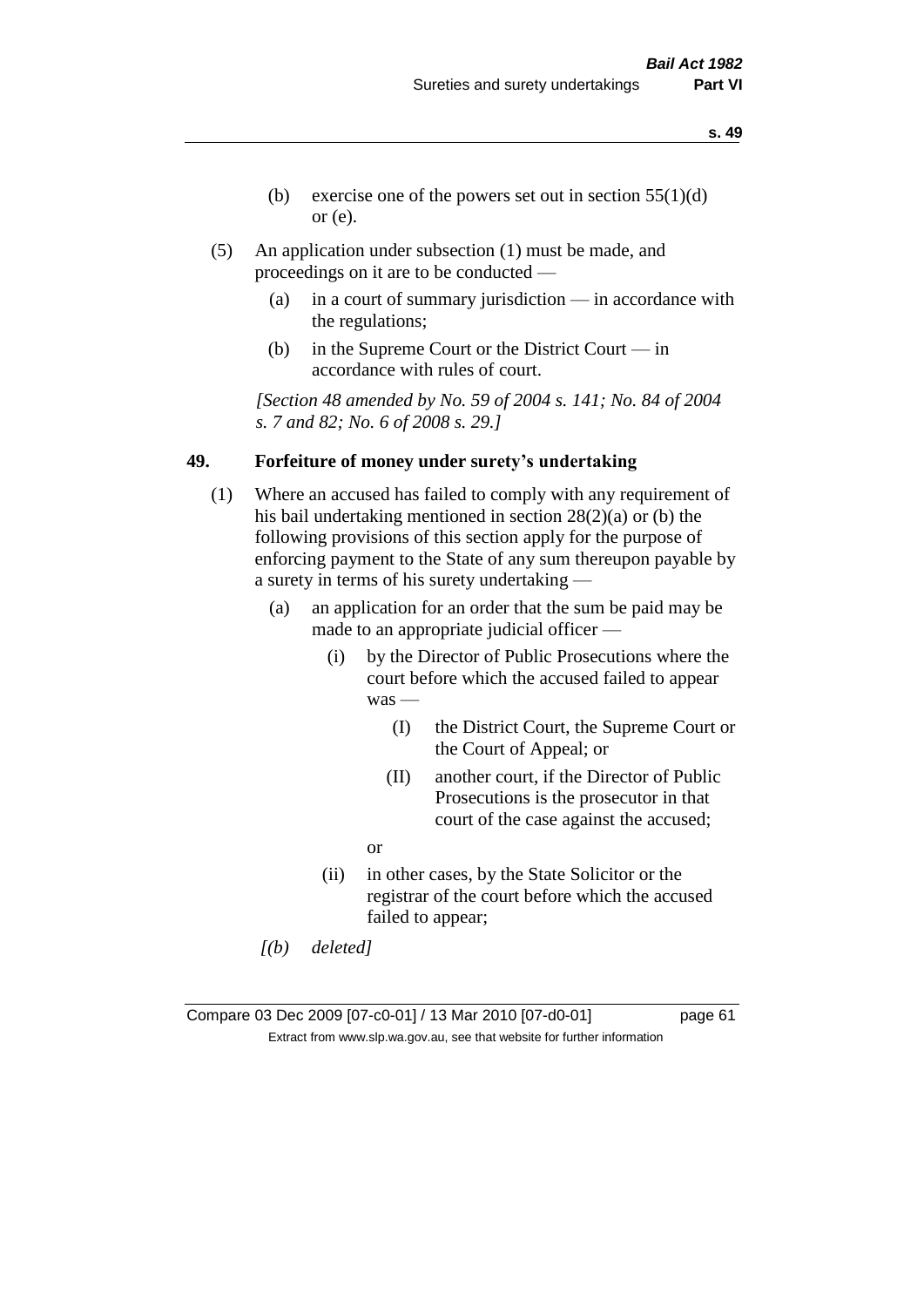(b) exercise one of the powers set out in section 55(1)(d) or (e).

(5) An application under subsection (1) must be made, and proceedings on it are to be conducted —

(a) in a court of summary jurisdiction — in accordance with the regulations;

(b) in the Supreme Court or the District Court — in accordance with rules of court.

*[Section 48 amended by No. 59 of 2004 s. 141; No. 84 of 2004 s. 7 and 82; No. 6 of 2008 s. 29.]*

### 49. Forfeiture of money under surety's undertaking

(1) Where an accused has failed to comply with any requirement of his bail undertaking mentioned in section 28(2)(a) or (b) the following provisions of this section apply for the purpose of enforcing payment to the State of any sum thereupon payable by a surety in terms of his surety undertaking —

(a) an application for an order that the sum be paid may be made to an appropriate judicial officer —

(i) by the Director of Public Prosecutions where the court before which the accused failed to appear was —

(I) the District Court, the Supreme Court or the Court of Appeal; or

(II) another court, if the Director of Public Prosecutions is the prosecutor in that court of the case against the accused;

or

(ii) in other cases, by the State Solicitor or the registrar of the court before which the accused failed to appear;

*[(b) deleted]*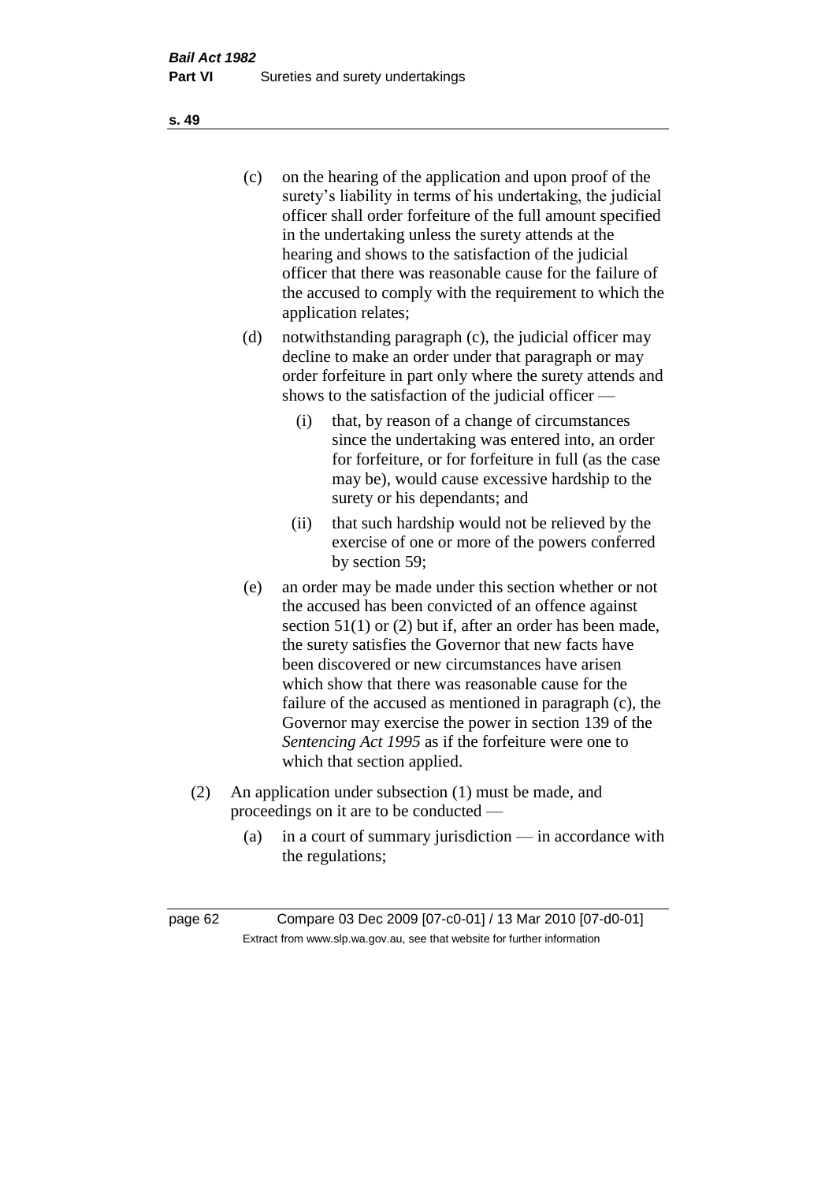(c) on the hearing of the application and upon proof of the surety's liability in terms of his undertaking, the judicial officer shall order forfeiture of the full amount specified in the undertaking unless the surety attends at the hearing and shows to the satisfaction of the judicial officer that there was reasonable cause for the failure of the accused to comply with the requirement to which the application relates;

(d) notwithstanding paragraph (c), the judicial officer may decline to make an order under that paragraph or may order forfeiture in part only where the surety attends and shows to the satisfaction of the judicial officer —

  (i) that, by reason of a change of circumstances since the undertaking was entered into, an order for forfeiture, or for forfeiture in full (as the case may be), would cause excessive hardship to the surety or his dependants; and

  (ii) that such hardship would not be relieved by the exercise of one or more of the powers conferred by section 59;

(e) an order may be made under this section whether or not the accused has been convicted of an offence against section 51(1) or (2) but if, after an order has been made, the surety satisfies the Governor that new facts have been discovered or new circumstances have arisen which show that there was reasonable cause for the failure of the accused as mentioned in paragraph (c), the Governor may exercise the power in section 139 of the *Sentencing Act 1995* as if the forfeiture were one to which that section applied.

(2) An application under subsection (1) must be made, and proceedings on it are to be conducted —

  (a) in a court of summary jurisdiction — in accordance with the regulations;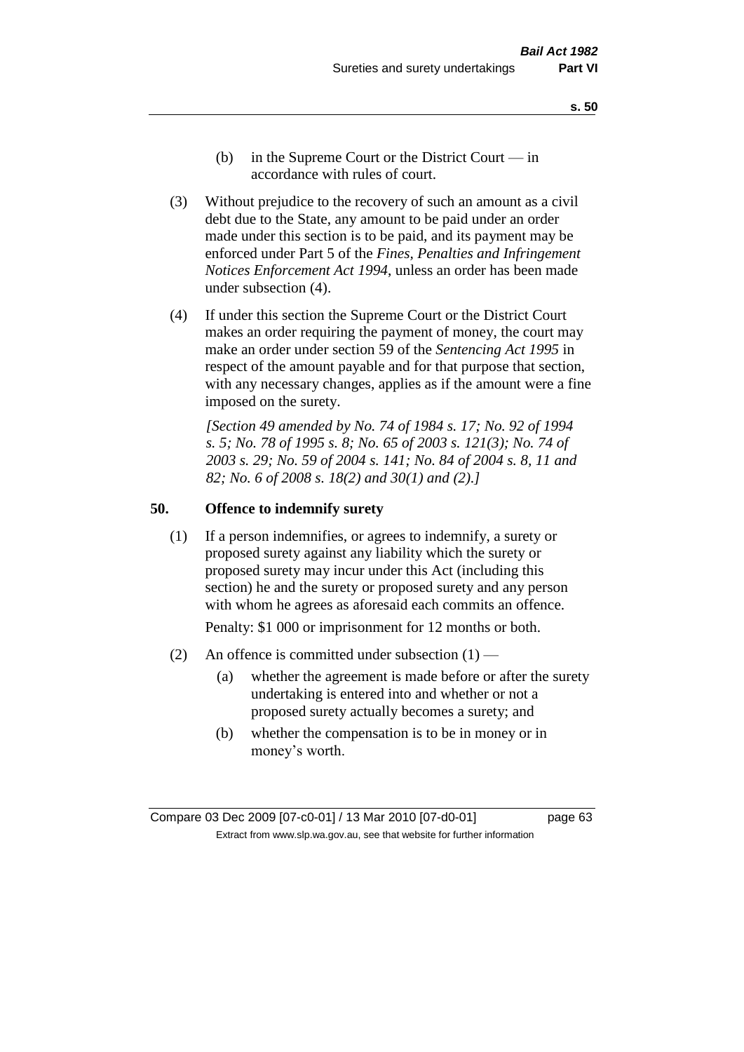(b) in the Supreme Court or the District Court — in accordance with rules of court.

(3) Without prejudice to the recovery of such an amount as a civil debt due to the State, any amount to be paid under an order made under this section is to be paid, and its payment may be enforced under Part 5 of the *Fines, Penalties and Infringement Notices Enforcement Act 1994*, unless an order has been made under subsection (4).

(4) If under this section the Supreme Court or the District Court makes an order requiring the payment of money, the court may make an order under section 59 of the *Sentencing Act 1995* in respect of the amount payable and for that purpose that section, with any necessary changes, applies as if the amount were a fine imposed on the surety.

*[Section 49 amended by No. 74 of 1984 s. 17; No. 92 of 1994 s. 5; No. 78 of 1995 s. 8; No. 65 of 2003 s. 121(3); No. 74 of 2003 s. 29; No. 59 of 2004 s. 141; No. 84 of 2004 s. 8, 11 and 82; No. 6 of 2008 s. 18(2) and 30(1) and (2).]*

## 50. Offence to indemnify surety

(1) If a person indemnifies, or agrees to indemnify, a surety or proposed surety against any liability which the surety or proposed surety may incur under this Act (including this section) he and the surety or proposed surety and any person with whom he agrees as aforesaid each commits an offence.

Penalty: $1 000 or imprisonment for 12 months or both.

(2) An offence is committed under subsection (1) —

(a) whether the agreement is made before or after the surety undertaking is entered into and whether or not a proposed surety actually becomes a surety; and

(b) whether the compensation is to be in money or in money's worth.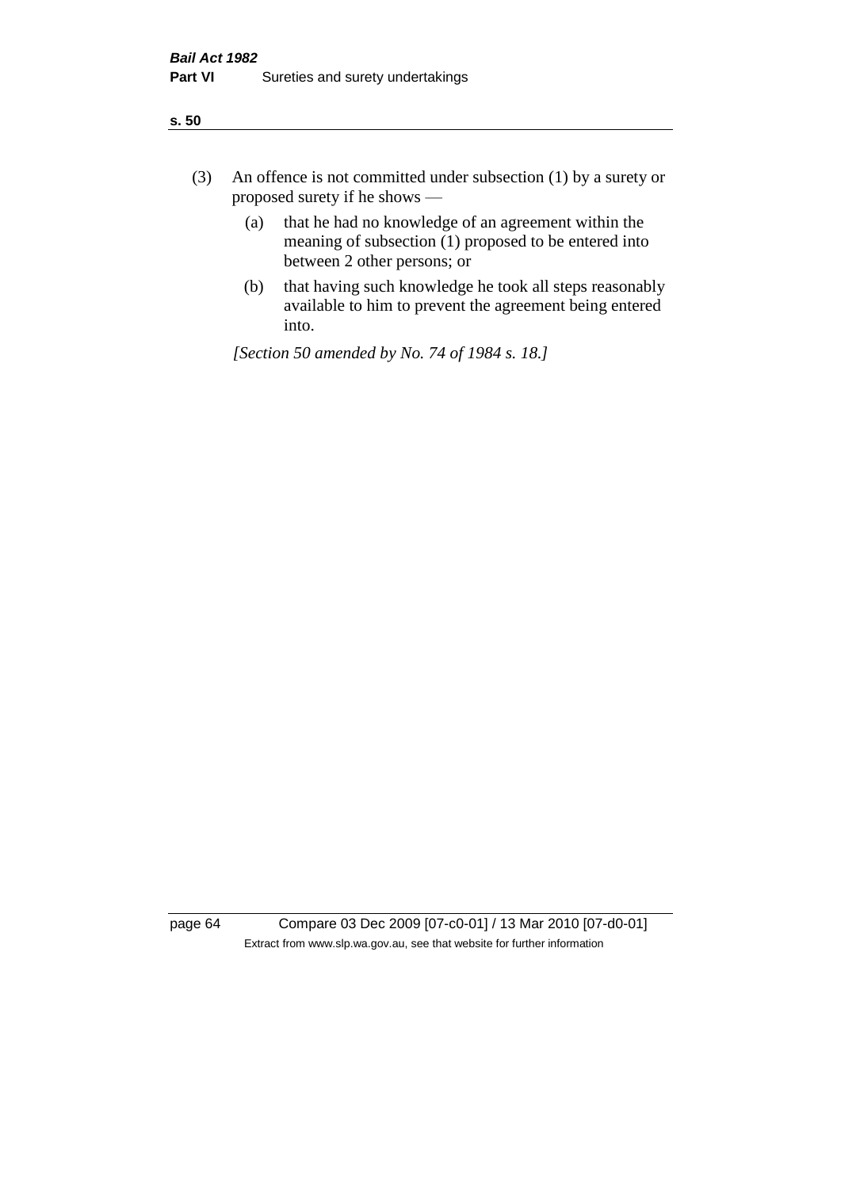(3) An offence is not committed under subsection (1) by a surety or proposed surety if he shows —

  (a) that he had no knowledge of an agreement within the meaning of subsection (1) proposed to be entered into between 2 other persons; or

  (b) that having such knowledge he took all steps reasonably available to him to prevent the agreement being entered into.

*[Section 50 amended by No. 74 of 1984 s. 18.]*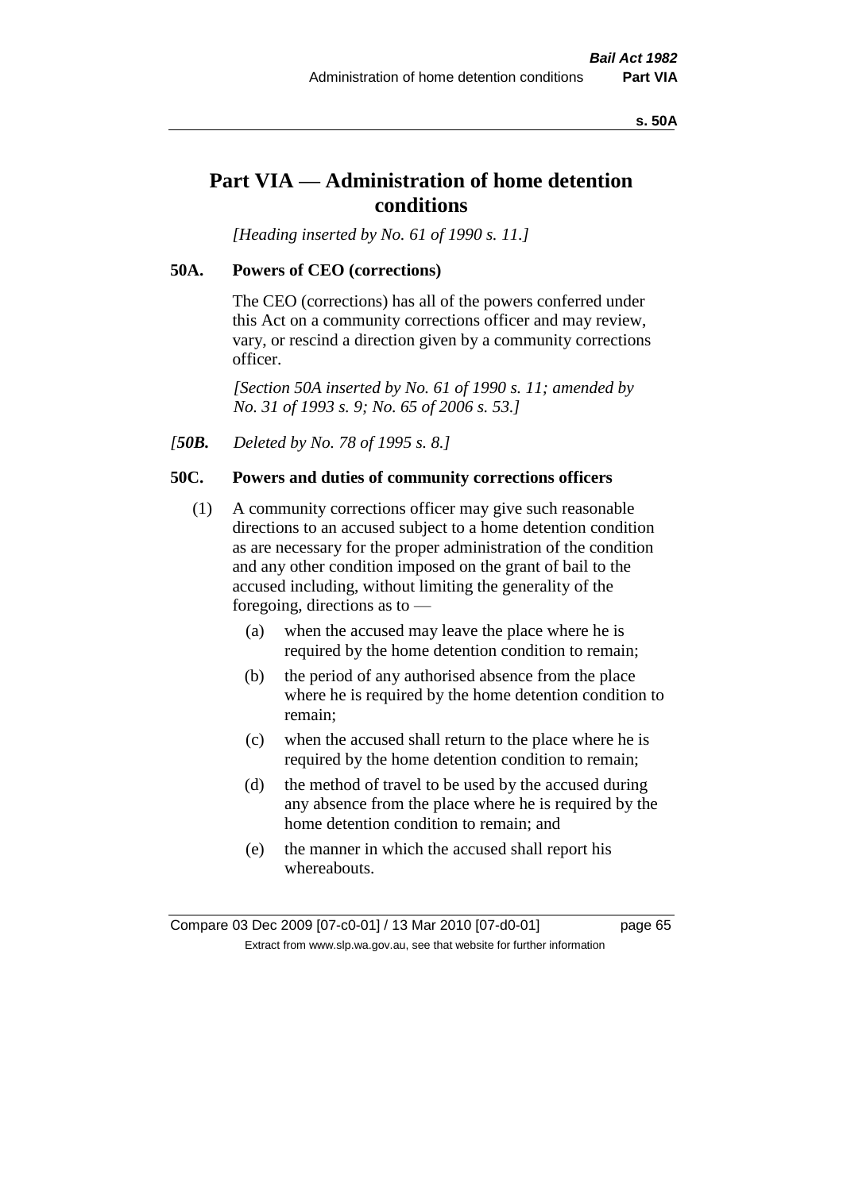# Part VIA — Administration of home detention conditions

*[Heading inserted by No. 61 of 1990 s. 11.]*

## 50A. Powers of CEO (corrections)

The CEO (corrections) has all of the powers conferred under this Act on a community corrections officer and may review, vary, or rescind a direction given by a community corrections officer.

*[Section 50A inserted by No. 61 of 1990 s. 11; amended by No. 31 of 1993 s. 9; No. 65 of 2006 s. 53.]*

*[**50B.** Deleted by No. 78 of 1995 s. 8.]*

## 50C. Powers and duties of community corrections officers

(1) A community corrections officer may give such reasonable directions to an accused subject to a home detention condition as are necessary for the proper administration of the condition and any other condition imposed on the grant of bail to the accused including, without limiting the generality of the foregoing, directions as to —

- (a) when the accused may leave the place where he is required by the home detention condition to remain;
- (b) the period of any authorised absence from the place where he is required by the home detention condition to remain;
- (c) when the accused shall return to the place where he is required by the home detention condition to remain;
- (d) the method of travel to be used by the accused during any absence from the place where he is required by the home detention condition to remain; and
- (e) the manner in which the accused shall report his whereabouts.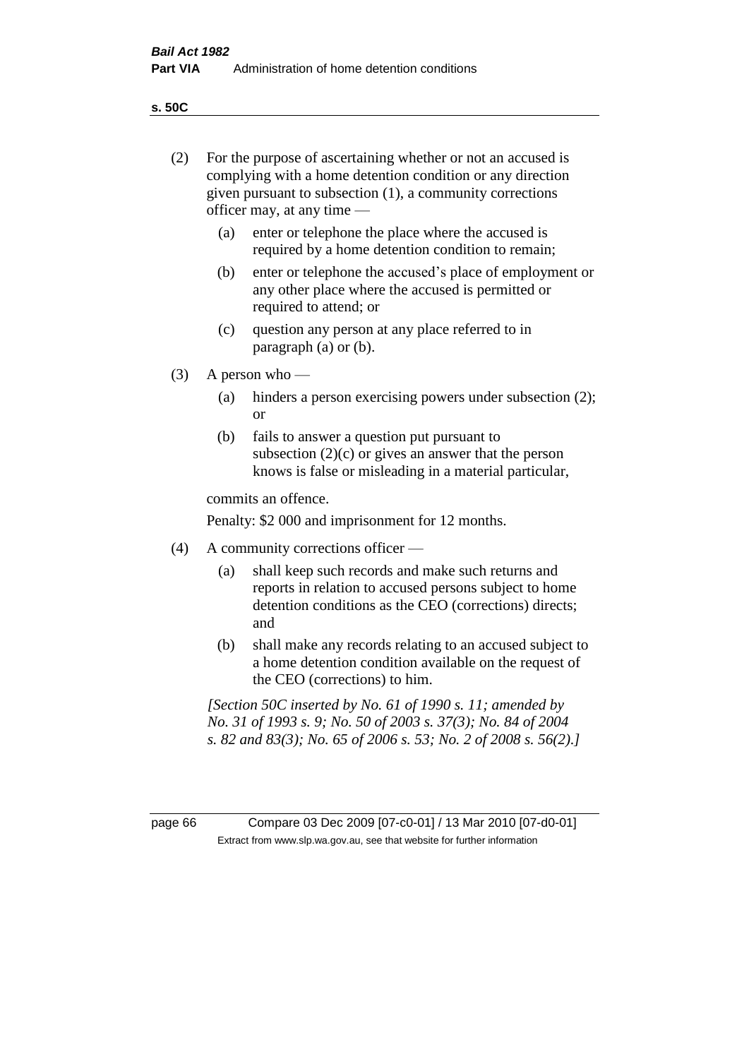(2) For the purpose of ascertaining whether or not an accused is complying with a home detention condition or any direction given pursuant to subsection (1), a community corrections officer may, at any time —

  (a) enter or telephone the place where the accused is required by a home detention condition to remain;

  (b) enter or telephone the accused's place of employment or any other place where the accused is permitted or required to attend; or

  (c) question any person at any place referred to in paragraph (a) or (b).

(3) A person who —

  (a) hinders a person exercising powers under subsection (2); or

  (b) fails to answer a question put pursuant to subsection (2)(c) or gives an answer that the person knows is false or misleading in a material particular,

commits an offence.

Penalty: $2 000 and imprisonment for 12 months.

(4) A community corrections officer —

  (a) shall keep such records and make such returns and reports in relation to accused persons subject to home detention conditions as the CEO (corrections) directs; and

  (b) shall make any records relating to an accused subject to a home detention condition available on the request of the CEO (corrections) to him.

*[Section 50C inserted by No. 61 of 1990 s. 11; amended by No. 31 of 1993 s. 9; No. 50 of 2003 s. 37(3); No. 84 of 2004 s. 82 and 83(3); No. 65 of 2006 s. 53; No. 2 of 2008 s. 56(2).]*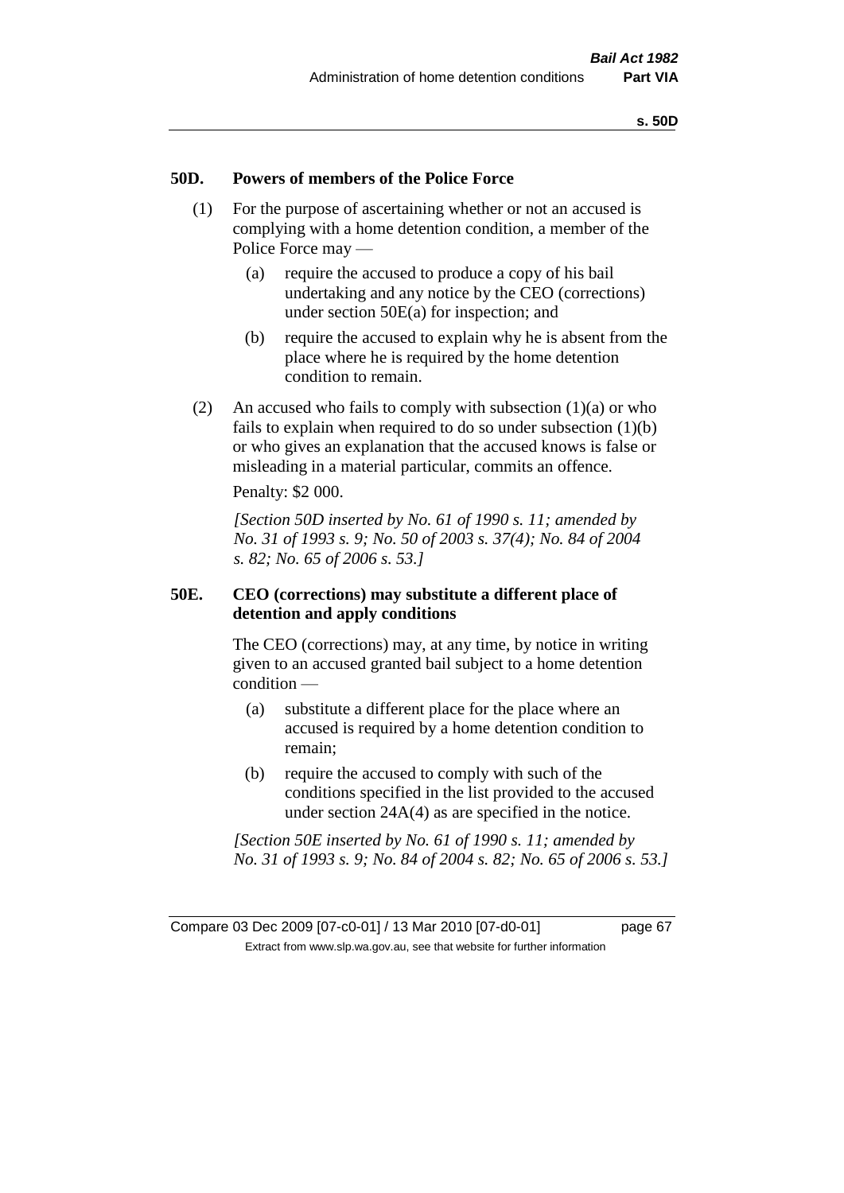## 50D. Powers of members of the Police Force

(1) For the purpose of ascertaining whether or not an accused is complying with a home detention condition, a member of the Police Force may —

(a) require the accused to produce a copy of his bail undertaking and any notice by the CEO (corrections) under section 50E(a) for inspection; and

(b) require the accused to explain why he is absent from the place where he is required by the home detention condition to remain.

(2) An accused who fails to comply with subsection (1)(a) or who fails to explain when required to do so under subsection (1)(b) or who gives an explanation that the accused knows is false or misleading in a material particular, commits an offence.

Penalty: $2 000.

*[Section 50D inserted by No. 61 of 1990 s. 11; amended by No. 31 of 1993 s. 9; No. 50 of 2003 s. 37(4); No. 84 of 2004 s. 82; No. 65 of 2006 s. 53.]*

## 50E. CEO (corrections) may substitute a different place of detention and apply conditions

The CEO (corrections) may, at any time, by notice in writing given to an accused granted bail subject to a home detention condition —

(a) substitute a different place for the place where an accused is required by a home detention condition to remain;

(b) require the accused to comply with such of the conditions specified in the list provided to the accused under section 24A(4) as are specified in the notice.

*[Section 50E inserted by No. 61 of 1990 s. 11; amended by No. 31 of 1993 s. 9; No. 84 of 2004 s. 82; No. 65 of 2006 s. 53.]*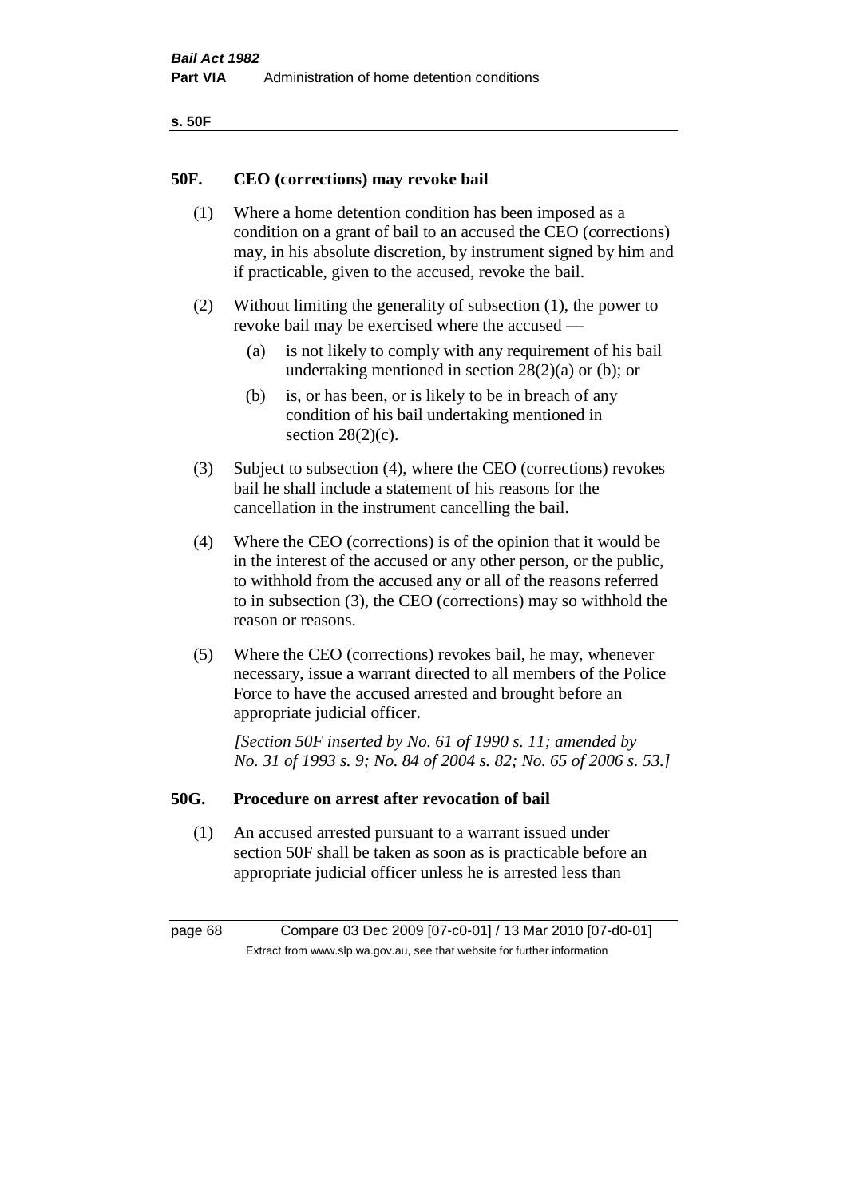## 50F. CEO (corrections) may revoke bail

(1) Where a home detention condition has been imposed as a condition on a grant of bail to an accused the CEO (corrections) may, in his absolute discretion, by instrument signed by him and if practicable, given to the accused, revoke the bail.

(2) Without limiting the generality of subsection (1), the power to revoke bail may be exercised where the accused —

- (a) is not likely to comply with any requirement of his bail undertaking mentioned in section 28(2)(a) or (b); or
- (b) is, or has been, or is likely to be in breach of any condition of his bail undertaking mentioned in section 28(2)(c).

(3) Subject to subsection (4), where the CEO (corrections) revokes bail he shall include a statement of his reasons for the cancellation in the instrument cancelling the bail.

(4) Where the CEO (corrections) is of the opinion that it would be in the interest of the accused or any other person, or the public, to withhold from the accused any or all of the reasons referred to in subsection (3), the CEO (corrections) may so withhold the reason or reasons.

(5) Where the CEO (corrections) revokes bail, he may, whenever necessary, issue a warrant directed to all members of the Police Force to have the accused arrested and brought before an appropriate judicial officer.

*[Section 50F inserted by No. 61 of 1990 s. 11; amended by No. 31 of 1993 s. 9; No. 84 of 2004 s. 82; No. 65 of 2006 s. 53.]*

## 50G. Procedure on arrest after revocation of bail

(1) An accused arrested pursuant to a warrant issued under section 50F shall be taken as soon as is practicable before an appropriate judicial officer unless he is arrested less than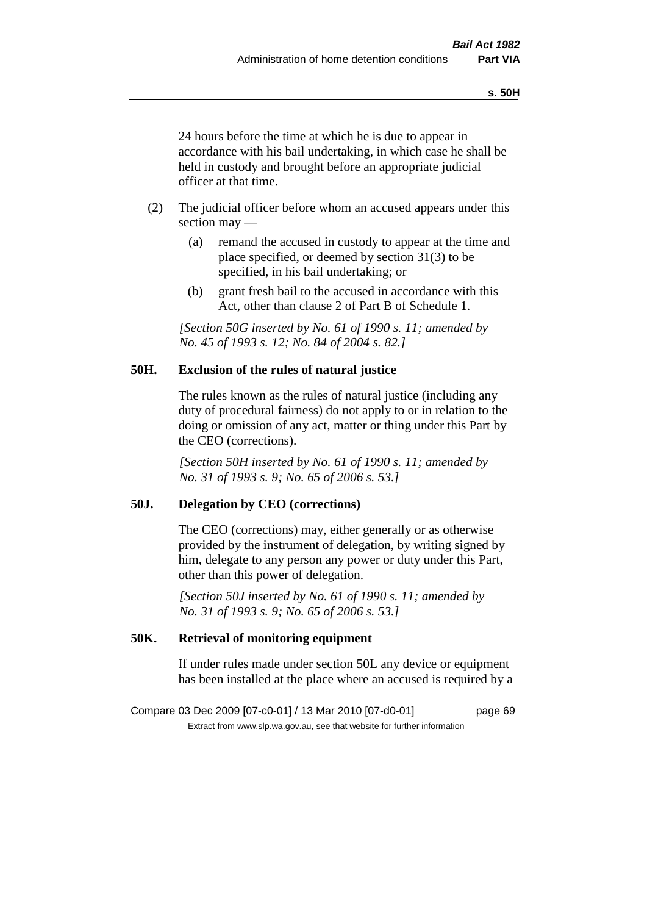24 hours before the time at which he is due to appear in accordance with his bail undertaking, in which case he shall be held in custody and brought before an appropriate judicial officer at that time.

(2) The judicial officer before whom an accused appears under this section may —

(a) remand the accused in custody to appear at the time and place specified, or deemed by section 31(3) to be specified, in his bail undertaking; or

(b) grant fresh bail to the accused in accordance with this Act, other than clause 2 of Part B of Schedule 1.

*[Section 50G inserted by No. 61 of 1990 s. 11; amended by No. 45 of 1993 s. 12; No. 84 of 2004 s. 82.]*

### 50H. Exclusion of the rules of natural justice

The rules known as the rules of natural justice (including any duty of procedural fairness) do not apply to or in relation to the doing or omission of any act, matter or thing under this Part by the CEO (corrections).

*[Section 50H inserted by No. 61 of 1990 s. 11; amended by No. 31 of 1993 s. 9; No. 65 of 2006 s. 53.]*

### 50J. Delegation by CEO (corrections)

The CEO (corrections) may, either generally or as otherwise provided by the instrument of delegation, by writing signed by him, delegate to any person any power or duty under this Part, other than this power of delegation.

*[Section 50J inserted by No. 61 of 1990 s. 11; amended by No. 31 of 1993 s. 9; No. 65 of 2006 s. 53.]*

### 50K. Retrieval of monitoring equipment

If under rules made under section 50L any device or equipment has been installed at the place where an accused is required by a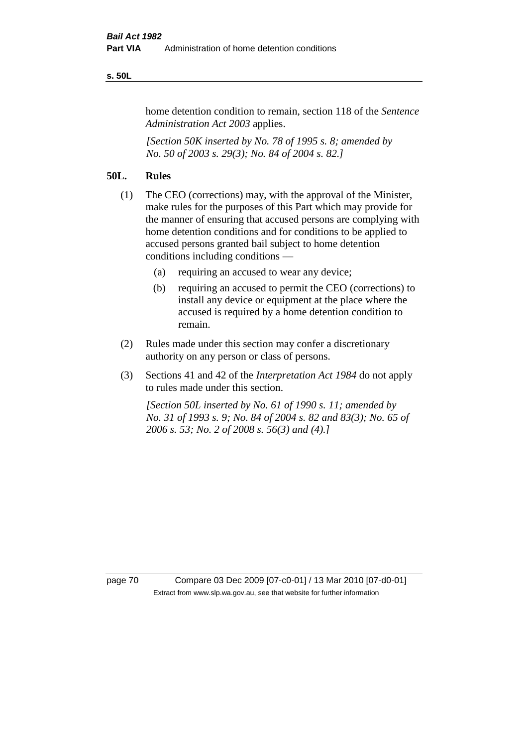home detention condition to remain, section 118 of the *Sentence Administration Act 2003* applies.

*[Section 50K inserted by No. 78 of 1995 s. 8; amended by No. 50 of 2003 s. 29(3); No. 84 of 2004 s. 82.]*

## 50L. Rules

(1) The CEO (corrections) may, with the approval of the Minister, make rules for the purposes of this Part which may provide for the manner of ensuring that accused persons are complying with home detention conditions and for conditions to be applied to accused persons granted bail subject to home detention conditions including conditions —

  (a) requiring an accused to wear any device;

  (b) requiring an accused to permit the CEO (corrections) to install any device or equipment at the place where the accused is required by a home detention condition to remain.

(2) Rules made under this section may confer a discretionary authority on any person or class of persons.

(3) Sections 41 and 42 of the *Interpretation Act 1984* do not apply to rules made under this section.

*[Section 50L inserted by No. 61 of 1990 s. 11; amended by No. 31 of 1993 s. 9; No. 84 of 2004 s. 82 and 83(3); No. 65 of 2006 s. 53; No. 2 of 2008 s. 56(3) and (4).]*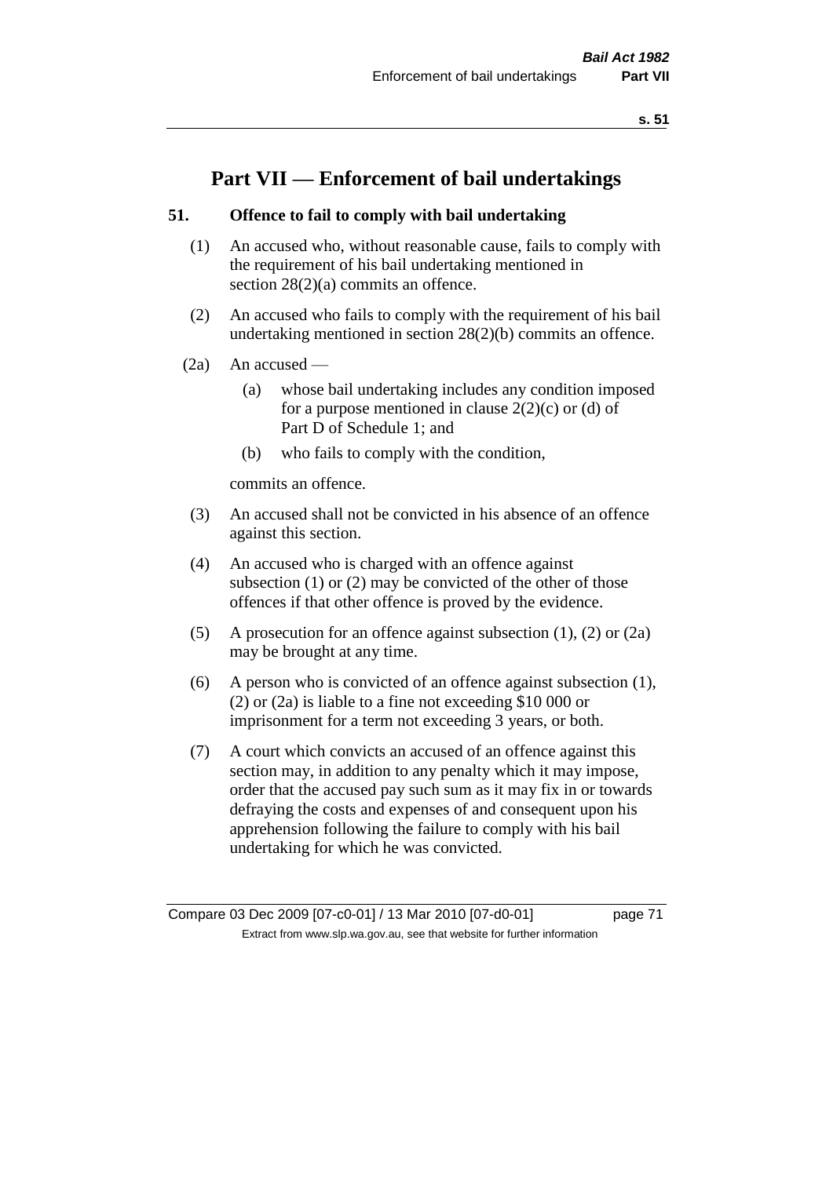# Part VII — Enforcement of bail undertakings

## 51. Offence to fail to comply with bail undertaking

(1) An accused who, without reasonable cause, fails to comply with the requirement of his bail undertaking mentioned in section 28(2)(a) commits an offence.

(2) An accused who fails to comply with the requirement of his bail undertaking mentioned in section 28(2)(b) commits an offence.

(2a) An accused —

  (a) whose bail undertaking includes any condition imposed for a purpose mentioned in clause 2(2)(c) or (d) of Part D of Schedule 1; and

  (b) who fails to comply with the condition,

commits an offence.

(3) An accused shall not be convicted in his absence of an offence against this section.

(4) An accused who is charged with an offence against subsection (1) or (2) may be convicted of the other of those offences if that other offence is proved by the evidence.

(5) A prosecution for an offence against subsection (1), (2) or (2a) may be brought at any time.

(6) A person who is convicted of an offence against subsection (1), (2) or (2a) is liable to a fine not exceeding $10 000 or imprisonment for a term not exceeding 3 years, or both.

(7) A court which convicts an accused of an offence against this section may, in addition to any penalty which it may impose, order that the accused pay such sum as it may fix in or towards defraying the costs and expenses of and consequent upon his apprehension following the failure to comply with his bail undertaking for which he was convicted.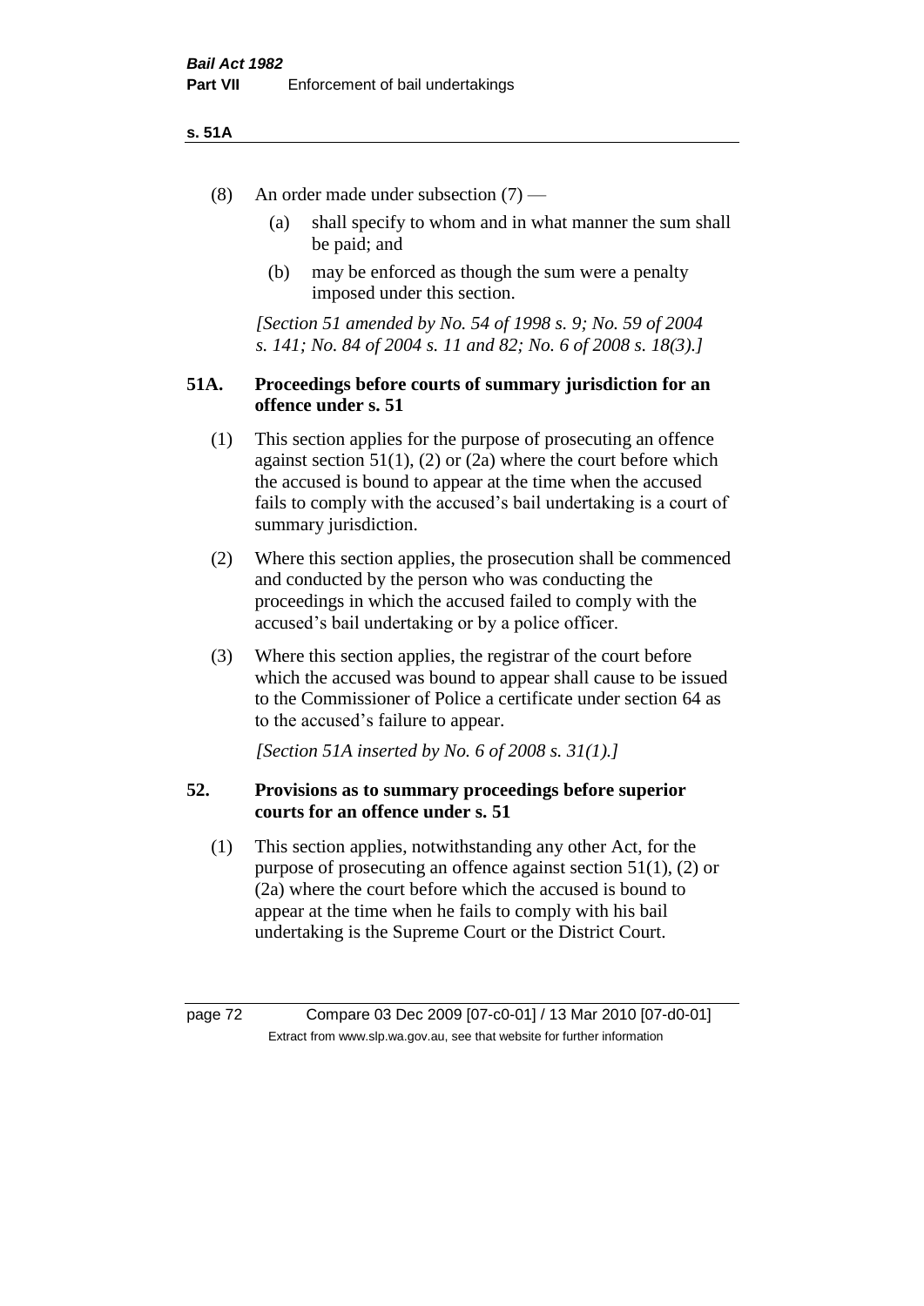(8) An order made under subsection (7) —

(a) shall specify to whom and in what manner the sum shall be paid; and

(b) may be enforced as though the sum were a penalty imposed under this section.

*[Section 51 amended by No. 54 of 1998 s. 9; No. 59 of 2004 s. 141; No. 84 of 2004 s. 11 and 82; No. 6 of 2008 s. 18(3).]*

## 51A. Proceedings before courts of summary jurisdiction for an offence under s. 51

(1) This section applies for the purpose of prosecuting an offence against section 51(1), (2) or (2a) where the court before which the accused is bound to appear at the time when the accused fails to comply with the accused's bail undertaking is a court of summary jurisdiction.

(2) Where this section applies, the prosecution shall be commenced and conducted by the person who was conducting the proceedings in which the accused failed to comply with the accused's bail undertaking or by a police officer.

(3) Where this section applies, the registrar of the court before which the accused was bound to appear shall cause to be issued to the Commissioner of Police a certificate under section 64 as to the accused's failure to appear.

*[Section 51A inserted by No. 6 of 2008 s. 31(1).]*

## 52. Provisions as to summary proceedings before superior courts for an offence under s. 51

(1) This section applies, notwithstanding any other Act, for the purpose of prosecuting an offence against section 51(1), (2) or (2a) where the court before which the accused is bound to appear at the time when he fails to comply with his bail undertaking is the Supreme Court or the District Court.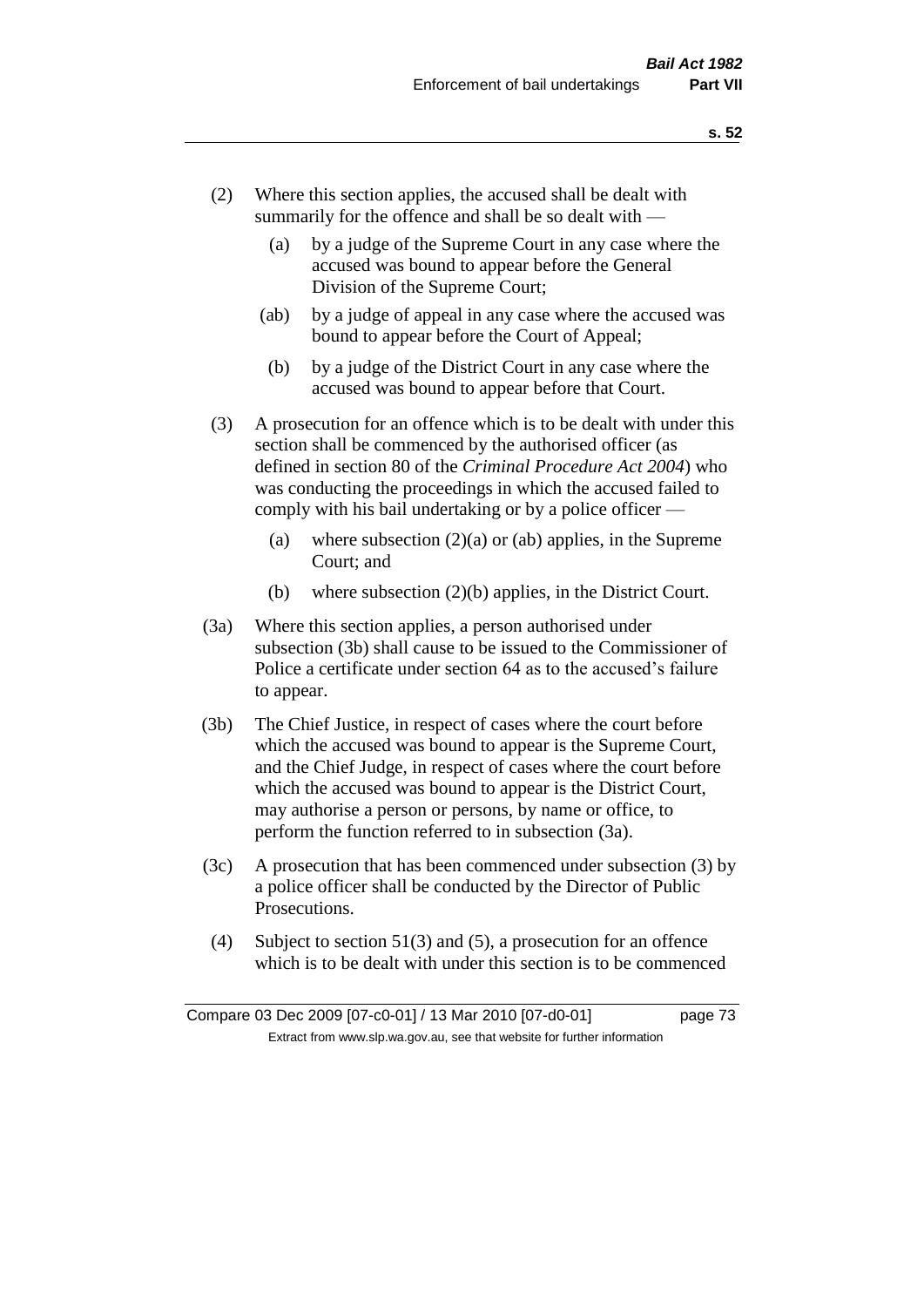(2) Where this section applies, the accused shall be dealt with summarily for the offence and shall be so dealt with —

(a) by a judge of the Supreme Court in any case where the accused was bound to appear before the General Division of the Supreme Court;

(ab) by a judge of appeal in any case where the accused was bound to appear before the Court of Appeal;

(b) by a judge of the District Court in any case where the accused was bound to appear before that Court.

(3) A prosecution for an offence which is to be dealt with under this section shall be commenced by the authorised officer (as defined in section 80 of the *Criminal Procedure Act 2004*) who was conducting the proceedings in which the accused failed to comply with his bail undertaking or by a police officer —

(a) where subsection (2)(a) or (ab) applies, in the Supreme Court; and

(b) where subsection (2)(b) applies, in the District Court.

(3a) Where this section applies, a person authorised under subsection (3b) shall cause to be issued to the Commissioner of Police a certificate under section 64 as to the accused's failure to appear.

(3b) The Chief Justice, in respect of cases where the court before which the accused was bound to appear is the Supreme Court, and the Chief Judge, in respect of cases where the court before which the accused was bound to appear is the District Court, may authorise a person or persons, by name or office, to perform the function referred to in subsection (3a).

(3c) A prosecution that has been commenced under subsection (3) by a police officer shall be conducted by the Director of Public Prosecutions.

(4) Subject to section 51(3) and (5), a prosecution for an offence which is to be dealt with under this section is to be commenced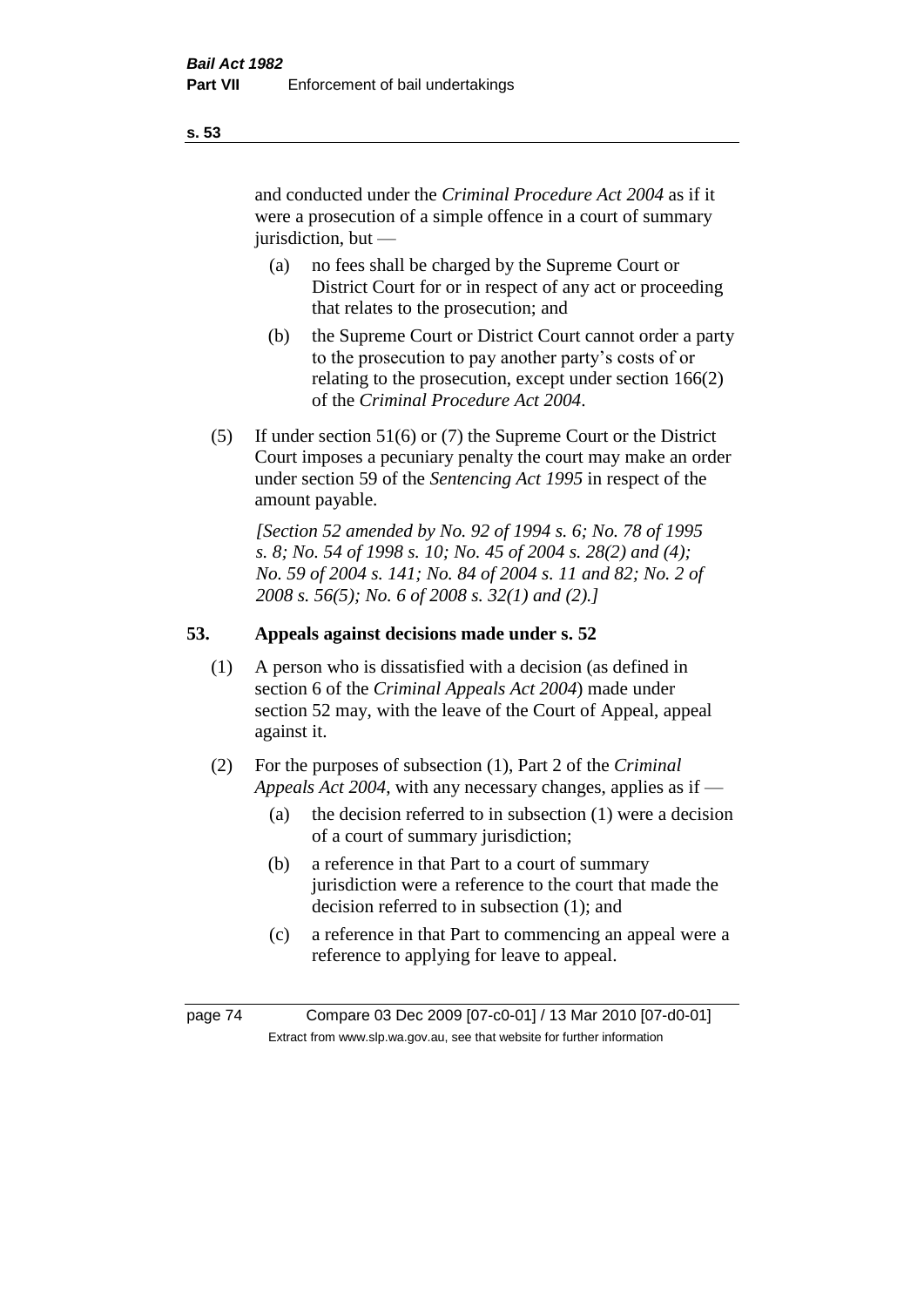and conducted under the *Criminal Procedure Act 2004* as if it were a prosecution of a simple offence in a court of summary jurisdiction, but —

(a) no fees shall be charged by the Supreme Court or District Court for or in respect of any act or proceeding that relates to the prosecution; and

(b) the Supreme Court or District Court cannot order a party to the prosecution to pay another party's costs of or relating to the prosecution, except under section 166(2) of the *Criminal Procedure Act 2004*.

(5) If under section 51(6) or (7) the Supreme Court or the District Court imposes a pecuniary penalty the court may make an order under section 59 of the *Sentencing Act 1995* in respect of the amount payable.

*[Section 52 amended by No. 92 of 1994 s. 6; No. 78 of 1995 s. 8; No. 54 of 1998 s. 10; No. 45 of 2004 s. 28(2) and (4); No. 59 of 2004 s. 141; No. 84 of 2004 s. 11 and 82; No. 2 of 2008 s. 56(5); No. 6 of 2008 s. 32(1) and (2).]*

## 53. Appeals against decisions made under s. 52

(1) A person who is dissatisfied with a decision (as defined in section 6 of the *Criminal Appeals Act 2004*) made under section 52 may, with the leave of the Court of Appeal, appeal against it.

(2) For the purposes of subsection (1), Part 2 of the *Criminal Appeals Act 2004*, with any necessary changes, applies as if —

(a) the decision referred to in subsection (1) were a decision of a court of summary jurisdiction;

(b) a reference in that Part to a court of summary jurisdiction were a reference to the court that made the decision referred to in subsection (1); and

(c) a reference in that Part to commencing an appeal were a reference to applying for leave to appeal.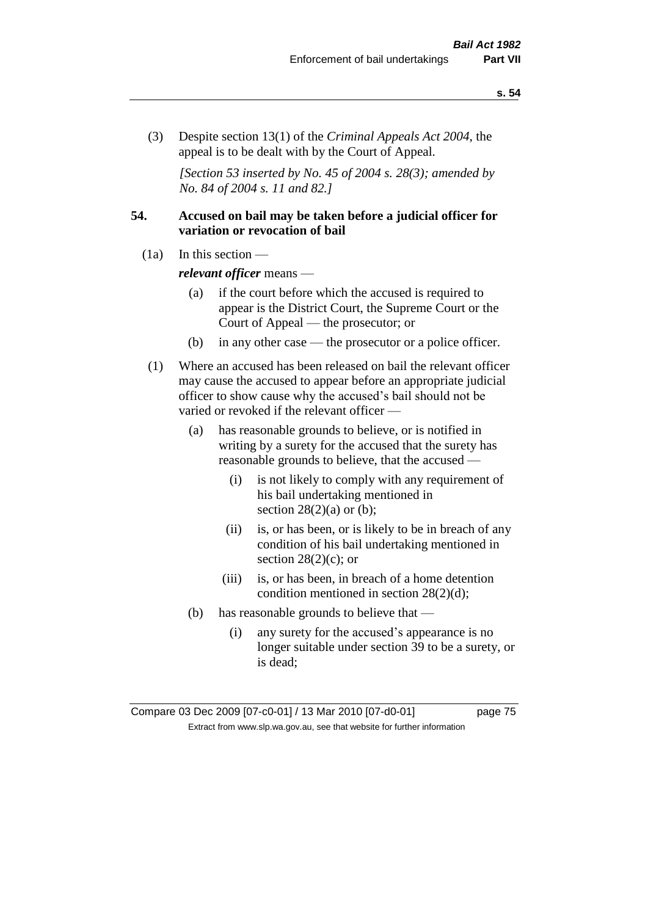(3) Despite section 13(1) of the *Criminal Appeals Act 2004*, the appeal is to be dealt with by the Court of Appeal.

*[Section 53 inserted by No. 45 of 2004 s. 28(3); amended by No. 84 of 2004 s. 11 and 82.]*

## 54. Accused on bail may be taken before a judicial officer for variation or revocation of bail

(1a) In this section —

***relevant officer*** means —

- (a) if the court before which the accused is required to appear is the District Court, the Supreme Court or the Court of Appeal — the prosecutor; or
- (b) in any other case — the prosecutor or a police officer.

(1) Where an accused has been released on bail the relevant officer may cause the accused to appear before an appropriate judicial officer to show cause why the accused's bail should not be varied or revoked if the relevant officer —

- (a) has reasonable grounds to believe, or is notified in writing by a surety for the accused that the surety has reasonable grounds to believe, that the accused —
  - (i) is not likely to comply with any requirement of his bail undertaking mentioned in section 28(2)(a) or (b);
  - (ii) is, or has been, or is likely to be in breach of any condition of his bail undertaking mentioned in section 28(2)(c); or
  - (iii) is, or has been, in breach of a home detention condition mentioned in section 28(2)(d);
- (b) has reasonable grounds to believe that —
  - (i) any surety for the accused's appearance is no longer suitable under section 39 to be a surety, or is dead;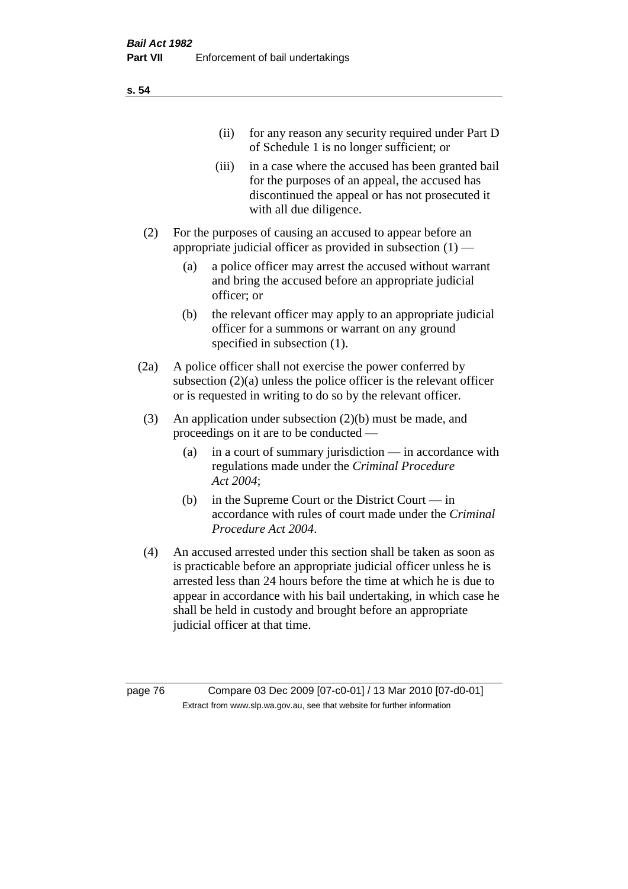(ii) for any reason any security required under Part D of Schedule 1 is no longer sufficient; or

(iii) in a case where the accused has been granted bail for the purposes of an appeal, the accused has discontinued the appeal or has not prosecuted it with all due diligence.

(2) For the purposes of causing an accused to appear before an appropriate judicial officer as provided in subsection (1) —

(a) a police officer may arrest the accused without warrant and bring the accused before an appropriate judicial officer; or

(b) the relevant officer may apply to an appropriate judicial officer for a summons or warrant on any ground specified in subsection (1).

(2a) A police officer shall not exercise the power conferred by subsection (2)(a) unless the police officer is the relevant officer or is requested in writing to do so by the relevant officer.

(3) An application under subsection (2)(b) must be made, and proceedings on it are to be conducted —

(a) in a court of summary jurisdiction — in accordance with regulations made under the *Criminal Procedure Act 2004*;

(b) in the Supreme Court or the District Court — in accordance with rules of court made under the *Criminal Procedure Act 2004*.

(4) An accused arrested under this section shall be taken as soon as is practicable before an appropriate judicial officer unless he is arrested less than 24 hours before the time at which he is due to appear in accordance with his bail undertaking, in which case he shall be held in custody and brought before an appropriate judicial officer at that time.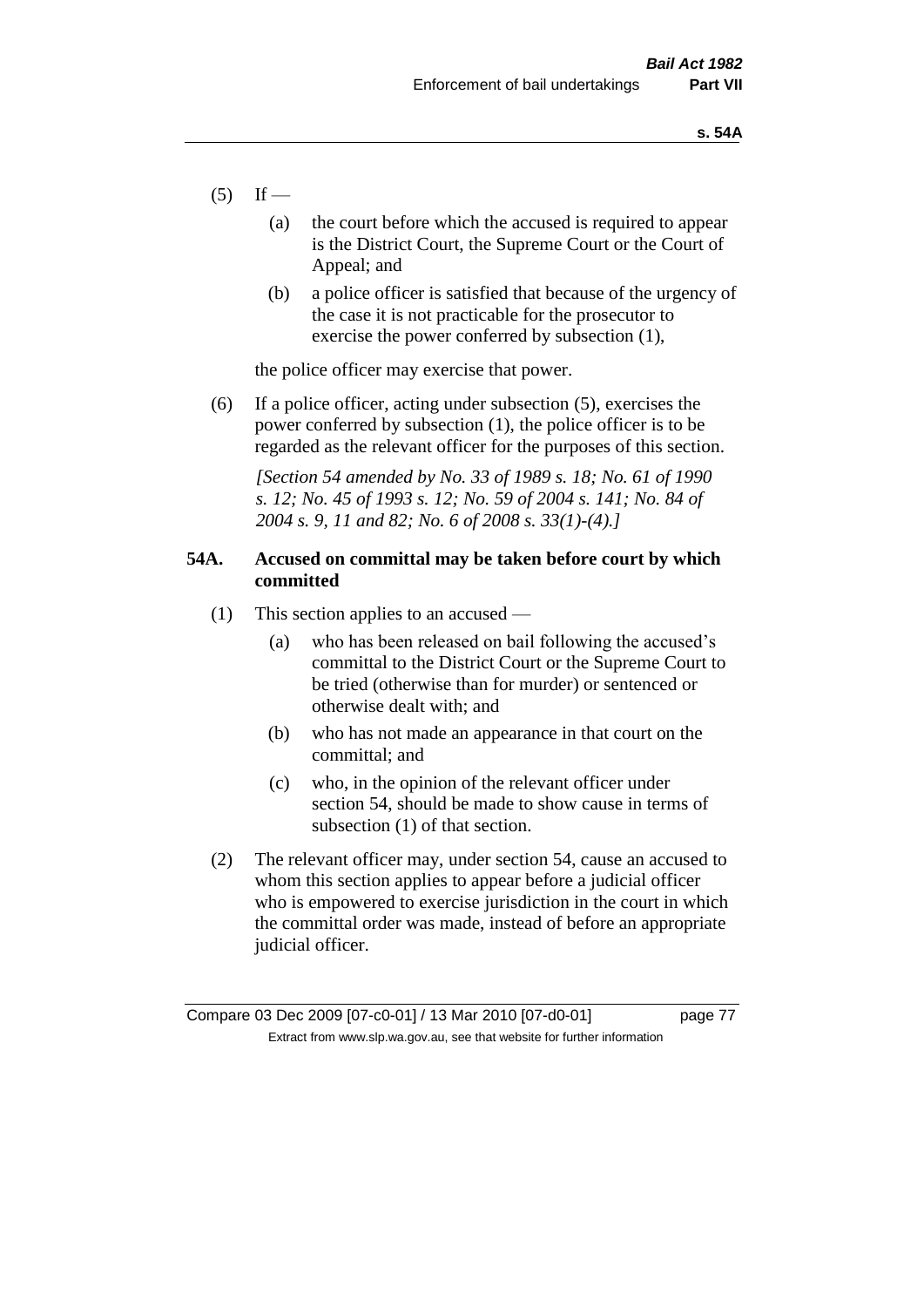(5) If —

(a) the court before which the accused is required to appear is the District Court, the Supreme Court or the Court of Appeal; and

(b) a police officer is satisfied that because of the urgency of the case it is not practicable for the prosecutor to exercise the power conferred by subsection (1),

the police officer may exercise that power.

(6) If a police officer, acting under subsection (5), exercises the power conferred by subsection (1), the police officer is to be regarded as the relevant officer for the purposes of this section.

*[Section 54 amended by No. 33 of 1989 s. 18; No. 61 of 1990 s. 12; No. 45 of 1993 s. 12; No. 59 of 2004 s. 141; No. 84 of 2004 s. 9, 11 and 82; No. 6 of 2008 s. 33(1)-(4).]*

**54A. Accused on committal may be taken before court by which committed**

(1) This section applies to an accused —

(a) who has been released on bail following the accused's committal to the District Court or the Supreme Court to be tried (otherwise than for murder) or sentenced or otherwise dealt with; and

(b) who has not made an appearance in that court on the committal; and

(c) who, in the opinion of the relevant officer under section 54, should be made to show cause in terms of subsection (1) of that section.

(2) The relevant officer may, under section 54, cause an accused to whom this section applies to appear before a judicial officer who is empowered to exercise jurisdiction in the court in which the committal order was made, instead of before an appropriate judicial officer.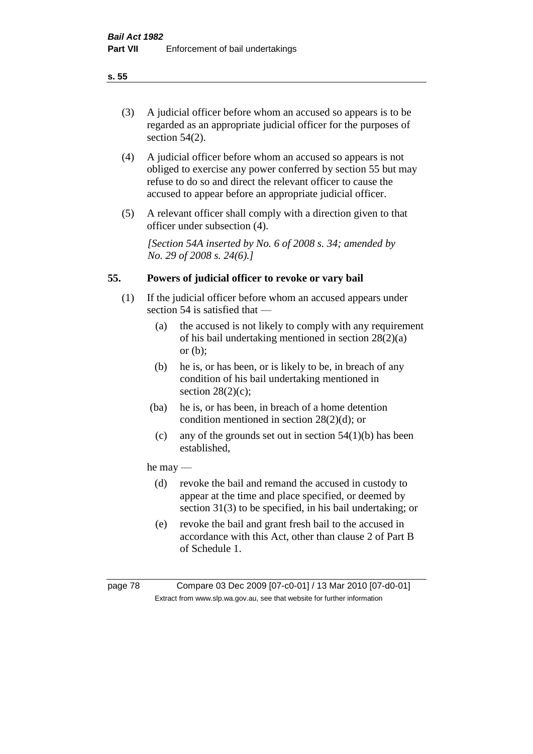(3) A judicial officer before whom an accused so appears is to be regarded as an appropriate judicial officer for the purposes of section 54(2).

(4) A judicial officer before whom an accused so appears is not obliged to exercise any power conferred by section 55 but may refuse to do so and direct the relevant officer to cause the accused to appear before an appropriate judicial officer.

(5) A relevant officer shall comply with a direction given to that officer under subsection (4).

*[Section 54A inserted by No. 6 of 2008 s. 34; amended by No. 29 of 2008 s. 24(6).]*

## 55. Powers of judicial officer to revoke or vary bail

(1) If the judicial officer before whom an accused appears under section 54 is satisfied that —

(a) the accused is not likely to comply with any requirement of his bail undertaking mentioned in section 28(2)(a) or (b);

(b) he is, or has been, or is likely to be, in breach of any condition of his bail undertaking mentioned in section 28(2)(c);

(ba) he is, or has been, in breach of a home detention condition mentioned in section 28(2)(d); or

(c) any of the grounds set out in section 54(1)(b) has been established,

he may —

(d) revoke the bail and remand the accused in custody to appear at the time and place specified, or deemed by section 31(3) to be specified, in his bail undertaking; or

(e) revoke the bail and grant fresh bail to the accused in accordance with this Act, other than clause 2 of Part B of Schedule 1.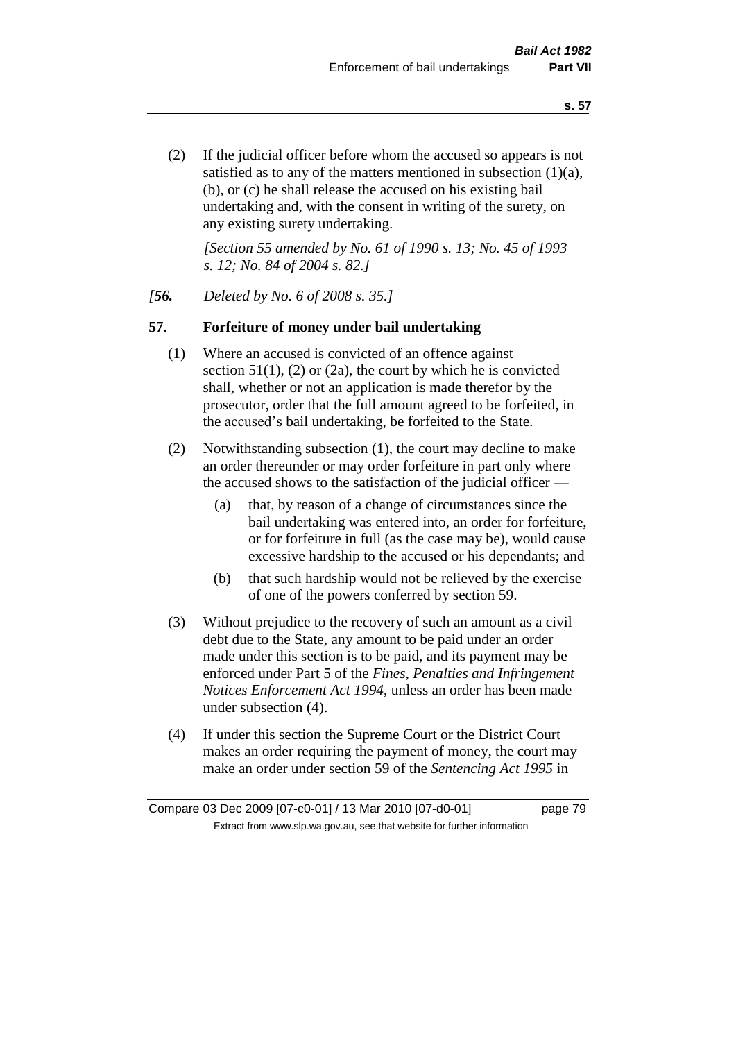(2) If the judicial officer before whom the accused so appears is not satisfied as to any of the matters mentioned in subsection (1)(a), (b), or (c) he shall release the accused on his existing bail undertaking and, with the consent in writing of the surety, on any existing surety undertaking.

*[Section 55 amended by No. 61 of 1990 s. 13; No. 45 of 1993 s. 12; No. 84 of 2004 s. 82.]*

*[**56.** Deleted by No. 6 of 2008 s. 35.]*

## 57. Forfeiture of money under bail undertaking

(1) Where an accused is convicted of an offence against section 51(1), (2) or (2a), the court by which he is convicted shall, whether or not an application is made therefor by the prosecutor, order that the full amount agreed to be forfeited, in the accused's bail undertaking, be forfeited to the State.

(2) Notwithstanding subsection (1), the court may decline to make an order thereunder or may order forfeiture in part only where the accused shows to the satisfaction of the judicial officer —

- (a) that, by reason of a change of circumstances since the bail undertaking was entered into, an order for forfeiture, or for forfeiture in full (as the case may be), would cause excessive hardship to the accused or his dependants; and
- (b) that such hardship would not be relieved by the exercise of one of the powers conferred by section 59.

(3) Without prejudice to the recovery of such an amount as a civil debt due to the State, any amount to be paid under an order made under this section is to be paid, and its payment may be enforced under Part 5 of the *Fines, Penalties and Infringement Notices Enforcement Act 1994*, unless an order has been made under subsection (4).

(4) If under this section the Supreme Court or the District Court makes an order requiring the payment of money, the court may make an order under section 59 of the *Sentencing Act 1995* in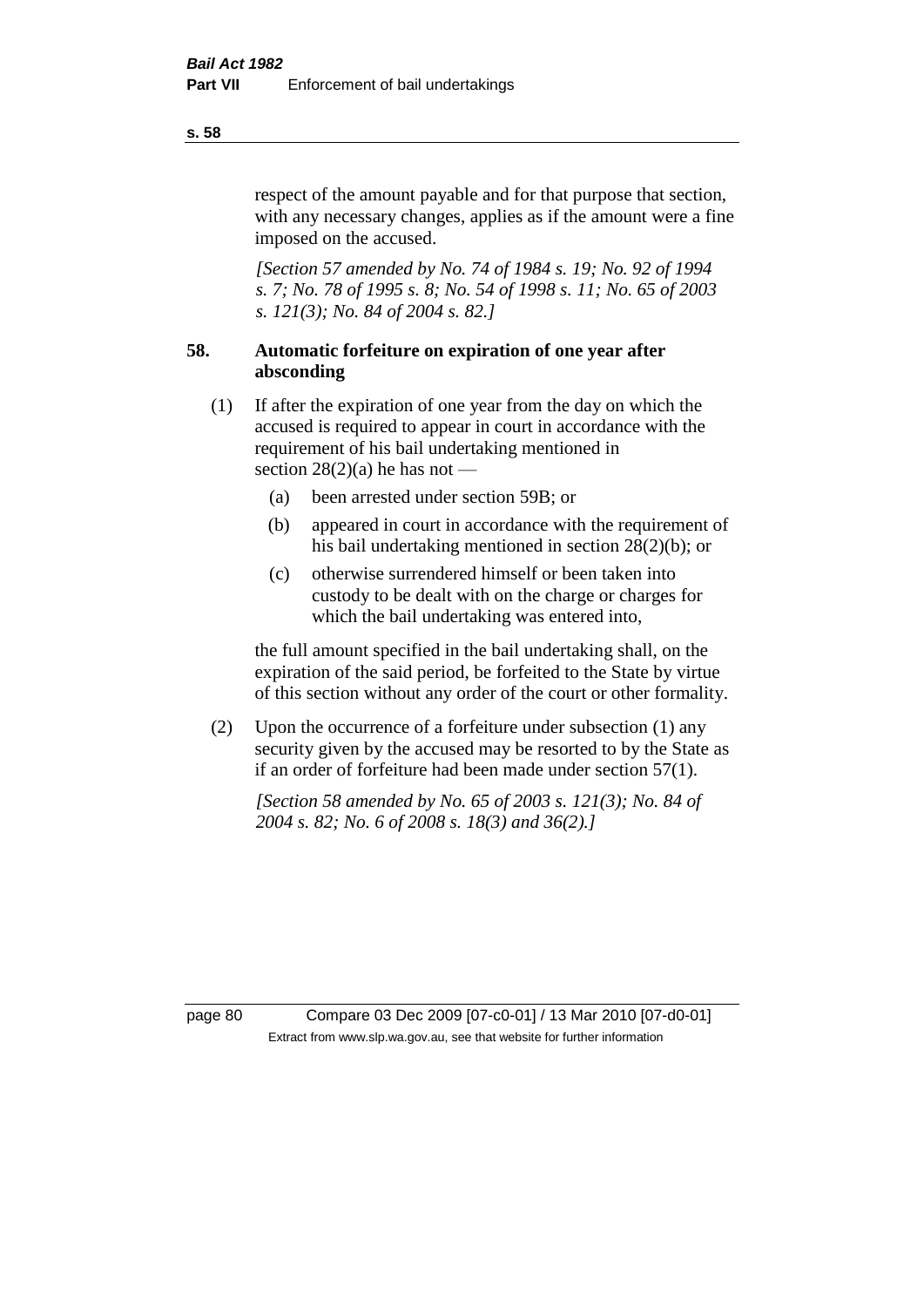respect of the amount payable and for that purpose that section, with any necessary changes, applies as if the amount were a fine imposed on the accused.

*[Section 57 amended by No. 74 of 1984 s. 19; No. 92 of 1994 s. 7; No. 78 of 1995 s. 8; No. 54 of 1998 s. 11; No. 65 of 2003 s. 121(3); No. 84 of 2004 s. 82.]*

### 58. Automatic forfeiture on expiration of one year after absconding

(1) If after the expiration of one year from the day on which the accused is required to appear in court in accordance with the requirement of his bail undertaking mentioned in section 28(2)(a) he has not —

- (a) been arrested under section 59B; or
- (b) appeared in court in accordance with the requirement of his bail undertaking mentioned in section 28(2)(b); or
- (c) otherwise surrendered himself or been taken into custody to be dealt with on the charge or charges for which the bail undertaking was entered into,

the full amount specified in the bail undertaking shall, on the expiration of the said period, be forfeited to the State by virtue of this section without any order of the court or other formality.

(2) Upon the occurrence of a forfeiture under subsection (1) any security given by the accused may be resorted to by the State as if an order of forfeiture had been made under section 57(1).

*[Section 58 amended by No. 65 of 2003 s. 121(3); No. 84 of 2004 s. 82; No. 6 of 2008 s. 18(3) and 36(2).]*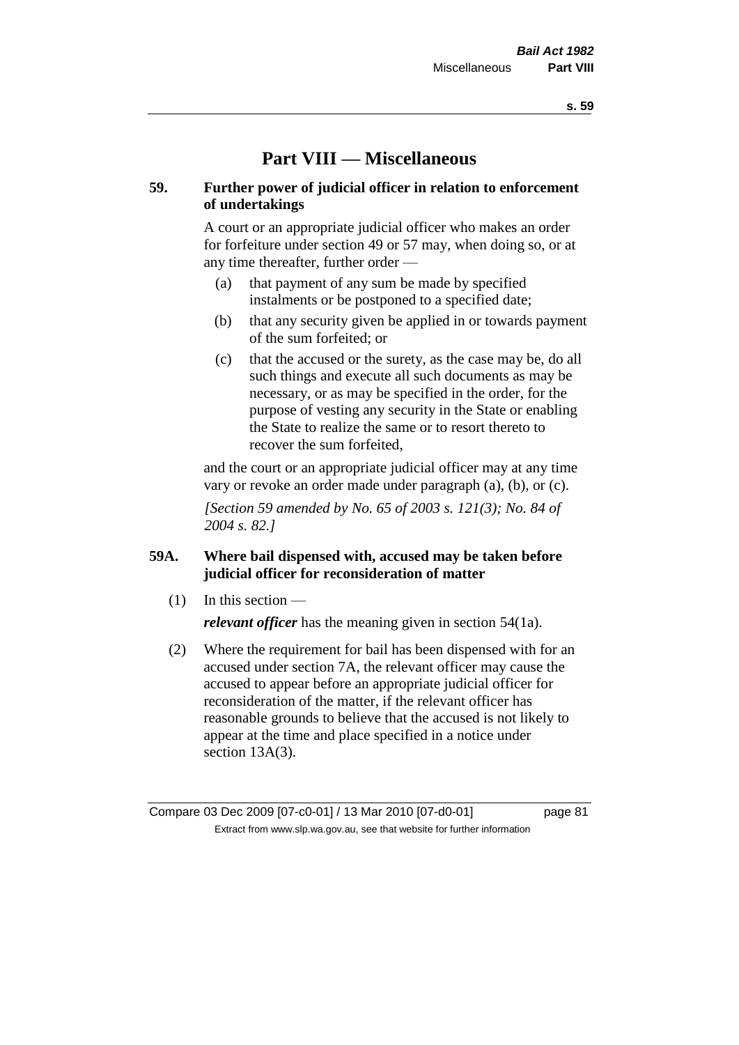# Part VIII — Miscellaneous

## 59. Further power of judicial officer in relation to enforcement of undertakings

A court or an appropriate judicial officer who makes an order for forfeiture under section 49 or 57 may, when doing so, or at any time thereafter, further order —

- (a) that payment of any sum be made by specified instalments or be postponed to a specified date;
- (b) that any security given be applied in or towards payment of the sum forfeited; or
- (c) that the accused or the surety, as the case may be, do all such things and execute all such documents as may be necessary, or as may be specified in the order, for the purpose of vesting any security in the State or enabling the State to realize the same or to resort thereto to recover the sum forfeited,

and the court or an appropriate judicial officer may at any time vary or revoke an order made under paragraph (a), (b), or (c).

*[Section 59 amended by No. 65 of 2003 s. 121(3); No. 84 of 2004 s. 82.]*

## 59A. Where bail dispensed with, accused may be taken before judicial officer for reconsideration of matter

(1) In this section —

***relevant officer*** has the meaning given in section 54(1a).

(2) Where the requirement for bail has been dispensed with for an accused under section 7A, the relevant officer may cause the accused to appear before an appropriate judicial officer for reconsideration of the matter, if the relevant officer has reasonable grounds to believe that the accused is not likely to appear at the time and place specified in a notice under section 13A(3).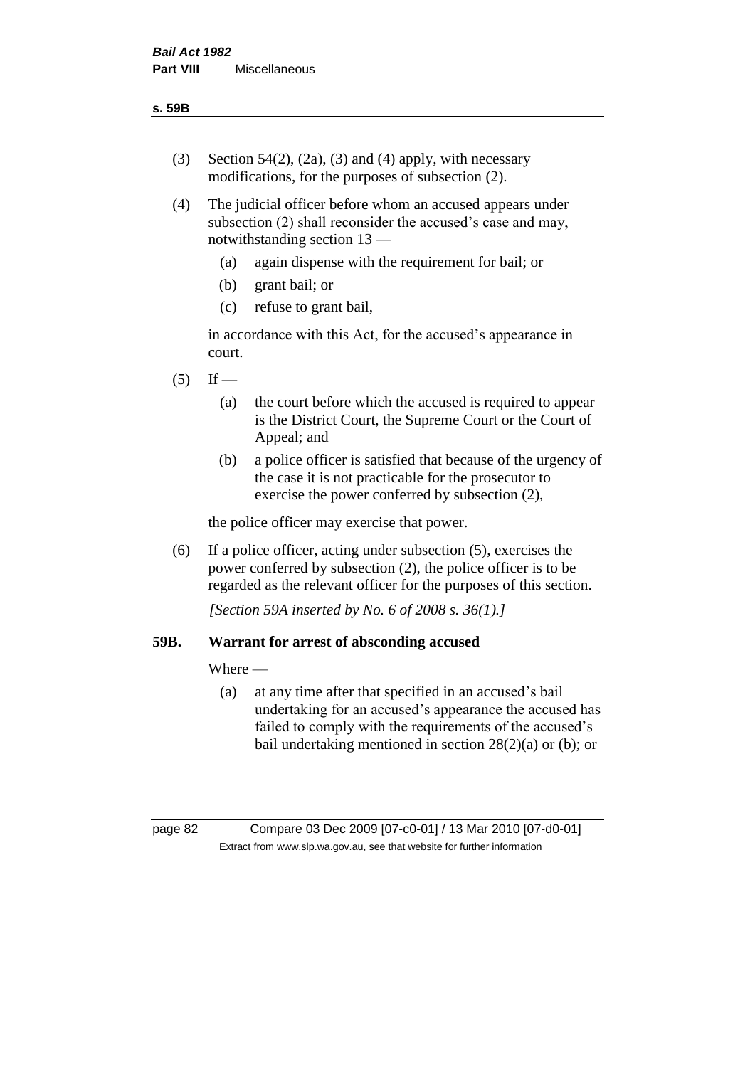(3) Section 54(2), (2a), (3) and (4) apply, with necessary modifications, for the purposes of subsection (2).

(4) The judicial officer before whom an accused appears under subsection (2) shall reconsider the accused's case and may, notwithstanding section 13 —

- (a) again dispense with the requirement for bail; or
- (b) grant bail; or
- (c) refuse to grant bail,

in accordance with this Act, for the accused's appearance in court.

(5) If —

- (a) the court before which the accused is required to appear is the District Court, the Supreme Court or the Court of Appeal; and
- (b) a police officer is satisfied that because of the urgency of the case it is not practicable for the prosecutor to exercise the power conferred by subsection (2),

the police officer may exercise that power.

(6) If a police officer, acting under subsection (5), exercises the power conferred by subsection (2), the police officer is to be regarded as the relevant officer for the purposes of this section.

*[Section 59A inserted by No. 6 of 2008 s. 36(1).]*

### 59B. Warrant for arrest of absconding accused

Where —

- (a) at any time after that specified in an accused's bail undertaking for an accused's appearance the accused has failed to comply with the requirements of the accused's bail undertaking mentioned in section 28(2)(a) or (b); or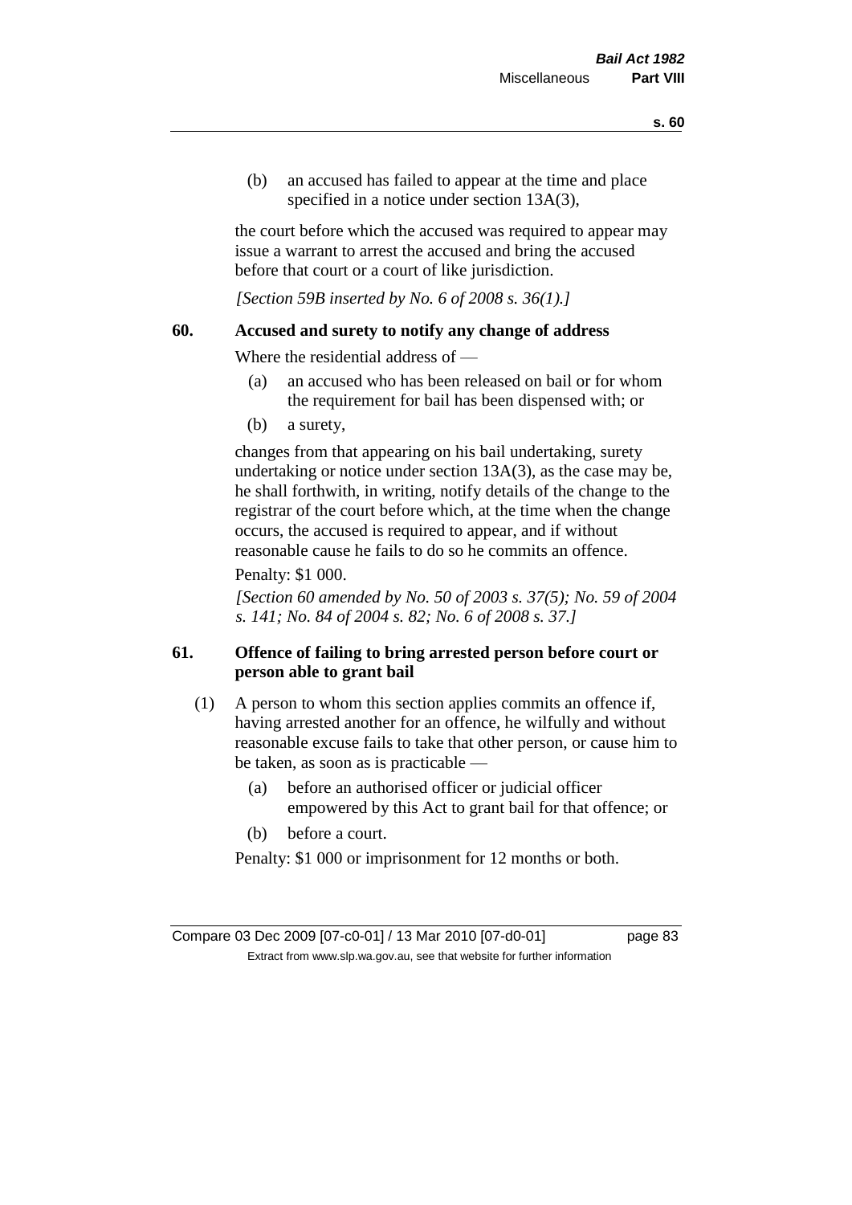(b) an accused has failed to appear at the time and place specified in a notice under section 13A(3),

the court before which the accused was required to appear may issue a warrant to arrest the accused and bring the accused before that court or a court of like jurisdiction.

*[Section 59B inserted by No. 6 of 2008 s. 36(1).]*

## 60. Accused and surety to notify any change of address

Where the residential address of —

(a) an accused who has been released on bail or for whom the requirement for bail has been dispensed with; or

(b) a surety,

changes from that appearing on his bail undertaking, surety undertaking or notice under section 13A(3), as the case may be, he shall forthwith, in writing, notify details of the change to the registrar of the court before which, at the time when the change occurs, the accused is required to appear, and if without reasonable cause he fails to do so he commits an offence.

Penalty: $1 000.

*[Section 60 amended by No. 50 of 2003 s. 37(5); No. 59 of 2004 s. 141; No. 84 of 2004 s. 82; No. 6 of 2008 s. 37.]*

## 61. Offence of failing to bring arrested person before court or person able to grant bail

(1) A person to whom this section applies commits an offence if, having arrested another for an offence, he wilfully and without reasonable excuse fails to take that other person, or cause him to be taken, as soon as is practicable —

(a) before an authorised officer or judicial officer empowered by this Act to grant bail for that offence; or

(b) before a court.

Penalty: $1 000 or imprisonment for 12 months or both.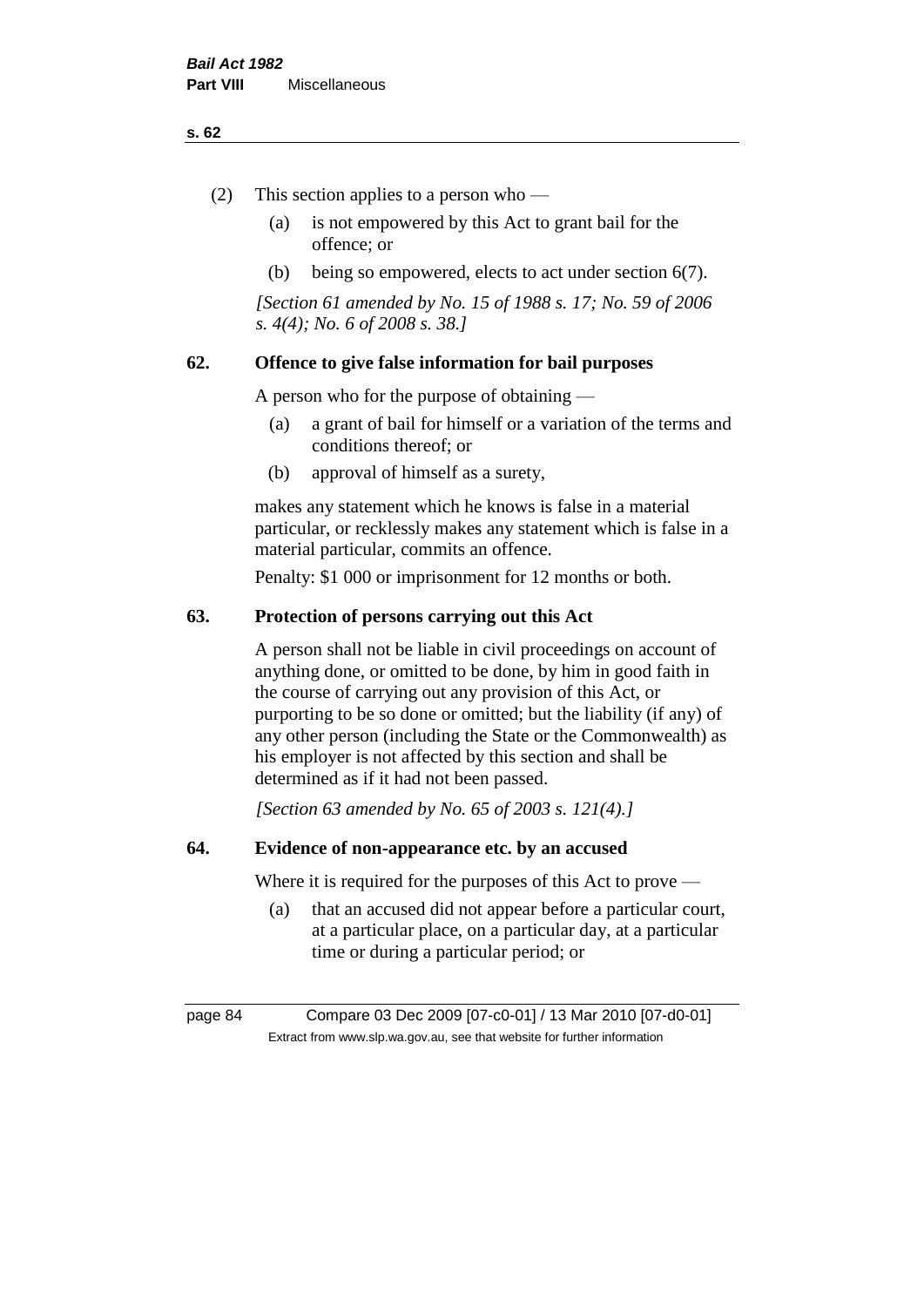(2) This section applies to a person who —

(a) is not empowered by this Act to grant bail for the offence; or

(b) being so empowered, elects to act under section 6(7).

*[Section 61 amended by No. 15 of 1988 s. 17; No. 59 of 2006 s. 4(4); No. 6 of 2008 s. 38.]*

## 62. Offence to give false information for bail purposes

A person who for the purpose of obtaining —

(a) a grant of bail for himself or a variation of the terms and conditions thereof; or

(b) approval of himself as a surety,

makes any statement which he knows is false in a material particular, or recklessly makes any statement which is false in a material particular, commits an offence.

Penalty: $1 000 or imprisonment for 12 months or both.

## 63. Protection of persons carrying out this Act

A person shall not be liable in civil proceedings on account of anything done, or omitted to be done, by him in good faith in the course of carrying out any provision of this Act, or purporting to be so done or omitted; but the liability (if any) of any other person (including the State or the Commonwealth) as his employer is not affected by this section and shall be determined as if it had not been passed.

*[Section 63 amended by No. 65 of 2003 s. 121(4).]*

## 64. Evidence of non-appearance etc. by an accused

Where it is required for the purposes of this Act to prove —

(a) that an accused did not appear before a particular court, at a particular place, on a particular day, at a particular time or during a particular period; or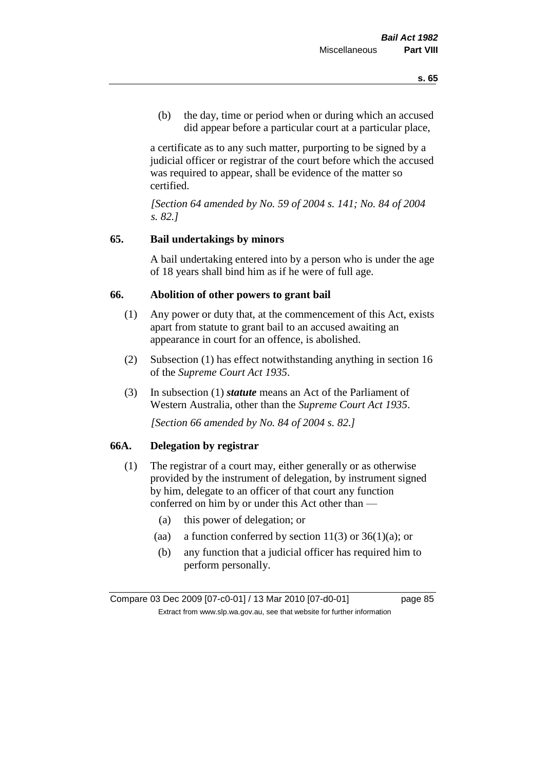(b) the day, time or period when or during which an accused did appear before a particular court at a particular place,

a certificate as to any such matter, purporting to be signed by a judicial officer or registrar of the court before which the accused was required to appear, shall be evidence of the matter so certified.

*[Section 64 amended by No. 59 of 2004 s. 141; No. 84 of 2004 s. 82.]*

## 65. Bail undertakings by minors

A bail undertaking entered into by a person who is under the age of 18 years shall bind him as if he were of full age.

## 66. Abolition of other powers to grant bail

(1) Any power or duty that, at the commencement of this Act, exists apart from statute to grant bail to an accused awaiting an appearance in court for an offence, is abolished.

(2) Subsection (1) has effect notwithstanding anything in section 16 of the *Supreme Court Act 1935*.

(3) In subsection (1) ***statute*** means an Act of the Parliament of Western Australia, other than the *Supreme Court Act 1935*.

*[Section 66 amended by No. 84 of 2004 s. 82.]*

## 66A. Delegation by registrar

(1) The registrar of a court may, either generally or as otherwise provided by the instrument of delegation, by instrument signed by him, delegate to an officer of that court any function conferred on him by or under this Act other than —

(a) this power of delegation; or

(aa) a function conferred by section 11(3) or 36(1)(a); or

(b) any function that a judicial officer has required him to perform personally.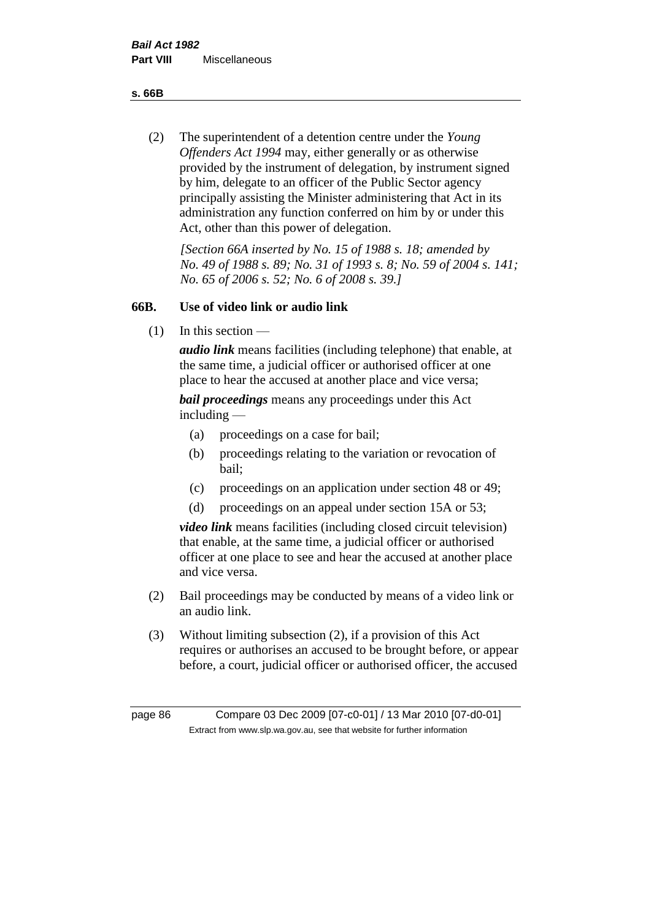(2) The superintendent of a detention centre under the *Young Offenders Act 1994* may, either generally or as otherwise provided by the instrument of delegation, by instrument signed by him, delegate to an officer of the Public Sector agency principally assisting the Minister administering that Act in its administration any function conferred on him by or under this Act, other than this power of delegation.

*[Section 66A inserted by No. 15 of 1988 s. 18; amended by No. 49 of 1988 s. 89; No. 31 of 1993 s. 8; No. 59 of 2004 s. 141; No. 65 of 2006 s. 52; No. 6 of 2008 s. 39.]*

## 66B. Use of video link or audio link

(1) In this section —

***audio link*** means facilities (including telephone) that enable, at the same time, a judicial officer or authorised officer at one place to hear the accused at another place and vice versa;

***bail proceedings*** means any proceedings under this Act including —

- (a) proceedings on a case for bail;
- (b) proceedings relating to the variation or revocation of bail;
- (c) proceedings on an application under section 48 or 49;
- (d) proceedings on an appeal under section 15A or 53;

***video link*** means facilities (including closed circuit television) that enable, at the same time, a judicial officer or authorised officer at one place to see and hear the accused at another place and vice versa.

(2) Bail proceedings may be conducted by means of a video link or an audio link.

(3) Without limiting subsection (2), if a provision of this Act requires or authorises an accused to be brought before, or appear before, a court, judicial officer or authorised officer, the accused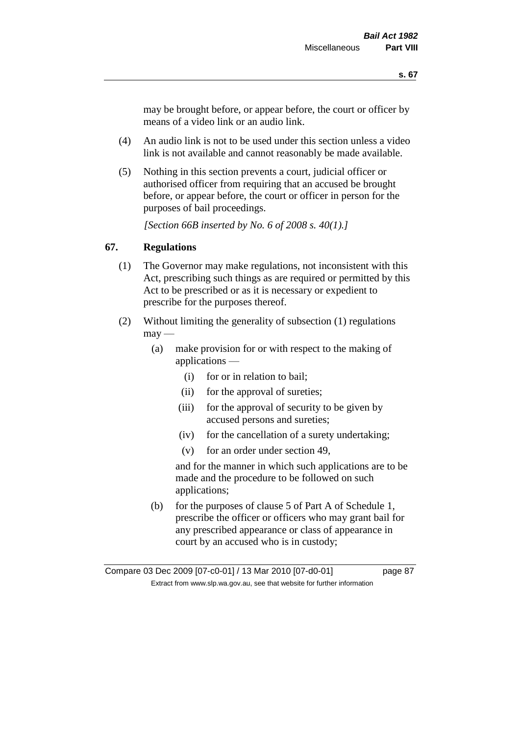may be brought before, or appear before, the court or officer by means of a video link or an audio link.

(4) An audio link is not to be used under this section unless a video link is not available and cannot reasonably be made available.

(5) Nothing in this section prevents a court, judicial officer or authorised officer from requiring that an accused be brought before, or appear before, the court or officer in person for the purposes of bail proceedings.

*[Section 66B inserted by No. 6 of 2008 s. 40(1).]*

## 67. Regulations

(1) The Governor may make regulations, not inconsistent with this Act, prescribing such things as are required or permitted by this Act to be prescribed or as it is necessary or expedient to prescribe for the purposes thereof.

(2) Without limiting the generality of subsection (1) regulations may —

(a) make provision for or with respect to the making of applications —

(i) for or in relation to bail;

(ii) for the approval of sureties;

(iii) for the approval of security to be given by accused persons and sureties;

(iv) for the cancellation of a surety undertaking;

(v) for an order under section 49,

and for the manner in which such applications are to be made and the procedure to be followed on such applications;

(b) for the purposes of clause 5 of Part A of Schedule 1, prescribe the officer or officers who may grant bail for any prescribed appearance or class of appearance in court by an accused who is in custody;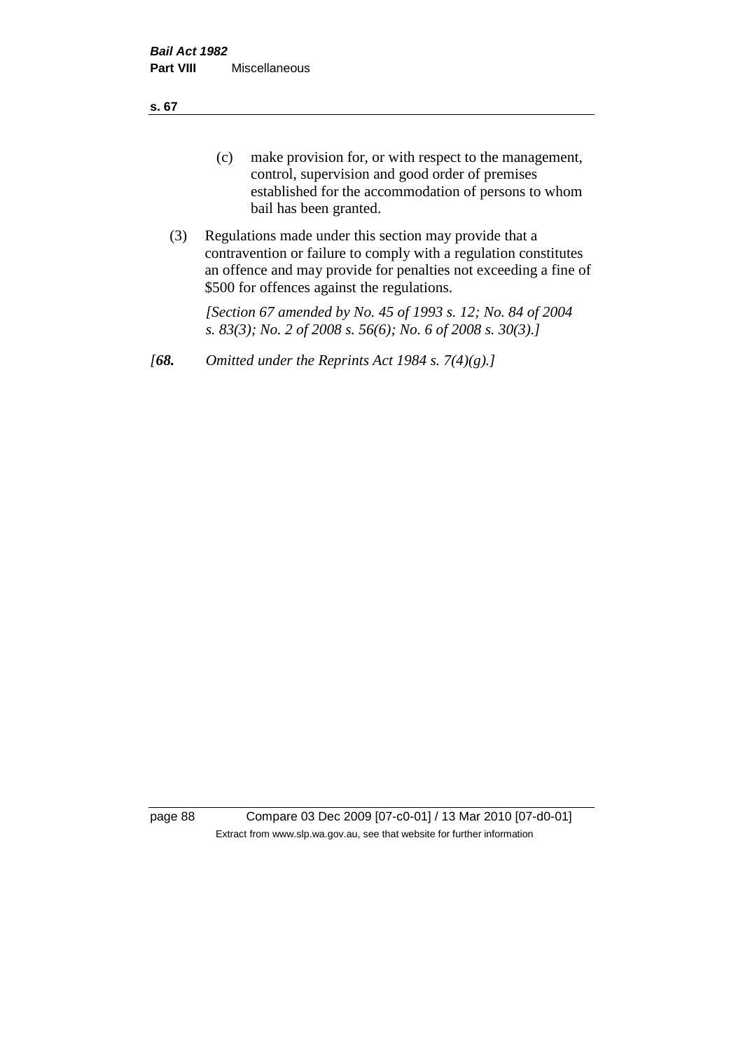(c) make provision for, or with respect to the management, control, supervision and good order of premises established for the accommodation of persons to whom bail has been granted.

(3) Regulations made under this section may provide that a contravention or failure to comply with a regulation constitutes an offence and may provide for penalties not exceeding a fine of $500 for offences against the regulations.

*[Section 67 amended by No. 45 of 1993 s. 12; No. 84 of 2004 s. 83(3); No. 2 of 2008 s. 56(6); No. 6 of 2008 s. 30(3).]*

*[**68.** Omitted under the Reprints Act 1984 s. 7(4)(g).]*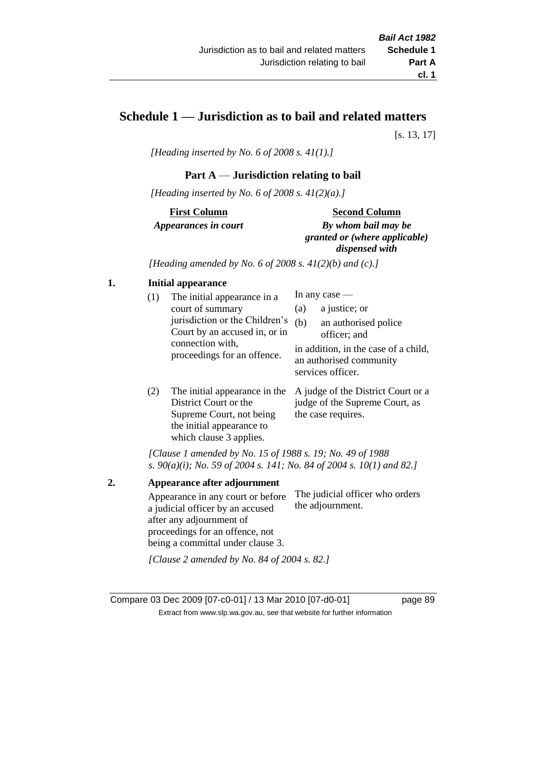# Schedule 1 — Jurisdiction as to bail and related matters

[s. 13, 17]

*[Heading inserted by No. 6 of 2008 s. 41(1).]*

## Part A — Jurisdiction relating to bail

*[Heading inserted by No. 6 of 2008 s. 41(2)(a).]*

| First Column<br>*Appearances in court* | Second Column<br>*By whom bail may be granted or (where applicable) dispensed with* |
|---|---|

*[Heading amended by No. 6 of 2008 s. 41(2)(b) and (c).]*

**1. Initial appearance**

| | |
|---|---|
| (1) The initial appearance in a court of summary jurisdiction or the Children's Court by an accused in, or in connection with, proceedings for an offence. | In any case —<br>(a) a justice; or<br>(b) an authorised police officer; and<br>in addition, in the case of a child, an authorised community services officer. |
| (2) The initial appearance in the District Court or the Supreme Court, not being the initial appearance to which clause 3 applies. | A judge of the District Court or a judge of the Supreme Court, as the case requires. |

*[Clause 1 amended by No. 15 of 1988 s. 19; No. 49 of 1988 s. 90(a)(i); No. 59 of 2004 s. 141; No. 84 of 2004 s. 10(1) and 82.]*

**2. Appearance after adjournment**

| | |
|---|---|
| Appearance in any court or before a judicial officer by an accused after any adjournment of proceedings for an offence, not being a committal under clause 3. | The judicial officer who orders the adjournment. |

*[Clause 2 amended by No. 84 of 2004 s. 82.]*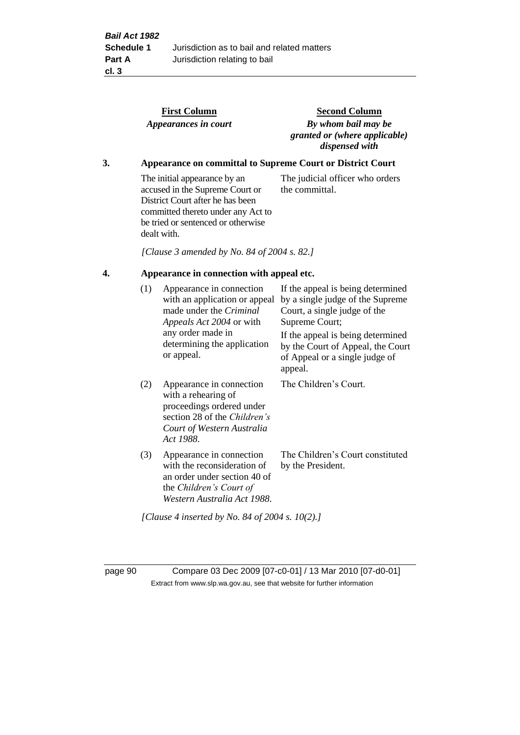| First Column | Second Column |
| --- | --- |
| *Appearances in court* | *By whom bail may be granted or (where applicable) dispensed with* |

## 3. Appearance on committal to Supreme Court or District Court

| | |
| --- | --- |
| The initial appearance by an accused in the Supreme Court or District Court after he has been committed thereto under any Act to be tried or sentenced or otherwise dealt with. | The judicial officer who orders the committal. |

*[Clause 3 amended by No. 84 of 2004 s. 82.]*

## 4. Appearance in connection with appeal etc.

| | | |
| --- | --- | --- |
| (1) | Appearance in connection with an application or appeal made under the *Criminal Appeals Act 2004* or with any order made in determining the application or appeal. | If the appeal is being determined by a single judge of the Supreme Court, a single judge of the Supreme Court; If the appeal is being determined by the Court of Appeal, the Court of Appeal or a single judge of appeal. |
| (2) | Appearance in connection with a rehearing of proceedings ordered under section 28 of the *Children's Court of Western Australia Act 1988*. | The Children's Court. |
| (3) | Appearance in connection with the reconsideration of an order under section 40 of the *Children's Court of Western Australia Act 1988*. | The Children's Court constituted by the President. |

*[Clause 4 inserted by No. 84 of 2004 s. 10(2).]*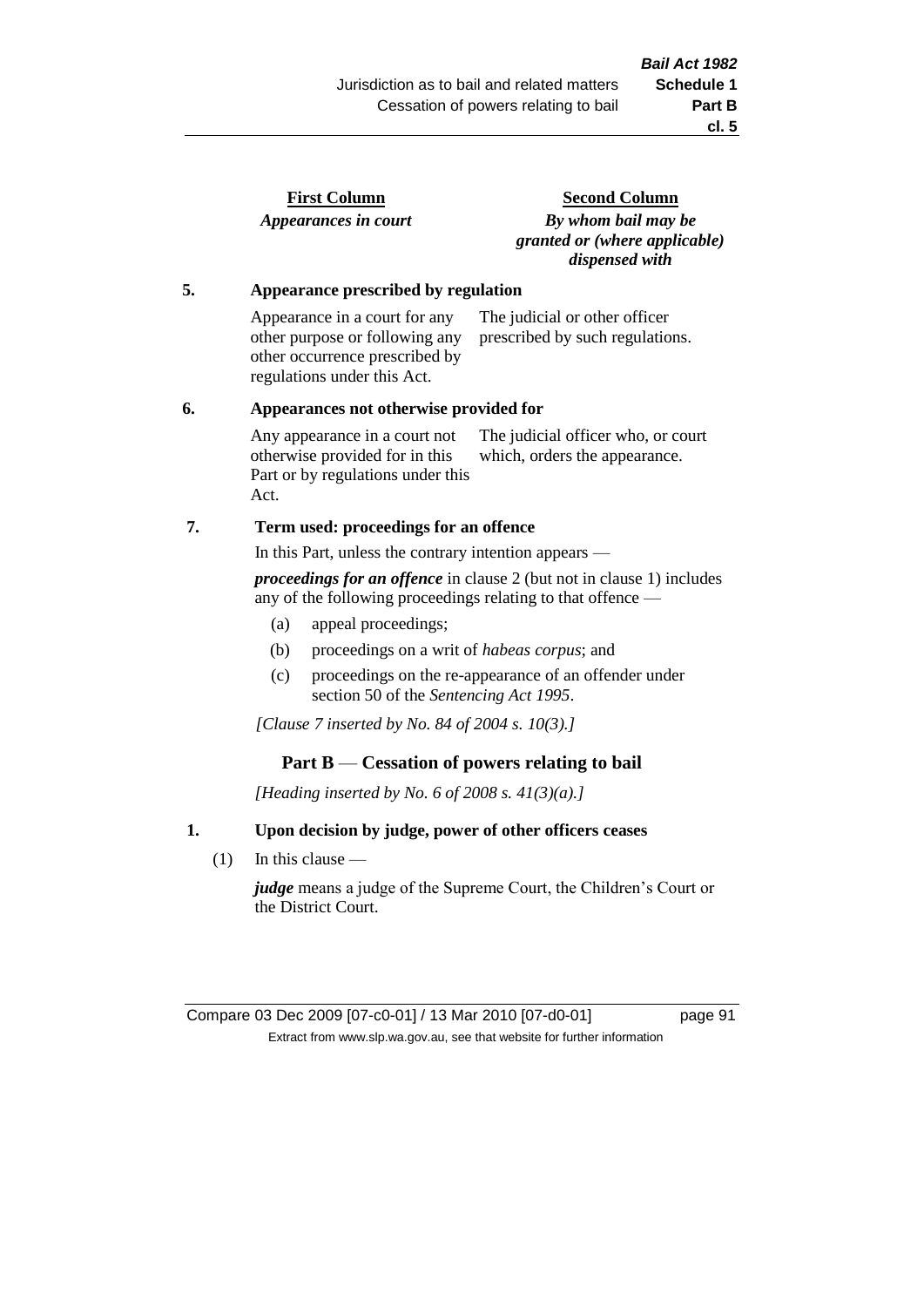| First Column | Second Column |
|---|---|
| *Appearances in court* | *By whom bail may be granted or (where applicable) dispensed with* |

**5. Appearance prescribed by regulation**

| | |
|---|---|
| Appearance in a court for any other purpose or following any other occurrence prescribed by regulations under this Act. | The judicial or other officer prescribed by such regulations. |

**6. Appearances not otherwise provided for**

| | |
|---|---|
| Any appearance in a court not otherwise provided for in this Part or by regulations under this Act. | The judicial officer who, or court which, orders the appearance. |

**7. Term used: proceedings for an offence**

In this Part, unless the contrary intention appears —

***proceedings for an offence*** in clause 2 (but not in clause 1) includes any of the following proceedings relating to that offence —

- (a) appeal proceedings;
- (b) proceedings on a writ of *habeas corpus*; and
- (c) proceedings on the re-appearance of an offender under section 50 of the *Sentencing Act 1995*.

*[Clause 7 inserted by No. 84 of 2004 s. 10(3).]*

## Part B — Cessation of powers relating to bail

*[Heading inserted by No. 6 of 2008 s. 41(3)(a).]*

**1. Upon decision by judge, power of other officers ceases**

(1) In this clause —

***judge*** means a judge of the Supreme Court, the Children's Court or the District Court.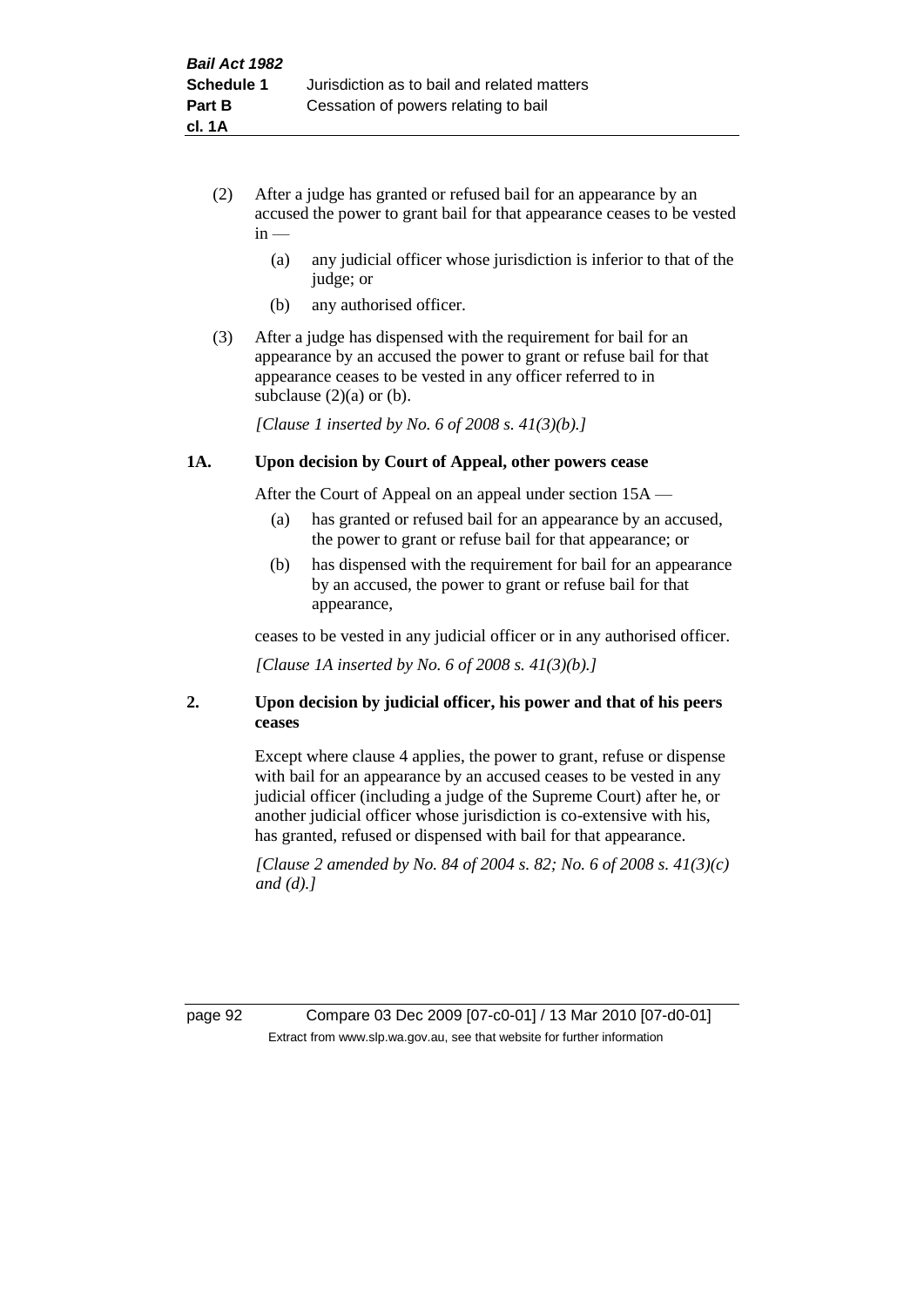(2) After a judge has granted or refused bail for an appearance by an accused the power to grant bail for that appearance ceases to be vested in —

  (a) any judicial officer whose jurisdiction is inferior to that of the judge; or

  (b) any authorised officer.

(3) After a judge has dispensed with the requirement for bail for an appearance by an accused the power to grant or refuse bail for that appearance ceases to be vested in any officer referred to in subclause (2)(a) or (b).

*[Clause 1 inserted by No. 6 of 2008 s. 41(3)(b).]*

**1A. Upon decision by Court of Appeal, other powers cease**

After the Court of Appeal on an appeal under section 15A —

  (a) has granted or refused bail for an appearance by an accused, the power to grant or refuse bail for that appearance; or

  (b) has dispensed with the requirement for bail for an appearance by an accused, the power to grant or refuse bail for that appearance,

ceases to be vested in any judicial officer or in any authorised officer.

*[Clause 1A inserted by No. 6 of 2008 s. 41(3)(b).]*

**2. Upon decision by judicial officer, his power and that of his peers ceases**

Except where clause 4 applies, the power to grant, refuse or dispense with bail for an appearance by an accused ceases to be vested in any judicial officer (including a judge of the Supreme Court) after he, or another judicial officer whose jurisdiction is co-extensive with his, has granted, refused or dispensed with bail for that appearance.

*[Clause 2 amended by No. 84 of 2004 s. 82; No. 6 of 2008 s. 41(3)(c) and (d).]*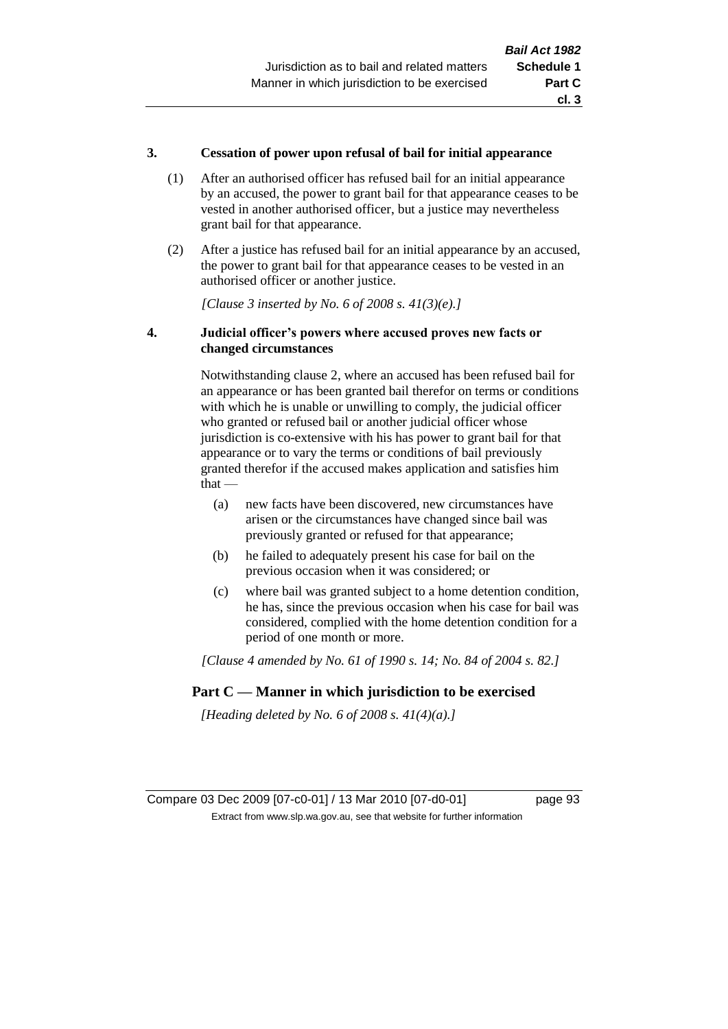**3. Cessation of power upon refusal of bail for initial appearance**

(1) After an authorised officer has refused bail for an initial appearance by an accused, the power to grant bail for that appearance ceases to be vested in another authorised officer, but a justice may nevertheless grant bail for that appearance.

(2) After a justice has refused bail for an initial appearance by an accused, the power to grant bail for that appearance ceases to be vested in an authorised officer or another justice.

*[Clause 3 inserted by No. 6 of 2008 s. 41(3)(e).]*

**4. Judicial officer's powers where accused proves new facts or changed circumstances**

Notwithstanding clause 2, where an accused has been refused bail for an appearance or has been granted bail therefor on terms or conditions with which he is unable or unwilling to comply, the judicial officer who granted or refused bail or another judicial officer whose jurisdiction is co-extensive with his has power to grant bail for that appearance or to vary the terms or conditions of bail previously granted therefor if the accused makes application and satisfies him that —

(a) new facts have been discovered, new circumstances have arisen or the circumstances have changed since bail was previously granted or refused for that appearance;

(b) he failed to adequately present his case for bail on the previous occasion when it was considered; or

(c) where bail was granted subject to a home detention condition, he has, since the previous occasion when his case for bail was considered, complied with the home detention condition for a period of one month or more.

*[Clause 4 amended by No. 61 of 1990 s. 14; No. 84 of 2004 s. 82.]*

## Part C — Manner in which jurisdiction to be exercised

*[Heading deleted by No. 6 of 2008 s. 41(4)(a).]*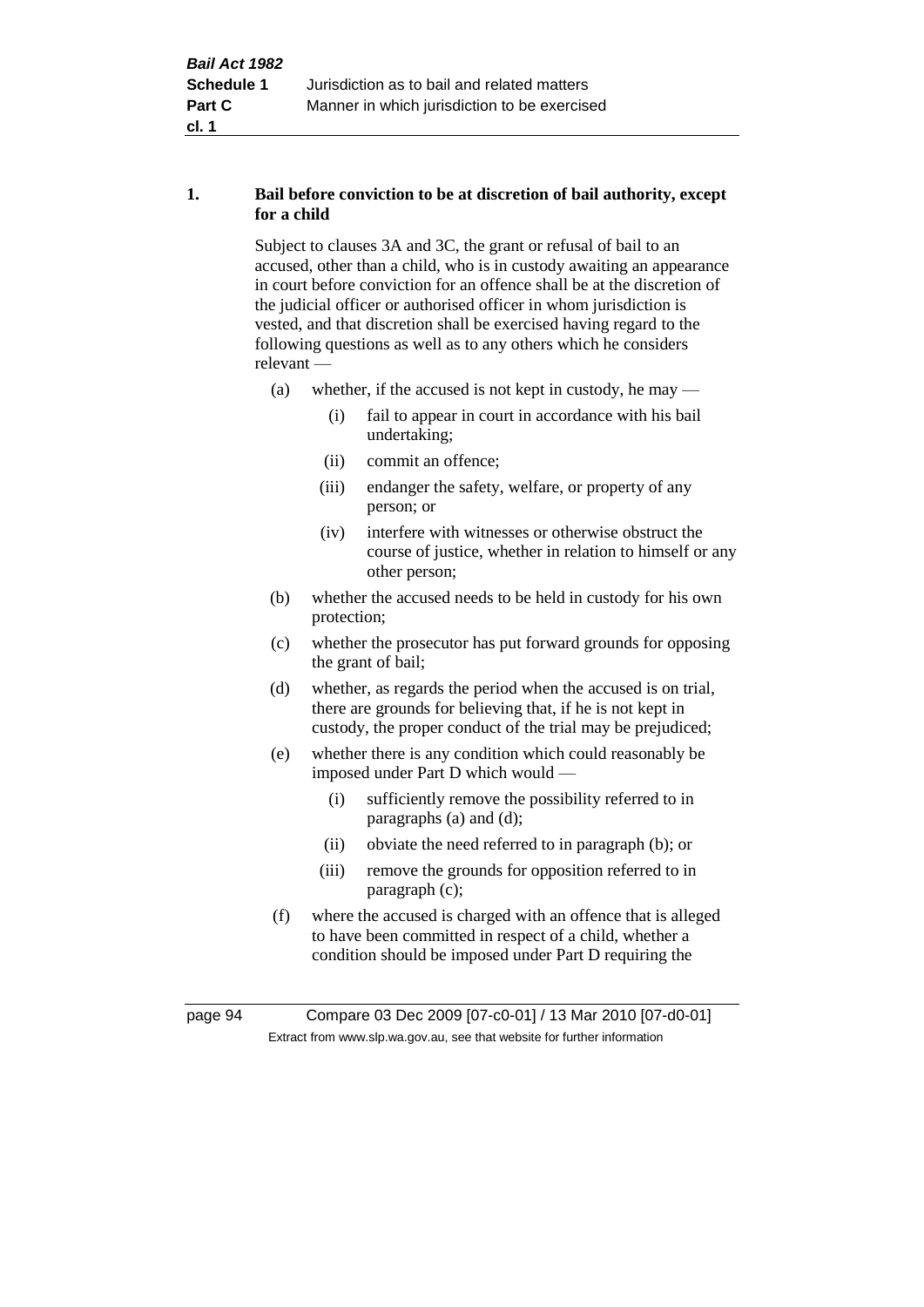**1. Bail before conviction to be at discretion of bail authority, except for a child**

Subject to clauses 3A and 3C, the grant or refusal of bail to an accused, other than a child, who is in custody awaiting an appearance in court before conviction for an offence shall be at the discretion of the judicial officer or authorised officer in whom jurisdiction is vested, and that discretion shall be exercised having regard to the following questions as well as to any others which he considers relevant —

(a) whether, if the accused is not kept in custody, he may —

  (i) fail to appear in court in accordance with his bail undertaking;

  (ii) commit an offence;

  (iii) endanger the safety, welfare, or property of any person; or

  (iv) interfere with witnesses or otherwise obstruct the course of justice, whether in relation to himself or any other person;

(b) whether the accused needs to be held in custody for his own protection;

(c) whether the prosecutor has put forward grounds for opposing the grant of bail;

(d) whether, as regards the period when the accused is on trial, there are grounds for believing that, if he is not kept in custody, the proper conduct of the trial may be prejudiced;

(e) whether there is any condition which could reasonably be imposed under Part D which would —

  (i) sufficiently remove the possibility referred to in paragraphs (a) and (d);

  (ii) obviate the need referred to in paragraph (b); or

  (iii) remove the grounds for opposition referred to in paragraph (c);

(f) where the accused is charged with an offence that is alleged to have been committed in respect of a child, whether a condition should be imposed under Part D requiring the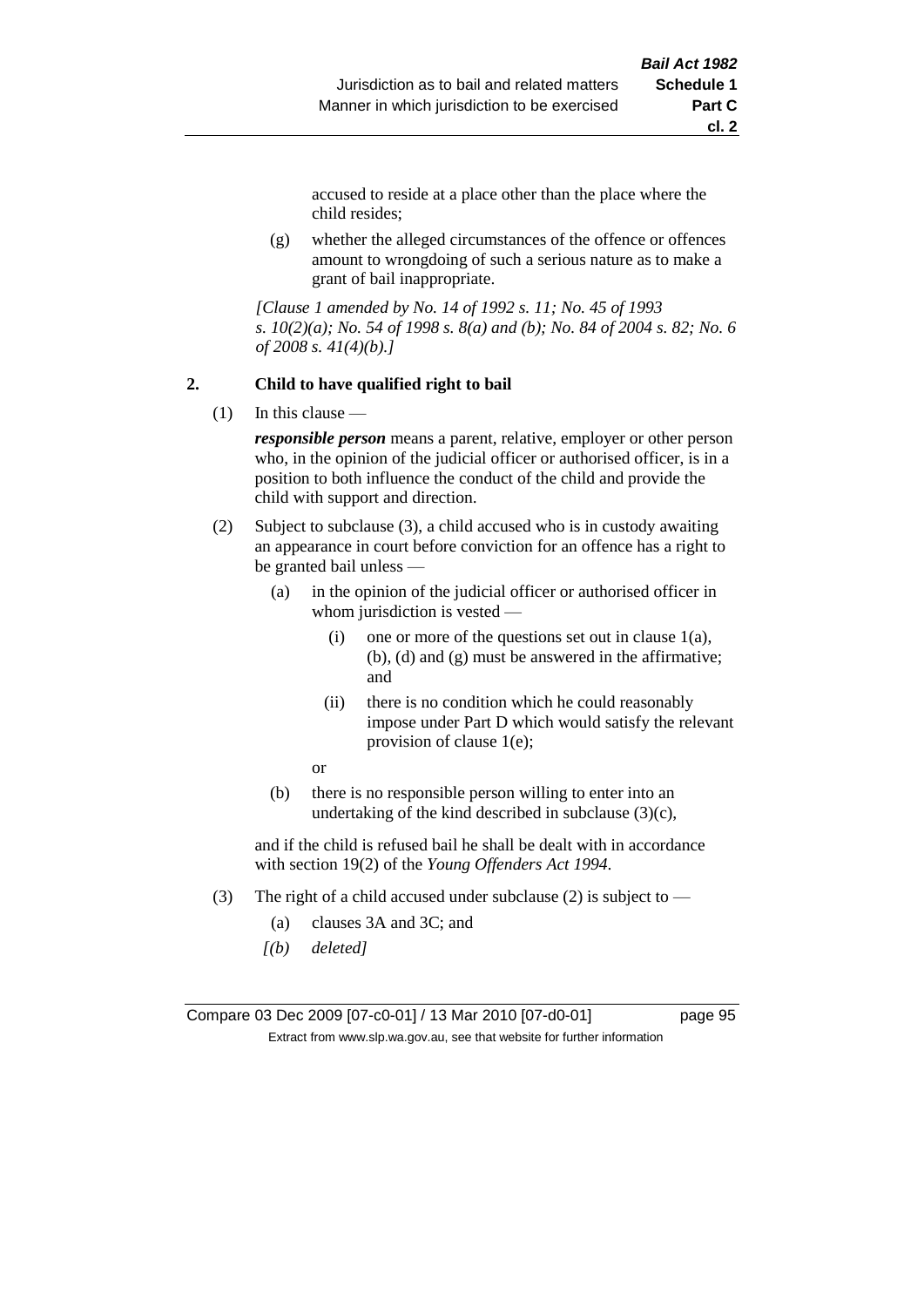accused to reside at a place other than the place where the child resides;

(g) whether the alleged circumstances of the offence or offences amount to wrongdoing of such a serious nature as to make a grant of bail inappropriate.

*[Clause 1 amended by No. 14 of 1992 s. 11; No. 45 of 1993 s. 10(2)(a); No. 54 of 1998 s. 8(a) and (b); No. 84 of 2004 s. 82; No. 6 of 2008 s. 41(4)(b).]*

**2. Child to have qualified right to bail**

(1) In this clause —

***responsible person*** means a parent, relative, employer or other person who, in the opinion of the judicial officer or authorised officer, is in a position to both influence the conduct of the child and provide the child with support and direction.

(2) Subject to subclause (3), a child accused who is in custody awaiting an appearance in court before conviction for an offence has a right to be granted bail unless —

(a) in the opinion of the judicial officer or authorised officer in whom jurisdiction is vested —

(i) one or more of the questions set out in clause 1(a), (b), (d) and (g) must be answered in the affirmative; and

(ii) there is no condition which he could reasonably impose under Part D which would satisfy the relevant provision of clause 1(e);

or

(b) there is no responsible person willing to enter into an undertaking of the kind described in subclause (3)(c),

and if the child is refused bail he shall be dealt with in accordance with section 19(2) of the *Young Offenders Act 1994*.

(3) The right of a child accused under subclause (2) is subject to —

(a) clauses 3A and 3C; and

*[(b) deleted]*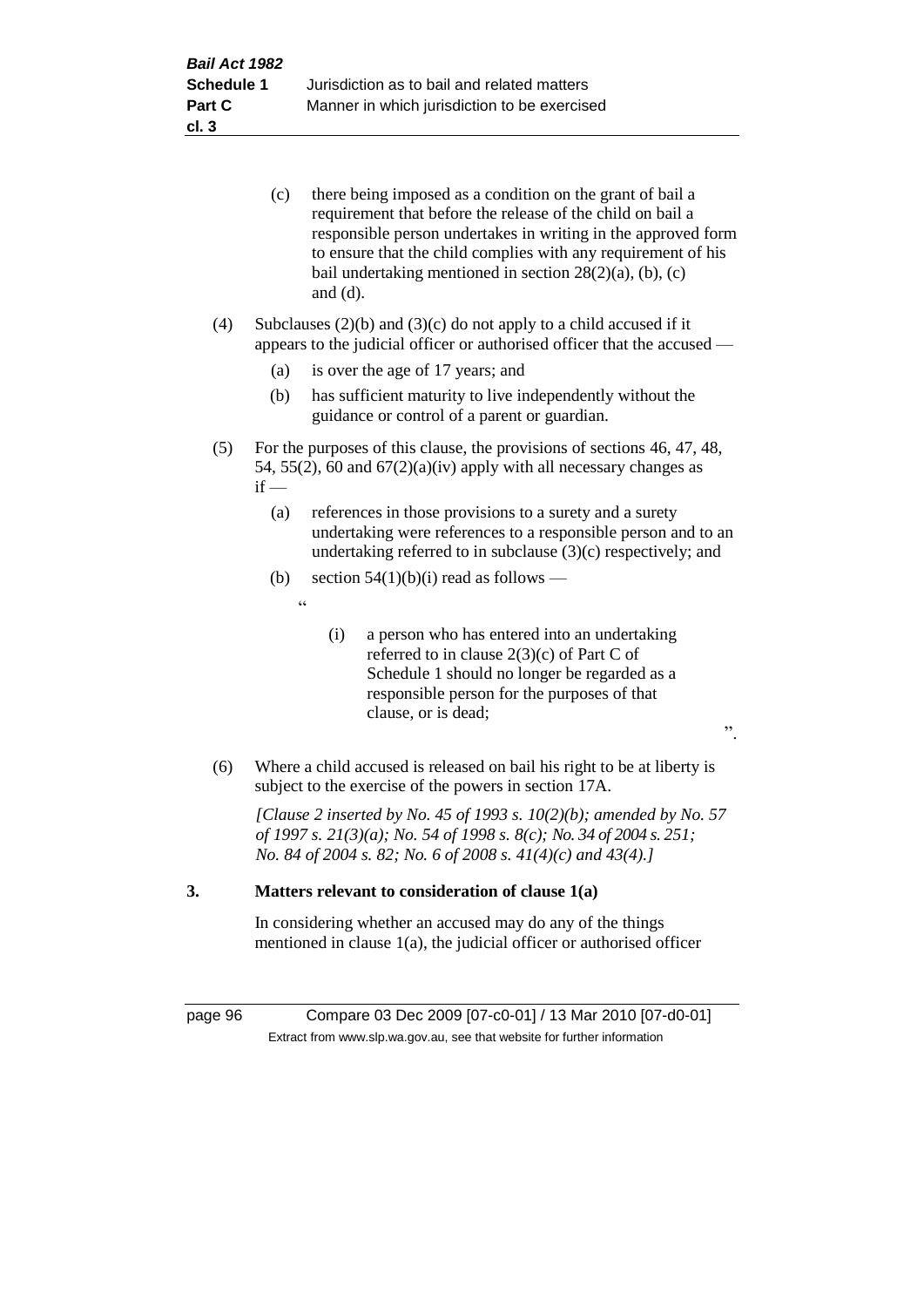(c) there being imposed as a condition on the grant of bail a requirement that before the release of the child on bail a responsible person undertakes in writing in the approved form to ensure that the child complies with any requirement of his bail undertaking mentioned in section 28(2)(a), (b), (c) and (d).

(4) Subclauses (2)(b) and (3)(c) do not apply to a child accused if it appears to the judicial officer or authorised officer that the accused —

(a) is over the age of 17 years; and

(b) has sufficient maturity to live independently without the guidance or control of a parent or guardian.

(5) For the purposes of this clause, the provisions of sections 46, 47, 48, 54, 55(2), 60 and 67(2)(a)(iv) apply with all necessary changes as if —

(a) references in those provisions to a surety and a surety undertaking were references to a responsible person and to an undertaking referred to in subclause (3)(c) respectively; and

(b) section 54(1)(b)(i) read as follows —

"

(i) a person who has entered into an undertaking referred to in clause 2(3)(c) of Part C of Schedule 1 should no longer be regarded as a responsible person for the purposes of that clause, or is dead;

".

(6) Where a child accused is released on bail his right to be at liberty is subject to the exercise of the powers in section 17A.

*[Clause 2 inserted by No. 45 of 1993 s. 10(2)(b); amended by No. 57 of 1997 s. 21(3)(a); No. 54 of 1998 s. 8(c); No. 34 of 2004 s. 251; No. 84 of 2004 s. 82; No. 6 of 2008 s. 41(4)(c) and 43(4).]*

**3. Matters relevant to consideration of clause 1(a)**

In considering whether an accused may do any of the things mentioned in clause 1(a), the judicial officer or authorised officer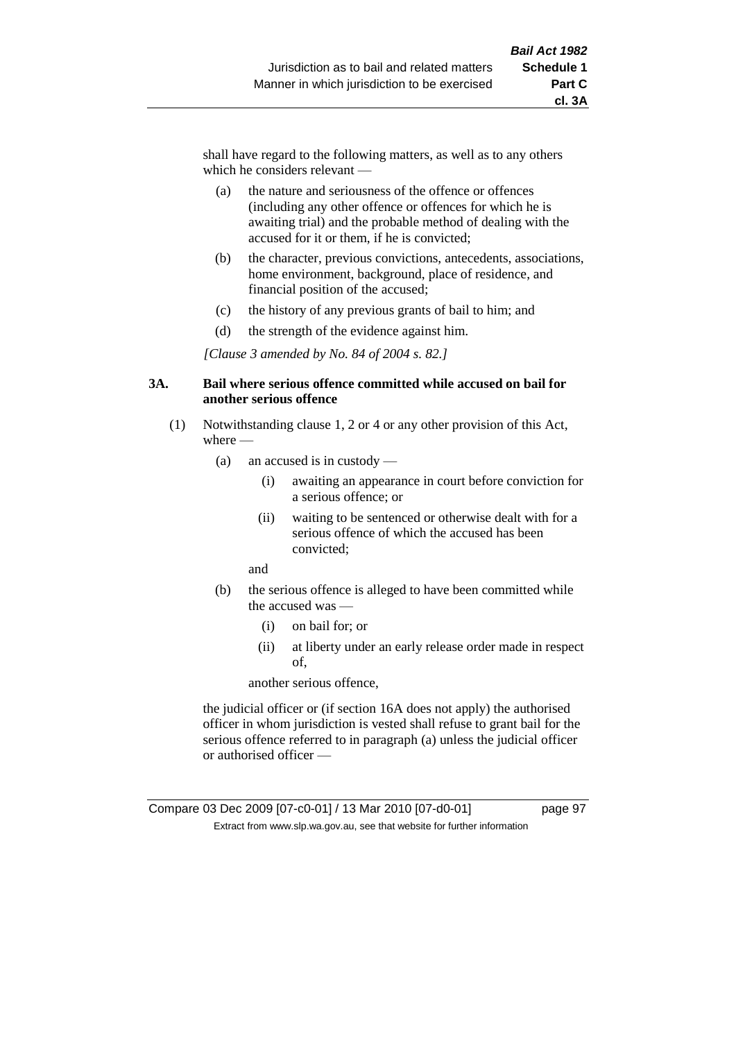shall have regard to the following matters, as well as to any others which he considers relevant —

(a) the nature and seriousness of the offence or offences (including any other offence or offences for which he is awaiting trial) and the probable method of dealing with the accused for it or them, if he is convicted;

(b) the character, previous convictions, antecedents, associations, home environment, background, place of residence, and financial position of the accused;

(c) the history of any previous grants of bail to him; and

(d) the strength of the evidence against him.

*[Clause 3 amended by No. 84 of 2004 s. 82.]*

**3A. Bail where serious offence committed while accused on bail for another serious offence**

(1) Notwithstanding clause 1, 2 or 4 or any other provision of this Act, where —

(a) an accused is in custody —

(i) awaiting an appearance in court before conviction for a serious offence; or

(ii) waiting to be sentenced or otherwise dealt with for a serious offence of which the accused has been convicted;

and

(b) the serious offence is alleged to have been committed while the accused was —

(i) on bail for; or

(ii) at liberty under an early release order made in respect of,

another serious offence,

the judicial officer or (if section 16A does not apply) the authorised officer in whom jurisdiction is vested shall refuse to grant bail for the serious offence referred to in paragraph (a) unless the judicial officer or authorised officer —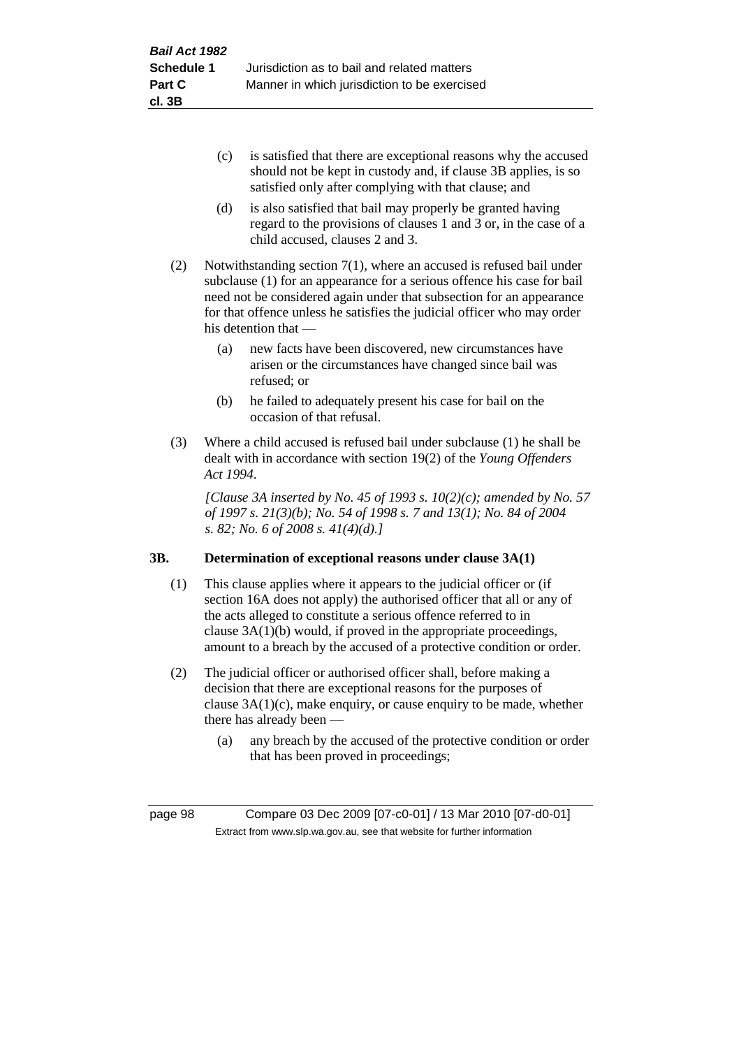(c) is satisfied that there are exceptional reasons why the accused should not be kept in custody and, if clause 3B applies, is so satisfied only after complying with that clause; and

(d) is also satisfied that bail may properly be granted having regard to the provisions of clauses 1 and 3 or, in the case of a child accused, clauses 2 and 3.

(2) Notwithstanding section 7(1), where an accused is refused bail under subclause (1) for an appearance for a serious offence his case for bail need not be considered again under that subsection for an appearance for that offence unless he satisfies the judicial officer who may order his detention that —

(a) new facts have been discovered, new circumstances have arisen or the circumstances have changed since bail was refused; or

(b) he failed to adequately present his case for bail on the occasion of that refusal.

(3) Where a child accused is refused bail under subclause (1) he shall be dealt with in accordance with section 19(2) of the *Young Offenders Act 1994*.

*[Clause 3A inserted by No. 45 of 1993 s. 10(2)(c); amended by No. 57 of 1997 s. 21(3)(b); No. 54 of 1998 s. 7 and 13(1); No. 84 of 2004 s. 82; No. 6 of 2008 s. 41(4)(d).]*

## 3B. Determination of exceptional reasons under clause 3A(1)

(1) This clause applies where it appears to the judicial officer or (if section 16A does not apply) the authorised officer that all or any of the acts alleged to constitute a serious offence referred to in clause 3A(1)(b) would, if proved in the appropriate proceedings, amount to a breach by the accused of a protective condition or order.

(2) The judicial officer or authorised officer shall, before making a decision that there are exceptional reasons for the purposes of clause 3A(1)(c), make enquiry, or cause enquiry to be made, whether there has already been —

(a) any breach by the accused of the protective condition or order that has been proved in proceedings;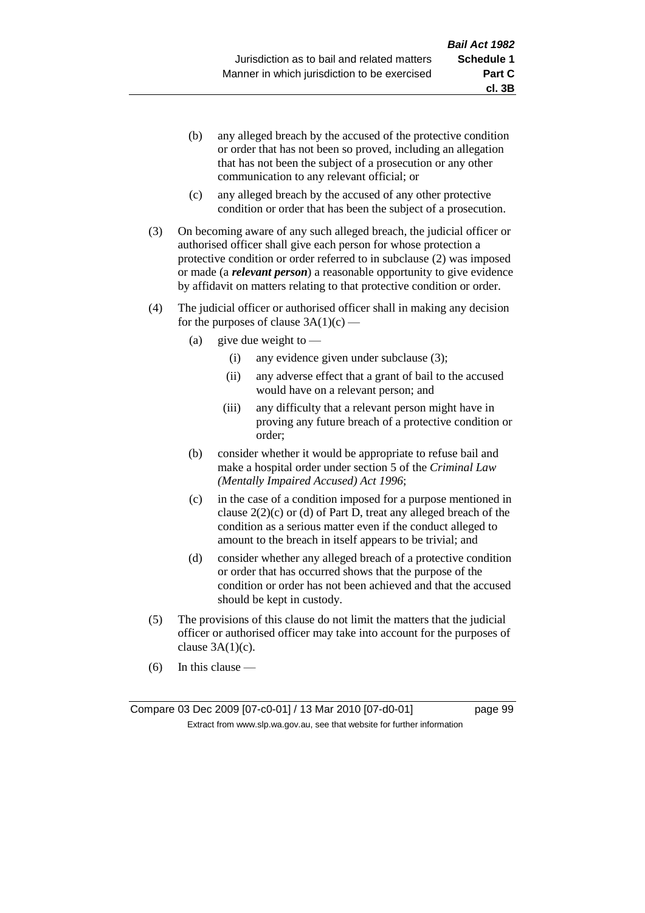(b) any alleged breach by the accused of the protective condition or order that has not been so proved, including an allegation that has not been the subject of a prosecution or any other communication to any relevant official; or

(c) any alleged breach by the accused of any other protective condition or order that has been the subject of a prosecution.

(3) On becoming aware of any such alleged breach, the judicial officer or authorised officer shall give each person for whose protection a protective condition or order referred to in subclause (2) was imposed or made (a ***relevant person***) a reasonable opportunity to give evidence by affidavit on matters relating to that protective condition or order.

(4) The judicial officer or authorised officer shall in making any decision for the purposes of clause 3A(1)(c) —

(a) give due weight to —

(i) any evidence given under subclause (3);

(ii) any adverse effect that a grant of bail to the accused would have on a relevant person; and

(iii) any difficulty that a relevant person might have in proving any future breach of a protective condition or order;

(b) consider whether it would be appropriate to refuse bail and make a hospital order under section 5 of the *Criminal Law (Mentally Impaired Accused) Act 1996*;

(c) in the case of a condition imposed for a purpose mentioned in clause 2(2)(c) or (d) of Part D, treat any alleged breach of the condition as a serious matter even if the conduct alleged to amount to the breach in itself appears to be trivial; and

(d) consider whether any alleged breach of a protective condition or order that has occurred shows that the purpose of the condition or order has not been achieved and that the accused should be kept in custody.

(5) The provisions of this clause do not limit the matters that the judicial officer or authorised officer may take into account for the purposes of clause 3A(1)(c).

(6) In this clause —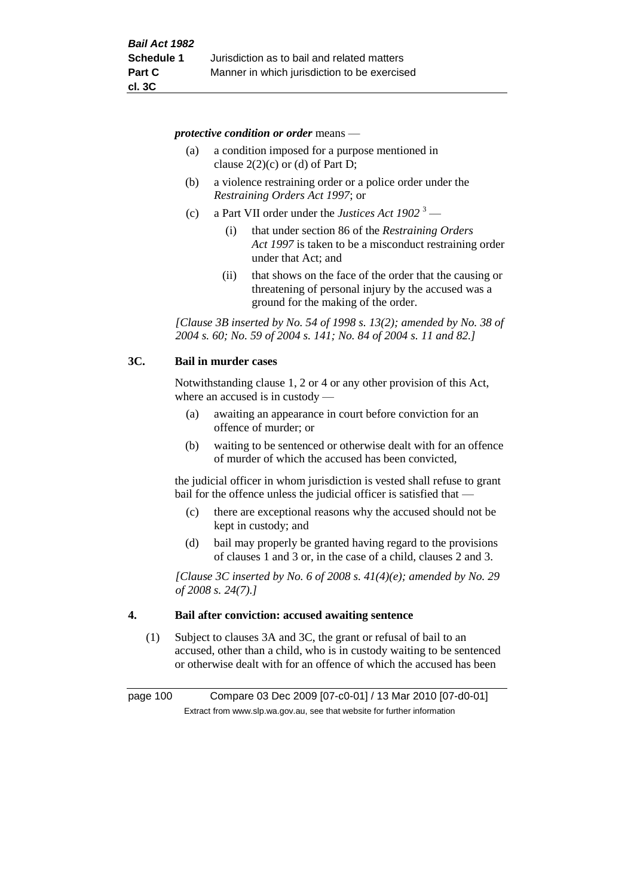***protective condition or order*** means —

(a) a condition imposed for a purpose mentioned in clause 2(2)(c) or (d) of Part D;

(b) a violence restraining order or a police order under the *Restraining Orders Act 1997*; or

(c) a Part VII order under the *Justices Act 1902* [3] —

  (i) that under section 86 of the *Restraining Orders Act 1997* is taken to be a misconduct restraining order under that Act; and

  (ii) that shows on the face of the order that the causing or threatening of personal injury by the accused was a ground for the making of the order.

*[Clause 3B inserted by No. 54 of 1998 s. 13(2); amended by No. 38 of 2004 s. 60; No. 59 of 2004 s. 141; No. 84 of 2004 s. 11 and 82.]*

## 3C. Bail in murder cases

Notwithstanding clause 1, 2 or 4 or any other provision of this Act, where an accused is in custody —

(a) awaiting an appearance in court before conviction for an offence of murder; or

(b) waiting to be sentenced or otherwise dealt with for an offence of murder of which the accused has been convicted,

the judicial officer in whom jurisdiction is vested shall refuse to grant bail for the offence unless the judicial officer is satisfied that —

(c) there are exceptional reasons why the accused should not be kept in custody; and

(d) bail may properly be granted having regard to the provisions of clauses 1 and 3 or, in the case of a child, clauses 2 and 3.

*[Clause 3C inserted by No. 6 of 2008 s. 41(4)(e); amended by No. 29 of 2008 s. 24(7).]*

## 4. Bail after conviction: accused awaiting sentence

(1) Subject to clauses 3A and 3C, the grant or refusal of bail to an accused, other than a child, who is in custody waiting to be sentenced or otherwise dealt with for an offence of which the accused has been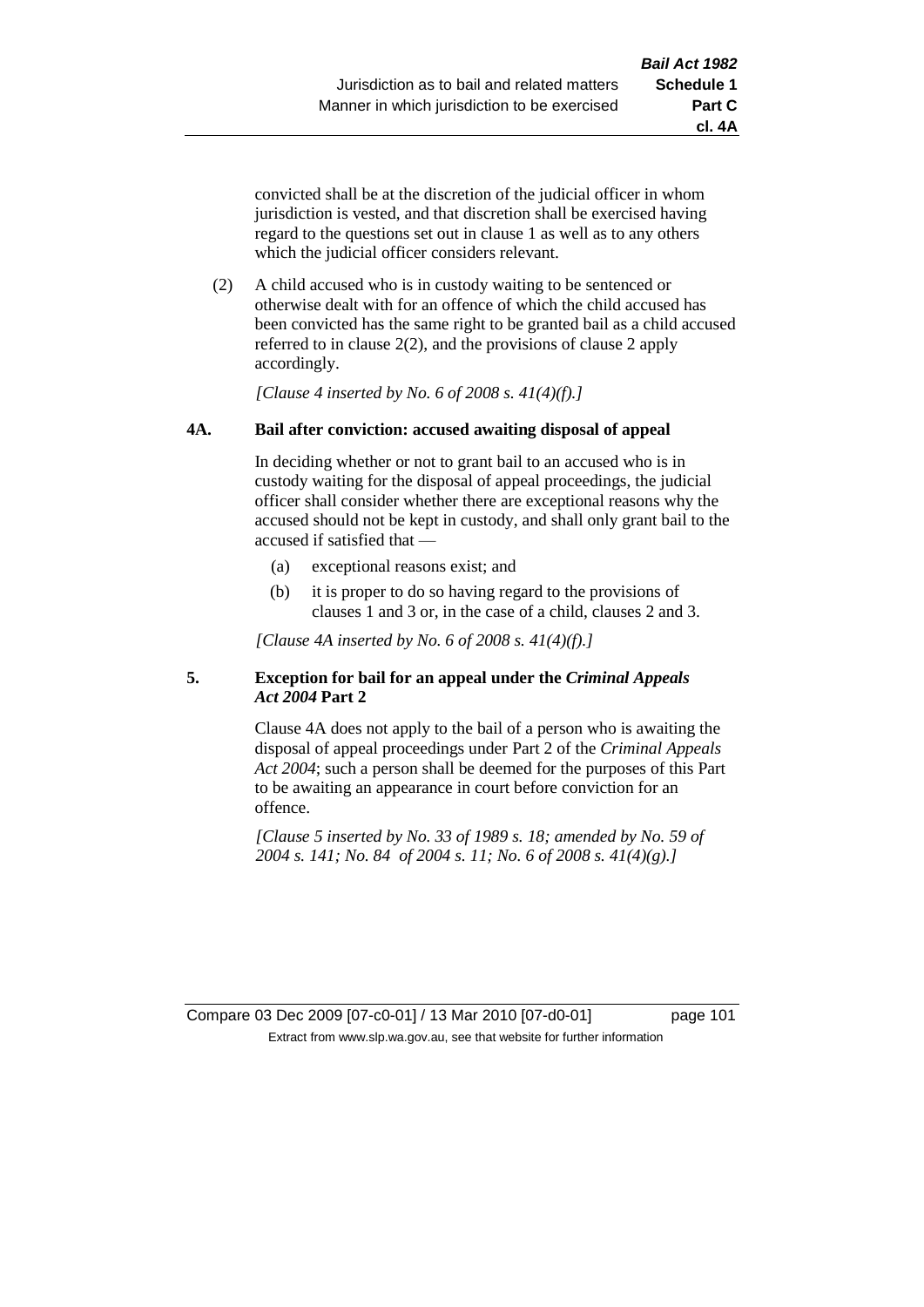convicted shall be at the discretion of the judicial officer in whom jurisdiction is vested, and that discretion shall be exercised having regard to the questions set out in clause 1 as well as to any others which the judicial officer considers relevant.

(2) A child accused who is in custody waiting to be sentenced or otherwise dealt with for an offence of which the child accused has been convicted has the same right to be granted bail as a child accused referred to in clause 2(2), and the provisions of clause 2 apply accordingly.

*[Clause 4 inserted by No. 6 of 2008 s. 41(4)(f).]*

### 4A. Bail after conviction: accused awaiting disposal of appeal

In deciding whether or not to grant bail to an accused who is in custody waiting for the disposal of appeal proceedings, the judicial officer shall consider whether there are exceptional reasons why the accused should not be kept in custody, and shall only grant bail to the accused if satisfied that —

(a) exceptional reasons exist; and

(b) it is proper to do so having regard to the provisions of clauses 1 and 3 or, in the case of a child, clauses 2 and 3.

*[Clause 4A inserted by No. 6 of 2008 s. 41(4)(f).]*

### 5. Exception for bail for an appeal under the *Criminal Appeals Act 2004* Part 2

Clause 4A does not apply to the bail of a person who is awaiting the disposal of appeal proceedings under Part 2 of the *Criminal Appeals Act 2004*; such a person shall be deemed for the purposes of this Part to be awaiting an appearance in court before conviction for an offence.

*[Clause 5 inserted by No. 33 of 1989 s. 18; amended by No. 59 of 2004 s. 141; No. 84 of 2004 s. 11; No. 6 of 2008 s. 41(4)(g).]*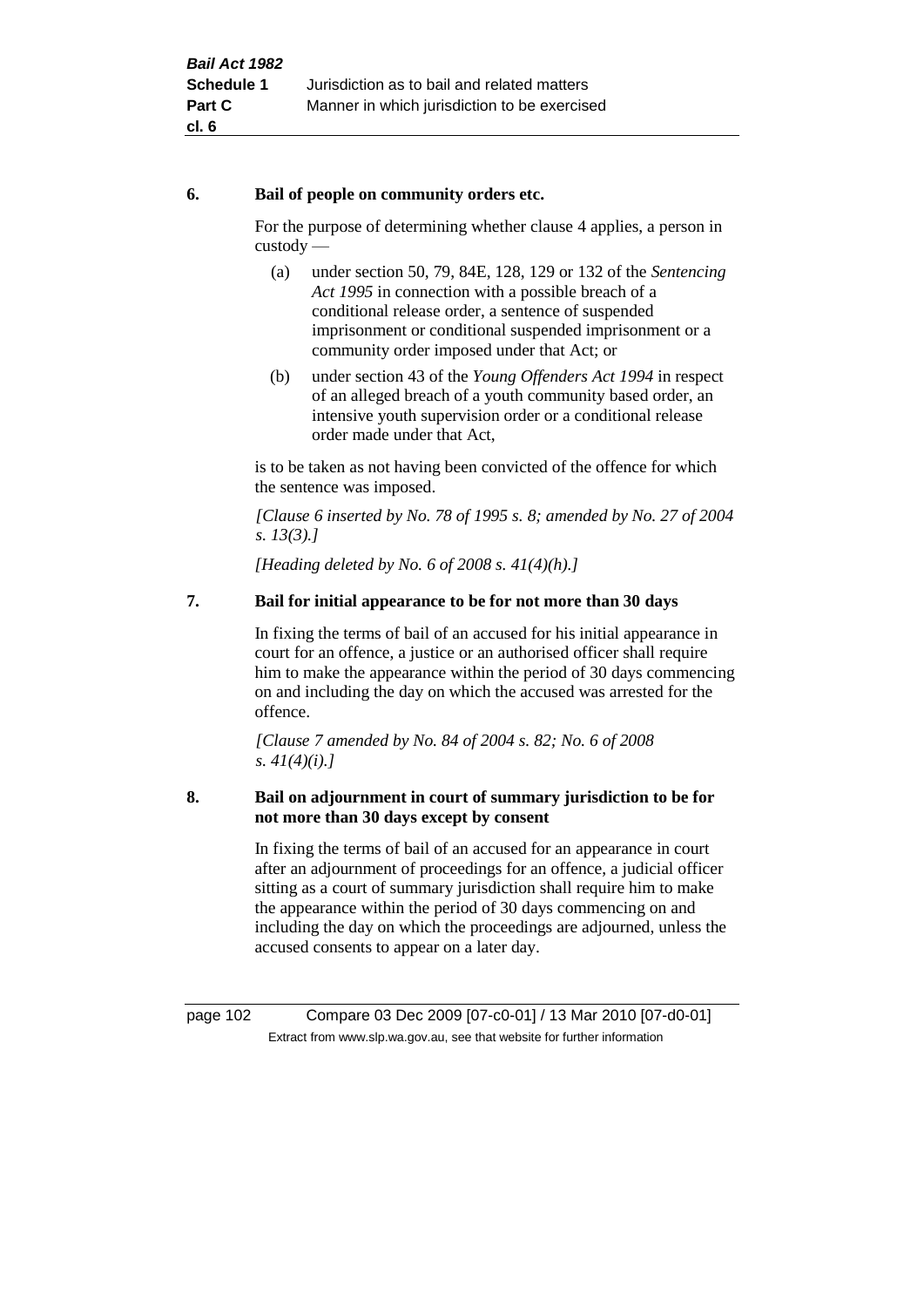### 6. Bail of people on community orders etc.

For the purpose of determining whether clause 4 applies, a person in custody —

(a) under section 50, 79, 84E, 128, 129 or 132 of the *Sentencing Act 1995* in connection with a possible breach of a conditional release order, a sentence of suspended imprisonment or conditional suspended imprisonment or a community order imposed under that Act; or

(b) under section 43 of the *Young Offenders Act 1994* in respect of an alleged breach of a youth community based order, an intensive youth supervision order or a conditional release order made under that Act,

is to be taken as not having been convicted of the offence for which the sentence was imposed.

*[Clause 6 inserted by No. 78 of 1995 s. 8; amended by No. 27 of 2004 s. 13(3).]*

*[Heading deleted by No. 6 of 2008 s. 41(4)(h).]*

### 7. Bail for initial appearance to be for not more than 30 days

In fixing the terms of bail of an accused for his initial appearance in court for an offence, a justice or an authorised officer shall require him to make the appearance within the period of 30 days commencing on and including the day on which the accused was arrested for the offence.

*[Clause 7 amended by No. 84 of 2004 s. 82; No. 6 of 2008 s. 41(4)(i).]*

### 8. Bail on adjournment in court of summary jurisdiction to be for not more than 30 days except by consent

In fixing the terms of bail of an accused for an appearance in court after an adjournment of proceedings for an offence, a judicial officer sitting as a court of summary jurisdiction shall require him to make the appearance within the period of 30 days commencing on and including the day on which the proceedings are adjourned, unless the accused consents to appear on a later day.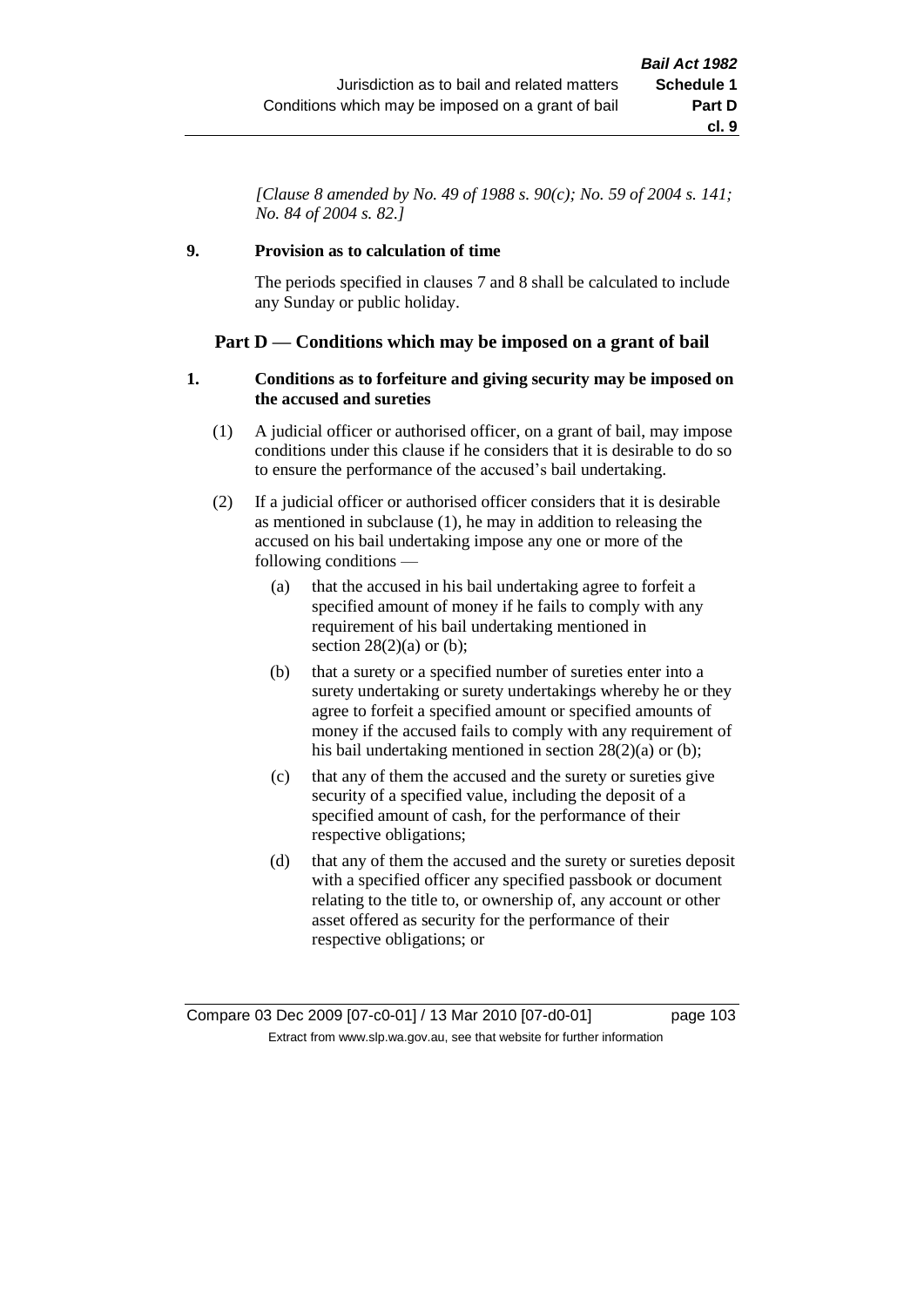*[Clause 8 amended by No. 49 of 1988 s. 90(c); No. 59 of 2004 s. 141; No. 84 of 2004 s. 82.]*

### 9. Provision as to calculation of time

The periods specified in clauses 7 and 8 shall be calculated to include any Sunday or public holiday.

## Part D — Conditions which may be imposed on a grant of bail

### 1. Conditions as to forfeiture and giving security may be imposed on the accused and sureties

(1) A judicial officer or authorised officer, on a grant of bail, may impose conditions under this clause if he considers that it is desirable to do so to ensure the performance of the accused's bail undertaking.

(2) If a judicial officer or authorised officer considers that it is desirable as mentioned in subclause (1), he may in addition to releasing the accused on his bail undertaking impose any one or more of the following conditions —

(a) that the accused in his bail undertaking agree to forfeit a specified amount of money if he fails to comply with any requirement of his bail undertaking mentioned in section 28(2)(a) or (b);

(b) that a surety or a specified number of sureties enter into a surety undertaking or surety undertakings whereby he or they agree to forfeit a specified amount or specified amounts of money if the accused fails to comply with any requirement of his bail undertaking mentioned in section 28(2)(a) or (b);

(c) that any of them the accused and the surety or sureties give security of a specified value, including the deposit of a specified amount of cash, for the performance of their respective obligations;

(d) that any of them the accused and the surety or sureties deposit with a specified officer any specified passbook or document relating to the title to, or ownership of, any account or other asset offered as security for the performance of their respective obligations; or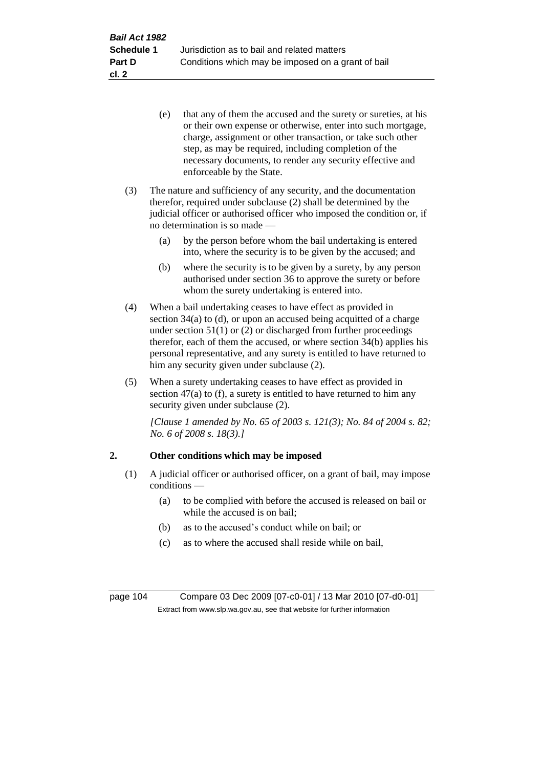(e) that any of them the accused and the surety or sureties, at his or their own expense or otherwise, enter into such mortgage, charge, assignment or other transaction, or take such other step, as may be required, including completion of the necessary documents, to render any security effective and enforceable by the State.

(3) The nature and sufficiency of any security, and the documentation therefor, required under subclause (2) shall be determined by the judicial officer or authorised officer who imposed the condition or, if no determination is so made —

(a) by the person before whom the bail undertaking is entered into, where the security is to be given by the accused; and

(b) where the security is to be given by a surety, by any person authorised under section 36 to approve the surety or before whom the surety undertaking is entered into.

(4) When a bail undertaking ceases to have effect as provided in section 34(a) to (d), or upon an accused being acquitted of a charge under section 51(1) or (2) or discharged from further proceedings therefor, each of them the accused, or where section 34(b) applies his personal representative, and any surety is entitled to have returned to him any security given under subclause (2).

(5) When a surety undertaking ceases to have effect as provided in section 47(a) to (f), a surety is entitled to have returned to him any security given under subclause (2).

*[Clause 1 amended by No. 65 of 2003 s. 121(3); No. 84 of 2004 s. 82; No. 6 of 2008 s. 18(3).]*

## 2. Other conditions which may be imposed

(1) A judicial officer or authorised officer, on a grant of bail, may impose conditions —

(a) to be complied with before the accused is released on bail or while the accused is on bail;

(b) as to the accused's conduct while on bail; or

(c) as to where the accused shall reside while on bail,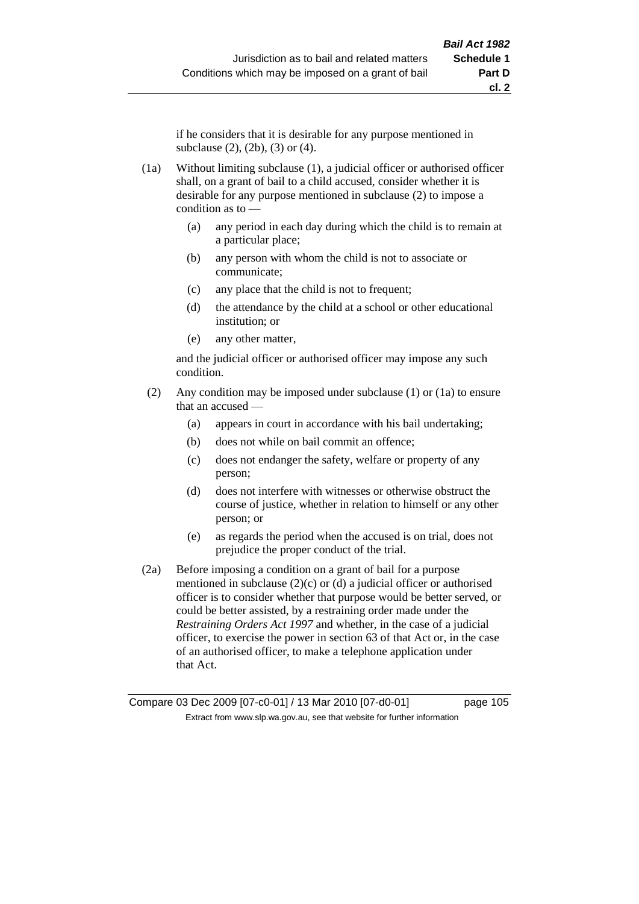if he considers that it is desirable for any purpose mentioned in subclause (2), (2b), (3) or (4).

(1a) Without limiting subclause (1), a judicial officer or authorised officer shall, on a grant of bail to a child accused, consider whether it is desirable for any purpose mentioned in subclause (2) to impose a condition as to —

- (a) any period in each day during which the child is to remain at a particular place;
- (b) any person with whom the child is not to associate or communicate;
- (c) any place that the child is not to frequent;
- (d) the attendance by the child at a school or other educational institution; or
- (e) any other matter,

and the judicial officer or authorised officer may impose any such condition.

(2) Any condition may be imposed under subclause (1) or (1a) to ensure that an accused —

- (a) appears in court in accordance with his bail undertaking;
- (b) does not while on bail commit an offence;
- (c) does not endanger the safety, welfare or property of any person;
- (d) does not interfere with witnesses or otherwise obstruct the course of justice, whether in relation to himself or any other person; or
- (e) as regards the period when the accused is on trial, does not prejudice the proper conduct of the trial.

(2a) Before imposing a condition on a grant of bail for a purpose mentioned in subclause (2)(c) or (d) a judicial officer or authorised officer is to consider whether that purpose would be better served, or could be better assisted, by a restraining order made under the *Restraining Orders Act 1997* and whether, in the case of a judicial officer, to exercise the power in section 63 of that Act or, in the case of an authorised officer, to make a telephone application under that Act.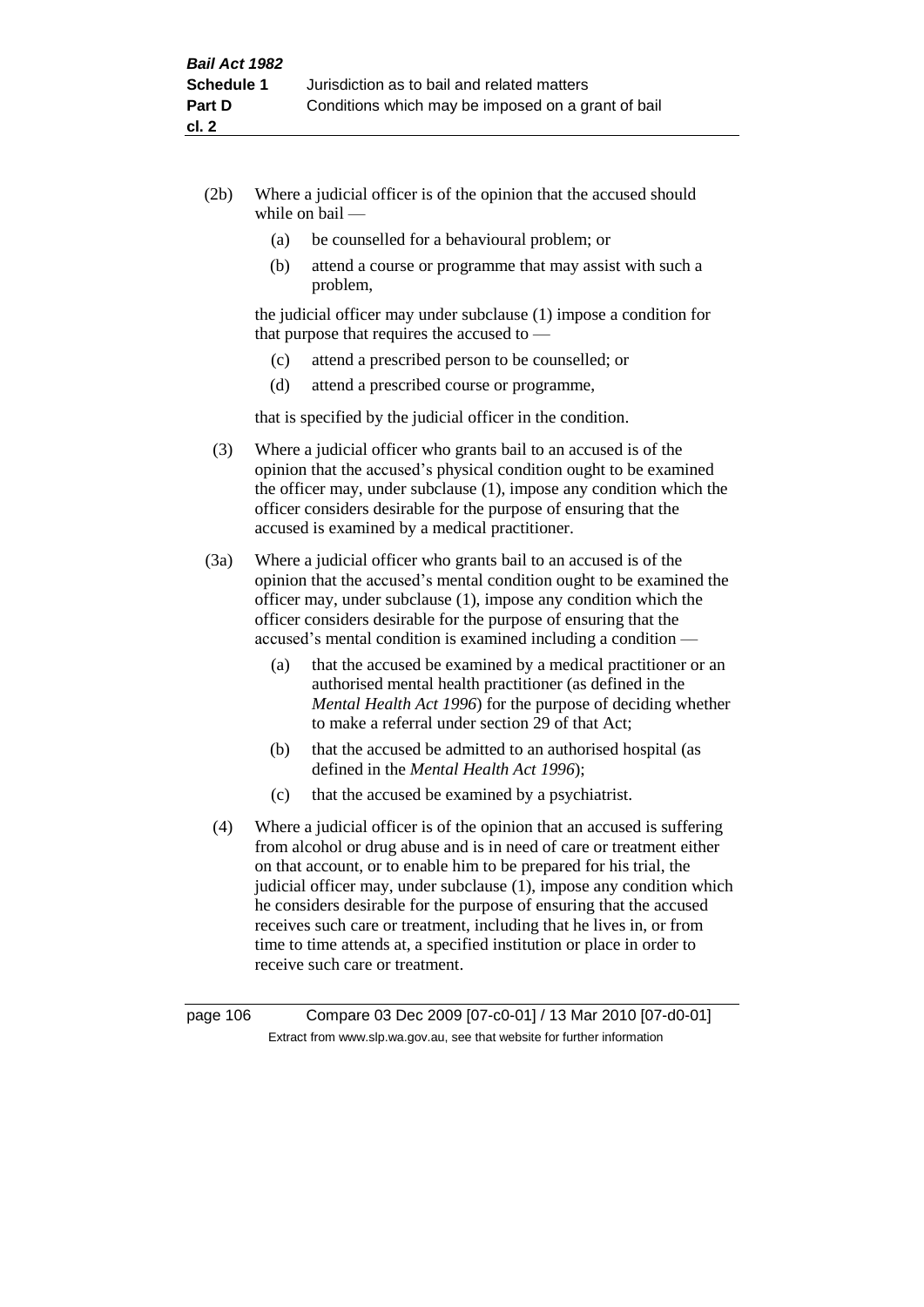(2b) Where a judicial officer is of the opinion that the accused should while on bail —

(a) be counselled for a behavioural problem; or

(b) attend a course or programme that may assist with such a problem,

the judicial officer may under subclause (1) impose a condition for that purpose that requires the accused to —

(c) attend a prescribed person to be counselled; or

(d) attend a prescribed course or programme,

that is specified by the judicial officer in the condition.

(3) Where a judicial officer who grants bail to an accused is of the opinion that the accused's physical condition ought to be examined the officer may, under subclause (1), impose any condition which the officer considers desirable for the purpose of ensuring that the accused is examined by a medical practitioner.

(3a) Where a judicial officer who grants bail to an accused is of the opinion that the accused's mental condition ought to be examined the officer may, under subclause (1), impose any condition which the officer considers desirable for the purpose of ensuring that the accused's mental condition is examined including a condition —

(a) that the accused be examined by a medical practitioner or an authorised mental health practitioner (as defined in the *Mental Health Act 1996*) for the purpose of deciding whether to make a referral under section 29 of that Act;

(b) that the accused be admitted to an authorised hospital (as defined in the *Mental Health Act 1996*);

(c) that the accused be examined by a psychiatrist.

(4) Where a judicial officer is of the opinion that an accused is suffering from alcohol or drug abuse and is in need of care or treatment either on that account, or to enable him to be prepared for his trial, the judicial officer may, under subclause (1), impose any condition which he considers desirable for the purpose of ensuring that the accused receives such care or treatment, including that he lives in, or from time to time attends at, a specified institution or place in order to receive such care or treatment.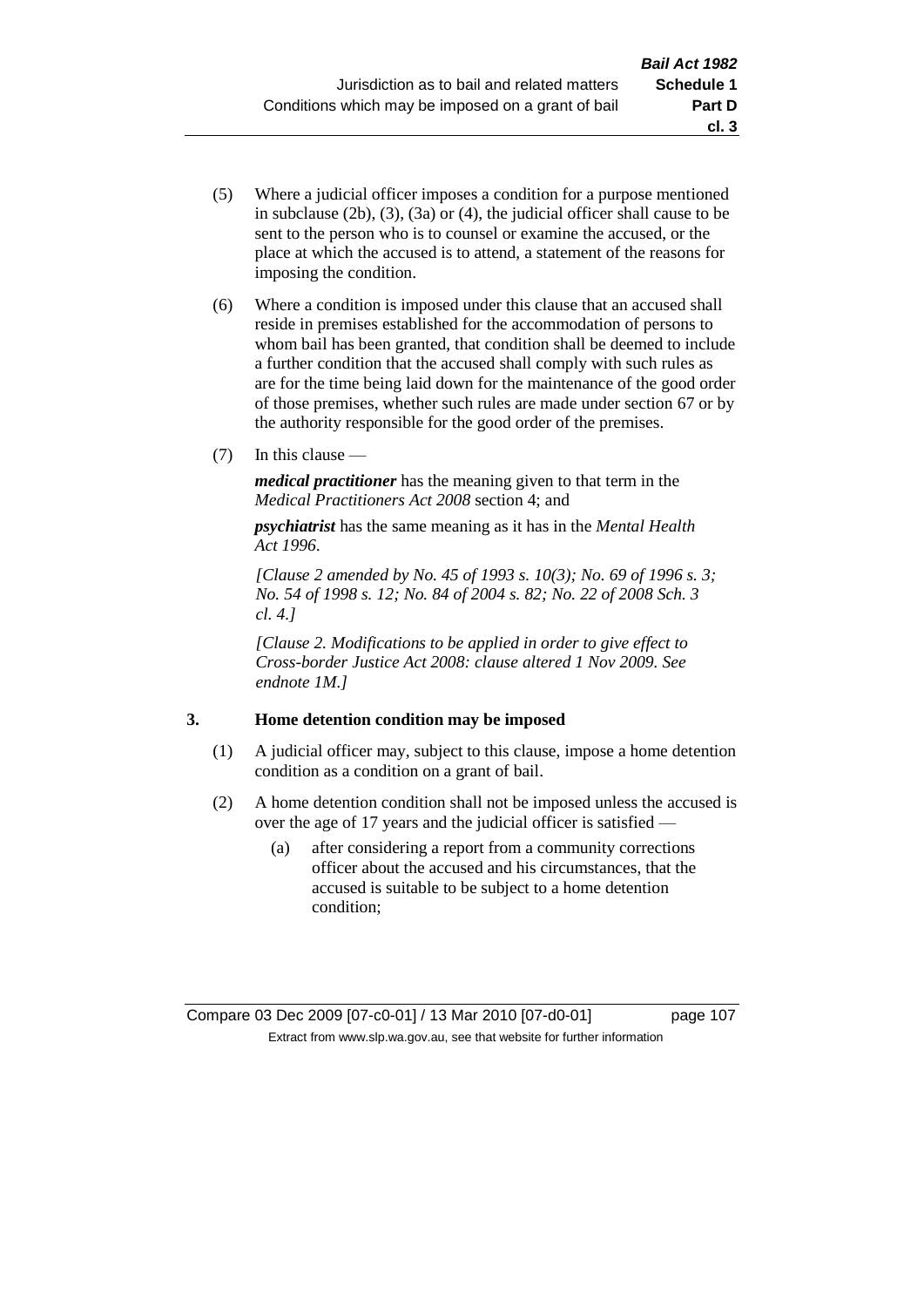(5) Where a judicial officer imposes a condition for a purpose mentioned in subclause (2b), (3), (3a) or (4), the judicial officer shall cause to be sent to the person who is to counsel or examine the accused, or the place at which the accused is to attend, a statement of the reasons for imposing the condition.

(6) Where a condition is imposed under this clause that an accused shall reside in premises established for the accommodation of persons to whom bail has been granted, that condition shall be deemed to include a further condition that the accused shall comply with such rules as are for the time being laid down for the maintenance of the good order of those premises, whether such rules are made under section 67 or by the authority responsible for the good order of the premises.

(7) In this clause —

***medical practitioner*** has the meaning given to that term in the *Medical Practitioners Act 2008* section 4; and

***psychiatrist*** has the same meaning as it has in the *Mental Health Act 1996*.

*[Clause 2 amended by No. 45 of 1993 s. 10(3); No. 69 of 1996 s. 3; No. 54 of 1998 s. 12; No. 84 of 2004 s. 82; No. 22 of 2008 Sch. 3 cl. 4.]*

*[Clause 2. Modifications to be applied in order to give effect to Cross-border Justice Act 2008: clause altered 1 Nov 2009. See endnote 1M.]*

### 3. Home detention condition may be imposed

(1) A judicial officer may, subject to this clause, impose a home detention condition as a condition on a grant of bail.

(2) A home detention condition shall not be imposed unless the accused is over the age of 17 years and the judicial officer is satisfied —

(a) after considering a report from a community corrections officer about the accused and his circumstances, that the accused is suitable to be subject to a home detention condition;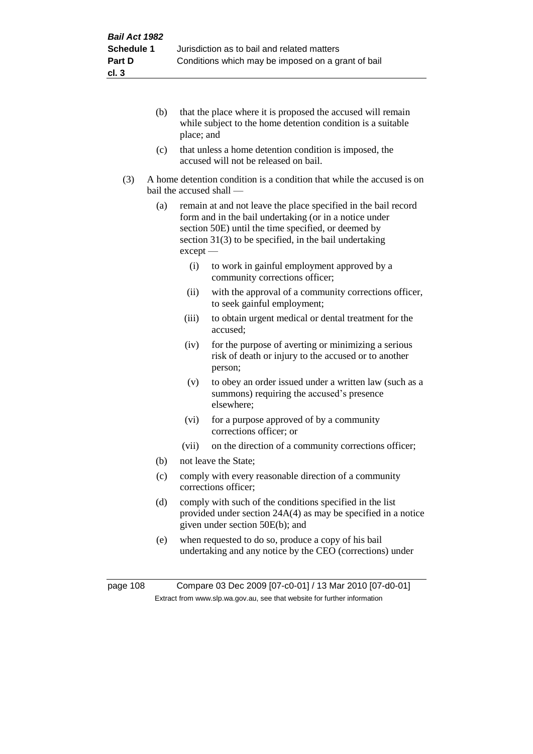(b) that the place where it is proposed the accused will remain while subject to the home detention condition is a suitable place; and

(c) that unless a home detention condition is imposed, the accused will not be released on bail.

(3) A home detention condition is a condition that while the accused is on bail the accused shall —

(a) remain at and not leave the place specified in the bail record form and in the bail undertaking (or in a notice under section 50E) until the time specified, or deemed by section 31(3) to be specified, in the bail undertaking except —

(i) to work in gainful employment approved by a community corrections officer;

(ii) with the approval of a community corrections officer, to seek gainful employment;

(iii) to obtain urgent medical or dental treatment for the accused;

(iv) for the purpose of averting or minimizing a serious risk of death or injury to the accused or to another person;

(v) to obey an order issued under a written law (such as a summons) requiring the accused's presence elsewhere;

(vi) for a purpose approved of by a community corrections officer; or

(vii) on the direction of a community corrections officer;

(b) not leave the State;

(c) comply with every reasonable direction of a community corrections officer;

(d) comply with such of the conditions specified in the list provided under section 24A(4) as may be specified in a notice given under section 50E(b); and

(e) when requested to do so, produce a copy of his bail undertaking and any notice by the CEO (corrections) under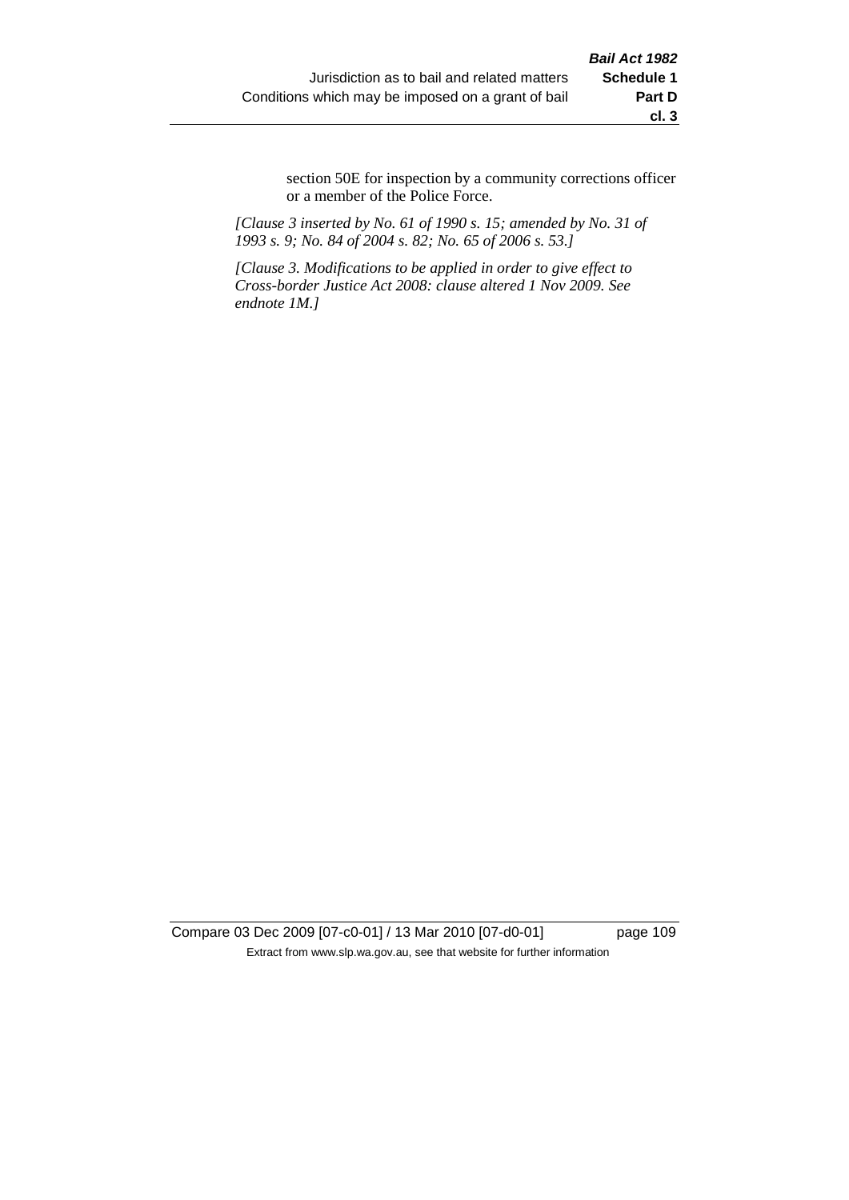section 50E for inspection by a community corrections officer or a member of the Police Force.

*[Clause 3 inserted by No. 61 of 1990 s. 15; amended by No. 31 of 1993 s. 9; No. 84 of 2004 s. 82; No. 65 of 2006 s. 53.]*

*[Clause 3. Modifications to be applied in order to give effect to Cross-border Justice Act 2008: clause altered 1 Nov 2009. See endnote 1M.]*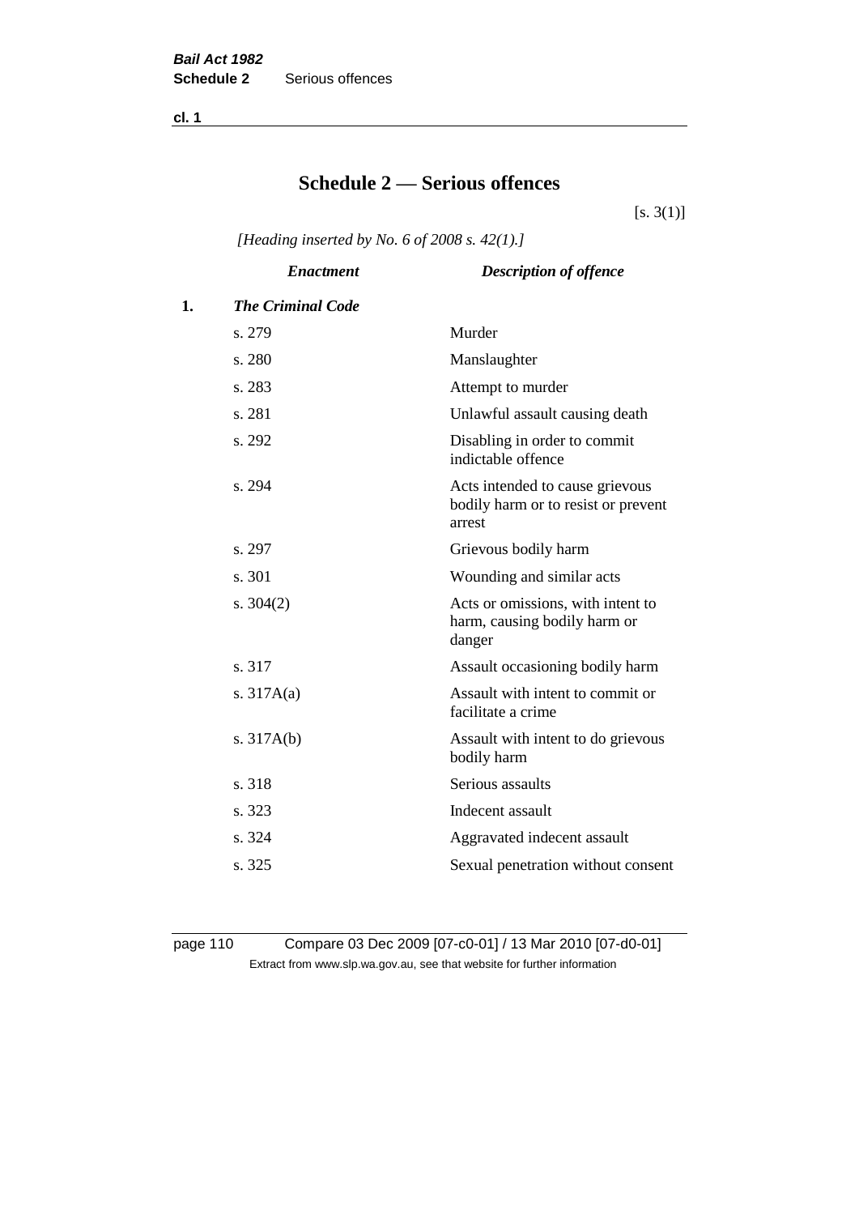# Schedule 2 — Serious offences

[s. 3(1)]

*[Heading inserted by No. 6 of 2008 s. 42(1).]*

| | *Enactment* | *Description of offence* |
|---|---|---|
| **1.** | ***The Criminal Code*** | |
| | s. 279 | Murder |
| | s. 280 | Manslaughter |
| | s. 283 | Attempt to murder |
| | s. 281 | Unlawful assault causing death |
| | s. 292 | Disabling in order to commit indictable offence |
| | s. 294 | Acts intended to cause grievous bodily harm or to resist or prevent arrest |
| | s. 297 | Grievous bodily harm |
| | s. 301 | Wounding and similar acts |
| | s. 304(2) | Acts or omissions, with intent to harm, causing bodily harm or danger |
| | s. 317 | Assault occasioning bodily harm |
| | s. 317A(a) | Assault with intent to commit or facilitate a crime |
| | s. 317A(b) | Assault with intent to do grievous bodily harm |
| | s. 318 | Serious assaults |
| | s. 323 | Indecent assault |
| | s. 324 | Aggravated indecent assault |
| | s. 325 | Sexual penetration without consent |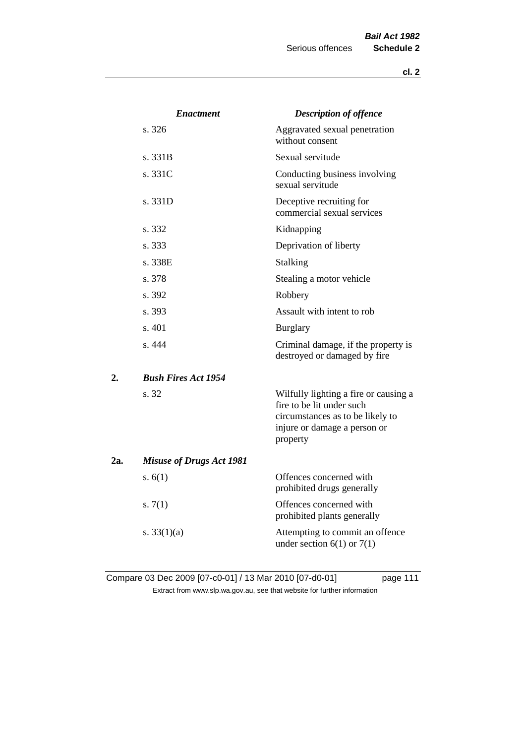| | Enactment | Description of offence |
|---|---|---|
| | s. 326 | Aggravated sexual penetration without consent |
| | s. 331B | Sexual servitude |
| | s. 331C | Conducting business involving sexual servitude |
| | s. 331D | Deceptive recruiting for commercial sexual services |
| | s. 332 | Kidnapping |
| | s. 333 | Deprivation of liberty |
| | s. 338E | Stalking |
| | s. 378 | Stealing a motor vehicle |
| | s. 392 | Robbery |
| | s. 393 | Assault with intent to rob |
| | s. 401 | Burglary |
| | s. 444 | Criminal damage, if the property is destroyed or damaged by fire |
| **2.** | ***Bush Fires Act 1954*** | |
| | s. 32 | Wilfully lighting a fire or causing a fire to be lit under such circumstances as to be likely to injure or damage a person or property |
| **2a.** | ***Misuse of Drugs Act 1981*** | |
| | s. 6(1) | Offences concerned with prohibited drugs generally |
| | s. 7(1) | Offences concerned with prohibited plants generally |
| | s. 33(1)(a) | Attempting to commit an offence under section 6(1) or 7(1) |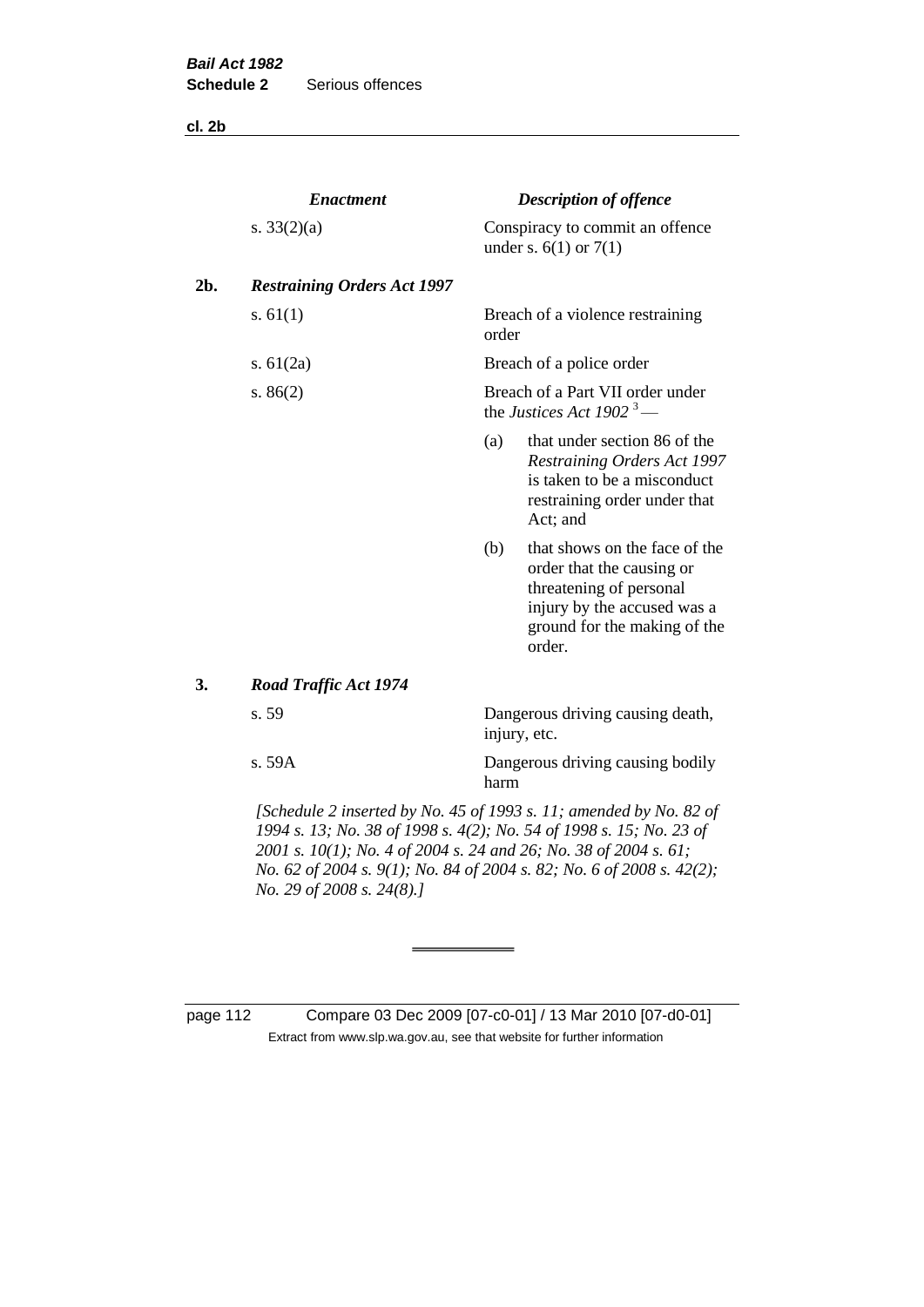| | *Enactment* | *Description of offence* |
|---|---|---|
| | s. 33(2)(a) | Conspiracy to commit an offence under s. 6(1) or 7(1) |
| **2b.** | ***Restraining Orders Act 1997*** | |
| | s. 61(1) | Breach of a violence restraining order |
| | s. 61(2a) | Breach of a police order |
| | s. 86(2) | Breach of a Part VII order under the *Justices Act 1902* [3] — (a) that under section 86 of the *Restraining Orders Act 1997* is taken to be a misconduct restraining order under that Act; and (b) that shows on the face of the order that the causing or threatening of personal injury by the accused was a ground for the making of the order. |
| **3.** | ***Road Traffic Act 1974*** | |
| | s. 59 | Dangerous driving causing death, injury, etc. |
| | s. 59A | Dangerous driving causing bodily harm |

*[Schedule 2 inserted by No. 45 of 1993 s. 11; amended by No. 82 of 1994 s. 13; No. 38 of 1998 s. 4(2); No. 54 of 1998 s. 15; No. 23 of 2001 s. 10(1); No. 4 of 2004 s. 24 and 26; No. 38 of 2004 s. 61; No. 62 of 2004 s. 9(1); No. 84 of 2004 s. 82; No. 6 of 2008 s. 42(2); No. 29 of 2008 s. 24(8).]*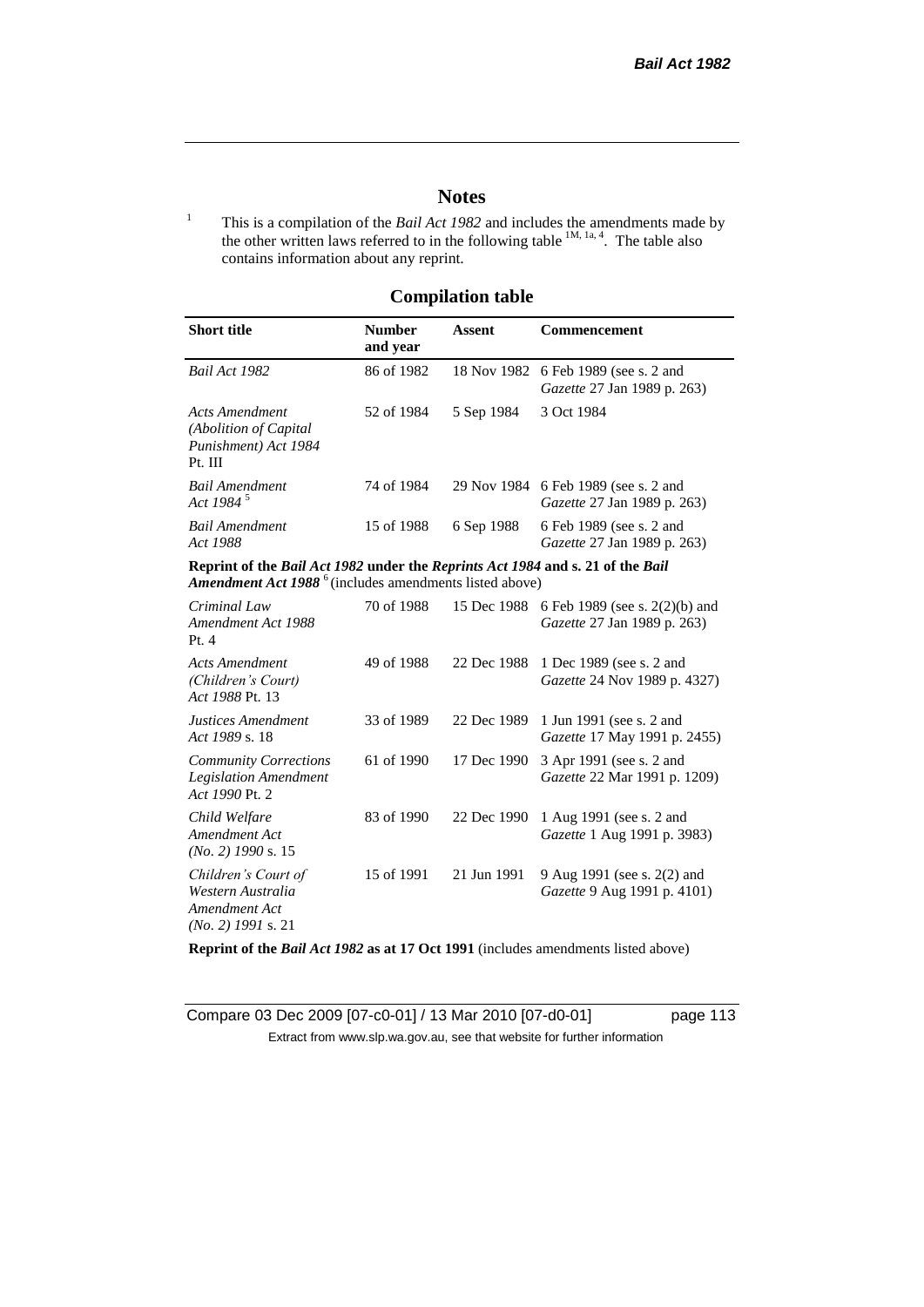# Notes

[1] This is a compilation of the *Bail Act 1982* and includes the amendments made by the other written laws referred to in the following table [1M, 1a, 4]. The table also contains information about any reprint.

## Compilation table

| Short title | Number and year | Assent | Commencement |
|---|---|---|---|
| *Bail Act 1982* | 86 of 1982 | 18 Nov 1982 | 6 Feb 1989 (see s. 2 and *Gazette* 27 Jan 1989 p. 263) |
| *Acts Amendment (Abolition of Capital Punishment) Act 1984* Pt. III | 52 of 1984 | 5 Sep 1984 | 3 Oct 1984 |
| *Bail Amendment Act 1984* [5] | 74 of 1984 | 29 Nov 1984 | 6 Feb 1989 (see s. 2 and *Gazette* 27 Jan 1989 p. 263) |
| *Bail Amendment Act 1988* | 15 of 1988 | 6 Sep 1988 | 6 Feb 1989 (see s. 2 and *Gazette* 27 Jan 1989 p. 263) |
| **Reprint of the *Bail Act 1982* under the *Reprints Act 1984* and s. 21 of the *Bail Amendment Act 1988*** [6] (includes amendments listed above) | | | |
| *Criminal Law Amendment Act 1988* Pt. 4 | 70 of 1988 | 15 Dec 1988 | 6 Feb 1989 (see s. 2(2)(b) and *Gazette* 27 Jan 1989 p. 263) |
| *Acts Amendment (Children's Court) Act 1988* Pt. 13 | 49 of 1988 | 22 Dec 1988 | 1 Dec 1989 (see s. 2 and *Gazette* 24 Nov 1989 p. 4327) |
| *Justices Amendment Act 1989* s. 18 | 33 of 1989 | 22 Dec 1989 | 1 Jun 1991 (see s. 2 and *Gazette* 17 May 1991 p. 2455) |
| *Community Corrections Legislation Amendment Act 1990* Pt. 2 | 61 of 1990 | 17 Dec 1990 | 3 Apr 1991 (see s. 2 and *Gazette* 22 Mar 1991 p. 1209) |
| *Child Welfare Amendment Act (No. 2) 1990* s. 15 | 83 of 1990 | 22 Dec 1990 | 1 Aug 1991 (see s. 2 and *Gazette* 1 Aug 1991 p. 3983) |
| *Children's Court of Western Australia Amendment Act (No. 2) 1991* s. 21 | 15 of 1991 | 21 Jun 1991 | 9 Aug 1991 (see s. 2(2) and *Gazette* 9 Aug 1991 p. 4101) |
| **Reprint of the *Bail Act 1982* as at 17 Oct 1991** (includes amendments listed above) | | | |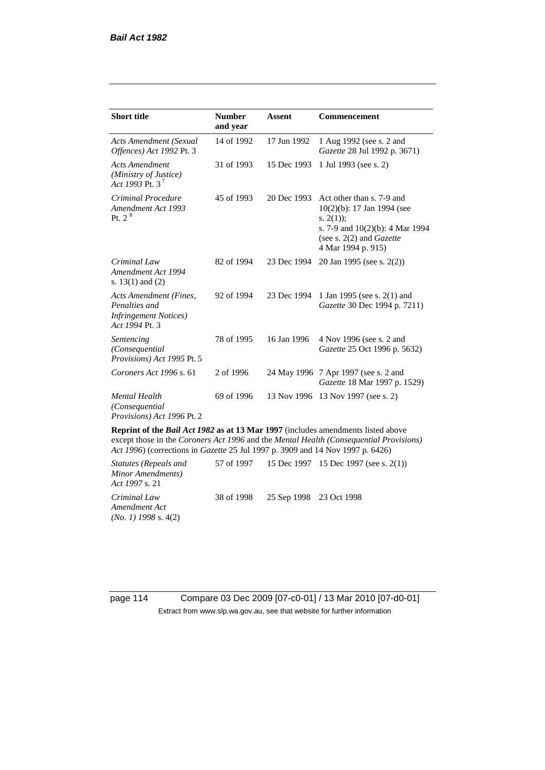| **Short title** | **Number and year** | **Assent** | **Commencement** |
|---|---|---|---|
| *Acts Amendment (Sexual Offences) Act 1992* Pt. 3 | 14 of 1992 | 17 Jun 1992 | 1 Aug 1992 (see s. 2 and *Gazette* 28 Jul 1992 p. 3671) |
| *Acts Amendment (Ministry of Justice) Act 1993* Pt. 3 [7] | 31 of 1993 | 15 Dec 1993 | 1 Jul 1993 (see s. 2) |
| *Criminal Procedure Amendment Act 1993* Pt. 2 [8] | 45 of 1993 | 20 Dec 1993 | Act other than s. 7-9 and 10(2)(b): 17 Jan 1994 (see s. 2(1)); s. 7-9 and 10(2)(b): 4 Mar 1994 (see s. 2(2) and *Gazette* 4 Mar 1994 p. 915) |
| *Criminal Law Amendment Act 1994* s. 13(1) and (2) | 82 of 1994 | 23 Dec 1994 | 20 Jan 1995 (see s. 2(2)) |
| *Acts Amendment (Fines, Penalties and Infringement Notices) Act 1994* Pt. 3 | 92 of 1994 | 23 Dec 1994 | 1 Jan 1995 (see s. 2(1) and *Gazette* 30 Dec 1994 p. 7211) |
| *Sentencing (Consequential Provisions) Act 1995* Pt. 5 | 78 of 1995 | 16 Jan 1996 | 4 Nov 1996 (see s. 2 and *Gazette* 25 Oct 1996 p. 5632) |
| *Coroners Act 1996* s. 61 | 2 of 1996 | 24 May 1996 | 7 Apr 1997 (see s. 2 and *Gazette* 18 Mar 1997 p. 1529) |
| *Mental Health (Consequential Provisions) Act 1996* Pt. 2 | 69 of 1996 | 13 Nov 1996 | 13 Nov 1997 (see s. 2) |
| **Reprint of the *Bail Act 1982* as at 13 Mar 1997** (includes amendments listed above except those in the *Coroners Act 1996* and the *Mental Health (Consequential Provisions) Act 1996*) (corrections in *Gazette* 25 Jul 1997 p. 3909 and 14 Nov 1997 p. 6426) | | | |
| *Statutes (Repeals and Minor Amendments) Act 1997* s. 21 | 57 of 1997 | 15 Dec 1997 | 15 Dec 1997 (see s. 2(1)) |
| *Criminal Law Amendment Act (No. 1) 1998* s. 4(2) | 38 of 1998 | 25 Sep 1998 | 23 Oct 1998 |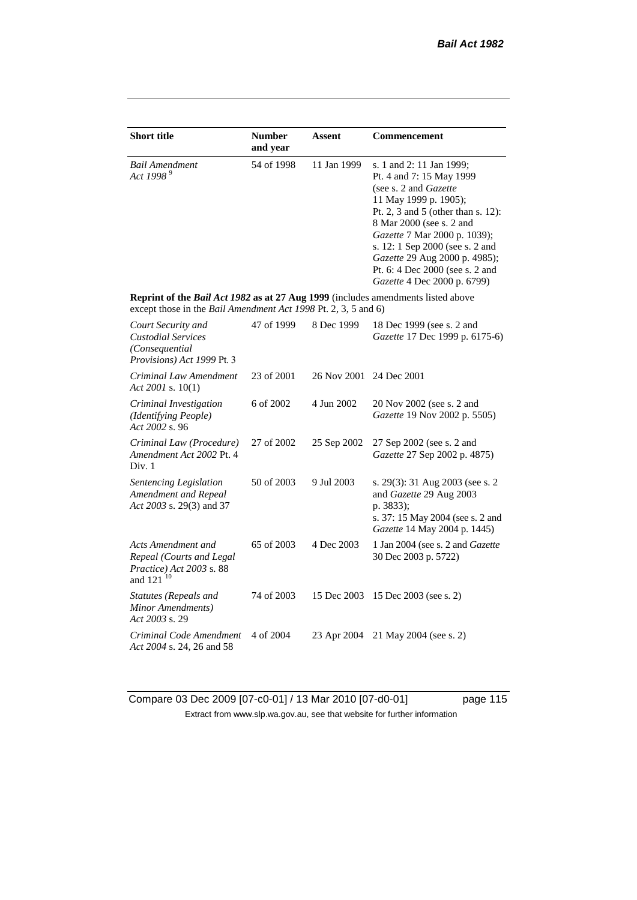| Short title | Number and year | Assent | Commencement |
|---|---|---|---|
| *Bail Amendment Act 1998* [9] | 54 of 1998 | 11 Jan 1999 | s. 1 and 2: 11 Jan 1999; Pt. 4 and 7: 15 May 1999 (see s. 2 and *Gazette* 11 May 1999 p. 1905); Pt. 2, 3 and 5 (other than s. 12): 8 Mar 2000 (see s. 2 and *Gazette* 7 Mar 2000 p. 1039); s. 12: 1 Sep 2000 (see s. 2 and *Gazette* 29 Aug 2000 p. 4985); Pt. 6: 4 Dec 2000 (see s. 2 and *Gazette* 4 Dec 2000 p. 6799) |
| **Reprint of the *Bail Act 1982* as at 27 Aug 1999** (includes amendments listed above except those in the *Bail Amendment Act 1998* Pt. 2, 3, 5 and 6) | | | |
| *Court Security and Custodial Services (Consequential Provisions) Act 1999* Pt. 3 | 47 of 1999 | 8 Dec 1999 | 18 Dec 1999 (see s. 2 and *Gazette* 17 Dec 1999 p. 6175-6) |
| *Criminal Law Amendment Act 2001* s. 10(1) | 23 of 2001 | 26 Nov 2001 | 24 Dec 2001 |
| *Criminal Investigation (Identifying People) Act 2002* s. 96 | 6 of 2002 | 4 Jun 2002 | 20 Nov 2002 (see s. 2 and *Gazette* 19 Nov 2002 p. 5505) |
| *Criminal Law (Procedure) Amendment Act 2002* Pt. 4 Div. 1 | 27 of 2002 | 25 Sep 2002 | 27 Sep 2002 (see s. 2 and *Gazette* 27 Sep 2002 p. 4875) |
| *Sentencing Legislation Amendment and Repeal Act 2003* s. 29(3) and 37 | 50 of 2003 | 9 Jul 2003 | s. 29(3): 31 Aug 2003 (see s. 2 and *Gazette* 29 Aug 2003 p. 3833); s. 37: 15 May 2004 (see s. 2 and *Gazette* 14 May 2004 p. 1445) |
| *Acts Amendment and Repeal (Courts and Legal Practice) Act 2003* s. 88 and 121 [10] | 65 of 2003 | 4 Dec 2003 | 1 Jan 2004 (see s. 2 and *Gazette* 30 Dec 2003 p. 5722) |
| *Statutes (Repeals and Minor Amendments) Act 2003* s. 29 | 74 of 2003 | 15 Dec 2003 | 15 Dec 2003 (see s. 2) |
| *Criminal Code Amendment Act 2004* s. 24, 26 and 58 | 4 of 2004 | 23 Apr 2004 | 21 May 2004 (see s. 2) |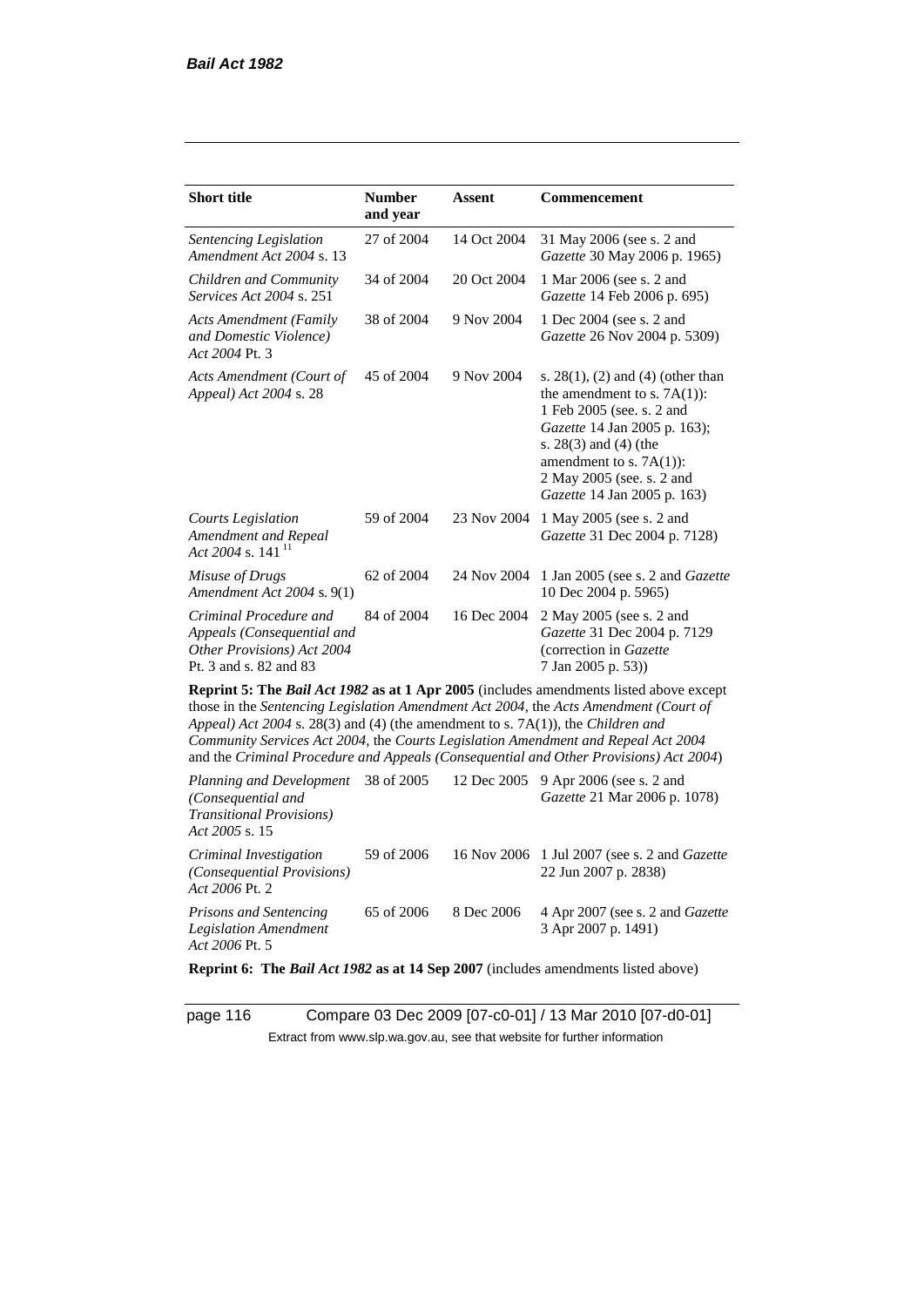| Short title | Number and year | Assent | Commencement |
|---|---|---|---|
| *Sentencing Legislation Amendment Act 2004* s. 13 | 27 of 2004 | 14 Oct 2004 | 31 May 2006 (see s. 2 and *Gazette* 30 May 2006 p. 1965) |
| *Children and Community Services Act 2004* s. 251 | 34 of 2004 | 20 Oct 2004 | 1 Mar 2006 (see s. 2 and *Gazette* 14 Feb 2006 p. 695) |
| *Acts Amendment (Family and Domestic Violence) Act 2004* Pt. 3 | 38 of 2004 | 9 Nov 2004 | 1 Dec 2004 (see s. 2 and *Gazette* 26 Nov 2004 p. 5309) |
| *Acts Amendment (Court of Appeal) Act 2004* s. 28 | 45 of 2004 | 9 Nov 2004 | s. 28(1), (2) and (4) (other than the amendment to s. 7A(1)): 1 Feb 2005 (see. s. 2 and *Gazette* 14 Jan 2005 p. 163); s. 28(3) and (4) (the amendment to s. 7A(1)): 2 May 2005 (see. s. 2 and *Gazette* 14 Jan 2005 p. 163) |
| *Courts Legislation Amendment and Repeal Act 2004* s. 141 [11] | 59 of 2004 | 23 Nov 2004 | 1 May 2005 (see s. 2 and *Gazette* 31 Dec 2004 p. 7128) |
| *Misuse of Drugs Amendment Act 2004* s. 9(1) | 62 of 2004 | 24 Nov 2004 | 1 Jan 2005 (see s. 2 and *Gazette* 10 Dec 2004 p. 5965) |
| *Criminal Procedure and Appeals (Consequential and Other Provisions) Act 2004* Pt. 3 and s. 82 and 83 | 84 of 2004 | 16 Dec 2004 | 2 May 2005 (see s. 2 and *Gazette* 31 Dec 2004 p. 7129 (correction in *Gazette* 7 Jan 2005 p. 53)) |
| **Reprint 5: The *Bail Act 1982* as at 1 Apr 2005** (includes amendments listed above except those in the *Sentencing Legislation Amendment Act 2004*, the *Acts Amendment (Court of Appeal) Act 2004* s. 28(3) and (4) (the amendment to s. 7A(1)), the *Children and Community Services Act 2004*, the *Courts Legislation Amendment and Repeal Act 2004* and the *Criminal Procedure and Appeals (Consequential and Other Provisions) Act 2004*) | | | |
| *Planning and Development (Consequential and Transitional Provisions) Act 2005* s. 15 | 38 of 2005 | 12 Dec 2005 | 9 Apr 2006 (see s. 2 and *Gazette* 21 Mar 2006 p. 1078) |
| *Criminal Investigation (Consequential Provisions) Act 2006* Pt. 2 | 59 of 2006 | 16 Nov 2006 | 1 Jul 2007 (see s. 2 and *Gazette* 22 Jun 2007 p. 2838) |
| *Prisons and Sentencing Legislation Amendment Act 2006* Pt. 5 | 65 of 2006 | 8 Dec 2006 | 4 Apr 2007 (see s. 2 and *Gazette* 3 Apr 2007 p. 1491) |
| **Reprint 6: The *Bail Act 1982* as at 14 Sep 2007** (includes amendments listed above) | | | |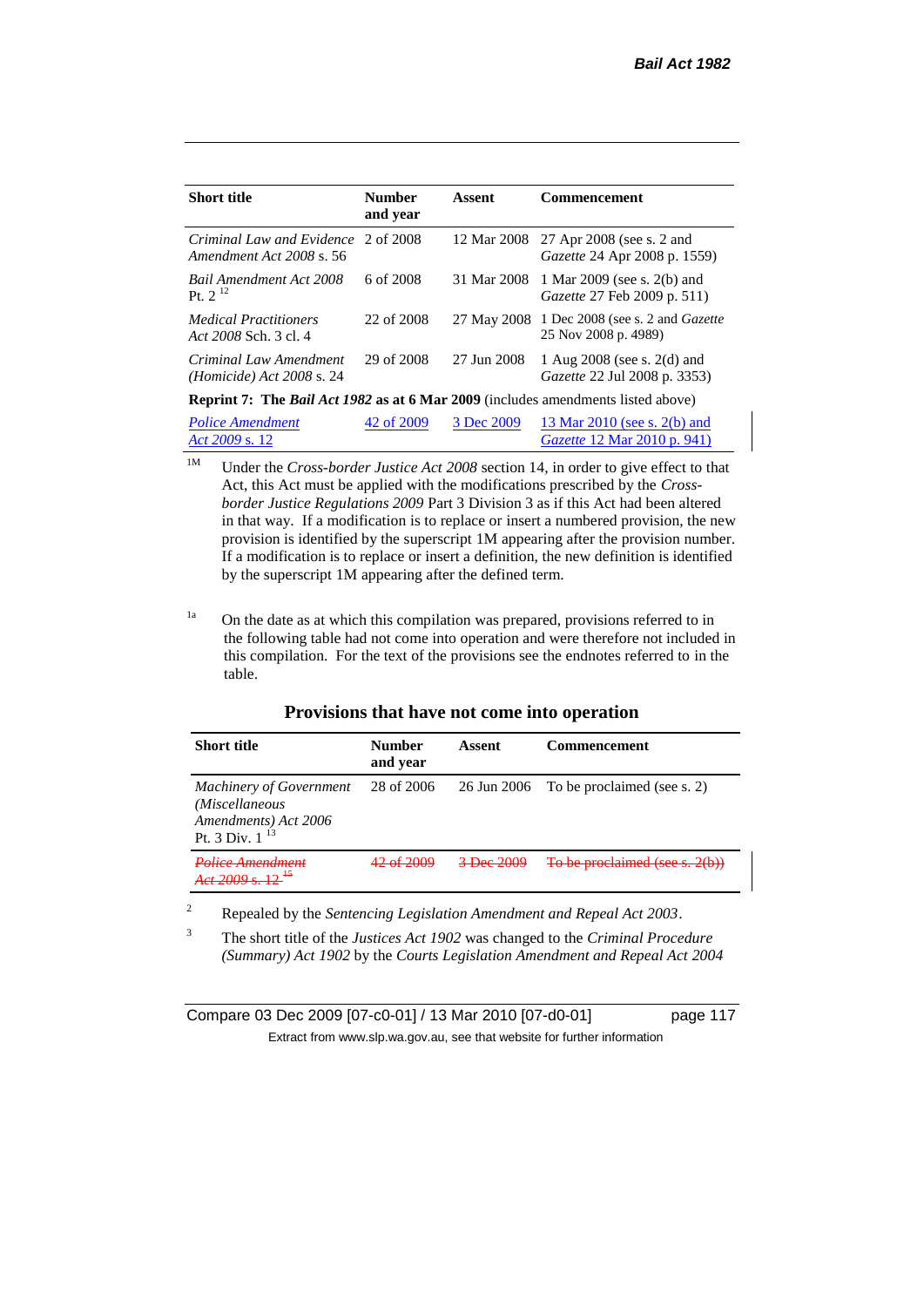| Short title | Number and year | Assent | Commencement |
|---|---|---|---|
| *Criminal Law and Evidence Amendment Act 2008* s. 56 | 2 of 2008 | 12 Mar 2008 | 27 Apr 2008 (see s. 2 and *Gazette* 24 Apr 2008 p. 1559) |
| *Bail Amendment Act 2008* Pt. 2 [12] | 6 of 2008 | 31 Mar 2008 | 1 Mar 2009 (see s. 2(b) and *Gazette* 27 Feb 2009 p. 511) |
| *Medical Practitioners Act 2008* Sch. 3 cl. 4 | 22 of 2008 | 27 May 2008 | 1 Dec 2008 (see s. 2 and *Gazette* 25 Nov 2008 p. 4989) |
| *Criminal Law Amendment (Homicide) Act 2008* s. 24 | 29 of 2008 | 27 Jun 2008 | 1 Aug 2008 (see s. 2(d) and *Gazette* 22 Jul 2008 p. 3353) |
| **Reprint 7: The *Bail Act 1982* as at 6 Mar 2009** (includes amendments listed above) | | | |
| *Police Amendment Act 2009* s. 12 | 42 of 2009 | 3 Dec 2009 | 13 Mar 2010 (see s. 2(b) and *Gazette* 12 Mar 2010 p. 941) |

[1M] Under the *Cross-border Justice Act 2008* section 14, in order to give effect to that Act, this Act must be applied with the modifications prescribed by the *Cross-border Justice Regulations 2009* Part 3 Division 3 as if this Act had been altered in that way. If a modification is to replace or insert a numbered provision, the new provision is identified by the superscript 1M appearing after the provision number. If a modification is to replace or insert a definition, the new definition is identified by the superscript 1M appearing after the defined term.

[1a] On the date as at which this compilation was prepared, provisions referred to in the following table had not come into operation and were therefore not included in this compilation. For the text of the provisions see the endnotes referred to in the table.

## Provisions that have not come into operation

| Short title | Number and year | Assent | Commencement |
|---|---|---|---|
| *Machinery of Government (Miscellaneous Amendments) Act 2006* Pt. 3 Div. 1 [13] | 28 of 2006 | 26 Jun 2006 | To be proclaimed (see s. 2) |
| ~~*Police Amendment Act 2009* s. 12~~ [15] | ~~42 of 2009~~ | ~~3 Dec 2009~~ | ~~To be proclaimed (see s. 2(b))~~ |

[2] Repealed by the *Sentencing Legislation Amendment and Repeal Act 2003*.

[3] The short title of the *Justices Act 1902* was changed to the *Criminal Procedure (Summary) Act 1902* by the *Courts Legislation Amendment and Repeal Act 2004*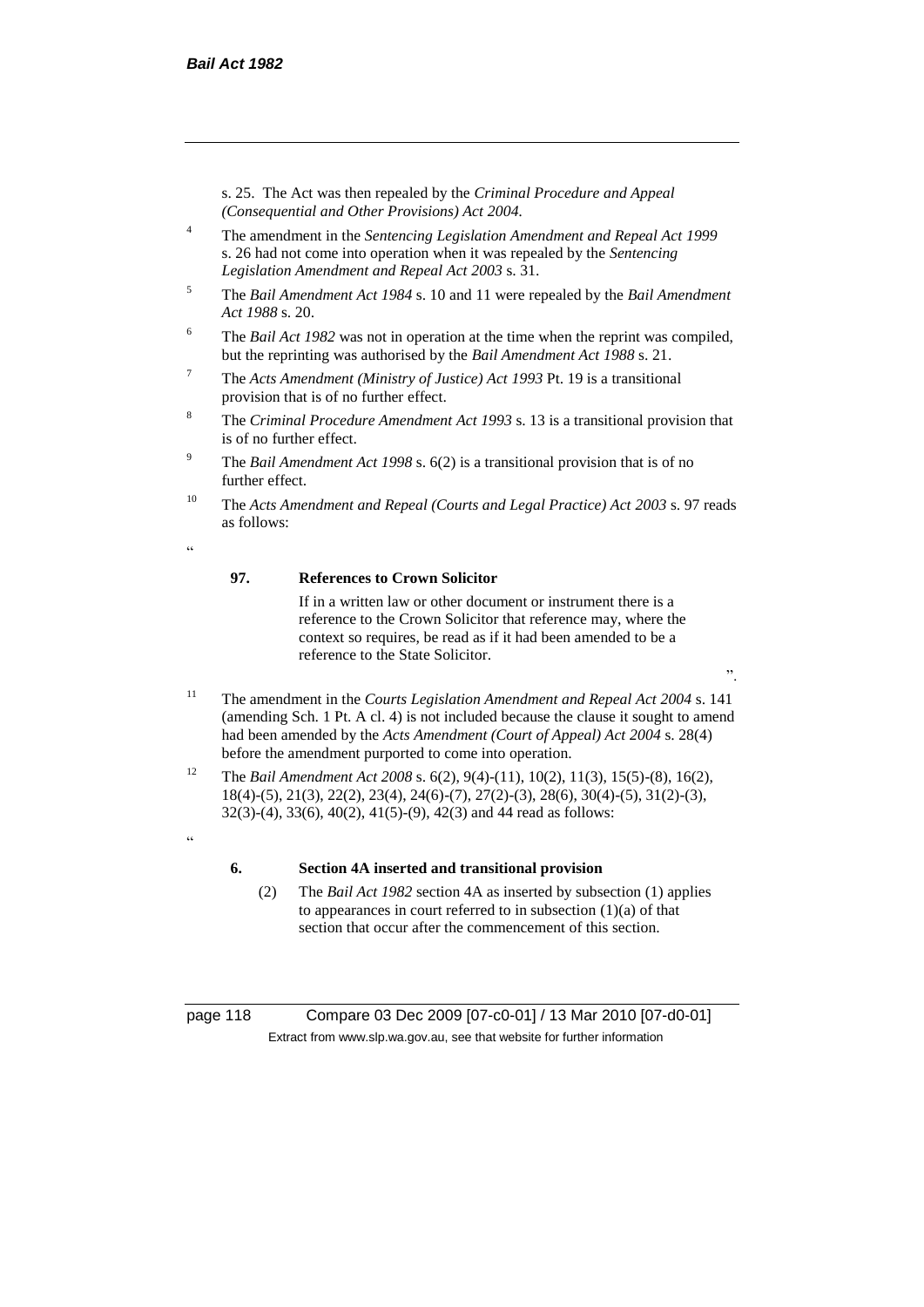s. 25. The Act was then repealed by the *Criminal Procedure and Appeal (Consequential and Other Provisions) Act 2004*.

[4] The amendment in the *Sentencing Legislation Amendment and Repeal Act 1999* s. 26 had not come into operation when it was repealed by the *Sentencing Legislation Amendment and Repeal Act 2003* s. 31.

[5] The *Bail Amendment Act 1984* s. 10 and 11 were repealed by the *Bail Amendment Act 1988* s. 20.

[6] The *Bail Act 1982* was not in operation at the time when the reprint was compiled, but the reprinting was authorised by the *Bail Amendment Act 1988* s. 21.

[7] The *Acts Amendment (Ministry of Justice) Act 1993* Pt. 19 is a transitional provision that is of no further effect.

[8] The *Criminal Procedure Amendment Act 1993* s. 13 is a transitional provision that is of no further effect.

[9] The *Bail Amendment Act 1998* s. 6(2) is a transitional provision that is of no further effect.

[10] The *Acts Amendment and Repeal (Courts and Legal Practice) Act 2003* s. 97 reads as follows:

"

**97. References to Crown Solicitor**

If in a written law or other document or instrument there is a reference to the Crown Solicitor that reference may, where the context so requires, be read as if it had been amended to be a reference to the State Solicitor.

".

[11] The amendment in the *Courts Legislation Amendment and Repeal Act 2004* s. 141 (amending Sch. 1 Pt. A cl. 4) is not included because the clause it sought to amend had been amended by the *Acts Amendment (Court of Appeal) Act 2004* s. 28(4) before the amendment purported to come into operation.

[12] The *Bail Amendment Act 2008* s. 6(2), 9(4)-(11), 10(2), 11(3), 15(5)-(8), 16(2), 18(4)-(5), 21(3), 22(2), 23(4), 24(6)-(7), 27(2)-(3), 28(6), 30(4)-(5), 31(2)-(3), 32(3)-(4), 33(6), 40(2), 41(5)-(9), 42(3) and 44 read as follows:

"

**6. Section 4A inserted and transitional provision**

(2) The *Bail Act 1982* section 4A as inserted by subsection (1) applies to appearances in court referred to in subsection (1)(a) of that section that occur after the commencement of this section.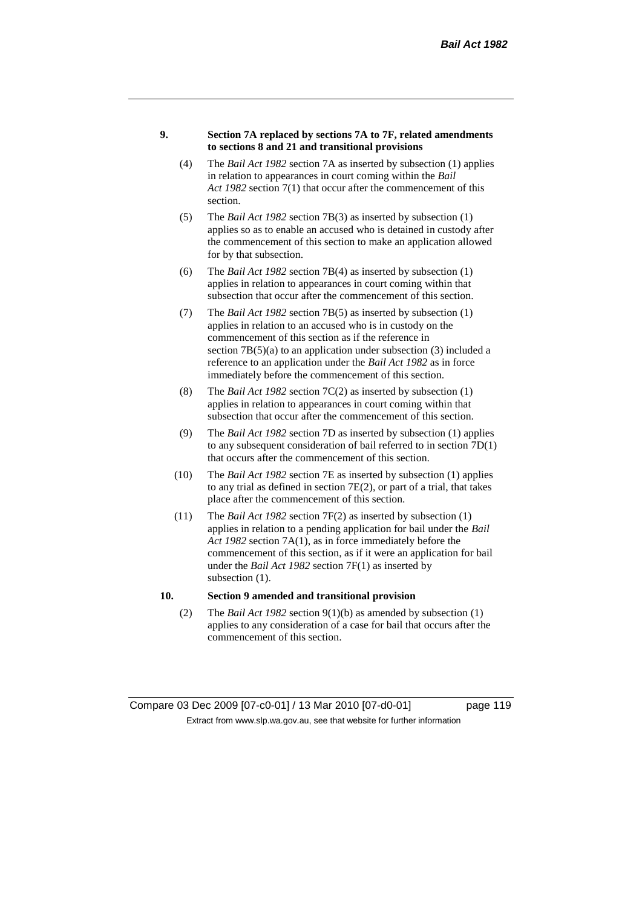**9. Section 7A replaced by sections 7A to 7F, related amendments to sections 8 and 21 and transitional provisions**

(4) The *Bail Act 1982* section 7A as inserted by subsection (1) applies in relation to appearances in court coming within the *Bail Act 1982* section 7(1) that occur after the commencement of this section.

(5) The *Bail Act 1982* section 7B(3) as inserted by subsection (1) applies so as to enable an accused who is detained in custody after the commencement of this section to make an application allowed for by that subsection.

(6) The *Bail Act 1982* section 7B(4) as inserted by subsection (1) applies in relation to appearances in court coming within that subsection that occur after the commencement of this section.

(7) The *Bail Act 1982* section 7B(5) as inserted by subsection (1) applies in relation to an accused who is in custody on the commencement of this section as if the reference in section 7B(5)(a) to an application under subsection (3) included a reference to an application under the *Bail Act 1982* as in force immediately before the commencement of this section.

(8) The *Bail Act 1982* section 7C(2) as inserted by subsection (1) applies in relation to appearances in court coming within that subsection that occur after the commencement of this section.

(9) The *Bail Act 1982* section 7D as inserted by subsection (1) applies to any subsequent consideration of bail referred to in section 7D(1) that occurs after the commencement of this section.

(10) The *Bail Act 1982* section 7E as inserted by subsection (1) applies to any trial as defined in section 7E(2), or part of a trial, that takes place after the commencement of this section.

(11) The *Bail Act 1982* section 7F(2) as inserted by subsection (1) applies in relation to a pending application for bail under the *Bail Act 1982* section 7A(1), as in force immediately before the commencement of this section, as if it were an application for bail under the *Bail Act 1982* section 7F(1) as inserted by subsection (1).

**10. Section 9 amended and transitional provision**

(2) The *Bail Act 1982* section 9(1)(b) as amended by subsection (1) applies to any consideration of a case for bail that occurs after the commencement of this section.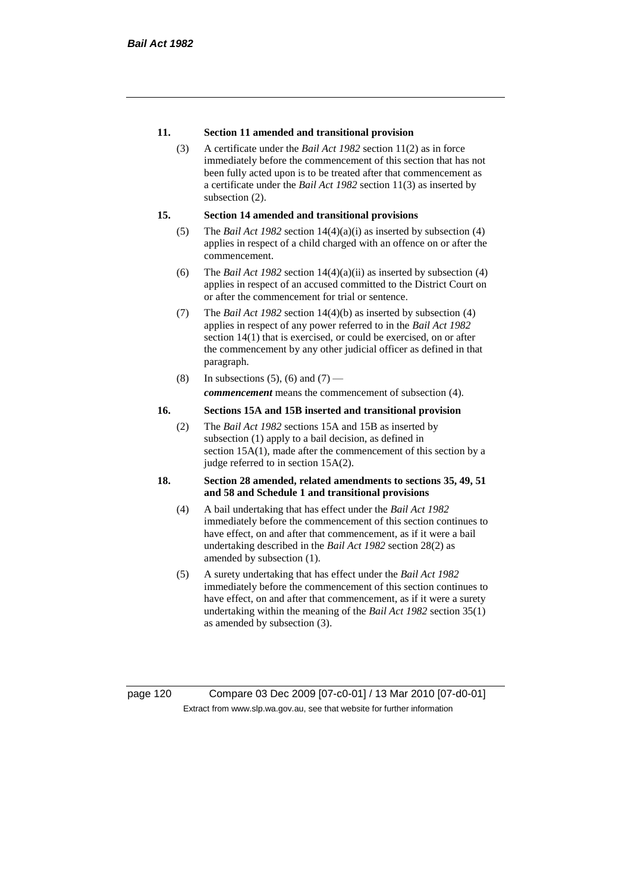**11. Section 11 amended and transitional provision**

(3) A certificate under the *Bail Act 1982* section 11(2) as in force immediately before the commencement of this section that has not been fully acted upon is to be treated after that commencement as a certificate under the *Bail Act 1982* section 11(3) as inserted by subsection (2).

**15. Section 14 amended and transitional provisions**

(5) The *Bail Act 1982* section 14(4)(a)(i) as inserted by subsection (4) applies in respect of a child charged with an offence on or after the commencement.

(6) The *Bail Act 1982* section 14(4)(a)(ii) as inserted by subsection (4) applies in respect of an accused committed to the District Court on or after the commencement for trial or sentence.

(7) The *Bail Act 1982* section 14(4)(b) as inserted by subsection (4) applies in respect of any power referred to in the *Bail Act 1982* section 14(1) that is exercised, or could be exercised, on or after the commencement by any other judicial officer as defined in that paragraph.

(8) In subsections (5), (6) and (7) —

***commencement*** means the commencement of subsection (4).

**16. Sections 15A and 15B inserted and transitional provision**

(2) The *Bail Act 1982* sections 15A and 15B as inserted by subsection (1) apply to a bail decision, as defined in section 15A(1), made after the commencement of this section by a judge referred to in section 15A(2).

**18. Section 28 amended, related amendments to sections 35, 49, 51 and 58 and Schedule 1 and transitional provisions**

(4) A bail undertaking that has effect under the *Bail Act 1982* immediately before the commencement of this section continues to have effect, on and after that commencement, as if it were a bail undertaking described in the *Bail Act 1982* section 28(2) as amended by subsection (1).

(5) A surety undertaking that has effect under the *Bail Act 1982* immediately before the commencement of this section continues to have effect, on and after that commencement, as if it were a surety undertaking within the meaning of the *Bail Act 1982* section 35(1) as amended by subsection (3).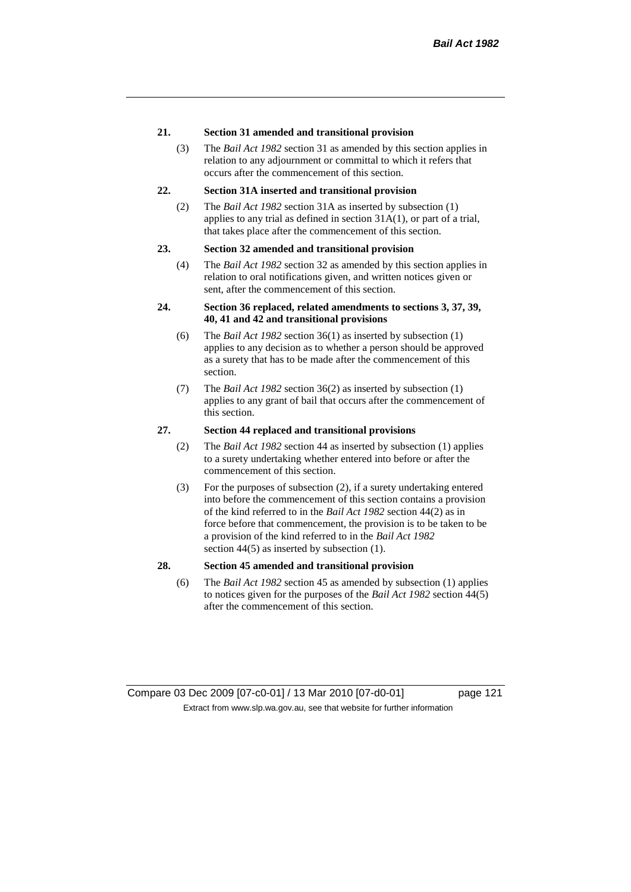**21. Section 31 amended and transitional provision**

(3) The *Bail Act 1982* section 31 as amended by this section applies in relation to any adjournment or committal to which it refers that occurs after the commencement of this section.

**22. Section 31A inserted and transitional provision**

(2) The *Bail Act 1982* section 31A as inserted by subsection (1) applies to any trial as defined in section 31A(1), or part of a trial, that takes place after the commencement of this section.

**23. Section 32 amended and transitional provision**

(4) The *Bail Act 1982* section 32 as amended by this section applies in relation to oral notifications given, and written notices given or sent, after the commencement of this section.

**24. Section 36 replaced, related amendments to sections 3, 37, 39, 40, 41 and 42 and transitional provisions**

(6) The *Bail Act 1982* section 36(1) as inserted by subsection (1) applies to any decision as to whether a person should be approved as a surety that has to be made after the commencement of this section.

(7) The *Bail Act 1982* section 36(2) as inserted by subsection (1) applies to any grant of bail that occurs after the commencement of this section.

**27. Section 44 replaced and transitional provisions**

(2) The *Bail Act 1982* section 44 as inserted by subsection (1) applies to a surety undertaking whether entered into before or after the commencement of this section.

(3) For the purposes of subsection (2), if a surety undertaking entered into before the commencement of this section contains a provision of the kind referred to in the *Bail Act 1982* section 44(2) as in force before that commencement, the provision is to be taken to be a provision of the kind referred to in the *Bail Act 1982* section 44(5) as inserted by subsection (1).

**28. Section 45 amended and transitional provision**

(6) The *Bail Act 1982* section 45 as amended by subsection (1) applies to notices given for the purposes of the *Bail Act 1982* section 44(5) after the commencement of this section.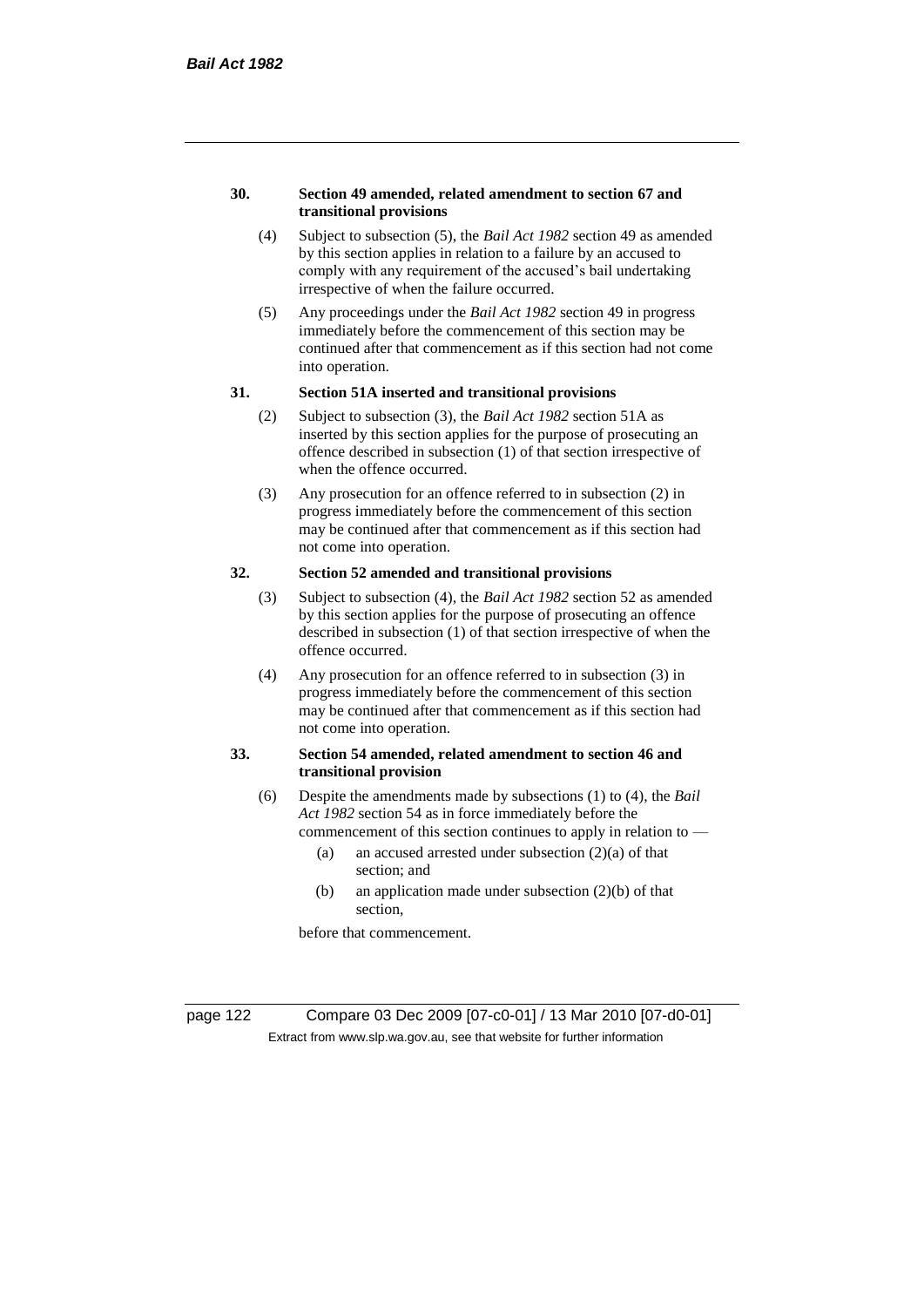**30. Section 49 amended, related amendment to section 67 and transitional provisions**

(4) Subject to subsection (5), the *Bail Act 1982* section 49 as amended by this section applies in relation to a failure by an accused to comply with any requirement of the accused's bail undertaking irrespective of when the failure occurred.

(5) Any proceedings under the *Bail Act 1982* section 49 in progress immediately before the commencement of this section may be continued after that commencement as if this section had not come into operation.

**31. Section 51A inserted and transitional provisions**

(2) Subject to subsection (3), the *Bail Act 1982* section 51A as inserted by this section applies for the purpose of prosecuting an offence described in subsection (1) of that section irrespective of when the offence occurred.

(3) Any prosecution for an offence referred to in subsection (2) in progress immediately before the commencement of this section may be continued after that commencement as if this section had not come into operation.

**32. Section 52 amended and transitional provisions**

(3) Subject to subsection (4), the *Bail Act 1982* section 52 as amended by this section applies for the purpose of prosecuting an offence described in subsection (1) of that section irrespective of when the offence occurred.

(4) Any prosecution for an offence referred to in subsection (3) in progress immediately before the commencement of this section may be continued after that commencement as if this section had not come into operation.

**33. Section 54 amended, related amendment to section 46 and transitional provision**

(6) Despite the amendments made by subsections (1) to (4), the *Bail Act 1982* section 54 as in force immediately before the commencement of this section continues to apply in relation to —

   (a) an accused arrested under subsection (2)(a) of that section; and

   (b) an application made under subsection (2)(b) of that section,

before that commencement.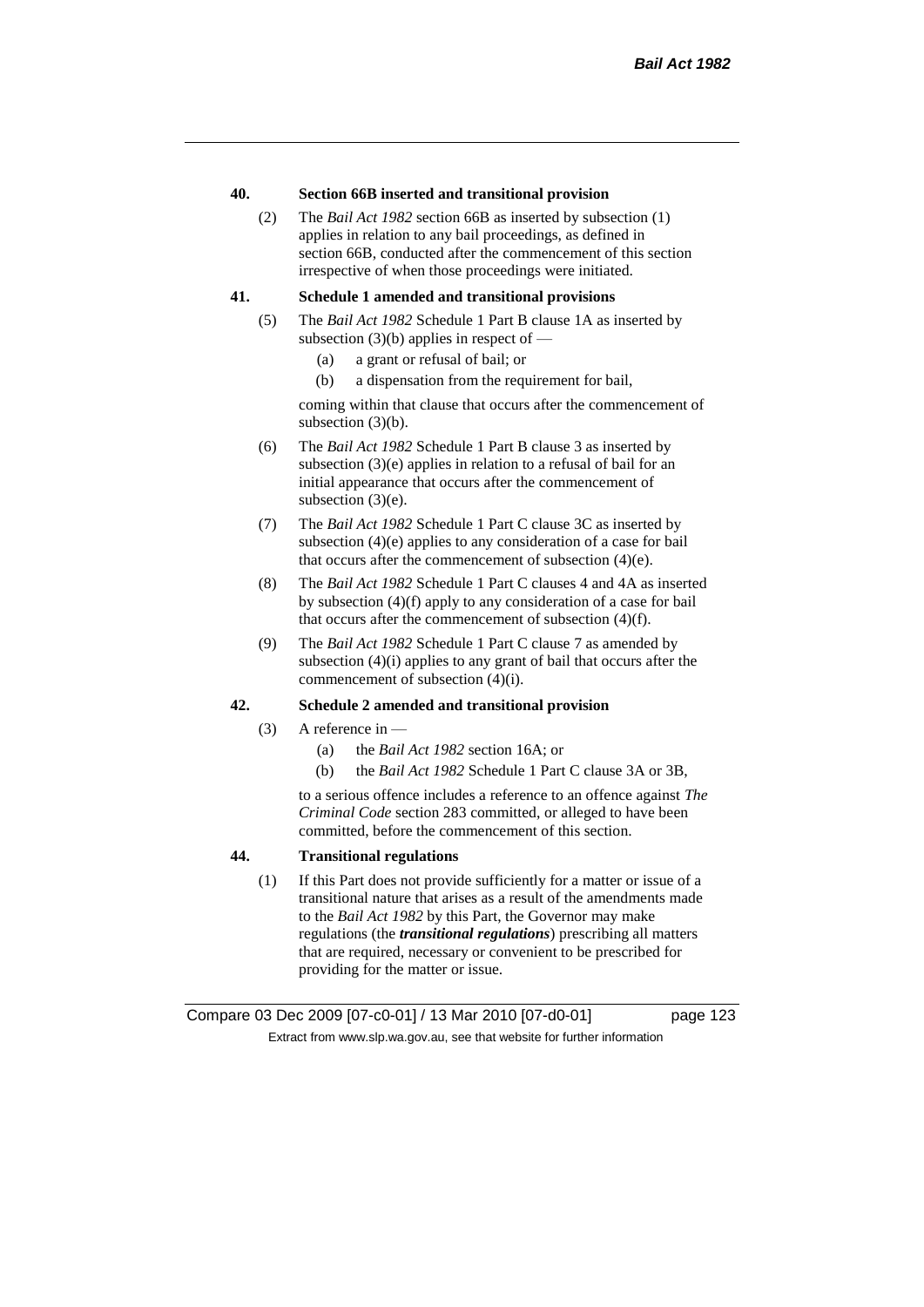### 40. Section 66B inserted and transitional provision

(2) The *Bail Act 1982* section 66B as inserted by subsection (1) applies in relation to any bail proceedings, as defined in section 66B, conducted after the commencement of this section irrespective of when those proceedings were initiated.

### 41. Schedule 1 amended and transitional provisions

(5) The *Bail Act 1982* Schedule 1 Part B clause 1A as inserted by subsection (3)(b) applies in respect of —

- (a) a grant or refusal of bail; or
- (b) a dispensation from the requirement for bail,

coming within that clause that occurs after the commencement of subsection (3)(b).

(6) The *Bail Act 1982* Schedule 1 Part B clause 3 as inserted by subsection (3)(e) applies in relation to a refusal of bail for an initial appearance that occurs after the commencement of subsection (3)(e).

(7) The *Bail Act 1982* Schedule 1 Part C clause 3C as inserted by subsection (4)(e) applies to any consideration of a case for bail that occurs after the commencement of subsection (4)(e).

(8) The *Bail Act 1982* Schedule 1 Part C clauses 4 and 4A as inserted by subsection (4)(f) apply to any consideration of a case for bail that occurs after the commencement of subsection (4)(f).

(9) The *Bail Act 1982* Schedule 1 Part C clause 7 as amended by subsection (4)(i) applies to any grant of bail that occurs after the commencement of subsection (4)(i).

### 42. Schedule 2 amended and transitional provision

(3) A reference in —

- (a) the *Bail Act 1982* section 16A; or
- (b) the *Bail Act 1982* Schedule 1 Part C clause 3A or 3B,

to a serious offence includes a reference to an offence against *The Criminal Code* section 283 committed, or alleged to have been committed, before the commencement of this section.

### 44. Transitional regulations

(1) If this Part does not provide sufficiently for a matter or issue of a transitional nature that arises as a result of the amendments made to the *Bail Act 1982* by this Part, the Governor may make regulations (the ***transitional regulations***) prescribing all matters that are required, necessary or convenient to be prescribed for providing for the matter or issue.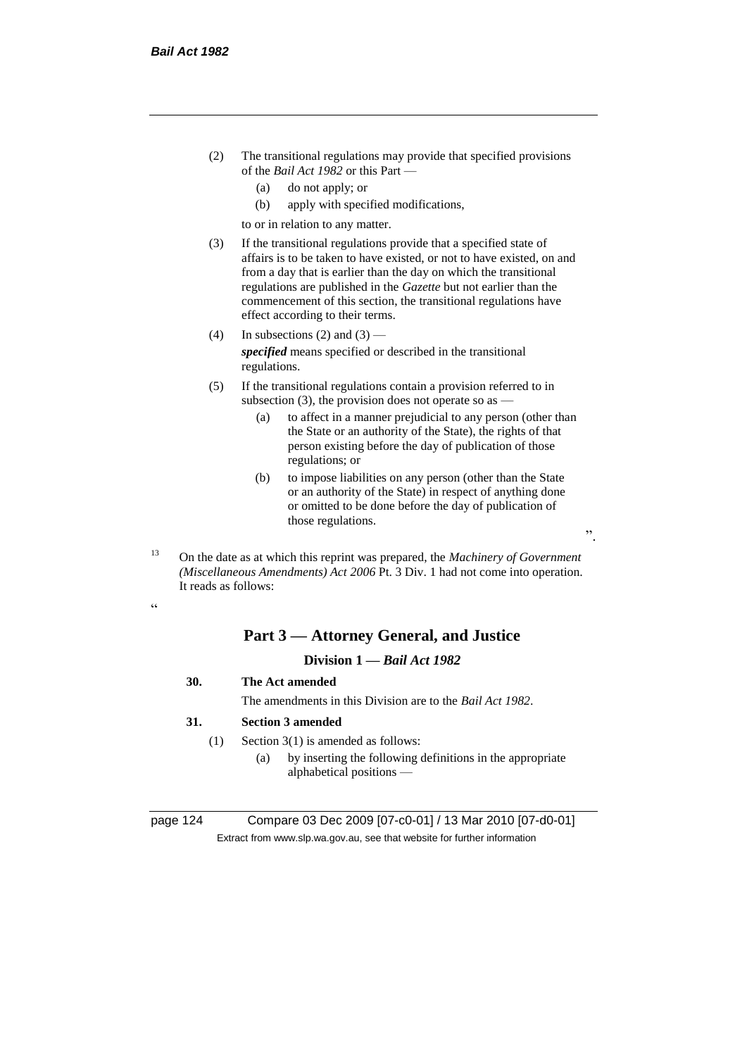(2) The transitional regulations may provide that specified provisions of the *Bail Act 1982* or this Part —

  (a) do not apply; or

  (b) apply with specified modifications,

  to or in relation to any matter.

(3) If the transitional regulations provide that a specified state of affairs is to be taken to have existed, or not to have existed, on and from a day that is earlier than the day on which the transitional regulations are published in the *Gazette* but not earlier than the commencement of this section, the transitional regulations have effect according to their terms.

(4) In subsections (2) and (3) —

  ***specified*** means specified or described in the transitional regulations.

(5) If the transitional regulations contain a provision referred to in subsection (3), the provision does not operate so as —

  (a) to affect in a manner prejudicial to any person (other than the State or an authority of the State), the rights of that person existing before the day of publication of those regulations; or

  (b) to impose liabilities on any person (other than the State or an authority of the State) in respect of anything done or omitted to be done before the day of publication of those regulations.

".

[13] On the date as at which this reprint was prepared, the *Machinery of Government (Miscellaneous Amendments) Act 2006* Pt. 3 Div. 1 had not come into operation. It reads as follows:

"

## Part 3 — Attorney General, and Justice

### Division 1 — *Bail Act 1982*

**30. The Act amended**

The amendments in this Division are to the *Bail Act 1982*.

**31. Section 3 amended**

(1) Section 3(1) is amended as follows:

  (a) by inserting the following definitions in the appropriate alphabetical positions —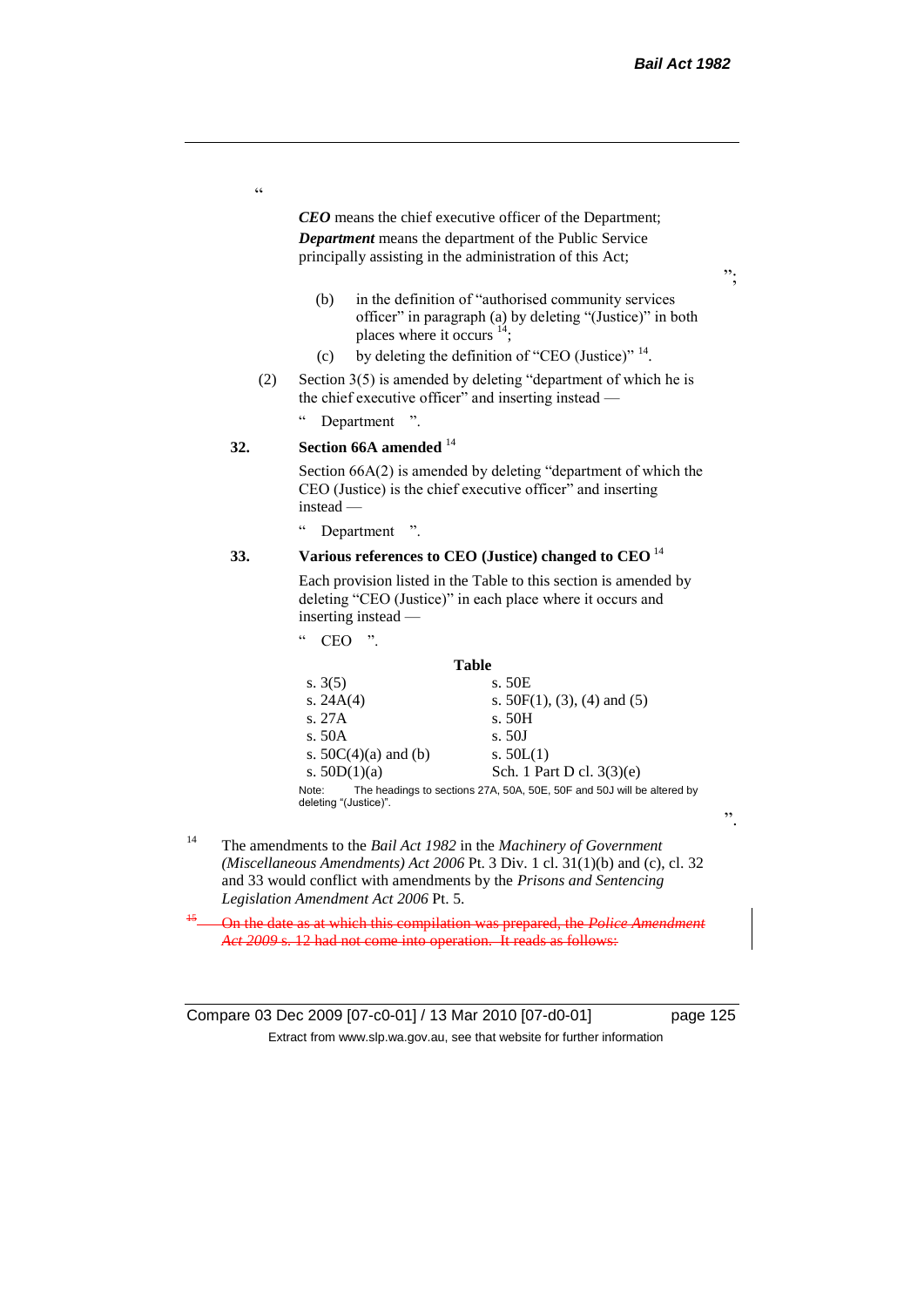"

***CEO*** means the chief executive officer of the Department;

***Department*** means the department of the Public Service principally assisting in the administration of this Act;

";

(b) in the definition of "authorised community services officer" in paragraph (a) by deleting "(Justice)" in both places where it occurs [14];

(c) by deleting the definition of "CEO (Justice)" [14].

(2) Section 3(5) is amended by deleting "department of which he is the chief executive officer" and inserting instead —

" Department ".

**32. Section 66A amended** [14]

Section 66A(2) is amended by deleting "department of which the CEO (Justice) is the chief executive officer" and inserting instead —

" Department ".

**33. Various references to CEO (Justice) changed to CEO** [14]

Each provision listed in the Table to this section is amended by deleting "CEO (Justice)" in each place where it occurs and inserting instead —

" CEO ".

**Table**

| | |
|---|---|
| s. 3(5) | s. 50E |
| s. 24A(4) | s. 50F(1), (3), (4) and (5) |
| s. 27A | s. 50H |
| s. 50A | s. 50J |
| s. 50C(4)(a) and (b) | s. 50L(1) |
| s. 50D(1)(a) | Sch. 1 Part D cl. 3(3)(e) |

Note: The headings to sections 27A, 50A, 50E, 50F and 50J will be altered by deleting "(Justice)".

".

[14] The amendments to the *Bail Act 1982* in the *Machinery of Government (Miscellaneous Amendments) Act 2006* Pt. 3 Div. 1 cl. 31(1)(b) and (c), cl. 32 and 33 would conflict with amendments by the *Prisons and Sentencing Legislation Amendment Act 2006* Pt. 5.

~~[15] On the date as at which this compilation was prepared, the *Police Amendment Act 2009* s. 12 had not come into operation. It reads as follows:~~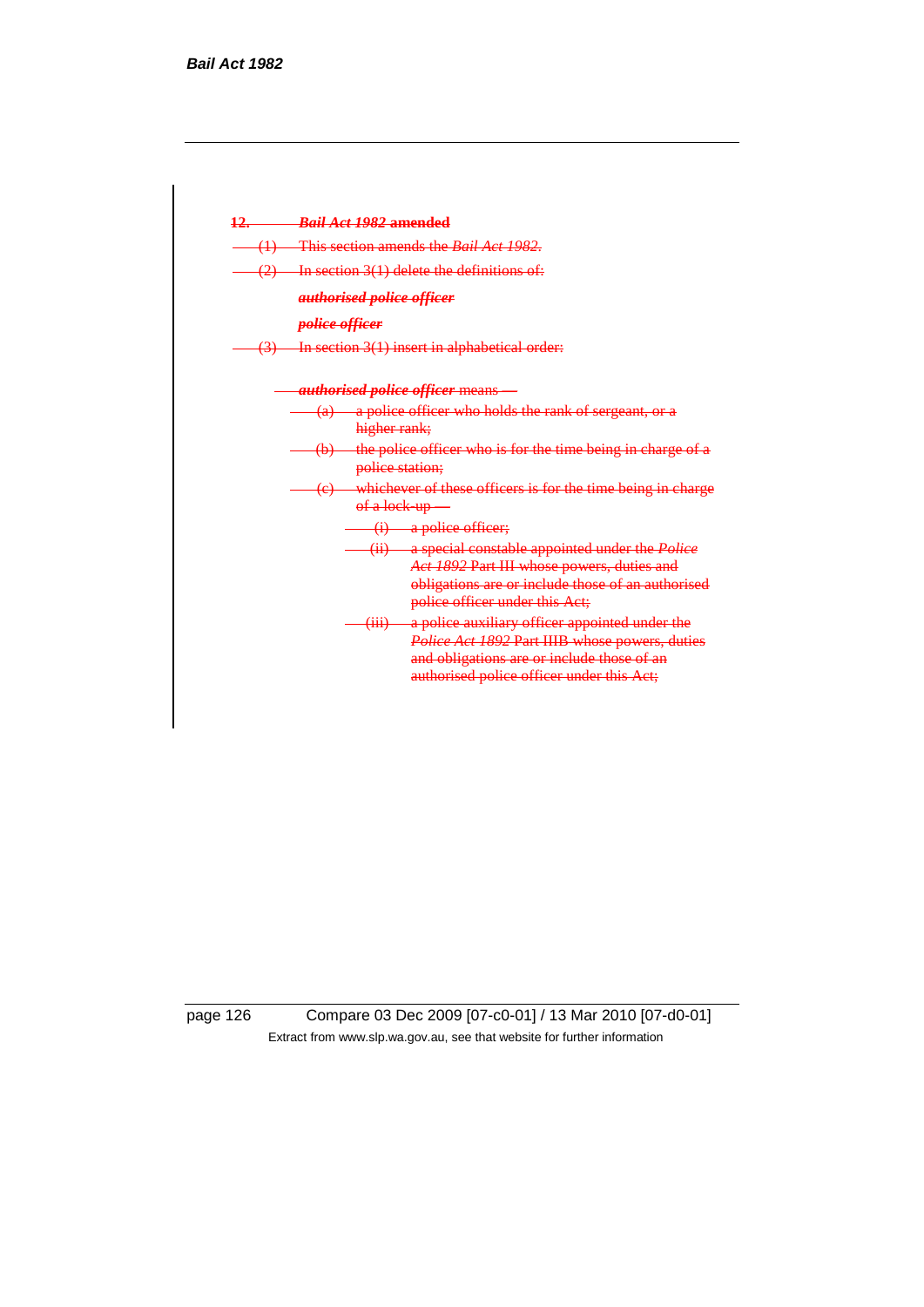~~**12. *Bail Act 1982* amended**~~

~~(1) This section amends the *Bail Act 1982*.~~

~~(2) In section 3(1) delete the definitions of:~~

~~***authorised police officer***~~

~~***police officer***~~

~~(3) In section 3(1) insert in alphabetical order:~~

~~***authorised police officer*** means —~~

~~(a) a police officer who holds the rank of sergeant, or a higher rank;~~

~~(b) the police officer who is for the time being in charge of a police station;~~

~~(c) whichever of these officers is for the time being in charge of a lock-up —~~

~~(i) a police officer;~~

~~(ii) a special constable appointed under the *Police Act 1892* Part III whose powers, duties and obligations are or include those of an authorised police officer under this Act;~~

~~(iii) a police auxiliary officer appointed under the *Police Act 1892* Part IIIB whose powers, duties and obligations are or include those of an authorised police officer under this Act;~~